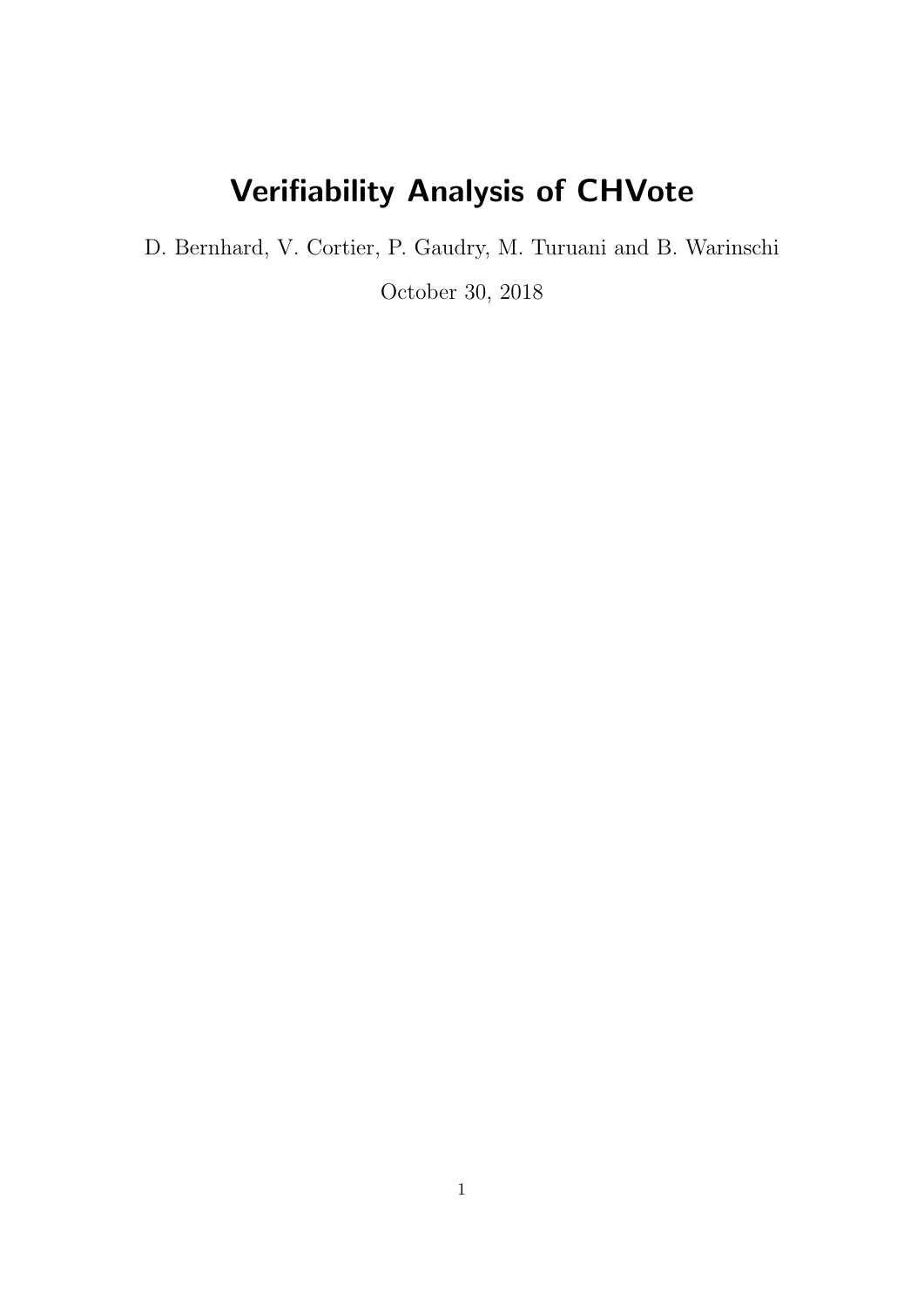# Verifiability Analysis of CHVote

D. Bernhard, V. Cortier, P. Gaudry, M. Turuani and B. Warinschi

October 30, 2018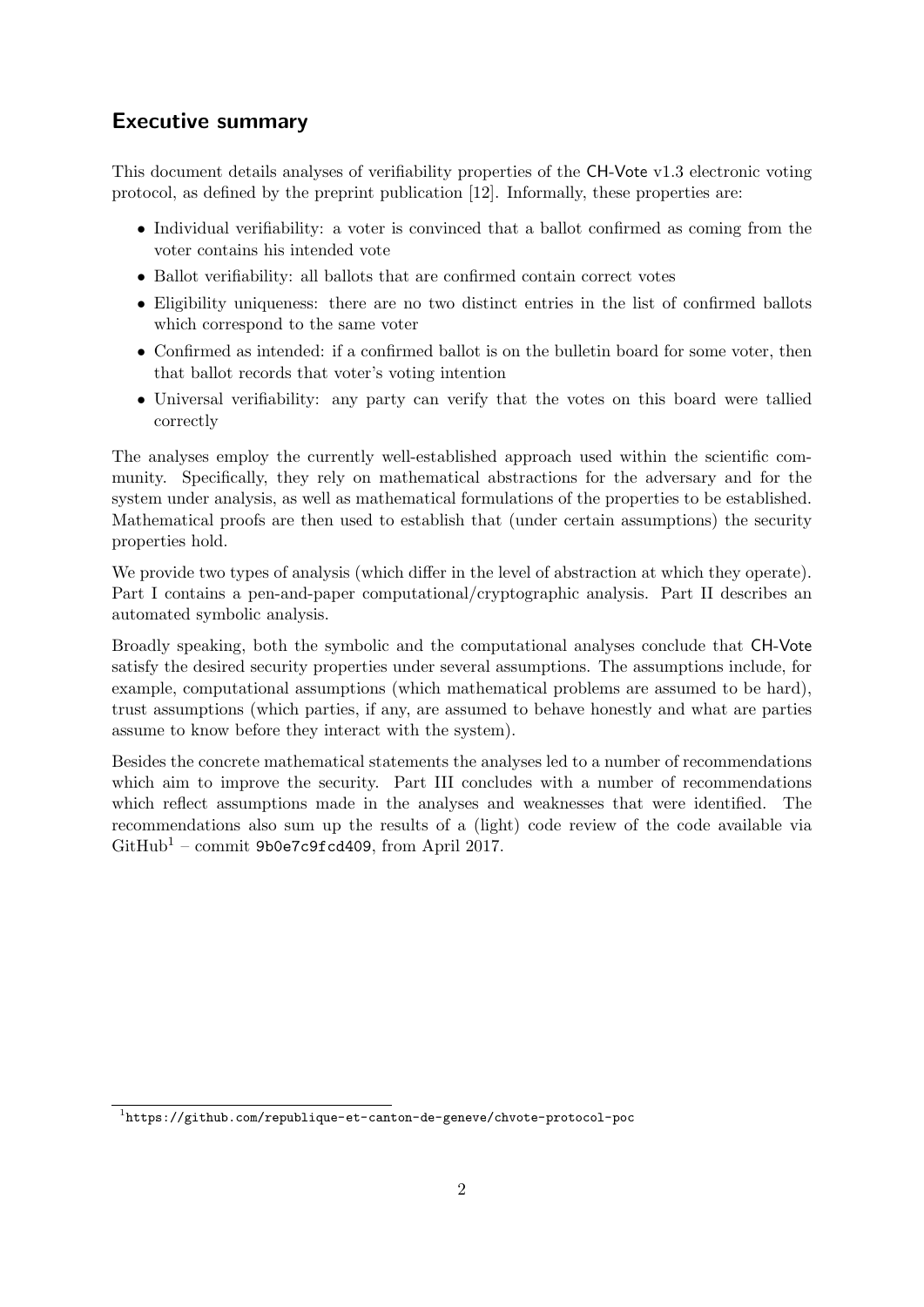## Executive summary

This document details analyses of verifiability properties of the CH-Vote v1.3 electronic voting protocol, as defined by the preprint publication [12]. Informally, these properties are:

- Individual verifiability: a voter is convinced that a ballot confirmed as coming from the voter contains his intended vote
- Ballot verifiability: all ballots that are confirmed contain correct votes
- Eligibility uniqueness: there are no two distinct entries in the list of confirmed ballots which correspond to the same voter
- Confirmed as intended: if a confirmed ballot is on the bulletin board for some voter, then that ballot records that voter's voting intention
- Universal verifiability: any party can verify that the votes on this board were tallied correctly

The analyses employ the currently well-established approach used within the scientific community. Specifically, they rely on mathematical abstractions for the adversary and for the system under analysis, as well as mathematical formulations of the properties to be established. Mathematical proofs are then used to establish that (under certain assumptions) the security properties hold.

We provide two types of analysis (which differ in the level of abstraction at which they operate). Part I contains a pen-and-paper computational/cryptographic analysis. Part II describes an automated symbolic analysis.

Broadly speaking, both the symbolic and the computational analyses conclude that CH-Vote satisfy the desired security properties under several assumptions. The assumptions include, for example, computational assumptions (which mathematical problems are assumed to be hard), trust assumptions (which parties, if any, are assumed to behave honestly and what are parties assume to know before they interact with the system).

Besides the concrete mathematical statements the analyses led to a number of recommendations which aim to improve the security. Part III concludes with a number of recommendations which reflect assumptions made in the analyses and weaknesses that were identified. The recommendations also sum up the results of a (light) code review of the code available via GitHub[1] – commit `9b0e7c9fcd409`, from April 2017.

[1] `https://github.com/republique-et-canton-de-geneve/chvote-protocol-poc`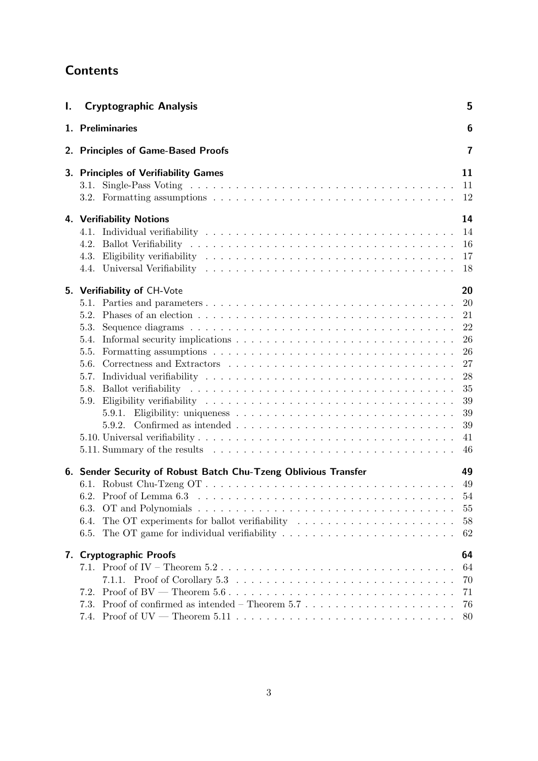# Contents

**I. Cryptographic Analysis** — 5

**1. Preliminaries** — 6

**2. Principles of Game-Based Proofs** — 7

**3. Principles of Verifiability Games** — 11
- 3.1. Single-Pass Voting — 11
- 3.2. Formatting assumptions — 12

**4. Verifiability Notions** — 14
- 4.1. Individual verifiability — 14
- 4.2. Ballot Verifiability — 16
- 4.3. Eligibility verifiability — 17
- 4.4. Universal Verifiability — 18

**5. Verifiability of CH-Vote** — 20
- 5.1. Parties and parameters — 20
- 5.2. Phases of an election — 21
- 5.3. Sequence diagrams — 22
- 5.4. Informal security implications — 26
- 5.5. Formatting assumptions — 26
- 5.6. Correctness and Extractors — 27
- 5.7. Individual verifiability — 28
- 5.8. Ballot verifiability — 35
- 5.9. Eligibility verifiability — 39
  - 5.9.1. Eligibility: uniqueness — 39
  - 5.9.2. Confirmed as intended — 39
- 5.10. Universal verifiability — 41
- 5.11. Summary of the results — 46

**6. Sender Security of Robust Batch Chu-Tzeng Oblivious Transfer** — 49
- 6.1. Robust Chu-Tzeng OT — 49
- 6.2. Proof of Lemma 6.3 — 54
- 6.3. OT and Polynomials — 55
- 6.4. The OT experiments for ballot verifiability — 58
- 6.5. The OT game for individual verifiability — 62

**7. Cryptographic Proofs** — 64
- 7.1. Proof of IV – Theorem 5.2 — 64
  - 7.1.1. Proof of Corollary 5.3 — 70
- 7.2. Proof of BV — Theorem 5.6 — 71
- 7.3. Proof of confirmed as intended – Theorem 5.7 — 76
- 7.4. Proof of UV — Theorem 5.11 — 80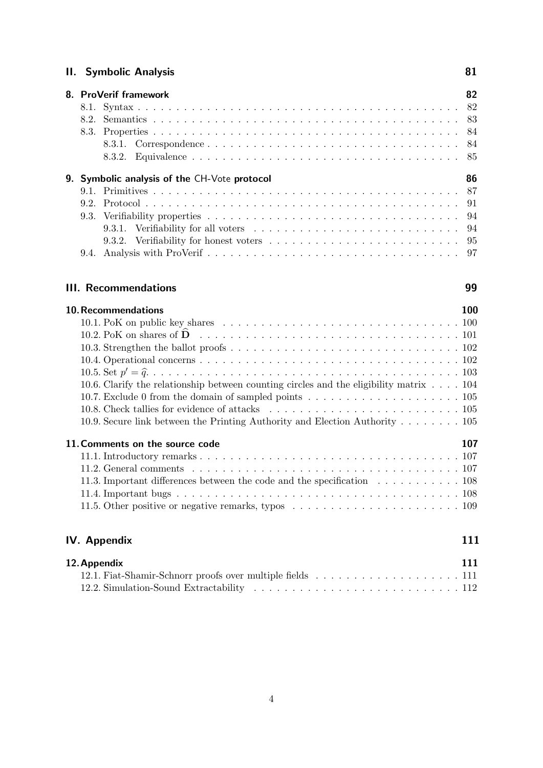**II. Symbolic Analysis** 81

**8. ProVerif framework** 82

- 8.1. Syntax . . . 82
- 8.2. Semantics . . . 83
- 8.3. Properties . . . 84
  - 8.3.1. Correspondence . . . 84
  - 8.3.2. Equivalence . . . 85

**9. Symbolic analysis of the CH-Vote protocol** 86

- 9.1. Primitives . . . 87
- 9.2. Protocol . . . 91
- 9.3. Verifiability properties . . . 94
  - 9.3.1. Verifiability for all voters . . . 94
  - 9.3.2. Verifiability for honest voters . . . 95
- 9.4. Analysis with ProVerif . . . 97

**III. Recommendations** 99

**10. Recommendations** 100

- 10.1. PoK on public key shares . . . 100
- 10.2. PoK on shares of $\widehat{\mathbf{D}}$ . . . 101
- 10.3. Strengthen the ballot proofs . . . 102
- 10.4. Operational concerns . . . 102
- 10.5. Set $p' = \widehat{q}$. . . . 103
- 10.6. Clarify the relationship between counting circles and the eligibility matrix . . . 104
- 10.7. Exclude 0 from the domain of sampled points . . . 105
- 10.8. Check tallies for evidence of attacks . . . 105
- 10.9. Secure link between the Printing Authority and Election Authority . . . 105

**11. Comments on the source code** 107

- 11.1. Introductory remarks . . . 107
- 11.2. General comments . . . 107
- 11.3. Important differences between the code and the specification . . . 108
- 11.4. Important bugs . . . 108
- 11.5. Other positive or negative remarks, typos . . . 109

**IV. Appendix** 111

**12. Appendix** 111

- 12.1. Fiat-Shamir-Schnorr proofs over multiple fields . . . 111
- 12.2. Simulation-Sound Extractability . . . 112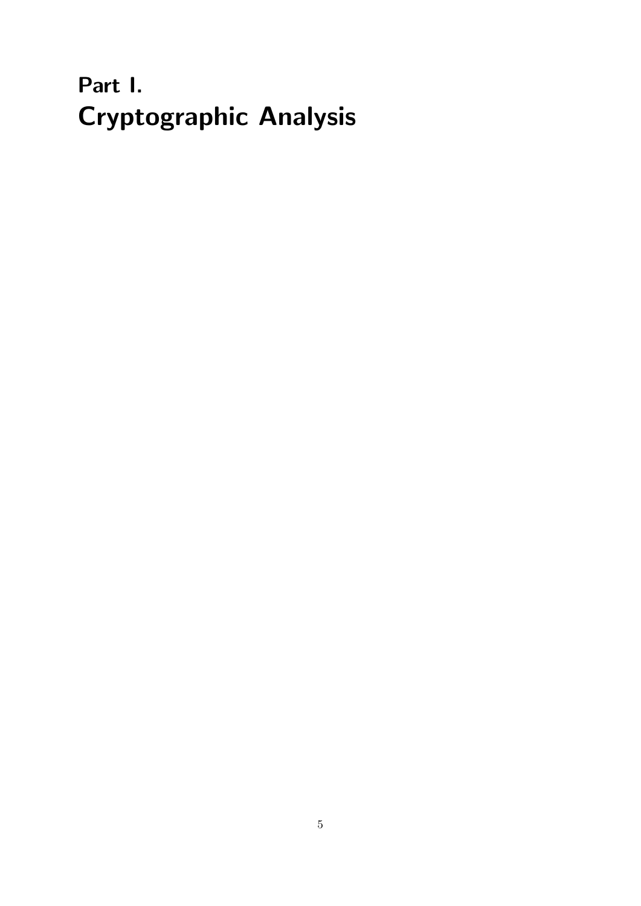# Part I. Cryptographic Analysis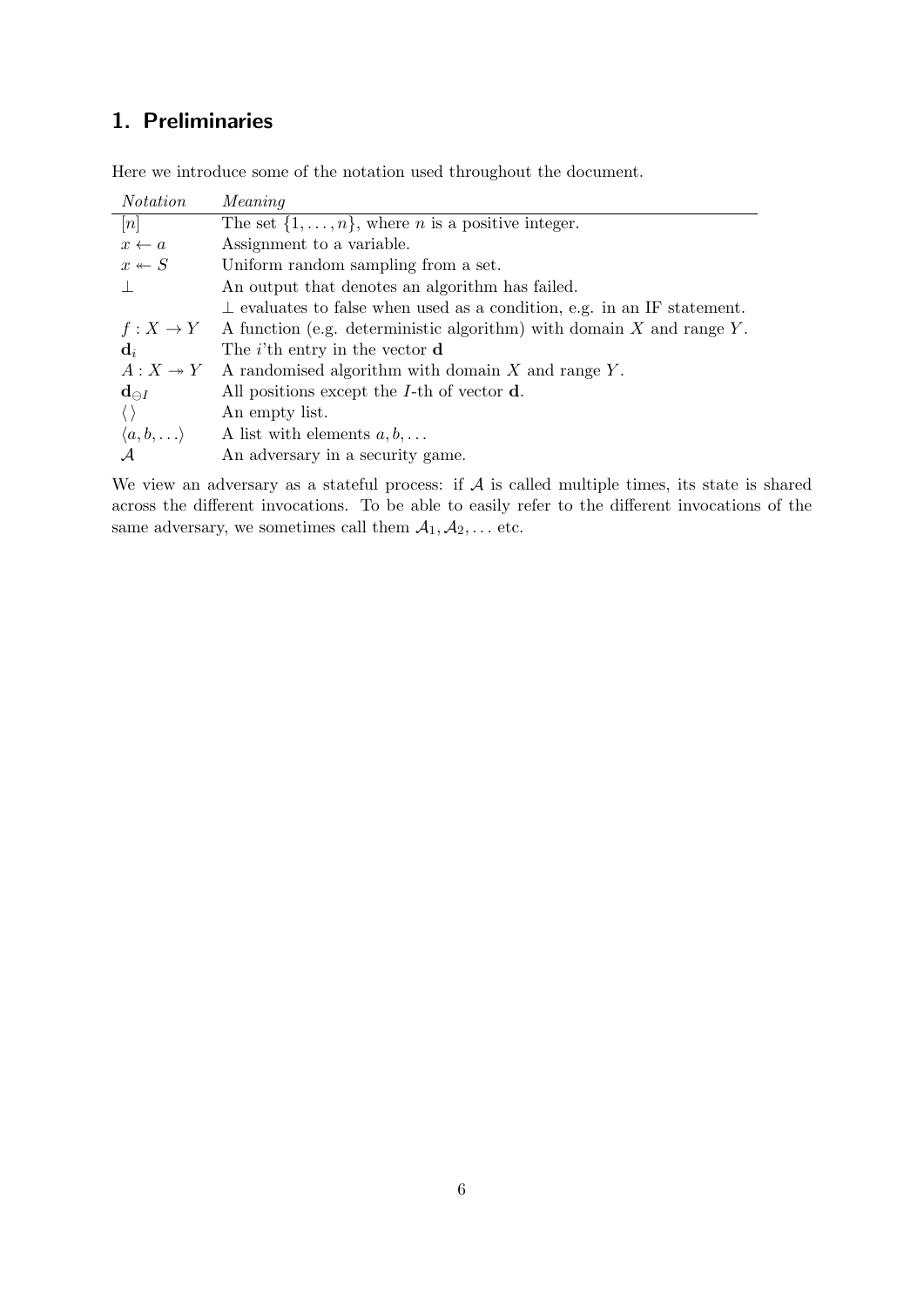# 1. Preliminaries

Here we introduce some of the notation used throughout the document.

| *Notation* | *Meaning* |
|---|---|
| $[n]$ | The set $\{1, \ldots, n\}$, where $n$ is a positive integer. |
| $x \leftarrow a$ | Assignment to a variable. |
| $x \twoheadleftarrow S$ | Uniform random sampling from a set. |
| $\perp$ | An output that denotes an algorithm has failed. |
| | $\perp$ evaluates to false when used as a condition, e.g. in an IF statement. |
| $f : X \rightarrow Y$ | A function (e.g. deterministic algorithm) with domain $X$ and range $Y$. |
| $\mathbf{d}_i$ | The $i$'th entry in the vector $\mathbf{d}$ |
| $A : X \twoheadrightarrow Y$ | A randomised algorithm with domain $X$ and range $Y$. |
| $\mathbf{d}_{\ominus I}$ | All positions except the $I$-th of vector $\mathbf{d}$. |
| $\langle\rangle$ | An empty list. |
| $\langle a, b, \ldots\rangle$ | A list with elements $a, b, \ldots$ |
| $\mathcal{A}$ | An adversary in a security game. |

We view an adversary as a stateful process: if $\mathcal{A}$ is called multiple times, its state is shared across the different invocations. To be able to easily refer to the different invocations of the same adversary, we sometimes call them $\mathcal{A}_1, \mathcal{A}_2, \ldots$ etc.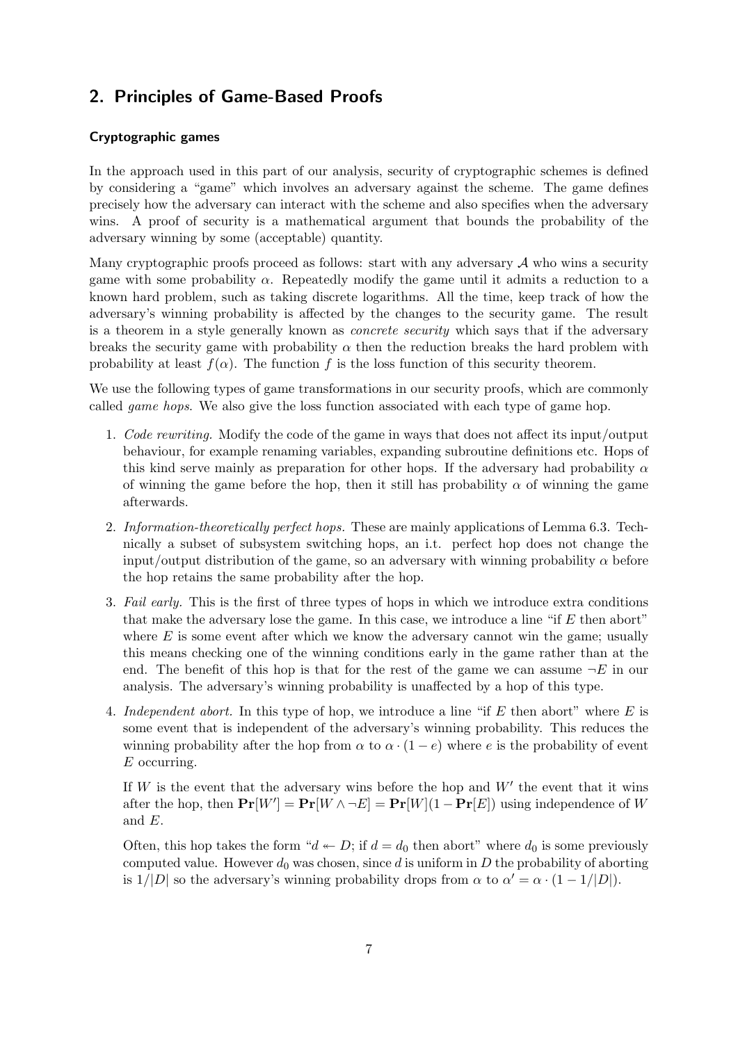## 2. Principles of Game-Based Proofs

#### Cryptographic games

In the approach used in this part of our analysis, security of cryptographic schemes is defined by considering a "game" which involves an adversary against the scheme. The game defines precisely how the adversary can interact with the scheme and also specifies when the adversary wins. A proof of security is a mathematical argument that bounds the probability of the adversary winning by some (acceptable) quantity.

Many cryptographic proofs proceed as follows: start with any adversary $\mathcal{A}$ who wins a security game with some probability $\alpha$. Repeatedly modify the game until it admits a reduction to a known hard problem, such as taking discrete logarithms. All the time, keep track of how the adversary's winning probability is affected by the changes to the security game. The result is a theorem in a style generally known as *concrete security* which says that if the adversary breaks the security game with probability $\alpha$ then the reduction breaks the hard problem with probability at least $f(\alpha)$. The function $f$ is the loss function of this security theorem.

We use the following types of game transformations in our security proofs, which are commonly called *game hops*. We also give the loss function associated with each type of game hop.

1. *Code rewriting.* Modify the code of the game in ways that does not affect its input/output behaviour, for example renaming variables, expanding subroutine definitions etc. Hops of this kind serve mainly as preparation for other hops. If the adversary had probability $\alpha$ of winning the game before the hop, then it still has probability $\alpha$ of winning the game afterwards.
2. *Information-theoretically perfect hops.* These are mainly applications of Lemma 6.3. Technically a subset of subsystem switching hops, an i.t. perfect hop does not change the input/output distribution of the game, so an adversary with winning probability $\alpha$ before the hop retains the same probability after the hop.
3. *Fail early.* This is the first of three types of hops in which we introduce extra conditions that make the adversary lose the game. In this case, we introduce a line "if $E$ then abort" where $E$ is some event after which we know the adversary cannot win the game; usually this means checking one of the winning conditions early in the game rather than at the end. The benefit of this hop is that for the rest of the game we can assume $\neg E$ in our analysis. The adversary's winning probability is unaffected by a hop of this type.
4. *Independent abort.* In this type of hop, we introduce a line "if $E$ then abort" where $E$ is some event that is independent of the adversary's winning probability. This reduces the winning probability after the hop from $\alpha$ to $\alpha \cdot (1 - e)$ where $e$ is the probability of event $E$ occurring.

   If $W$ is the event that the adversary wins before the hop and $W'$ the event that it wins after the hop, then $\mathbf{Pr}[W'] = \mathbf{Pr}[W \wedge \neg E] = \mathbf{Pr}[W](1 - \mathbf{Pr}[E])$ using independence of $W$ and $E$.

   Often, this hop takes the form "$d \twoheadleftarrow D$; if $d = d_0$ then abort" where $d_0$ is some previously computed value. However $d_0$ was chosen, since $d$ is uniform in $D$ the probability of aborting is $1/|D|$ so the adversary's winning probability drops from $\alpha$ to $\alpha' = \alpha \cdot (1 - 1/|D|)$.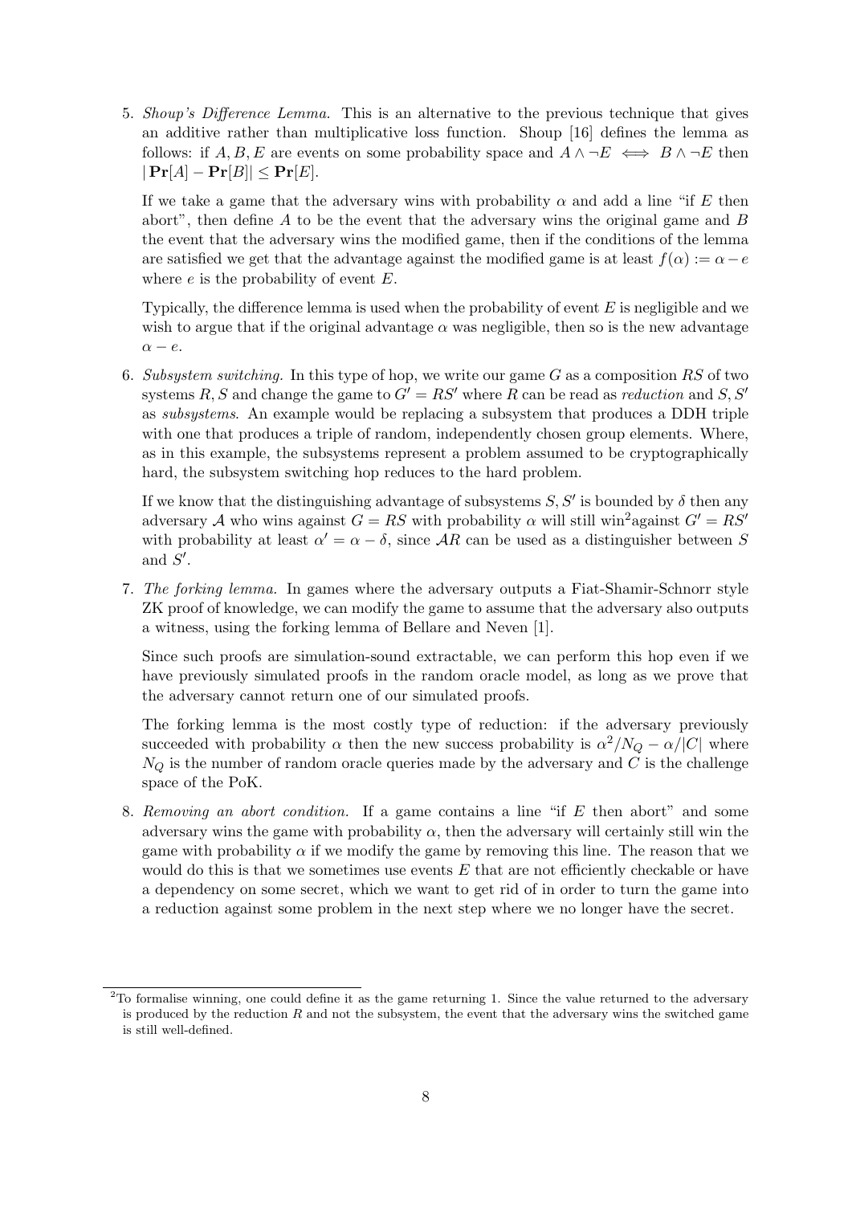5. *Shoup's Difference Lemma.* This is an alternative to the previous technique that gives an additive rather than multiplicative loss function. Shoup [16] defines the lemma as follows: if $A, B, E$ are events on some probability space and $A \wedge \neg E \iff B \wedge \neg E$ then $|\mathbf{Pr}[A] - \mathbf{Pr}[B]| \leq \mathbf{Pr}[E]$.

   If we take a game that the adversary wins with probability $\alpha$ and add a line "if $E$ then abort", then define $A$ to be the event that the adversary wins the original game and $B$ the event that the adversary wins the modified game, then if the conditions of the lemma are satisfied we get that the advantage against the modified game is at least $f(\alpha) := \alpha - e$ where $e$ is the probability of event $E$.

   Typically, the difference lemma is used when the probability of event $E$ is negligible and we wish to argue that if the original advantage $\alpha$ was negligible, then so is the new advantage $\alpha - e$.

6. *Subsystem switching.* In this type of hop, we write our game $G$ as a composition $RS$ of two systems $R, S$ and change the game to $G' = RS'$ where $R$ can be read as *reduction* and $S, S'$ as *subsystems*. An example would be replacing a subsystem that produces a DDH triple with one that produces a triple of random, independently chosen group elements. Where, as in this example, the subsystems represent a problem assumed to be cryptographically hard, the subsystem switching hop reduces to the hard problem.

   If we know that the distinguishing advantage of subsystems $S, S'$ is bounded by $\delta$ then any adversary $\mathcal{A}$ who wins against $G = RS$ with probability $\alpha$ will still win[2] against $G' = RS'$ with probability at least $\alpha' = \alpha - \delta$, since $\mathcal{A}R$ can be used as a distinguisher between $S$ and $S'$.

7. *The forking lemma.* In games where the adversary outputs a Fiat-Shamir-Schnorr style ZK proof of knowledge, we can modify the game to assume that the adversary also outputs a witness, using the forking lemma of Bellare and Neven [1].

   Since such proofs are simulation-sound extractable, we can perform this hop even if we have previously simulated proofs in the random oracle model, as long as we prove that the adversary cannot return one of our simulated proofs.

   The forking lemma is the most costly type of reduction: if the adversary previously succeeded with probability $\alpha$ then the new success probability is $\alpha^2/N_Q - \alpha/|C|$ where $N_Q$ is the number of random oracle queries made by the adversary and $C$ is the challenge space of the PoK.

8. *Removing an abort condition.* If a game contains a line "if $E$ then abort" and some adversary wins the game with probability $\alpha$, then the adversary will certainly still win the game with probability $\alpha$ if we modify the game by removing this line. The reason that we would do this is that we sometimes use events $E$ that are not efficiently checkable or have a dependency on some secret, which we want to get rid of in order to turn the game into a reduction against some problem in the next step where we no longer have the secret.

[2] To formalise winning, one could define it as the game returning 1. Since the value returned to the adversary is produced by the reduction $R$ and not the subsystem, the event that the adversary wins the switched game is still well-defined.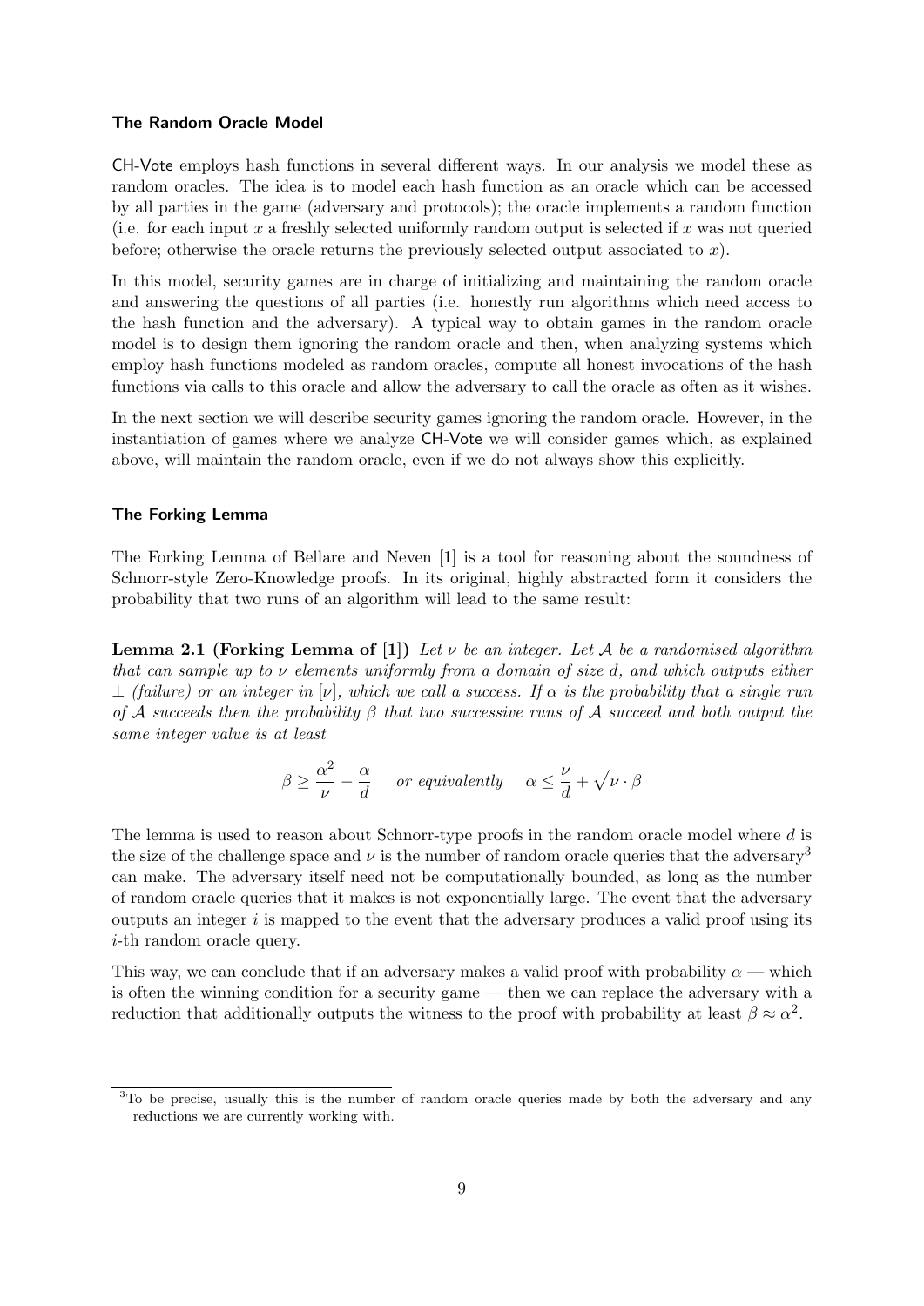#### The Random Oracle Model

CH-Vote employs hash functions in several different ways. In our analysis we model these as random oracles. The idea is to model each hash function as an oracle which can be accessed by all parties in the game (adversary and protocols); the oracle implements a random function (i.e. for each input $x$ a freshly selected uniformly random output is selected if $x$ was not queried before; otherwise the oracle returns the previously selected output associated to $x$).

In this model, security games are in charge of initializing and maintaining the random oracle and answering the questions of all parties (i.e. honestly run algorithms which need access to the hash function and the adversary). A typical way to obtain games in the random oracle model is to design them ignoring the random oracle and then, when analyzing systems which employ hash functions modeled as random oracles, compute all honest invocations of the hash functions via calls to this oracle and allow the adversary to call the oracle as often as it wishes.

In the next section we will describe security games ignoring the random oracle. However, in the instantiation of games where we analyze CH-Vote we will consider games which, as explained above, will maintain the random oracle, even if we do not always show this explicitly.

#### The Forking Lemma

The Forking Lemma of Bellare and Neven [1] is a tool for reasoning about the soundness of Schnorr-style Zero-Knowledge proofs. In its original, highly abstracted form it considers the probability that two runs of an algorithm will lead to the same result:

**Lemma 2.1 (Forking Lemma of [1])** *Let $\nu$ be an integer. Let $\mathcal{A}$ be a randomised algorithm that can sample up to $\nu$ elements uniformly from a domain of size $d$, and which outputs either $\perp$ (failure) or an integer in $[\nu]$, which we call a success. If $\alpha$ is the probability that a single run of $\mathcal{A}$ succeeds then the probability $\beta$ that two successive runs of $\mathcal{A}$ succeed and both output the same integer value is at least*

$$\beta \geq \frac{\alpha^2}{\nu} - \frac{\alpha}{d} \quad \text{or equivalently} \quad \alpha \leq \frac{\nu}{d} + \sqrt{\nu \cdot \beta}$$

The lemma is used to reason about Schnorr-type proofs in the random oracle model where $d$ is the size of the challenge space and $\nu$ is the number of random oracle queries that the adversary[3] can make. The adversary itself need not be computationally bounded, as long as the number of random oracle queries that it makes is not exponentially large. The event that the adversary outputs an integer $i$ is mapped to the event that the adversary produces a valid proof using its $i$-th random oracle query.

This way, we can conclude that if an adversary makes a valid proof with probability $\alpha$ — which is often the winning condition for a security game — then we can replace the adversary with a reduction that additionally outputs the witness to the proof with probability at least $\beta \approx \alpha^2$.

[3] To be precise, usually this is the number of random oracle queries made by both the adversary and any reductions we are currently working with.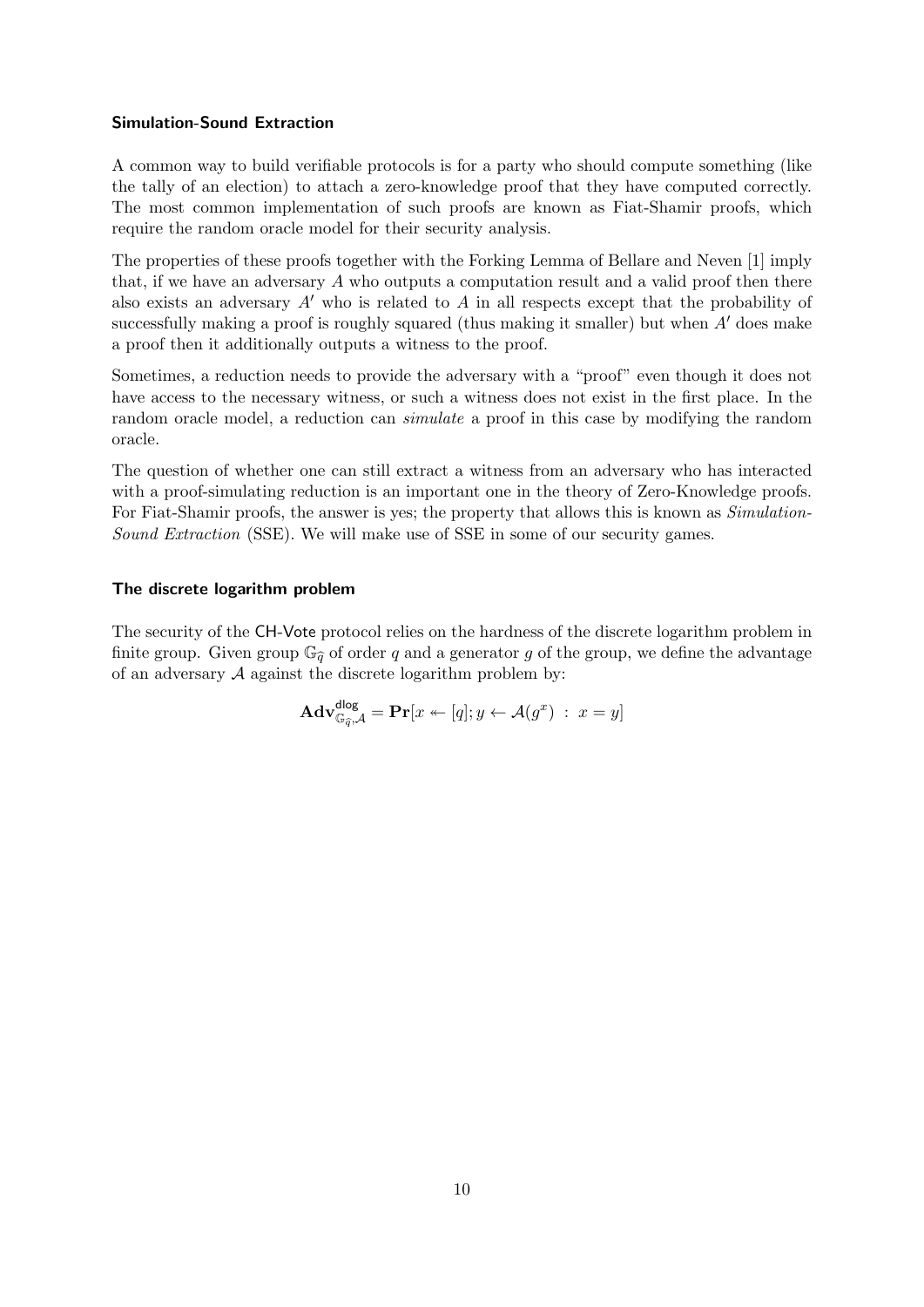#### Simulation-Sound Extraction

A common way to build verifiable protocols is for a party who should compute something (like the tally of an election) to attach a zero-knowledge proof that they have computed correctly. The most common implementation of such proofs are known as Fiat-Shamir proofs, which require the random oracle model for their security analysis.

The properties of these proofs together with the Forking Lemma of Bellare and Neven [1] imply that, if we have an adversary $A$ who outputs a computation result and a valid proof then there also exists an adversary $A'$ who is related to $A$ in all respects except that the probability of successfully making a proof is roughly squared (thus making it smaller) but when $A'$ does make a proof then it additionally outputs a witness to the proof.

Sometimes, a reduction needs to provide the adversary with a "proof" even though it does not have access to the necessary witness, or such a witness does not exist in the first place. In the random oracle model, a reduction can *simulate* a proof in this case by modifying the random oracle.

The question of whether one can still extract a witness from an adversary who has interacted with a proof-simulating reduction is an important one in the theory of Zero-Knowledge proofs. For Fiat-Shamir proofs, the answer is yes; the property that allows this is known as *Simulation-Sound Extraction* (SSE). We will make use of SSE in some of our security games.

#### The discrete logarithm problem

The security of the CH-Vote protocol relies on the hardness of the discrete logarithm problem in finite group. Given group $\mathbb{G}_{\widehat{q}}$ of order $q$ and a generator $g$ of the group, we define the advantage of an adversary $\mathcal{A}$ against the discrete logarithm problem by:

$$\mathbf{Adv}^{\mathsf{dlog}}_{\mathbb{G}_{\widehat{q}},\mathcal{A}} = \mathbf{Pr}[x \twoheadleftarrow [q]; y \leftarrow \mathcal{A}(g^x) \; : \; x = y]$$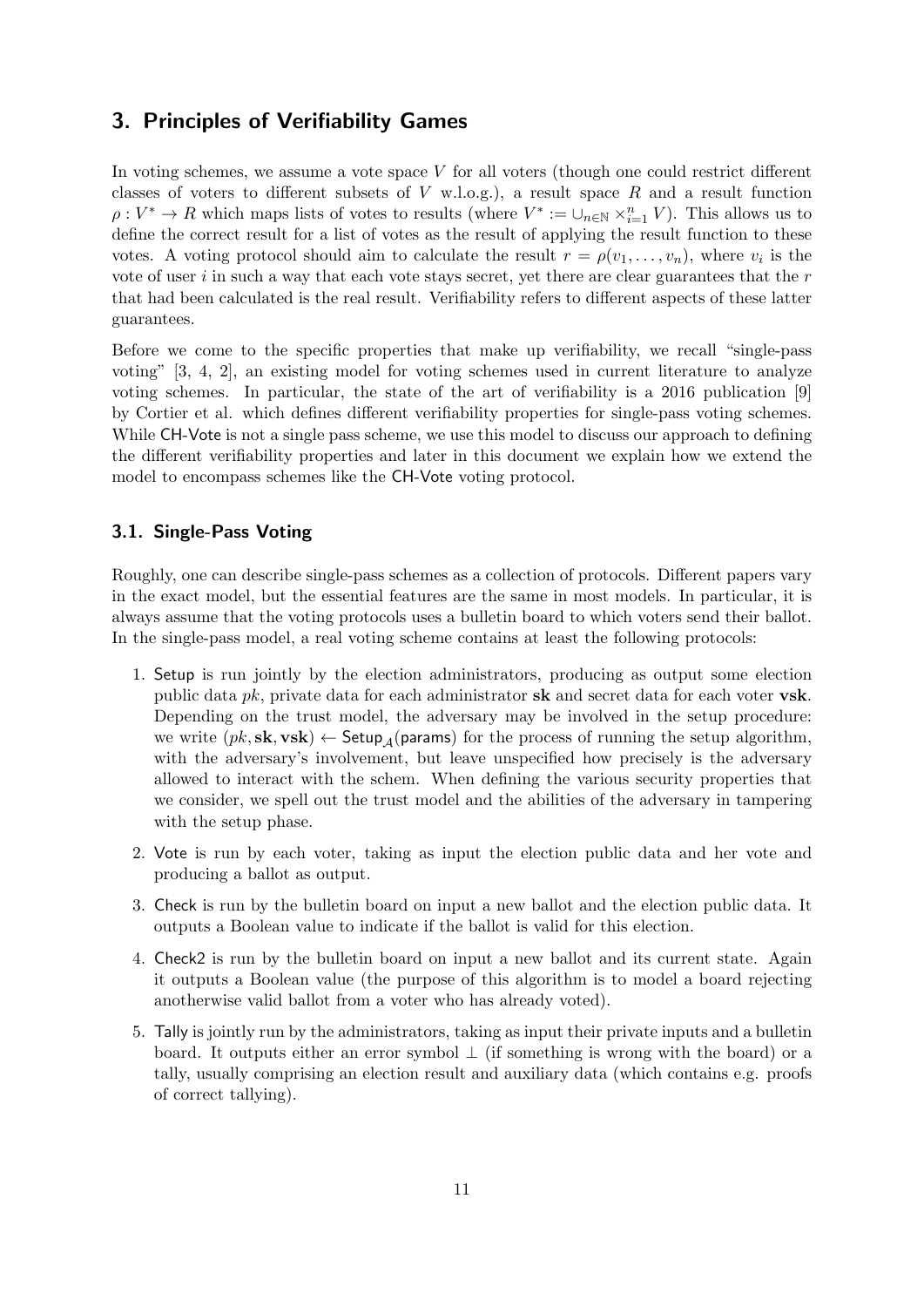## 3. Principles of Verifiability Games

In voting schemes, we assume a vote space $V$ for all voters (though one could restrict different classes of voters to different subsets of $V$ w.l.o.g.), a result space $R$ and a result function $\rho : V^* \to R$ which maps lists of votes to results (where $V^* := \cup_{n \in \mathbb{N}} \times_{i=1}^{n} V$). This allows us to define the correct result for a list of votes as the result of applying the result function to these votes. A voting protocol should aim to calculate the result $r = \rho(v_1, \ldots, v_n)$, where $v_i$ is the vote of user $i$ in such a way that each vote stays secret, yet there are clear guarantees that the $r$ that had been calculated is the real result. Verifiability refers to different aspects of these latter guarantees.

Before we come to the specific properties that make up verifiability, we recall "single-pass voting" [3, 4, 2], an existing model for voting schemes used in current literature to analyze voting schemes. In particular, the state of the art of verifiability is a 2016 publication [9] by Cortier et al. which defines different verifiability properties for single-pass voting schemes. While CH-Vote is not a single pass scheme, we use this model to discuss our approach to defining the different verifiability properties and later in this document we explain how we extend the model to encompass schemes like the CH-Vote voting protocol.

### 3.1. Single-Pass Voting

Roughly, one can describe single-pass schemes as a collection of protocols. Different papers vary in the exact model, but the essential features are the same in most models. In particular, it is always assume that the voting protocols uses a bulletin board to which voters send their ballot. In the single-pass model, a real voting scheme contains at least the following protocols:

1. Setup is run jointly by the election administrators, producing as output some election public data $pk$, private data for each administrator $\mathbf{sk}$ and secret data for each voter $\mathbf{vsk}$. Depending on the trust model, the adversary may be involved in the setup procedure: we write $(pk, \mathbf{sk}, \mathbf{vsk}) \leftarrow \mathsf{Setup}_{\mathcal{A}}(\mathsf{params})$ for the process of running the setup algorithm, with the adversary's involvement, but leave unspecified how precisely is the adversary allowed to interact with the schem. When defining the various security properties that we consider, we spell out the trust model and the abilities of the adversary in tampering with the setup phase.
2. Vote is run by each voter, taking as input the election public data and her vote and producing a ballot as output.
3. Check is run by the bulletin board on input a new ballot and the election public data. It outputs a Boolean value to indicate if the ballot is valid for this election.
4. Check2 is run by the bulletin board on input a new ballot and its current state. Again it outputs a Boolean value (the purpose of this algorithm is to model a board rejecting anotherwise valid ballot from a voter who has already voted).
5. Tally is jointly run by the administrators, taking as input their private inputs and a bulletin board. It outputs either an error symbol $\perp$ (if something is wrong with the board) or a tally, usually comprising an election result and auxiliary data (which contains e.g. proofs of correct tallying).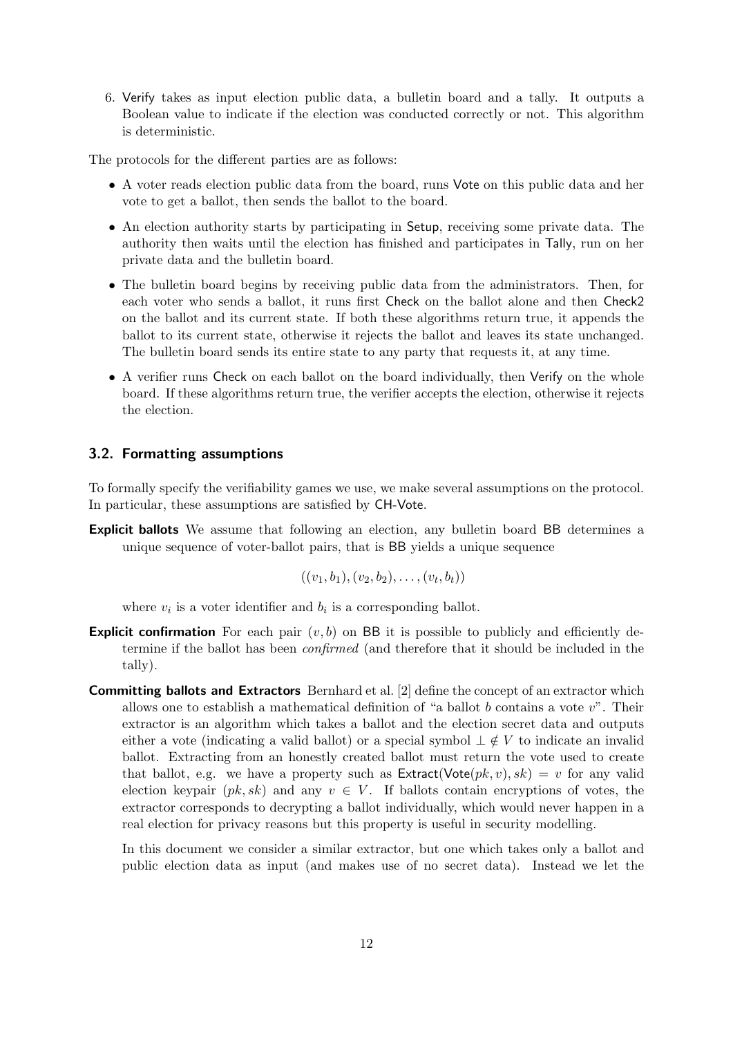6. Verify takes as input election public data, a bulletin board and a tally. It outputs a Boolean value to indicate if the election was conducted correctly or not. This algorithm is deterministic.

The protocols for the different parties are as follows:

- A voter reads election public data from the board, runs Vote on this public data and her vote to get a ballot, then sends the ballot to the board.
- An election authority starts by participating in Setup, receiving some private data. The authority then waits until the election has finished and participates in Tally, run on her private data and the bulletin board.
- The bulletin board begins by receiving public data from the administrators. Then, for each voter who sends a ballot, it runs first Check on the ballot alone and then Check2 on the ballot and its current state. If both these algorithms return true, it appends the ballot to its current state, otherwise it rejects the ballot and leaves its state unchanged. The bulletin board sends its entire state to any party that requests it, at any time.
- A verifier runs Check on each ballot on the board individually, then Verify on the whole board. If these algorithms return true, the verifier accepts the election, otherwise it rejects the election.

### 3.2. Formatting assumptions

To formally specify the verifiability games we use, we make several assumptions on the protocol. In particular, these assumptions are satisfied by CH-Vote.

**Explicit ballots** We assume that following an election, any bulletin board BB determines a unique sequence of voter-ballot pairs, that is BB yields a unique sequence

$$((v_1, b_1), (v_2, b_2), \ldots, (v_t, b_t))$$

where $v_i$ is a voter identifier and $b_i$ is a corresponding ballot.

**Explicit confirmation** For each pair $(v, b)$ on BB it is possible to publicly and efficiently determine if the ballot has been *confirmed* (and therefore that it should be included in the tally).

**Committing ballots and Extractors** Bernhard et al. [2] define the concept of an extractor which allows one to establish a mathematical definition of "a ballot $b$ contains a vote $v$". Their extractor is an algorithm which takes a ballot and the election secret data and outputs either a vote (indicating a valid ballot) or a special symbol $\perp \notin V$ to indicate an invalid ballot. Extracting from an honestly created ballot must return the vote used to create that ballot, e.g. we have a property such as $\mathsf{Extract}(\mathsf{Vote}(pk, v), sk) = v$ for any valid election keypair $(pk, sk)$ and any $v \in V$. If ballots contain encryptions of votes, the extractor corresponds to decrypting a ballot individually, which would never happen in a real election for privacy reasons but this property is useful in security modelling.

In this document we consider a similar extractor, but one which takes only a ballot and public election data as input (and makes use of no secret data). Instead we let the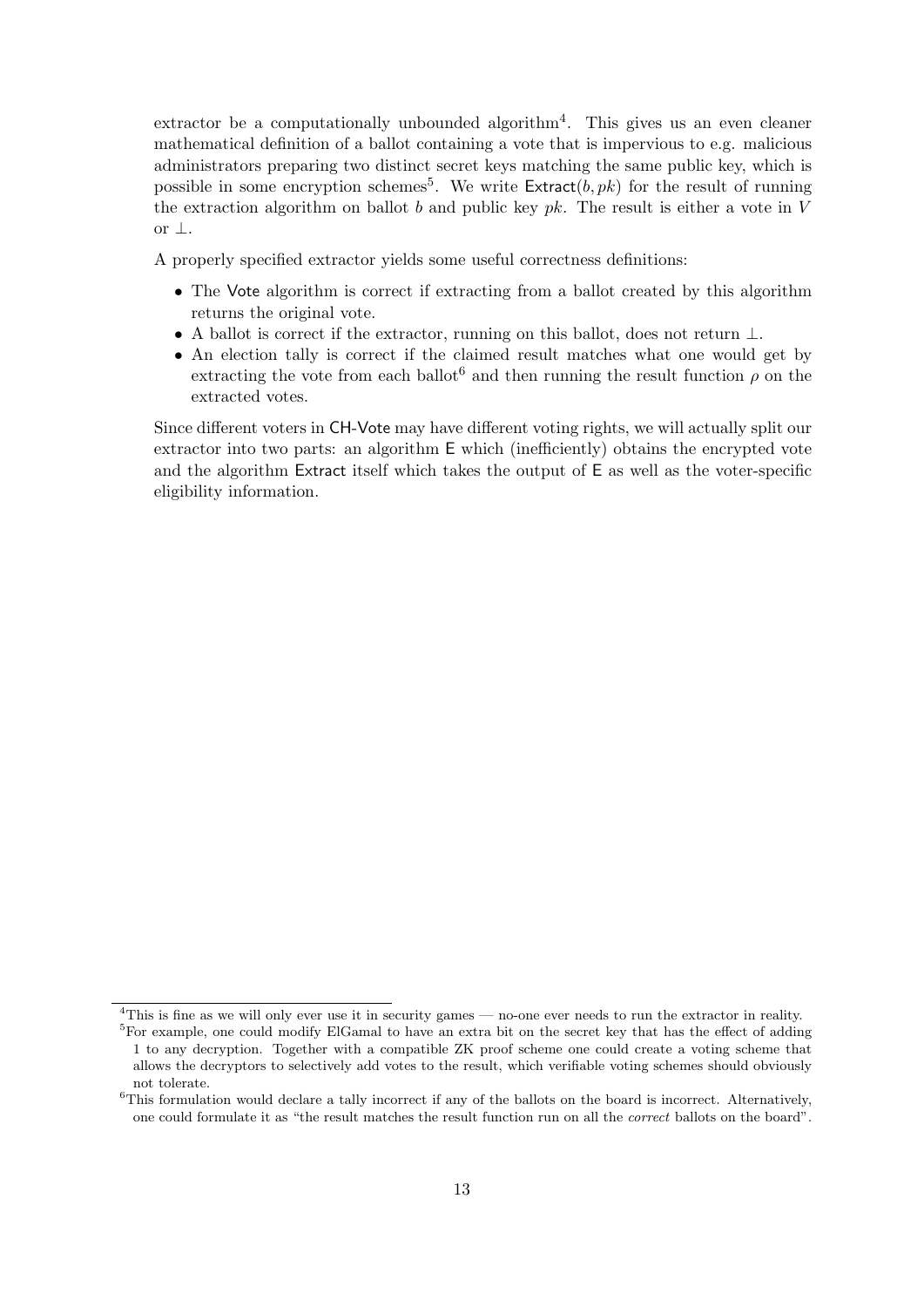extractor be a computationally unbounded algorithm[4]. This gives us an even cleaner mathematical definition of a ballot containing a vote that is impervious to e.g. malicious administrators preparing two distinct secret keys matching the same public key, which is possible in some encryption schemes[5]. We write $\mathsf{Extract}(b, pk)$ for the result of running the extraction algorithm on ballot $b$ and public key $pk$. The result is either a vote in $V$ or $\bot$.

A properly specified extractor yields some useful correctness definitions:

- The Vote algorithm is correct if extracting from a ballot created by this algorithm returns the original vote.
- A ballot is correct if the extractor, running on this ballot, does not return $\bot$.
- An election tally is correct if the claimed result matches what one would get by extracting the vote from each ballot[6] and then running the result function $\rho$ on the extracted votes.

Since different voters in CH-Vote may have different voting rights, we will actually split our extractor into two parts: an algorithm E which (inefficiently) obtains the encrypted vote and the algorithm Extract itself which takes the output of E as well as the voter-specific eligibility information.

[4] This is fine as we will only ever use it in security games — no-one ever needs to run the extractor in reality.

[5] For example, one could modify ElGamal to have an extra bit on the secret key that has the effect of adding 1 to any decryption. Together with a compatible ZK proof scheme one could create a voting scheme that allows the decryptors to selectively add votes to the result, which verifiable voting schemes should obviously not tolerate.

[6] This formulation would declare a tally incorrect if any of the ballots on the board is incorrect. Alternatively, one could formulate it as "the result matches the result function run on all the *correct* ballots on the board".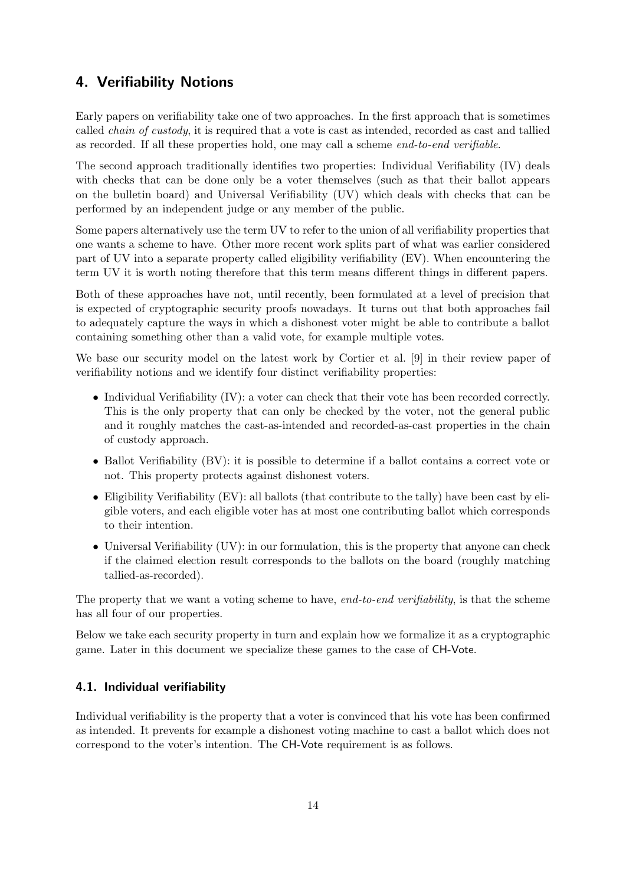## 4. Verifiability Notions

Early papers on verifiability take one of two approaches. In the first approach that is sometimes called *chain of custody*, it is required that a vote is cast as intended, recorded as cast and tallied as recorded. If all these properties hold, one may call a scheme *end-to-end verifiable*.

The second approach traditionally identifies two properties: Individual Verifiability (IV) deals with checks that can be done only be a voter themselves (such as that their ballot appears on the bulletin board) and Universal Verifiability (UV) which deals with checks that can be performed by an independent judge or any member of the public.

Some papers alternatively use the term UV to refer to the union of all verifiability properties that one wants a scheme to have. Other more recent work splits part of what was earlier considered part of UV into a separate property called eligibility verifiability (EV). When encountering the term UV it is worth noting therefore that this term means different things in different papers.

Both of these approaches have not, until recently, been formulated at a level of precision that is expected of cryptographic security proofs nowadays. It turns out that both approaches fail to adequately capture the ways in which a dishonest voter might be able to contribute a ballot containing something other than a valid vote, for example multiple votes.

We base our security model on the latest work by Cortier et al. [9] in their review paper of verifiability notions and we identify four distinct verifiability properties:

- Individual Verifiability (IV): a voter can check that their vote has been recorded correctly. This is the only property that can only be checked by the voter, not the general public and it roughly matches the cast-as-intended and recorded-as-cast properties in the chain of custody approach.
- Ballot Verifiability (BV): it is possible to determine if a ballot contains a correct vote or not. This property protects against dishonest voters.
- Eligibility Verifiability (EV): all ballots (that contribute to the tally) have been cast by eligible voters, and each eligible voter has at most one contributing ballot which corresponds to their intention.
- Universal Verifiability (UV): in our formulation, this is the property that anyone can check if the claimed election result corresponds to the ballots on the board (roughly matching tallied-as-recorded).

The property that we want a voting scheme to have, *end-to-end verifiability*, is that the scheme has all four of our properties.

Below we take each security property in turn and explain how we formalize it as a cryptographic game. Later in this document we specialize these games to the case of CH-Vote.

### 4.1. Individual verifiability

Individual verifiability is the property that a voter is convinced that his vote has been confirmed as intended. It prevents for example a dishonest voting machine to cast a ballot which does not correspond to the voter's intention. The CH-Vote requirement is as follows.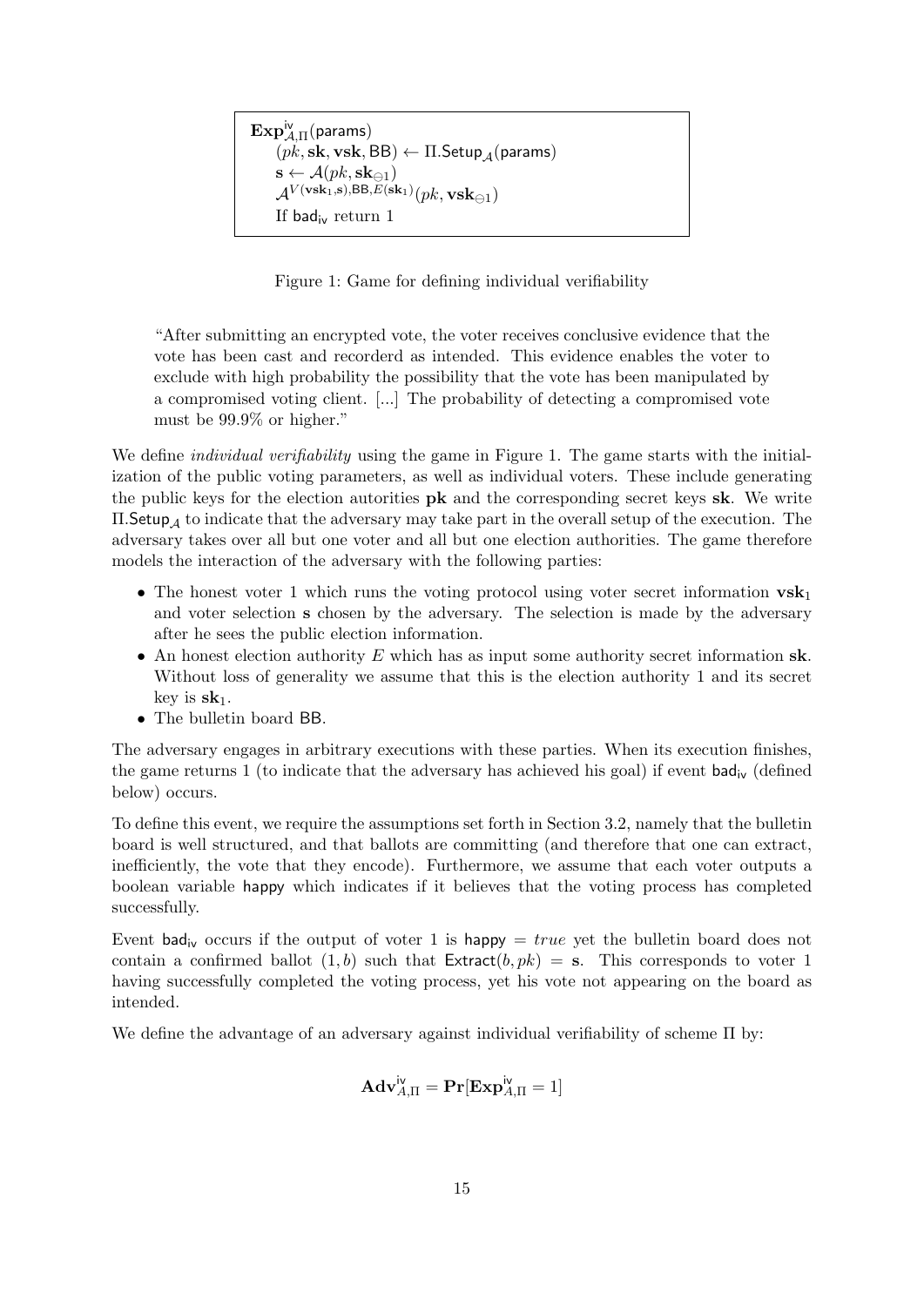$$
\begin{array}{l}
\mathbf{Exp}^{\mathsf{iv}}_{\mathcal{A},\Pi}(\mathsf{params}) \\
\quad (pk, \mathbf{sk}, \mathbf{vsk}, \mathsf{BB}) \leftarrow \Pi.\mathsf{Setup}_{\mathcal{A}}(\mathsf{params}) \\
\quad \mathbf{s} \leftarrow \mathcal{A}(pk, \mathbf{sk}_{\ominus 1}) \\
\quad \mathcal{A}^{V(\mathbf{vsk}_1, \mathbf{s}), \mathsf{BB}, E(\mathbf{sk}_1)}(pk, \mathbf{vsk}_{\ominus 1}) \\
\quad \text{If } \mathsf{bad}_{\mathsf{iv}} \text{ return } 1
\end{array}
$$

Figure 1: Game for defining individual verifiability

> "After submitting an encrypted vote, the voter receives conclusive evidence that the vote has been cast and recorderd as intended. This evidence enables the voter to exclude with high probability the possibility that the vote has been manipulated by a compromised voting client. [...] The probability of detecting a compromised vote must be 99.9% or higher."

We define *individual verifiability* using the game in Figure 1. The game starts with the initialization of the public voting parameters, as well as individual voters. These include generating the public keys for the election autorities $\mathbf{pk}$ and the corresponding secret keys $\mathbf{sk}$. We write $\Pi.\mathsf{Setup}_{\mathcal{A}}$ to indicate that the adversary may take part in the overall setup of the execution. The adversary takes over all but one voter and all but one election authorities. The game therefore models the interaction of the adversary with the following parties:

- The honest voter 1 which runs the voting protocol using voter secret information $\mathbf{vsk}_1$ and voter selection $\mathbf{s}$ chosen by the adversary. The selection is made by the adversary after he sees the public election information.
- An honest election authority $E$ which has as input some authority secret information $\mathbf{sk}$. Without loss of generality we assume that this is the election authority 1 and its secret key is $\mathbf{sk}_1$.
- The bulletin board $\mathsf{BB}$.

The adversary engages in arbitrary executions with these parties. When its execution finishes, the game returns 1 (to indicate that the adversary has achieved his goal) if event $\mathsf{bad}_{\mathsf{iv}}$ (defined below) occurs.

To define this event, we require the assumptions set forth in Section 3.2, namely that the bulletin board is well structured, and that ballots are committing (and therefore that one can extract, inefficiently, the vote that they encode). Furthermore, we assume that each voter outputs a boolean variable $\mathsf{happy}$ which indicates if it believes that the voting process has completed successfully.

Event $\mathsf{bad}_{\mathsf{iv}}$ occurs if the output of voter 1 is $\mathsf{happy} = \mathit{true}$ yet the bulletin board does not contain a confirmed ballot $(1, b)$ such that $\mathsf{Extract}(b, pk) = \mathbf{s}$. This corresponds to voter 1 having successfully completed the voting process, yet his vote not appearing on the board as intended.

We define the advantage of an adversary against individual verifiability of scheme $\Pi$ by:

$$\mathbf{Adv}^{\mathsf{iv}}_{A,\Pi} = \mathbf{Pr}[\mathbf{Exp}^{\mathsf{iv}}_{A,\Pi} = 1]$$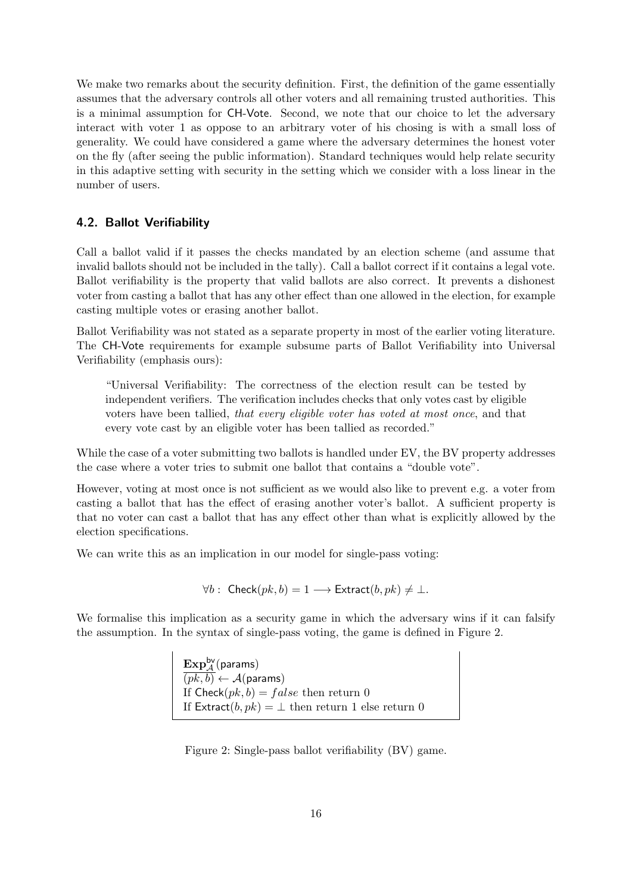We make two remarks about the security definition. First, the definition of the game essentially assumes that the adversary controls all other voters and all remaining trusted authorities. This is a minimal assumption for CH-Vote. Second, we note that our choice to let the adversary interact with voter 1 as oppose to an arbitrary voter of his chosing is with a small loss of generality. We could have considered a game where the adversary determines the honest voter on the fly (after seeing the public information). Standard techniques would help relate security in this adaptive setting with security in the setting which we consider with a loss linear in the number of users.

### 4.2. Ballot Verifiability

Call a ballot valid if it passes the checks mandated by an election scheme (and assume that invalid ballots should not be included in the tally). Call a ballot correct if it contains a legal vote. Ballot verifiability is the property that valid ballots are also correct. It prevents a dishonest voter from casting a ballot that has any other effect than one allowed in the election, for example casting multiple votes or erasing another ballot.

Ballot Verifiability was not stated as a separate property in most of the earlier voting literature. The CH-Vote requirements for example subsume parts of Ballot Verifiability into Universal Verifiability (emphasis ours):

> "Universal Verifiability: The correctness of the election result can be tested by independent verifiers. The verification includes checks that only votes cast by eligible voters have been tallied, *that every eligible voter has voted at most once*, and that every vote cast by an eligible voter has been tallied as recorded."

While the case of a voter submitting two ballots is handled under EV, the BV property addresses the case where a voter tries to submit one ballot that contains a "double vote".

However, voting at most once is not sufficient as we would also like to prevent e.g. a voter from casting a ballot that has the effect of erasing another voter's ballot. A sufficient property is that no voter can cast a ballot that has any effect other than what is explicitly allowed by the election specifications.

We can write this as an implication in our model for single-pass voting:

$$\forall b : \ \mathsf{Check}(pk, b) = 1 \longrightarrow \mathsf{Extract}(b, pk) \neq \bot.$$

We formalise this implication as a security game in which the adversary wins if it can falsify the assumption. In the syntax of single-pass voting, the game is defined in Figure 2.

$\mathbf{Exp}^{\mathsf{bv}}_{\mathcal{A}}(\mathsf{params})$
$(pk, b) \leftarrow \mathcal{A}(\mathsf{params})$
If $\mathsf{Check}(pk, b) = false$ then return 0
If $\mathsf{Extract}(b, pk) = \bot$ then return 1 else return 0

Figure 2: Single-pass ballot verifiability (BV) game.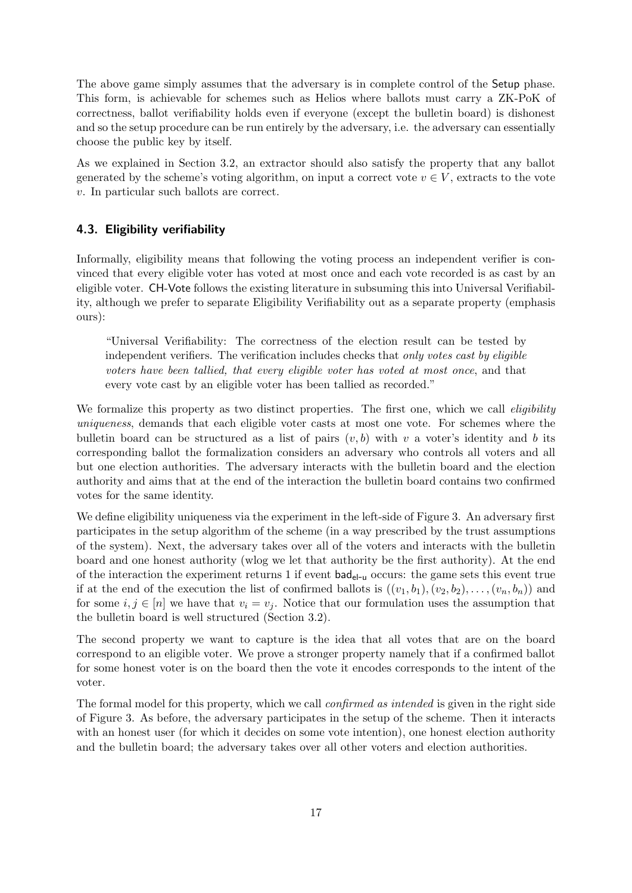The above game simply assumes that the adversary is in complete control of the Setup phase. This form, is achievable for schemes such as Helios where ballots must carry a ZK-PoK of correctness, ballot verifiability holds even if everyone (except the bulletin board) is dishonest and so the setup procedure can be run entirely by the adversary, i.e. the adversary can essentially choose the public key by itself.

As we explained in Section 3.2, an extractor should also satisfy the property that any ballot generated by the scheme's voting algorithm, on input a correct vote $v \in V$, extracts to the vote $v$. In particular such ballots are correct.

### 4.3. Eligibility verifiability

Informally, eligibility means that following the voting process an independent verifier is convinced that every eligible voter has voted at most once and each vote recorded is as cast by an eligible voter. CH-Vote follows the existing literature in subsuming this into Universal Verifiability, although we prefer to separate Eligibility Verifiability out as a separate property (emphasis ours):

> "Universal Verifiability: The correctness of the election result can be tested by independent verifiers. The verification includes checks that *only votes cast by eligible voters have been tallied, that every eligible voter has voted at most once*, and that every vote cast by an eligible voter has been tallied as recorded."

We formalize this property as two distinct properties. The first one, which we call *eligibility uniqueness*, demands that each eligible voter casts at most one vote. For schemes where the bulletin board can be structured as a list of pairs $(v, b)$ with $v$ a voter's identity and $b$ its corresponding ballot the formalization considers an adversary who controls all voters and all but one election authorities. The adversary interacts with the bulletin board and the election authority and aims that at the end of the interaction the bulletin board contains two confirmed votes for the same identity.

We define eligibility uniqueness via the experiment in the left-side of Figure 3. An adversary first participates in the setup algorithm of the scheme (in a way prescribed by the trust assumptions of the system). Next, the adversary takes over all of the voters and interacts with the bulletin board and one honest authority (wlog we let that authority be the first authority). At the end of the interaction the experiment returns 1 if event $\mathsf{bad}_{\mathsf{el\text{-}u}}$ occurs: the game sets this event true if at the end of the execution the list of confirmed ballots is $((v_1, b_1), (v_2, b_2), \ldots, (v_n, b_n))$ and for some $i, j \in [n]$ we have that $v_i = v_j$. Notice that our formulation uses the assumption that the bulletin board is well structured (Section 3.2).

The second property we want to capture is the idea that all votes that are on the board correspond to an eligible voter. We prove a stronger property namely that if a confirmed ballot for some honest voter is on the board then the vote it encodes corresponds to the intent of the voter.

The formal model for this property, which we call *confirmed as intended* is given in the right side of Figure 3. As before, the adversary participates in the setup of the scheme. Then it interacts with an honest user (for which it decides on some vote intention), one honest election authority and the bulletin board; the adversary takes over all other voters and election authorities.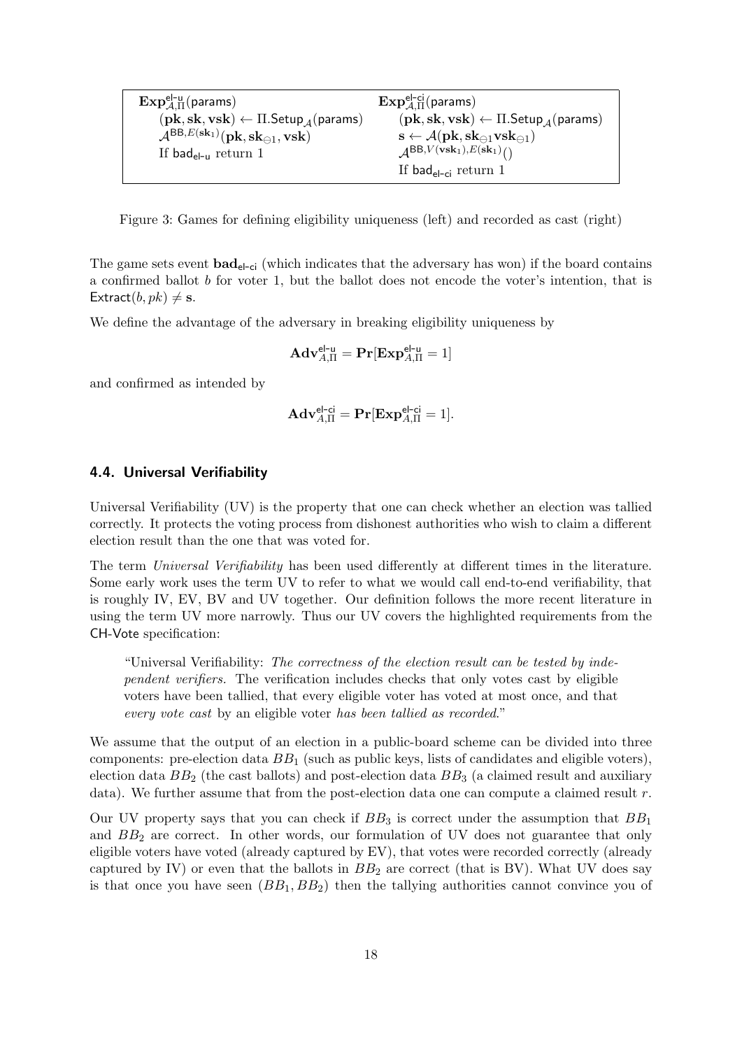| $\mathbf{Exp}^{\mathsf{el\text{-}u}}_{\mathcal{A},\Pi}(\mathsf{params})$ | $\mathbf{Exp}^{\mathsf{el\text{-}ci}}_{\mathcal{A},\Pi}(\mathsf{params})$ |
|---|---|
| $(\mathbf{pk}, \mathbf{sk}, \mathbf{vsk}) \leftarrow \Pi.\mathsf{Setup}_{\mathcal{A}}(\mathsf{params})$ | $(\mathbf{pk}, \mathbf{sk}, \mathbf{vsk}) \leftarrow \Pi.\mathsf{Setup}_{\mathcal{A}}(\mathsf{params})$ |
| $\mathcal{A}^{\mathsf{BB}, E(\mathbf{sk}_1)}(\mathbf{pk}, \mathbf{sk}_{\ominus 1}, \mathbf{vsk})$ | $\mathbf{s} \leftarrow \mathcal{A}(\mathbf{pk}, \mathbf{sk}_{\ominus 1}\mathbf{vsk}_{\ominus 1})$ |
| If $\mathsf{bad}_{\mathsf{el\text{-}u}}$ return 1 | $\mathcal{A}^{\mathsf{BB}, V(\mathbf{vsk}_1), E(\mathbf{sk}_1)}()$ |
| | If $\mathsf{bad}_{\mathsf{el\text{-}ci}}$ return 1 |

Figure 3: Games for defining eligibility uniqueness (left) and recorded as cast (right)

The game sets event $\mathbf{bad}_{\mathsf{el\text{-}ci}}$ (which indicates that the adversary has won) if the board contains a confirmed ballot $b$ for voter 1, but the ballot does not encode the voter's intention, that is $\mathsf{Extract}(b, pk) \neq \mathbf{s}$.

We define the advantage of the adversary in breaking eligibility uniqueness by

$$\mathbf{Adv}^{\mathsf{el\text{-}u}}_{A,\Pi} = \mathbf{Pr}[\mathbf{Exp}^{\mathsf{el\text{-}u}}_{A,\Pi} = 1]$$

and confirmed as intended by

$$\mathbf{Adv}^{\mathsf{el\text{-}ci}}_{A,\Pi} = \mathbf{Pr}[\mathbf{Exp}^{\mathsf{el\text{-}ci}}_{A,\Pi} = 1].$$

### 4.4. Universal Verifiability

Universal Verifiability (UV) is the property that one can check whether an election was tallied correctly. It protects the voting process from dishonest authorities who wish to claim a different election result than the one that was voted for.

The term *Universal Verifiability* has been used differently at different times in the literature. Some early work uses the term UV to refer to what we would call end-to-end verifiability, that is roughly IV, EV, BV and UV together. Our definition follows the more recent literature in using the term UV more narrowly. Thus our UV covers the highlighted requirements from the CH-Vote specification:

> "Universal Verifiability: *The correctness of the election result can be tested by independent verifiers.* The verification includes checks that only votes cast by eligible voters have been tallied, that every eligible voter has voted at most once, and that *every vote cast* by an eligible voter *has been tallied as recorded*."

We assume that the output of an election in a public-board scheme can be divided into three components: pre-election data $BB_1$ (such as public keys, lists of candidates and eligible voters), election data $BB_2$ (the cast ballots) and post-election data $BB_3$ (a claimed result and auxiliary data). We further assume that from the post-election data one can compute a claimed result $r$.

Our UV property says that you can check if $BB_3$ is correct under the assumption that $BB_1$ and $BB_2$ are correct. In other words, our formulation of UV does not guarantee that only eligible voters have voted (already captured by EV), that votes were recorded correctly (already captured by IV) or even that the ballots in $BB_2$ are correct (that is BV). What UV does say is that once you have seen $(BB_1, BB_2)$ then the tallying authorities cannot convince you of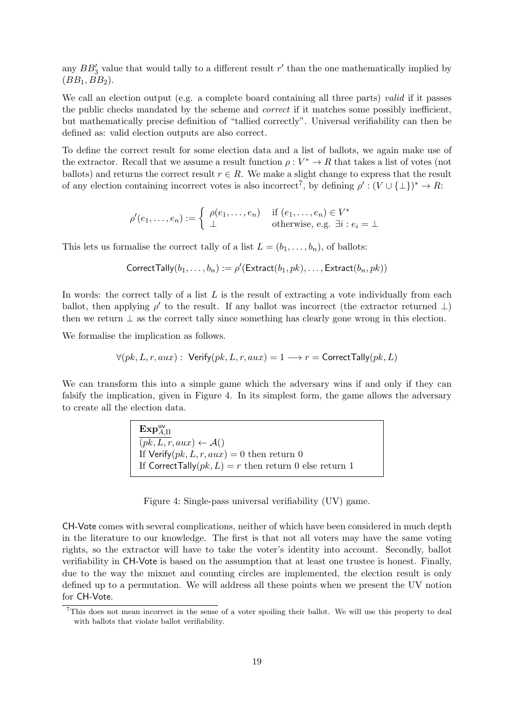any $BB'_3$ value that would tally to a different result $r'$ than the one mathematically implied by $(BB_1, BB_2)$.

We call an election output (e.g. a complete board containing all three parts) *valid* if it passes the public checks mandated by the scheme and *correct* if it matches some possibly inefficient, but mathematically precise definition of "tallied correctly". Universal verifiability can then be defined as: valid election outputs are also correct.

To define the correct result for some election data and a list of ballots, we again make use of the extractor. Recall that we assume a result function $\rho : V^* \to R$ that takes a list of votes (not ballots) and returns the correct result $r \in R$. We make a slight change to express that the result of any election containing incorrect votes is also incorrect[7], by defining $\rho' : (V \cup \{\bot\})^* \to R$:

$$\rho'(e_1, \ldots, e_n) := \begin{cases} \rho(e_1, \ldots, e_n) & \text{if } (e_1, \ldots, e_n) \in V^* \\ \bot & \text{otherwise, e.g. } \exists i : e_i = \bot \end{cases}$$

This lets us formalise the correct tally of a list $L = (b_1, \ldots, b_n)$, of ballots:

$$\mathsf{CorrectTally}(b_1, \ldots, b_n) := \rho'(\mathsf{Extract}(b_1, pk), \ldots, \mathsf{Extract}(b_n, pk))$$

In words: the correct tally of a list $L$ is the result of extracting a vote individually from each ballot, then applying $\rho'$ to the result. If any ballot was incorrect (the extractor returned $\bot$) then we return $\bot$ as the correct tally since something has clearly gone wrong in this election.

We formalise the implication as follows.

$$\forall (pk, L, r, aux) : \ \mathsf{Verify}(pk, L, r, aux) = 1 \longrightarrow r = \mathsf{CorrectTally}(pk, L)$$

We can transform this into a simple game which the adversary wins if and only if they can falsify the implication, given in Figure 4. In its simplest form, the game allows the adversary to create all the election data.

```
Exp^uv_{A,Π}
(pk, L, r, aux) ← A()
If Verify(pk, L, r, aux) = 0 then return 0
If CorrectTally(pk, L) = r then return 0 else return 1
```

Figure 4: Single-pass universal verifiability (UV) game.

CH-Vote comes with several complications, neither of which have been considered in much depth in the literature to our knowledge. The first is that not all voters may have the same voting rights, so the extractor will have to take the voter's identity into account. Secondly, ballot verifiability in CH-Vote is based on the assumption that at least one trustee is honest. Finally, due to the way the mixnet and counting circles are implemented, the election result is only defined up to a permutation. We will address all these points when we present the UV notion for CH-Vote.

[7] This does not mean incorrect in the sense of a voter spoiling their ballot. We will use this property to deal with ballots that violate ballot verifiability.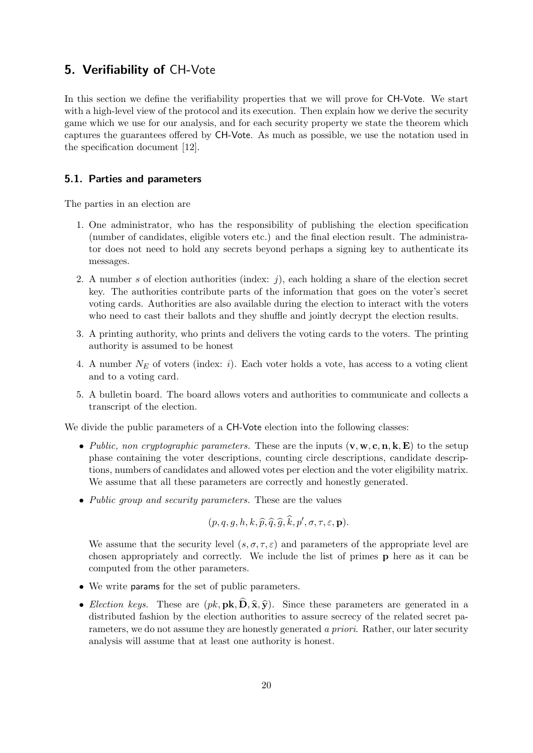## 5. Verifiability of CH-Vote

In this section we define the verifiability properties that we will prove for CH-Vote. We start with a high-level view of the protocol and its execution. Then explain how we derive the security game which we use for our analysis, and for each security property we state the theorem which captures the guarantees offered by CH-Vote. As much as possible, we use the notation used in the specification document [12].

### 5.1. Parties and parameters

The parties in an election are

1. One administrator, who has the responsibility of publishing the election specification (number of candidates, eligible voters etc.) and the final election result. The administrator does not need to hold any secrets beyond perhaps a signing key to authenticate its messages.
2. A number $s$ of election authorities (index: $j$), each holding a share of the election secret key. The authorities contribute parts of the information that goes on the voter's secret voting cards. Authorities are also available during the election to interact with the voters who need to cast their ballots and they shuffle and jointly decrypt the election results.
3. A printing authority, who prints and delivers the voting cards to the voters. The printing authority is assumed to be honest
4. A number $N_E$ of voters (index: $i$). Each voter holds a vote, has access to a voting client and to a voting card.
5. A bulletin board. The board allows voters and authorities to communicate and collects a transcript of the election.

We divide the public parameters of a CH-Vote election into the following classes:

- *Public, non cryptographic parameters.* These are the inputs $(\mathbf{v}, \mathbf{w}, \mathbf{c}, \mathbf{n}, \mathbf{k}, \mathbf{E})$ to the setup phase containing the voter descriptions, counting circle descriptions, candidate descriptions, numbers of candidates and allowed votes per election and the voter eligibility matrix. We assume that all these parameters are correctly and honestly generated.
- *Public group and security parameters.* These are the values

  $$(p, q, g, h, k, \widehat{p}, \widehat{q}, \widehat{g}, \widehat{k}, p', \sigma, \tau, \varepsilon, \mathbf{p}).$$

  We assume that the security level $(s, \sigma, \tau, \varepsilon)$ and parameters of the appropriate level are chosen appropriately and correctly. We include the list of primes $\mathbf{p}$ here as it can be computed from the other parameters.
- We write params for the set of public parameters.
- *Election keys.* These are $(pk, \mathbf{pk}, \widehat{\mathbf{D}}, \widehat{\mathbf{x}}, \widehat{\mathbf{y}})$. Since these parameters are generated in a distributed fashion by the election authorities to assure secrecy of the related secret parameters, we do not assume they are honestly generated *a priori*. Rather, our later security analysis will assume that at least one authority is honest.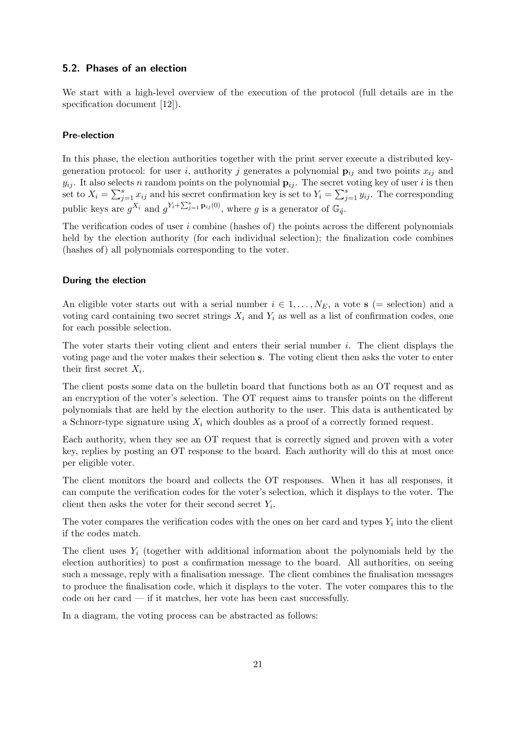### 5.2. Phases of an election

We start with a high-level overview of the execution of the protocol (full details are in the specification document [12]).

#### Pre-election

In this phase, the election authorities together with the print server execute a distributed key-generation protocol: for user $i$, authority $j$ generates a polynomial $\mathbf{p}_{ij}$ and two points $x_{ij}$ and $y_{ij}$. It also selects $n$ random points on the polynomial $\mathbf{p}_{ij}$. The secret voting key of user $i$ is then set to $X_i = \sum_{j=1}^{s} x_{ij}$ and his secret confirmation key is set to $Y_i = \sum_{j=1}^{s} y_{ij}$. The corresponding public keys are $g^{X_i}$ and $g^{Y_i + \sum_{j=1}^{s} \mathbf{p}_{ij}(0)}$, where $g$ is a generator of $\mathbb{G}_{\hat{q}}$.

The verification codes of user $i$ combine (hashes of) the points across the different polynomials held by the election authority (for each individual selection); the finalization code combines (hashes of) all polynomials corresponding to the voter.

#### During the election

An eligible voter starts out with a serial number $i \in 1, \ldots, N_E$, a vote $\mathbf{s}$ (= selection) and a voting card containing two secret strings $X_i$ and $Y_i$ as well as a list of confirmation codes, one for each possible selection.

The voter starts their voting client and enters their serial number $i$. The client displays the voting page and the voter makes their selection $\mathbf{s}$. The voting client then asks the voter to enter their first secret $X_i$.

The client posts some data on the bulletin board that functions both as an OT request and as an encryption of the voter's selection. The OT request aims to transfer points on the different polynomials that are held by the election authority to the user. This data is authenticated by a Schnorr-type signature using $X_i$ which doubles as a proof of a correctly formed request.

Each authority, when they see an OT request that is correctly signed and proven with a voter key, replies by posting an OT response to the board. Each authority will do this at most once per eligible voter.

The client monitors the board and collects the OT responses. When it has all responses, it can compute the verification codes for the voter's selection, which it displays to the voter. The client then asks the voter for their second secret $Y_i$.

The voter compares the verification codes with the ones on her card and types $Y_i$ into the client if the codes match.

The client uses $Y_i$ (together with additional information about the polynomials held by the election authorities) to post a confirmation message to the board. All authorities, on seeing such a message, reply with a finalisation message. The client combines the finalisation messages to produce the finalisation code, which it displays to the voter. The voter compares this to the code on her card — if it matches, her vote has been cast successfully.

In a diagram, the voting process can be abstracted as follows: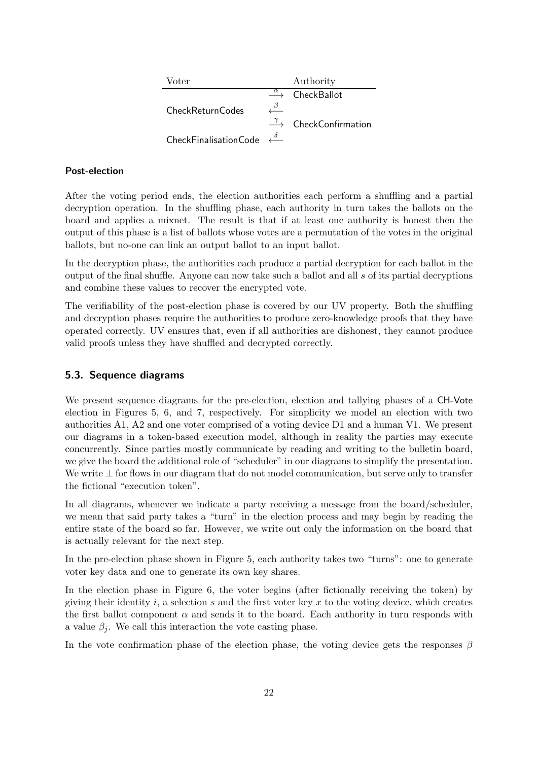| Voter | | Authority |
|---|---|---|
| | $\xrightarrow{\alpha}$ | CheckBallot |
| CheckReturnCodes | $\xleftarrow{\beta}$ | |
| | $\xrightarrow{\gamma}$ | CheckConfirmation |
| CheckFinalisationCode | $\xleftarrow{\delta}$ | |

#### Post-election

After the voting period ends, the election authorities each perform a shuffling and a partial decryption operation. In the shuffling phase, each authority in turn takes the ballots on the board and applies a mixnet. The result is that if at least one authority is honest then the output of this phase is a list of ballots whose votes are a permutation of the votes in the original ballots, but no-one can link an output ballot to an input ballot.

In the decryption phase, the authorities each produce a partial decryption for each ballot in the output of the final shuffle. Anyone can now take such a ballot and all $s$ of its partial decryptions and combine these values to recover the encrypted vote.

The verifiability of the post-election phase is covered by our UV property. Both the shuffling and decryption phases require the authorities to produce zero-knowledge proofs that they have operated correctly. UV ensures that, even if all authorities are dishonest, they cannot produce valid proofs unless they have shuffled and decrypted correctly.

### 5.3. Sequence diagrams

We present sequence diagrams for the pre-election, election and tallying phases of a CH-Vote election in Figures 5, 6, and 7, respectively. For simplicity we model an election with two authorities A1, A2 and one voter comprised of a voting device D1 and a human V1. We present our diagrams in a token-based execution model, although in reality the parties may execute concurrently. Since parties mostly communicate by reading and writing to the bulletin board, we give the board the additional role of "scheduler" in our diagrams to simplify the presentation. We write $\perp$ for flows in our diagram that do not model communication, but serve only to transfer the fictional "execution token".

In all diagrams, whenever we indicate a party receiving a message from the board/scheduler, we mean that said party takes a "turn" in the election process and may begin by reading the entire state of the board so far. However, we write out only the information on the board that is actually relevant for the next step.

In the pre-election phase shown in Figure 5, each authority takes two "turns": one to generate voter key data and one to generate its own key shares.

In the election phase in Figure 6, the voter begins (after fictionally receiving the token) by giving their identity $i$, a selection $s$ and the first voter key $x$ to the voting device, which creates the first ballot component $\alpha$ and sends it to the board. Each authority in turn responds with a value $\beta_j$. We call this interaction the vote casting phase.

In the vote confirmation phase of the election phase, the voting device gets the responses $\beta$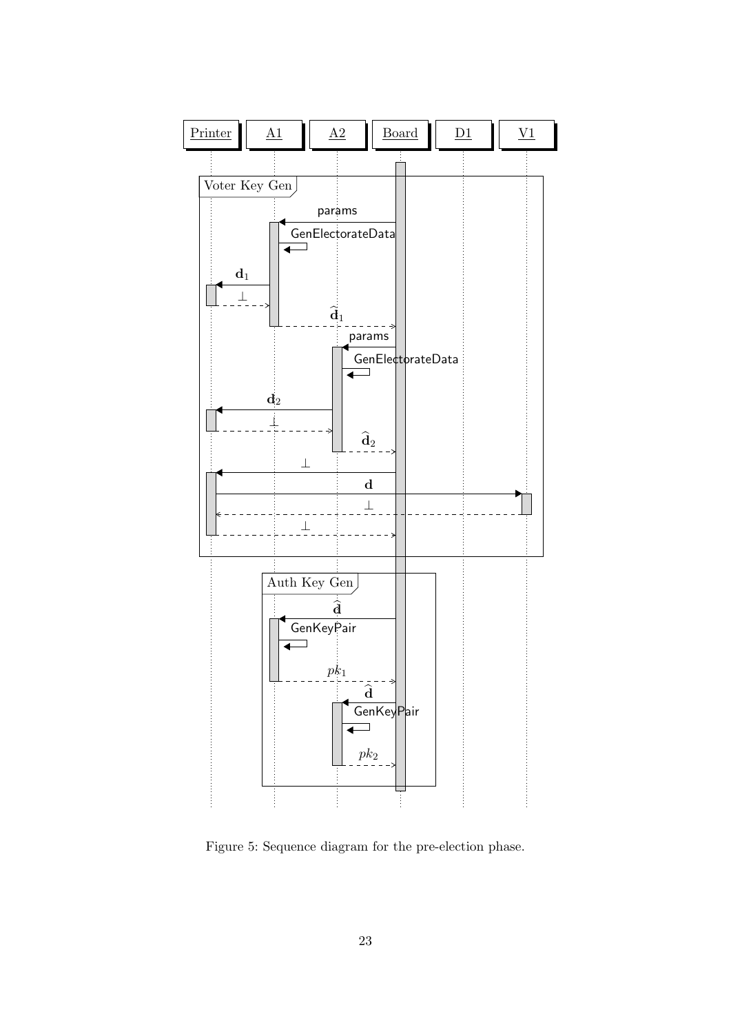Figure 5: Sequence diagram for the pre-election phase.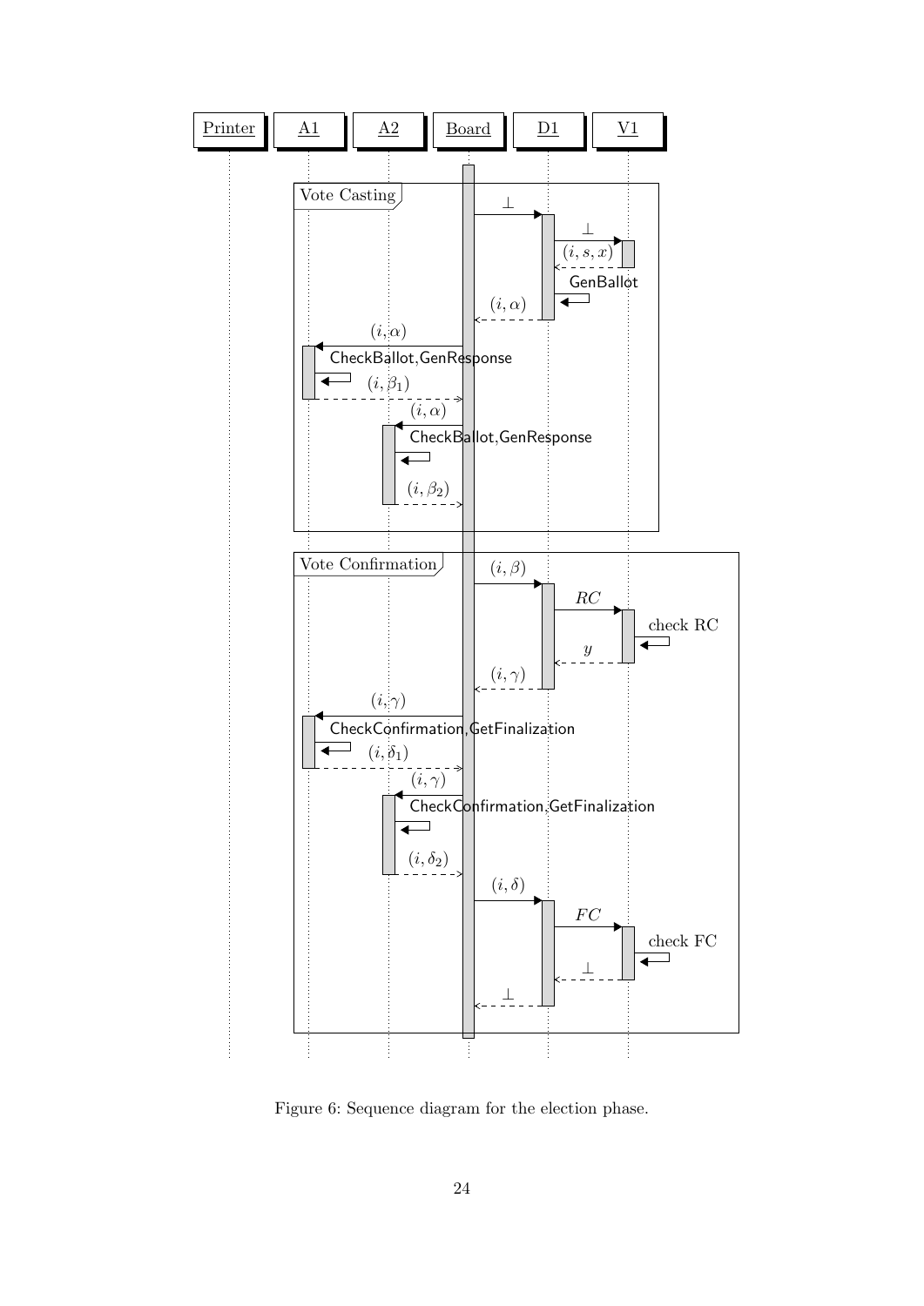| Printer | A1 | A2 | Board | D1 | V1 |
|---|---|---|---|---|---|

**Vote Casting**

- Board → D1: $\perp$
- D1 → V1: $\perp$
- V1 → D1: $(i, s, x)$
- D1: GenBallot
- D1 → Board: $(i, \alpha)$
- Board → A1: $(i, \alpha)$
- A1: CheckBallot,GenResponse
- A1 → Board: $(i, \beta_1)$
- Board → A2: $(i, \alpha)$
- A2: CheckBallot,GenResponse
- A2 → Board: $(i, \beta_2)$

**Vote Confirmation**

- Board → D1: $(i, \beta)$
- D1 → V1: $RC$
- V1: check RC
- V1 → D1: $y$
- D1 → Board: $(i, \gamma)$
- Board → A1: $(i, \gamma)$
- A1: CheckConfirmation,GetFinalization
- A1 → Board: $(i, \delta_1)$
- Board → A2: $(i, \gamma)$
- A2: CheckConfirmation,GetFinalization
- A2 → Board: $(i, \delta_2)$
- Board → D1: $(i, \delta)$
- D1 → V1: $FC$
- V1: check FC
- V1 → D1: $\perp$
- D1 → Board: $\perp$

Figure 6: Sequence diagram for the election phase.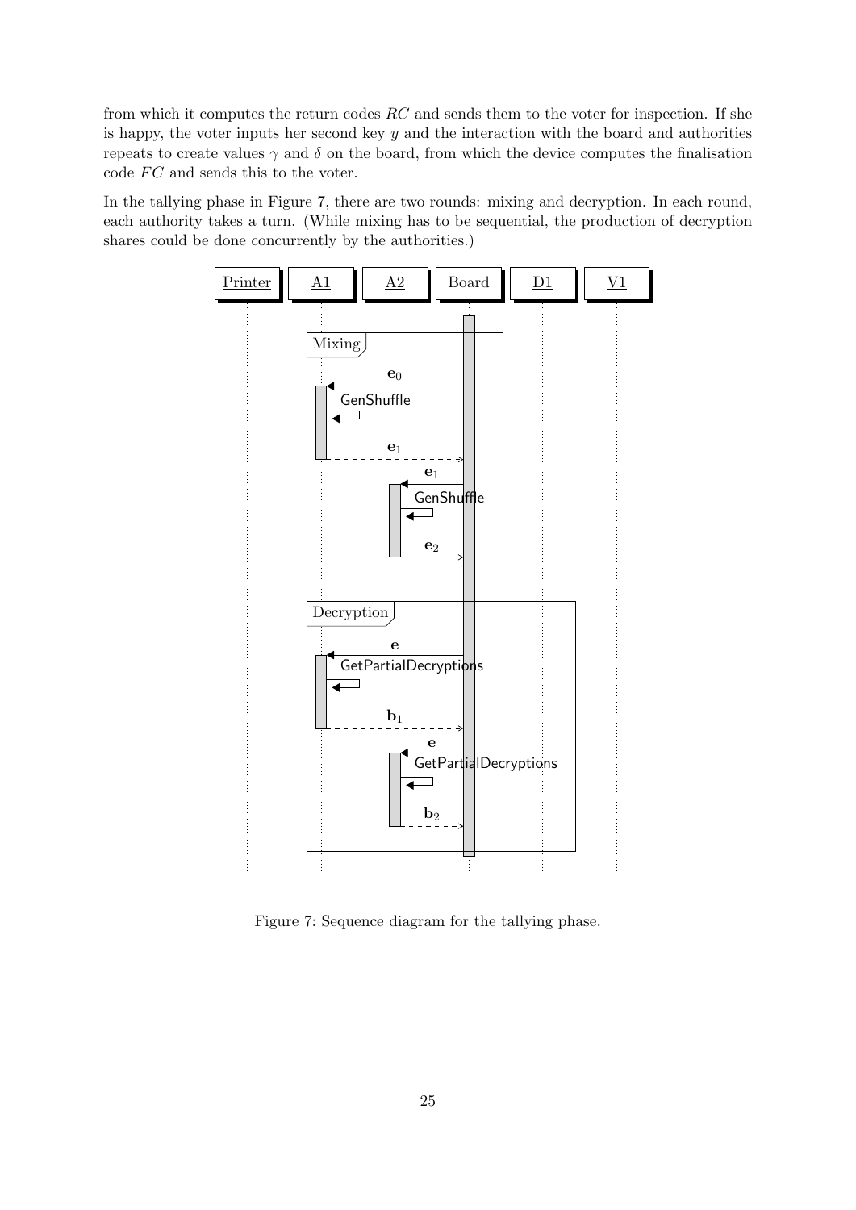from which it computes the return codes $RC$ and sends them to the voter for inspection. If she is happy, the voter inputs her second key $y$ and the interaction with the board and authorities repeats to create values $\gamma$ and $\delta$ on the board, from which the device computes the finalisation code $FC$ and sends this to the voter.

In the tallying phase in Figure 7, there are two rounds: mixing and decryption. In each round, each authority takes a turn. (While mixing has to be sequential, the production of decryption shares could be done concurrently by the authorities.)

Figure 7: Sequence diagram for the tallying phase.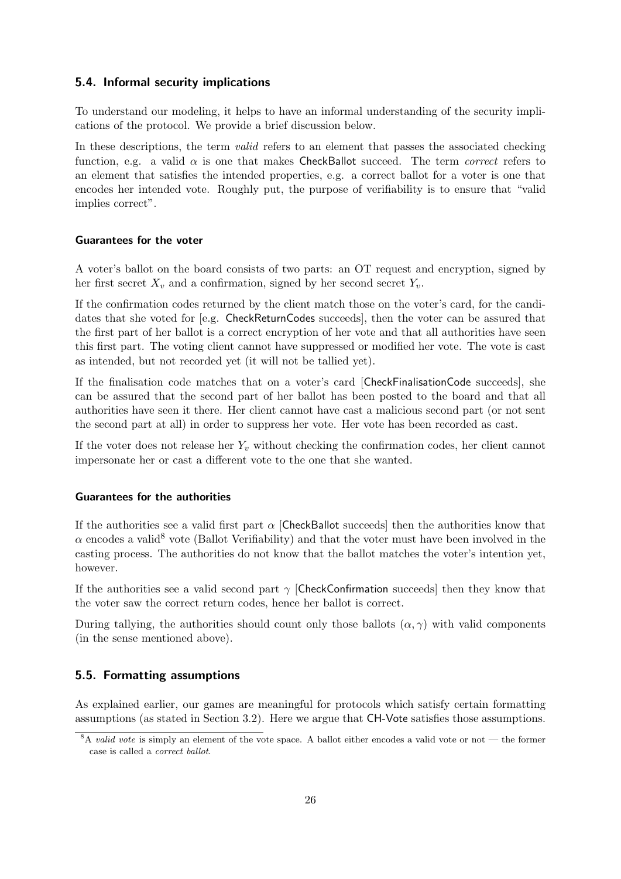## 5.4. Informal security implications

To understand our modeling, it helps to have an informal understanding of the security implications of the protocol. We provide a brief discussion below.

In these descriptions, the term *valid* refers to an element that passes the associated checking function, e.g. a valid $\alpha$ is one that makes CheckBallot succeed. The term *correct* refers to an element that satisfies the intended properties, e.g. a correct ballot for a voter is one that encodes her intended vote. Roughly put, the purpose of verifiability is to ensure that "valid implies correct".

#### Guarantees for the voter

A voter's ballot on the board consists of two parts: an OT request and encryption, signed by her first secret $X_v$ and a confirmation, signed by her second secret $Y_v$.

If the confirmation codes returned by the client match those on the voter's card, for the candidates that she voted for [e.g. CheckReturnCodes succeeds], then the voter can be assured that the first part of her ballot is a correct encryption of her vote and that all authorities have seen this first part. The voting client cannot have suppressed or modified her vote. The vote is cast as intended, but not recorded yet (it will not be tallied yet).

If the finalisation code matches that on a voter's card [CheckFinalisationCode succeeds], she can be assured that the second part of her ballot has been posted to the board and that all authorities have seen it there. Her client cannot have cast a malicious second part (or not sent the second part at all) in order to suppress her vote. Her vote has been recorded as cast.

If the voter does not release her $Y_v$ without checking the confirmation codes, her client cannot impersonate her or cast a different vote to the one that she wanted.

#### Guarantees for the authorities

If the authorities see a valid first part $\alpha$ [CheckBallot succeeds] then the authorities know that $\alpha$ encodes a valid[8] vote (Ballot Verifiability) and that the voter must have been involved in the casting process. The authorities do not know that the ballot matches the voter's intention yet, however.

If the authorities see a valid second part $\gamma$ [CheckConfirmation succeeds] then they know that the voter saw the correct return codes, hence her ballot is correct.

During tallying, the authorities should count only those ballots $(\alpha, \gamma)$ with valid components (in the sense mentioned above).

## 5.5. Formatting assumptions

As explained earlier, our games are meaningful for protocols which satisfy certain formatting assumptions (as stated in Section 3.2). Here we argue that CH-Vote satisfies those assumptions.

[8] A *valid vote* is simply an element of the vote space. A ballot either encodes a valid vote or not — the former case is called a *correct ballot*.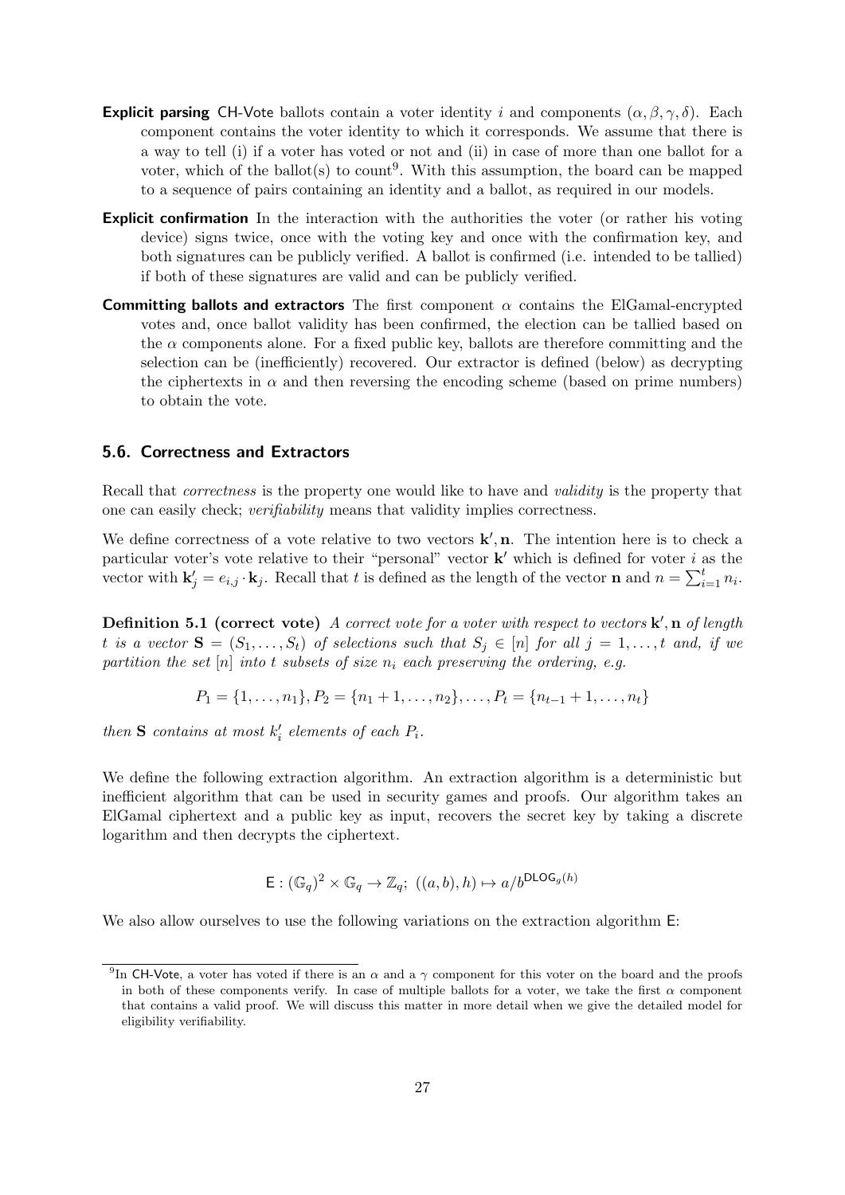**Explicit parsing** CH-Vote ballots contain a voter identity $i$ and components $(\alpha, \beta, \gamma, \delta)$. Each component contains the voter identity to which it corresponds. We assume that there is a way to tell (i) if a voter has voted or not and (ii) in case of more than one ballot for a voter, which of the ballot(s) to count[9]. With this assumption, the board can be mapped to a sequence of pairs containing an identity and a ballot, as required in our models.

**Explicit confirmation** In the interaction with the authorities the voter (or rather his voting device) signs twice, once with the voting key and once with the confirmation key, and both signatures can be publicly verified. A ballot is confirmed (i.e. intended to be tallied) if both of these signatures are valid and can be publicly verified.

**Committing ballots and extractors** The first component $\alpha$ contains the ElGamal-encrypted votes and, once ballot validity has been confirmed, the election can be tallied based on the $\alpha$ components alone. For a fixed public key, ballots are therefore committing and the selection can be (inefficiently) recovered. Our extractor is defined (below) as decrypting the ciphertexts in $\alpha$ and then reversing the encoding scheme (based on prime numbers) to obtain the vote.

## 5.6. Correctness and Extractors

Recall that *correctness* is the property one would like to have and *validity* is the property that one can easily check; *verifiability* means that validity implies correctness.

We define correctness of a vote relative to two vectors $\mathbf{k}', \mathbf{n}$. The intention here is to check a particular voter's vote relative to their "personal" vector $\mathbf{k}'$ which is defined for voter $i$ as the vector with $\mathbf{k}'_j = e_{i,j} \cdot \mathbf{k}_j$. Recall that $t$ is defined as the length of the vector $\mathbf{n}$ and $n = \sum_{i=1}^{t} n_i$.

**Definition 5.1 (correct vote)** *A correct vote for a voter with respect to vectors $\mathbf{k}', \mathbf{n}$ of length $t$ is a vector $\mathbf{S} = (S_1, \ldots, S_t)$ of selections such that $S_j \in [n]$ for all $j = 1, \ldots, t$ and, if we partition the set $[n]$ into $t$ subsets of size $n_i$ each preserving the ordering, e.g.*

$$P_1 = \{1, \ldots, n_1\}, P_2 = \{n_1 + 1, \ldots, n_2\}, \ldots, P_t = \{n_{t-1} + 1, \ldots, n_t\}$$

*then $\mathbf{S}$ contains at most $k'_i$ elements of each $P_i$.*

We define the following extraction algorithm. An extraction algorithm is a deterministic but inefficient algorithm that can be used in security games and proofs. Our algorithm takes an ElGamal ciphertext and a public key as input, recovers the secret key by taking a discrete logarithm and then decrypts the ciphertext.

$$\mathsf{E} : (\mathbb{G}_q)^2 \times \mathbb{G}_q \to \mathbb{Z}_q;\ ((a, b), h) \mapsto a / b^{\mathsf{DLOG}_g(h)}$$

We also allow ourselves to use the following variations on the extraction algorithm $\mathsf{E}$:

[9] In CH-Vote, a voter has voted if there is an $\alpha$ and a $\gamma$ component for this voter on the board and the proofs in both of these components verify. In case of multiple ballots for a voter, we take the first $\alpha$ component that contains a valid proof. We will discuss this matter in more detail when we give the detailed model for eligibility verifiability.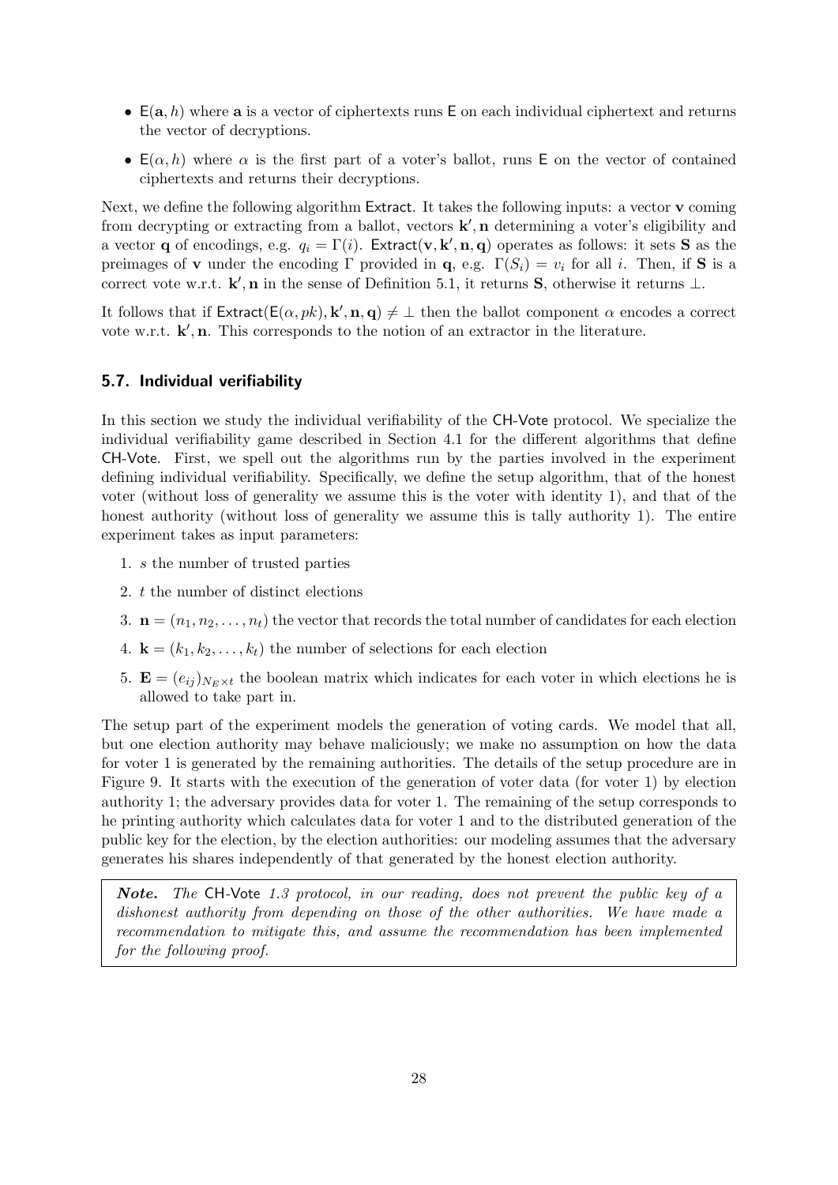- $\mathsf{E}(\mathbf{a}, h)$ where $\mathbf{a}$ is a vector of ciphertexts runs $\mathsf{E}$ on each individual ciphertext and returns the vector of decryptions.
- $\mathsf{E}(\alpha, h)$ where $\alpha$ is the first part of a voter's ballot, runs $\mathsf{E}$ on the vector of contained ciphertexts and returns their decryptions.

Next, we define the following algorithm Extract. It takes the following inputs: a vector $\mathbf{v}$ coming from decrypting or extracting from a ballot, vectors $\mathbf{k}', \mathbf{n}$ determining a voter's eligibility and a vector $\mathbf{q}$ of encodings, e.g. $q_i = \Gamma(i)$. $\mathsf{Extract}(\mathbf{v}, \mathbf{k}', \mathbf{n}, \mathbf{q})$ operates as follows: it sets $\mathbf{S}$ as the preimages of $\mathbf{v}$ under the encoding $\Gamma$ provided in $\mathbf{q}$, e.g. $\Gamma(S_i) = v_i$ for all $i$. Then, if $\mathbf{S}$ is a correct vote w.r.t. $\mathbf{k}', \mathbf{n}$ in the sense of Definition 5.1, it returns $\mathbf{S}$, otherwise it returns $\perp$.

It follows that if $\mathsf{Extract}(\mathsf{E}(\alpha, pk), \mathbf{k}', \mathbf{n}, \mathbf{q}) \neq \perp$ then the ballot component $\alpha$ encodes a correct vote w.r.t. $\mathbf{k}', \mathbf{n}$. This corresponds to the notion of an extractor in the literature.

## 5.7. Individual verifiability

In this section we study the individual verifiability of the CH-Vote protocol. We specialize the individual verifiability game described in Section 4.1 for the different algorithms that define CH-Vote. First, we spell out the algorithms run by the parties involved in the experiment defining individual verifiability. Specifically, we define the setup algorithm, that of the honest voter (without loss of generality we assume this is the voter with identity 1), and that of the honest authority (without loss of generality we assume this is tally authority 1). The entire experiment takes as input parameters:

1. $s$ the number of trusted parties
2. $t$ the number of distinct elections
3. $\mathbf{n} = (n_1, n_2, \ldots, n_t)$ the vector that records the total number of candidates for each election
4. $\mathbf{k} = (k_1, k_2, \ldots, k_t)$ the number of selections for each election
5. $\mathbf{E} = (e_{ij})_{N_E \times t}$ the boolean matrix which indicates for each voter in which elections he is allowed to take part in.

The setup part of the experiment models the generation of voting cards. We model that all, but one election authority may behave maliciously; we make no assumption on how the data for voter 1 is generated by the remaining authorities. The details of the setup procedure are in Figure 9. It starts with the execution of the generation of voter data (for voter 1) by election authority 1; the adversary provides data for voter 1. The remaining of the setup corresponds to he printing authority which calculates data for voter 1 and to the distributed generation of the public key for the election, by the election authorities: our modeling assumes that the adversary generates his shares independently of that generated by the honest election authority.

> ***Note.*** *The CH-Vote 1.3 protocol, in our reading, does not prevent the public key of a dishonest authority from depending on those of the other authorities. We have made a recommendation to mitigate this, and assume the recommendation has been implemented for the following proof.*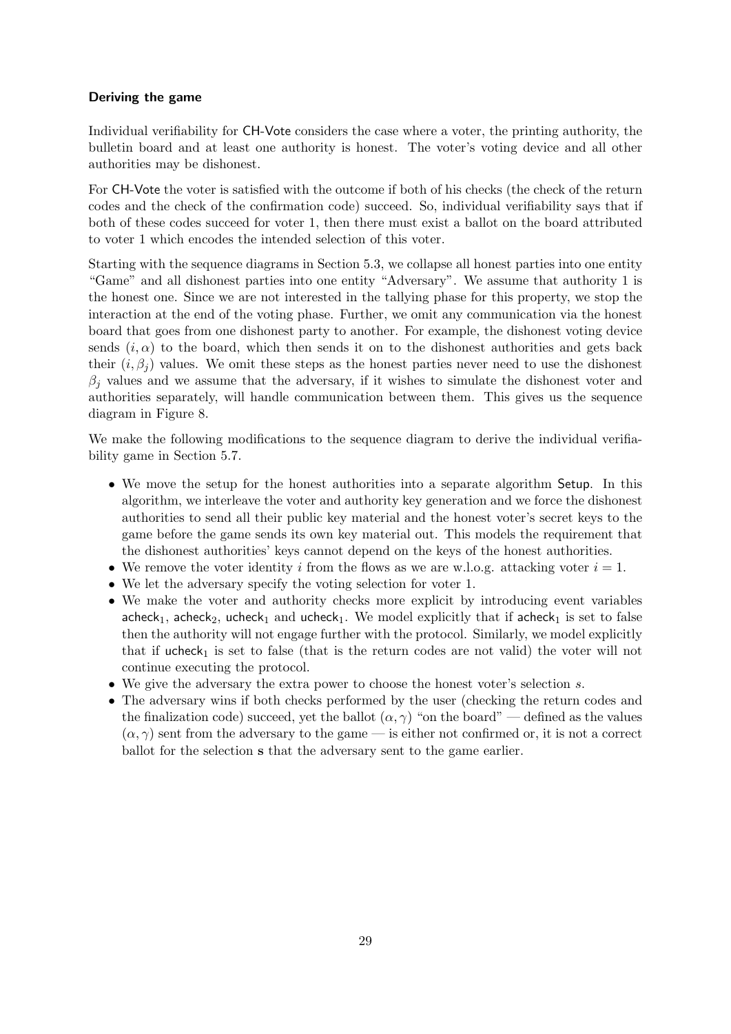#### Deriving the game

Individual verifiability for CH-Vote considers the case where a voter, the printing authority, the bulletin board and at least one authority is honest. The voter's voting device and all other authorities may be dishonest.

For CH-Vote the voter is satisfied with the outcome if both of his checks (the check of the return codes and the check of the confirmation code) succeed. So, individual verifiability says that if both of these codes succeed for voter 1, then there must exist a ballot on the board attributed to voter 1 which encodes the intended selection of this voter.

Starting with the sequence diagrams in Section 5.3, we collapse all honest parties into one entity "Game" and all dishonest parties into one entity "Adversary". We assume that authority 1 is the honest one. Since we are not interested in the tallying phase for this property, we stop the interaction at the end of the voting phase. Further, we omit any communication via the honest board that goes from one dishonest party to another. For example, the dishonest voting device sends $(i, \alpha)$ to the board, which then sends it on to the dishonest authorities and gets back their $(i, \beta_j)$ values. We omit these steps as the honest parties never need to use the dishonest $\beta_j$ values and we assume that the adversary, if it wishes to simulate the dishonest voter and authorities separately, will handle communication between them. This gives us the sequence diagram in Figure 8.

We make the following modifications to the sequence diagram to derive the individual verifiability game in Section 5.7.

- We move the setup for the honest authorities into a separate algorithm Setup. In this algorithm, we interleave the voter and authority key generation and we force the dishonest authorities to send all their public key material and the honest voter's secret keys to the game before the game sends its own key material out. This models the requirement that the dishonest authorities' keys cannot depend on the keys of the honest authorities.
- We remove the voter identity $i$ from the flows as we are w.l.o.g. attacking voter $i = 1$.
- We let the adversary specify the voting selection for voter 1.
- We make the voter and authority checks more explicit by introducing event variables $\mathsf{acheck}_1$, $\mathsf{acheck}_2$, $\mathsf{ucheck}_1$ and $\mathsf{ucheck}_1$. We model explicitly that if $\mathsf{acheck}_1$ is set to false then the authority will not engage further with the protocol. Similarly, we model explicitly that if $\mathsf{ucheck}_1$ is set to false (that is the return codes are not valid) the voter will not continue executing the protocol.
- We give the adversary the extra power to choose the honest voter's selection $s$.
- The adversary wins if both checks performed by the user (checking the return codes and the finalization code) succeed, yet the ballot $(\alpha, \gamma)$ "on the board" — defined as the values $(\alpha, \gamma)$ sent from the adversary to the game — is either not confirmed or, it is not a correct ballot for the selection $\mathbf{s}$ that the adversary sent to the game earlier.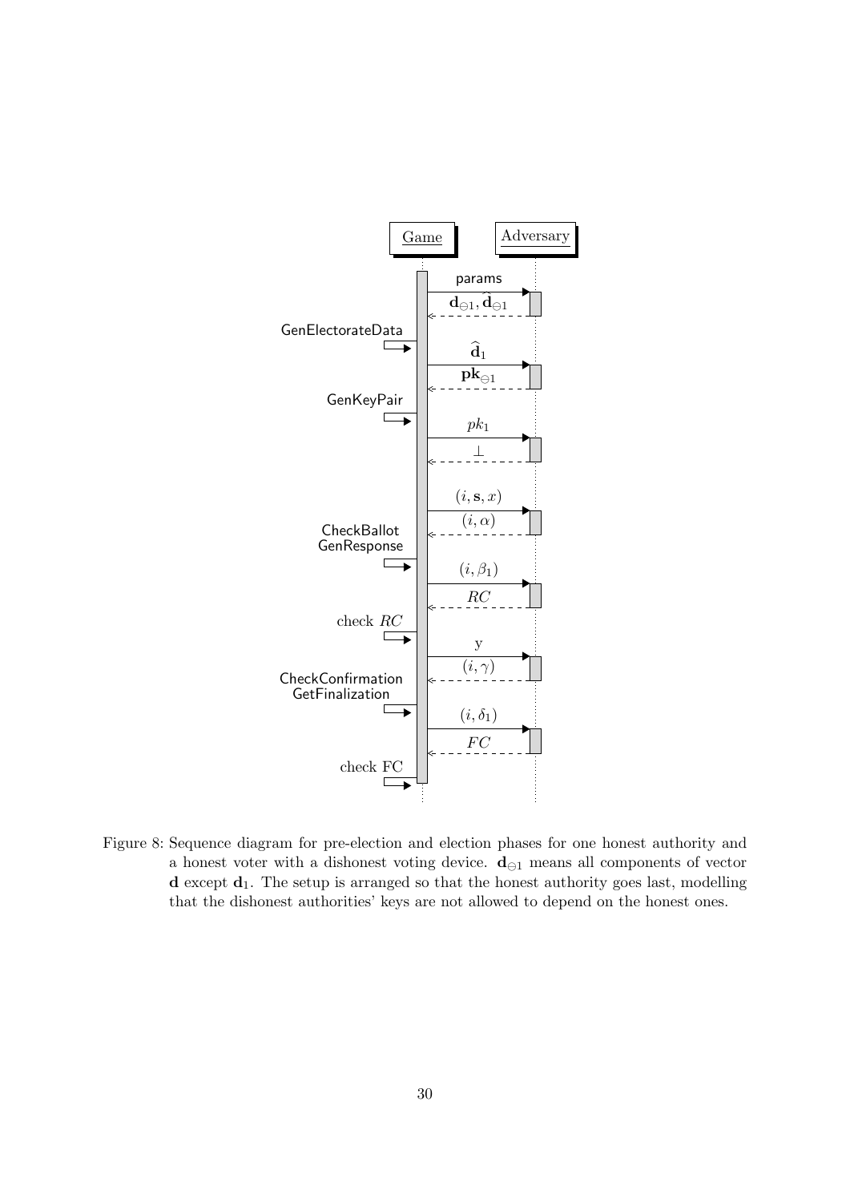| | Game | | Adversary |
|---|---|---|---|
| | | params → | |
| | | ← $\mathbf{d}_{\ominus 1}, \widehat{\mathbf{d}}_{\ominus 1}$ | |
| GenElectorateData | | $\widehat{\mathbf{d}}_1$ → | |
| | | ← $\mathbf{pk}_{\ominus 1}$ | |
| GenKeyPair | | $pk_1$ → | |
| | | ← $\bot$ | |
| | | $(i, \mathbf{s}, x)$ → | |
| | | ← $(i, \alpha)$ | |
| CheckBallot GenResponse | | $(i, \beta_1)$ → | |
| | | ← $RC$ | |
| check $RC$ | | y → | |
| | | ← $(i, \gamma)$ | |
| CheckConfirmation GetFinalization | | $(i, \delta_1)$ → | |
| | | ← $FC$ | |
| check FC | | | |

Figure 8: Sequence diagram for pre-election and election phases for one honest authority and a honest voter with a dishonest voting device. $\mathbf{d}_{\ominus 1}$ means all components of vector $\mathbf{d}$ except $\mathbf{d}_1$. The setup is arranged so that the honest authority goes last, modelling that the dishonest authorities' keys are not allowed to depend on the honest ones.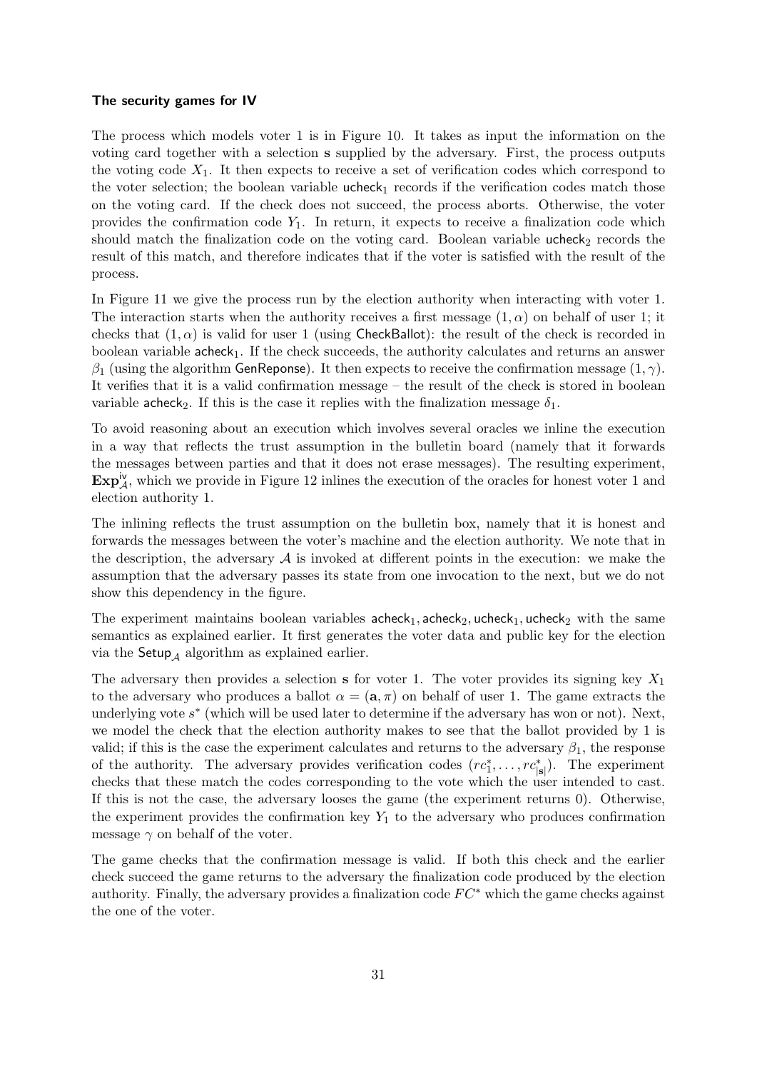#### The security games for IV

The process which models voter 1 is in Figure 10. It takes as input the information on the voting card together with a selection $\mathbf{s}$ supplied by the adversary. First, the process outputs the voting code $X_1$. It then expects to receive a set of verification codes which correspond to the voter selection; the boolean variable $\mathsf{ucheck}_1$ records if the verification codes match those on the voting card. If the check does not succeed, the process aborts. Otherwise, the voter provides the confirmation code $Y_1$. In return, it expects to receive a finalization code which should match the finalization code on the voting card. Boolean variable $\mathsf{ucheck}_2$ records the result of this match, and therefore indicates that if the voter is satisfied with the result of the process.

In Figure 11 we give the process run by the election authority when interacting with voter 1. The interaction starts when the authority receives a first message $(1, \alpha)$ on behalf of user 1; it checks that $(1, \alpha)$ is valid for user 1 (using $\mathsf{CheckBallot}$): the result of the check is recorded in boolean variable $\mathsf{acheck}_1$. If the check succeeds, the authority calculates and returns an answer $\beta_1$ (using the algorithm $\mathsf{GenReponse}$). It then expects to receive the confirmation message $(1, \gamma)$. It verifies that it is a valid confirmation message – the result of the check is stored in boolean variable $\mathsf{acheck}_2$. If this is the case it replies with the finalization message $\delta_1$.

To avoid reasoning about an execution which involves several oracles we inline the execution in a way that reflects the trust assumption in the bulletin board (namely that it forwards the messages between parties and that it does not erase messages). The resulting experiment, $\mathbf{Exp}^{\mathsf{iv}}_{\mathcal{A}}$, which we provide in Figure 12 inlines the execution of the oracles for honest voter 1 and election authority 1.

The inlining reflects the trust assumption on the bulletin box, namely that it is honest and forwards the messages between the voter's machine and the election authority. We note that in the description, the adversary $\mathcal{A}$ is invoked at different points in the execution: we make the assumption that the adversary passes its state from one invocation to the next, but we do not show this dependency in the figure.

The experiment maintains boolean variables $\mathsf{acheck}_1, \mathsf{acheck}_2, \mathsf{ucheck}_1, \mathsf{ucheck}_2$ with the same semantics as explained earlier. It first generates the voter data and public key for the election via the $\mathsf{Setup}_{\mathcal{A}}$ algorithm as explained earlier.

The adversary then provides a selection $\mathbf{s}$ for voter 1. The voter provides its signing key $X_1$ to the adversary who produces a ballot $\alpha = (\mathbf{a}, \pi)$ on behalf of user 1. The game extracts the underlying vote $s^*$ (which will be used later to determine if the adversary has won or not). Next, we model the check that the election authority makes to see that the ballot provided by 1 is valid; if this is the case the experiment calculates and returns to the adversary $\beta_1$, the response of the authority. The adversary provides verification codes $(rc^*_1, \ldots, rc^*_{|\mathbf{s}|})$. The experiment checks that these match the codes corresponding to the vote which the user intended to cast. If this is not the case, the adversary looses the game (the experiment returns 0). Otherwise, the experiment provides the confirmation key $Y_1$ to the adversary who produces confirmation message $\gamma$ on behalf of the voter.

The game checks that the confirmation message is valid. If both this check and the earlier check succeed the game returns to the adversary the finalization code produced by the election authority. Finally, the adversary provides a finalization code $FC^*$ which the game checks against the one of the voter.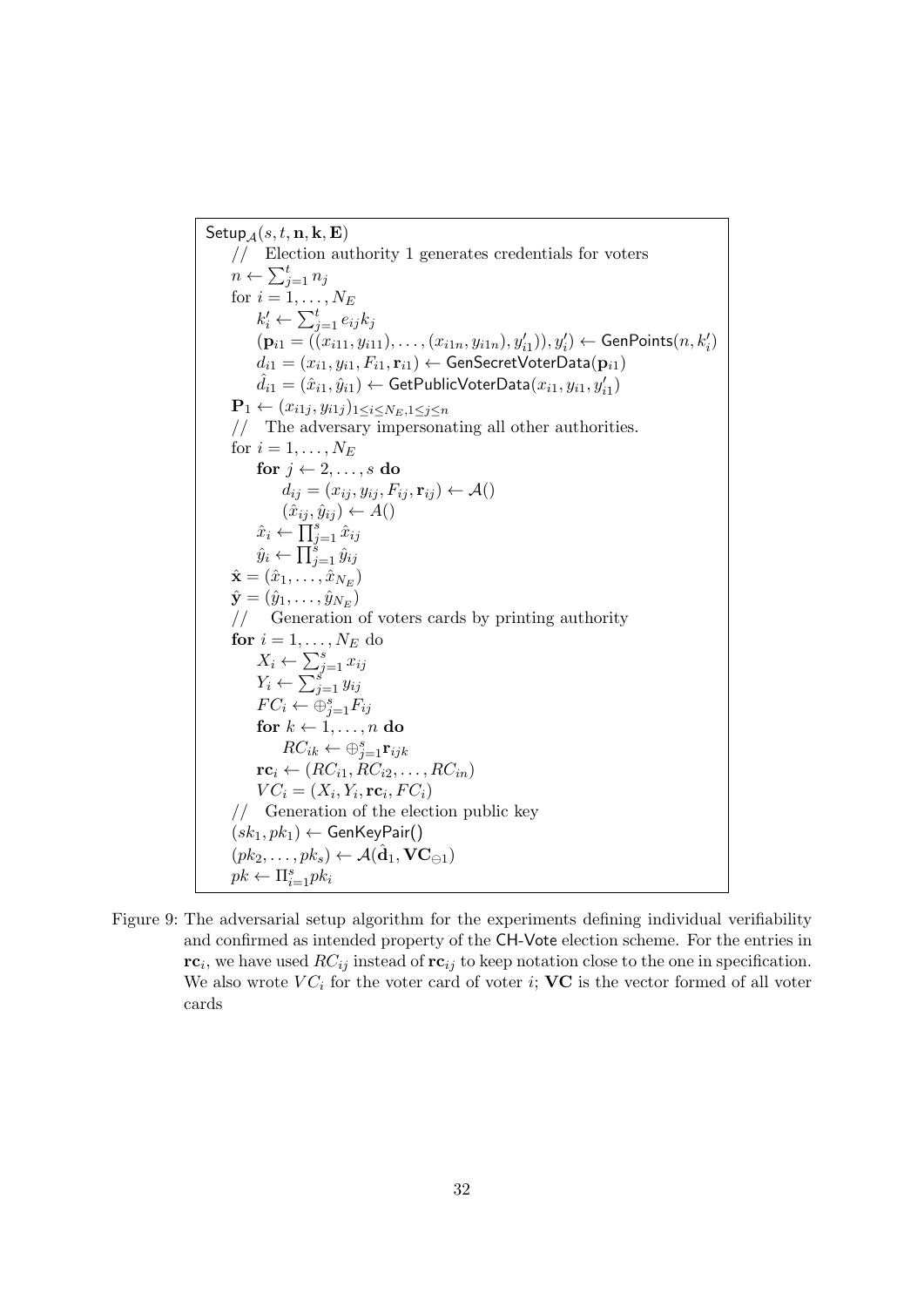```
Setup_A(s, t, n, k, E)
    //  Election authority 1 generates credentials for voters
    n ← Σ_{j=1}^{t} n_j
    for i = 1, ..., N_E
        k'_i ← Σ_{j=1}^{t} e_ij k_j
        (p_i1 = ((x_i11, y_i11), ..., (x_i1n, y_i1n), y'_i1)), y'_i) ← GenPoints(n, k'_i)
        d_i1 = (x_i1, y_i1, F_i1, r_i1) ← GenSecretVoterData(p_i1)
        d̂_i1 = (x̂_i1, ŷ_i1) ← GetPublicVoterData(x_i1, y_i1, y'_i1)
    P_1 ← (x_i1j, y_i1j)_{1≤i≤N_E, 1≤j≤n}
    //  The adversary impersonating all other authorities.
    for i = 1, ..., N_E
        for j ← 2, ..., s do
            d_ij = (x_ij, y_ij, F_ij, r_ij) ← A()
            (x̂_ij, ŷ_ij) ← A()
        x̂_i ← Π_{j=1}^{s} x̂_ij
        ŷ_i ← Π_{j=1}^{s} ŷ_ij
    x̂ = (x̂_1, ..., x̂_{N_E})
    ŷ = (ŷ_1, ..., ŷ_{N_E})
    //  Generation of voters cards by printing authority
    for i = 1, ..., N_E do
        X_i ← Σ_{j=1}^{s} x_ij
        Y_i ← Σ_{j=1}^{s} y_ij
        FC_i ← ⊕_{j=1}^{s} F_ij
        for k ← 1, ..., n do
            RC_ik ← ⊕_{j=1}^{s} r_ijk
        rc_i ← (RC_i1, RC_i2, ..., RC_in)
        VC_i = (X_i, Y_i, rc_i, FC_i)
    //  Generation of the election public key
    (sk_1, pk_1) ← GenKeyPair()
    (pk_2, ..., pk_s) ← A(d̂_1, VC_⊖1)
    pk ← Π_{i=1}^{s} pk_i
```

Figure 9: The adversarial setup algorithm for the experiments defining individual verifiability and confirmed as intended property of the CH-Vote election scheme. For the entries in $\mathbf{rc}_i$, we have used $RC_{ij}$ instead of $\mathbf{rc}_{ij}$ to keep notation close to the one in specification. We also wrote $VC_i$ for the voter card of voter $i$; $\mathbf{VC}$ is the vector formed of all voter cards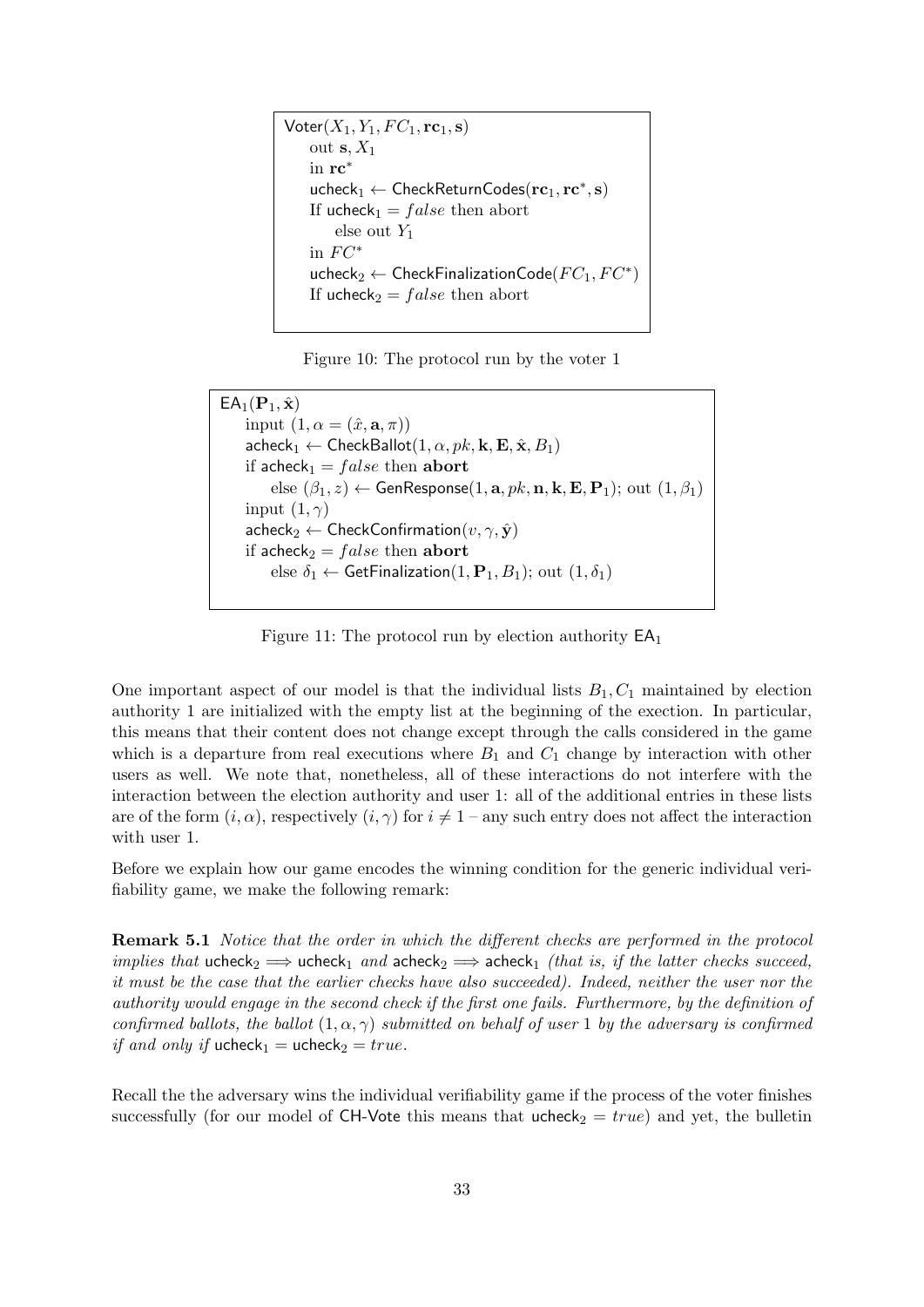```
Voter(X_1, Y_1, FC_1, rc_1, s)
    out s, X_1
    in rc*
    ucheck_1 ← CheckReturnCodes(rc_1, rc*, s)
    If ucheck_1 = false then abort
        else out Y_1
    in FC*
    ucheck_2 ← CheckFinalizationCode(FC_1, FC*)
    If ucheck_2 = false then abort
```

Figure 10: The protocol run by the voter 1

```
EA_1(P_1, x̂)
    input (1, α = (x̂, a, π))
    acheck_1 ← CheckBallot(1, α, pk, k, E, x̂, B_1)
    if acheck_1 = false then abort
        else (β_1, z) ← GenResponse(1, a, pk, n, k, E, P_1); out (1, β_1)
    input (1, γ)
    acheck_2 ← CheckConfirmation(v, γ, ŷ)
    if acheck_2 = false then abort
        else δ_1 ← GetFinalization(1, P_1, B_1); out (1, δ_1)
```

Figure 11: The protocol run by election authority $\mathsf{EA}_1$

One important aspect of our model is that the individual lists $B_1, C_1$ maintained by election authority 1 are initialized with the empty list at the beginning of the exection. In particular, this means that their content does not change except through the calls considered in the game which is a departure from real executions where $B_1$ and $C_1$ change by interaction with other users as well. We note that, nonetheless, all of these interactions do not interfere with the interaction between the election authority and user 1: all of the additional entries in these lists are of the form $(i, \alpha)$, respectively $(i, \gamma)$ for $i \neq 1$ – any such entry does not affect the interaction with user 1.

Before we explain how our game encodes the winning condition for the generic individual verifiability game, we make the following remark:

**Remark 5.1** *Notice that the order in which the different checks are performed in the protocol implies that* $\mathsf{ucheck}_2 \implies \mathsf{ucheck}_1$ *and* $\mathsf{acheck}_2 \implies \mathsf{acheck}_1$ *(that is, if the latter checks succeed, it must be the case that the earlier checks have also succeeded). Indeed, neither the user nor the authority would engage in the second check if the first one fails. Furthermore, by the definition of confirmed ballots, the ballot* $(1, \alpha, \gamma)$ *submitted on behalf of user* 1 *by the adversary is confirmed if and only if* $\mathsf{ucheck}_1 = \mathsf{ucheck}_2 = true$.

Recall the the adversary wins the individual verifiability game if the process of the voter finishes successfully (for our model of CH-Vote this means that $\mathsf{ucheck}_2 = true$) and yet, the bulletin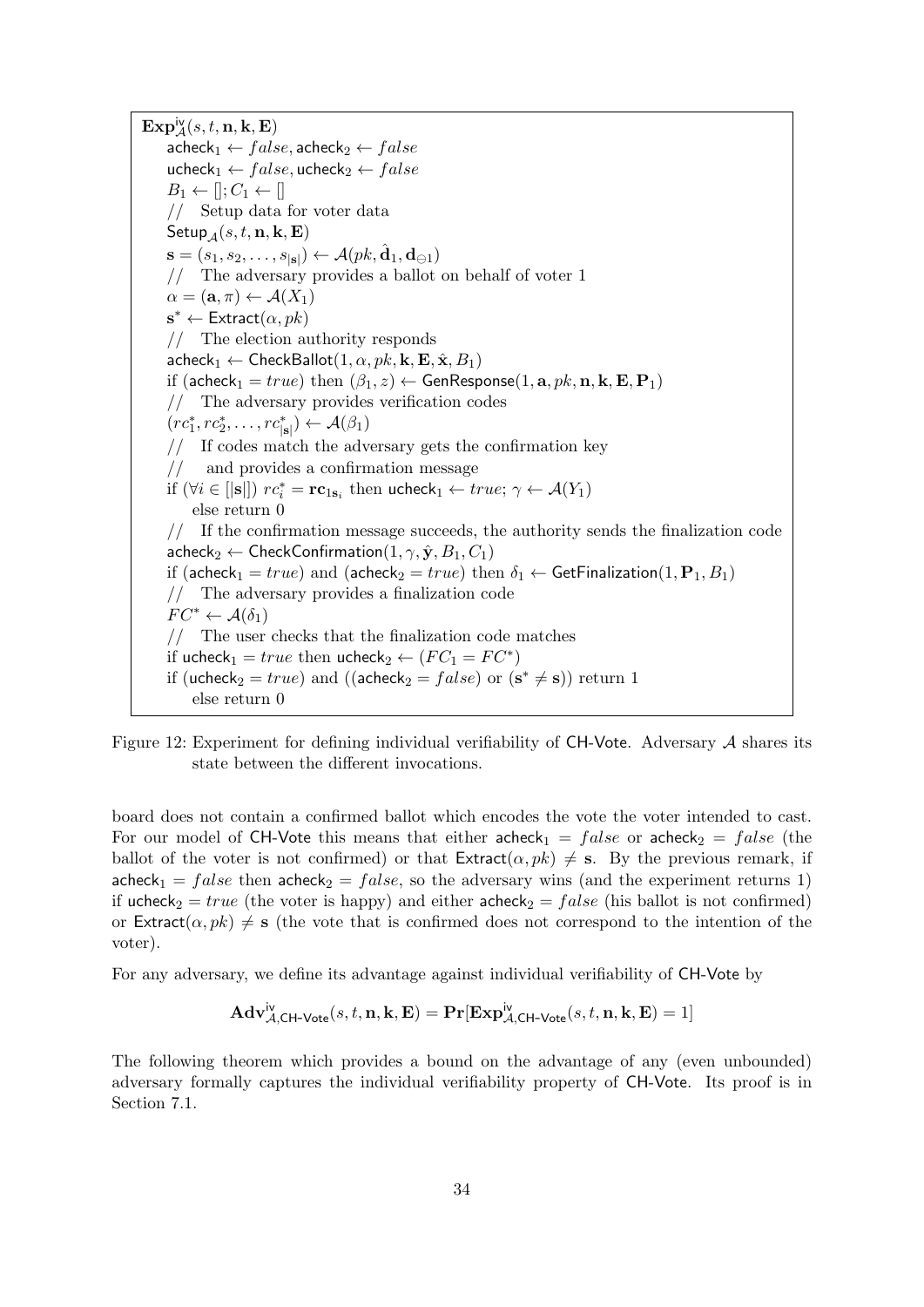```
Exp^iv_A(s, t, n, k, E)
    acheck_1 ← false, acheck_2 ← false
    ucheck_1 ← false, ucheck_2 ← false
    B_1 ← []; C_1 ← []
    // Setup data for voter data
    Setup_A(s, t, n, k, E)
    s = (s_1, s_2, ..., s_|s|) ← A(pk, d̂_1, d_⊖1)
    // The adversary provides a ballot on behalf of voter 1
    α = (a, π) ← A(X_1)
    s* ← Extract(α, pk)
    // The election authority responds
    acheck_1 ← CheckBallot(1, α, pk, k, E, x̂, B_1)
    if (acheck_1 = true) then (β_1, z) ← GenResponse(1, a, pk, n, k, E, P_1)
    // The adversary provides verification codes
    (rc*_1, rc*_2, ..., rc*_|s|) ← A(β_1)
    // If codes match the adversary gets the confirmation key
    //  and provides a confirmation message
    if (∀i ∈ [|s|]) rc*_i = rc_{1 s_i} then ucheck_1 ← true; γ ← A(Y_1)
        else return 0
    // If the confirmation message succeeds, the authority sends the finalization code
    acheck_2 ← CheckConfirmation(1, γ, ŷ, B_1, C_1)
    if (acheck_1 = true) and (acheck_2 = true) then δ_1 ← GetFinalization(1, P_1, B_1)
    // The adversary provides a finalization code
    FC* ← A(δ_1)
    // The user checks that the finalization code matches
    if ucheck_1 = true then ucheck_2 ← (FC_1 = FC*)
    if (ucheck_2 = true) and ((acheck_2 = false) or (s* ≠ s)) return 1
        else return 0
```

Figure 12: Experiment for defining individual verifiability of CH-Vote. Adversary $\mathcal{A}$ shares its state between the different invocations.

board does not contain a confirmed ballot which encodes the vote the voter intended to cast. For our model of CH-Vote this means that either $\mathsf{acheck}_1 = false$ or $\mathsf{acheck}_2 = false$ (the ballot of the voter is not confirmed) or that $\mathsf{Extract}(\alpha, pk) \neq \mathbf{s}$. By the previous remark, if $\mathsf{acheck}_1 = false$ then $\mathsf{acheck}_2 = false$, so the adversary wins (and the experiment returns 1) if $\mathsf{ucheck}_2 = true$ (the voter is happy) and either $\mathsf{acheck}_2 = false$ (his ballot is not confirmed) or $\mathsf{Extract}(\alpha, pk) \neq \mathbf{s}$ (the vote that is confirmed does not correspond to the intention of the voter).

For any adversary, we define its advantage against individual verifiability of CH-Vote by

$$\mathbf{Adv}^{\mathsf{iv}}_{\mathcal{A},\mathsf{CH\text{-}Vote}}(s, t, \mathbf{n}, \mathbf{k}, \mathbf{E}) = \mathbf{Pr}[\mathbf{Exp}^{\mathsf{iv}}_{\mathcal{A},\mathsf{CH\text{-}Vote}}(s, t, \mathbf{n}, \mathbf{k}, \mathbf{E}) = 1]$$

The following theorem which provides a bound on the advantage of any (even unbounded) adversary formally captures the individual verifiability property of CH-Vote. Its proof is in Section 7.1.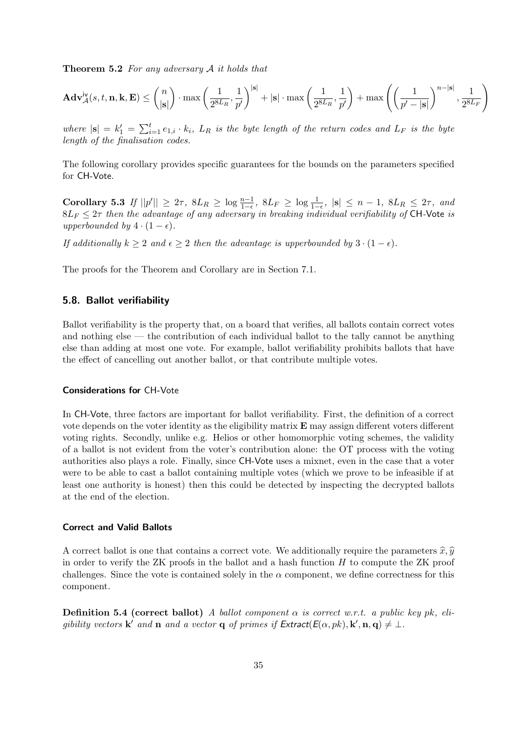**Theorem 5.2** *For any adversary $\mathcal{A}$ it holds that*

$$\mathbf{Adv}^{\mathsf{iv}}_{\mathcal{A}}(s, t, \mathbf{n}, \mathbf{k}, \mathbf{E}) \leq \binom{n}{|\mathbf{s}|} \cdot \max\left(\frac{1}{2^{8L_R}}, \frac{1}{p'}\right)^{|\mathbf{s}|} + |\mathbf{s}| \cdot \max\left(\frac{1}{2^{8L_R}}, \frac{1}{p'}\right) + \max\left(\left(\frac{1}{p' - |\mathbf{s}|}\right)^{n - |\mathbf{s}|}, \frac{1}{2^{8L_F}}\right)$$

*where $|\mathbf{s}| = k'_1 = \sum_{i=1}^{t} e_{1,i} \cdot k_i$, $L_R$ is the byte length of the return codes and $L_F$ is the byte length of the finalisation codes.*

The following corollary provides specific guarantees for the bounds on the parameters specified for CH-Vote.

**Corollary 5.3** *If $||p'|| \geq 2\tau$, $8L_R \geq \log \frac{n-1}{1-\epsilon}$, $8L_F \geq \log \frac{1}{1-\epsilon}$, $|\mathbf{s}| \leq n-1$, $8L_R \leq 2\tau$, and $8L_F \leq 2\tau$ then the advantage of any adversary in breaking individual verifiability of* CH-Vote *is upperbounded by $4 \cdot (1-\epsilon)$.*

*If additionally $k \geq 2$ and $\epsilon \geq 2$ then the advantage is upperbounded by $3 \cdot (1-\epsilon)$.*

The proofs for the Theorem and Corollary are in Section 7.1.

## 5.8. Ballot verifiability

Ballot verifiability is the property that, on a board that verifies, all ballots contain correct votes and nothing else — the contribution of each individual ballot to the tally cannot be anything else than adding at most one vote. For example, ballot verifiability prohibits ballots that have the effect of cancelling out another ballot, or that contribute multiple votes.

#### Considerations for CH-Vote

In CH-Vote, three factors are important for ballot verifiability. First, the definition of a correct vote depends on the voter identity as the eligibility matrix $\mathbf{E}$ may assign different voters different voting rights. Secondly, unlike e.g. Helios or other homomorphic voting schemes, the validity of a ballot is not evident from the voter's contribution alone: the OT process with the voting authorities also plays a role. Finally, since CH-Vote uses a mixnet, even in the case that a voter were to be able to cast a ballot containing multiple votes (which we prove to be infeasible if at least one authority is honest) then this could be detected by inspecting the decrypted ballots at the end of the election.

#### Correct and Valid Ballots

A correct ballot is one that contains a correct vote. We additionally require the parameters $\widehat{x}, \widehat{y}$ in order to verify the ZK proofs in the ballot and a hash function $H$ to compute the ZK proof challenges. Since the vote is contained solely in the $\alpha$ component, we define correctness for this component.

**Definition 5.4 (correct ballot)** *A ballot component $\alpha$ is correct w.r.t. a public key $pk$, eligibility vectors $\mathbf{k}'$ and $\mathbf{n}$ and a vector $\mathbf{q}$ of primes if $\mathsf{Extract}(\mathsf{E}(\alpha, pk), \mathbf{k}', \mathbf{n}, \mathbf{q}) \neq \bot$.*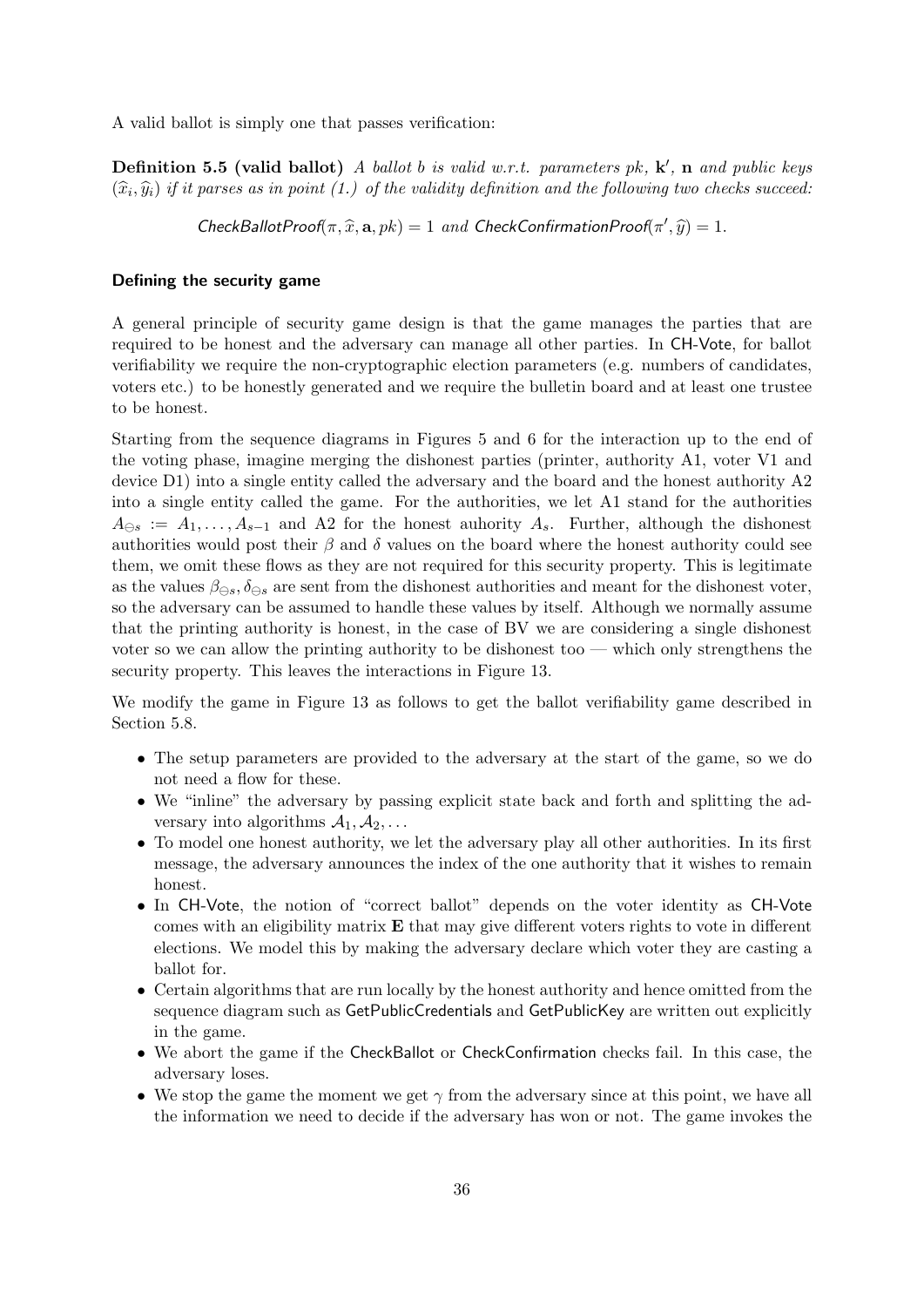A valid ballot is simply one that passes verification:

**Definition 5.5 (valid ballot)** *A ballot $b$ is valid w.r.t. parameters $pk$, $\mathbf{k}'$, $\mathbf{n}$ and public keys $(\widehat{x}_i, \widehat{y}_i)$ if it parses as in point (1.) of the validity definition and the following two checks succeed:*

$$\mathsf{CheckBallotProof}(\pi, \widehat{x}, \mathbf{a}, pk) = 1 \text{ and } \mathsf{CheckConfirmationProof}(\pi', \widehat{y}) = 1.$$

#### Defining the security game

A general principle of security game design is that the game manages the parties that are required to be honest and the adversary can manage all other parties. In CH-Vote, for ballot verifiability we require the non-cryptographic election parameters (e.g. numbers of candidates, voters etc.) to be honestly generated and we require the bulletin board and at least one trustee to be honest.

Starting from the sequence diagrams in Figures 5 and 6 for the interaction up to the end of the voting phase, imagine merging the dishonest parties (printer, authority A1, voter V1 and device D1) into a single entity called the adversary and the board and the honest authority A2 into a single entity called the game. For the authorities, we let A1 stand for the authorities $A_{\ominus s} := A_1, \ldots, A_{s-1}$ and A2 for the honest auhority $A_s$. Further, although the dishonest authorities would post their $\beta$ and $\delta$ values on the board where the honest authority could see them, we omit these flows as they are not required for this security property. This is legitimate as the values $\beta_{\ominus s}, \delta_{\ominus s}$ are sent from the dishonest authorities and meant for the dishonest voter, so the adversary can be assumed to handle these values by itself. Although we normally assume that the printing authority is honest, in the case of BV we are considering a single dishonest voter so we can allow the printing authority to be dishonest too — which only strengthens the security property. This leaves the interactions in Figure 13.

We modify the game in Figure 13 as follows to get the ballot verifiability game described in Section 5.8.

- The setup parameters are provided to the adversary at the start of the game, so we do not need a flow for these.
- We "inline" the adversary by passing explicit state back and forth and splitting the adversary into algorithms $\mathcal{A}_1, \mathcal{A}_2, \ldots$
- To model one honest authority, we let the adversary play all other authorities. In its first message, the adversary announces the index of the one authority that it wishes to remain honest.
- In CH-Vote, the notion of "correct ballot" depends on the voter identity as CH-Vote comes with an eligibility matrix $\mathbf{E}$ that may give different voters rights to vote in different elections. We model this by making the adversary declare which voter they are casting a ballot for.
- Certain algorithms that are run locally by the honest authority and hence omitted from the sequence diagram such as GetPublicCredentials and GetPublicKey are written out explicitly in the game.
- We abort the game if the CheckBallot or CheckConfirmation checks fail. In this case, the adversary loses.
- We stop the game the moment we get $\gamma$ from the adversary since at this point, we have all the information we need to decide if the adversary has won or not. The game invokes the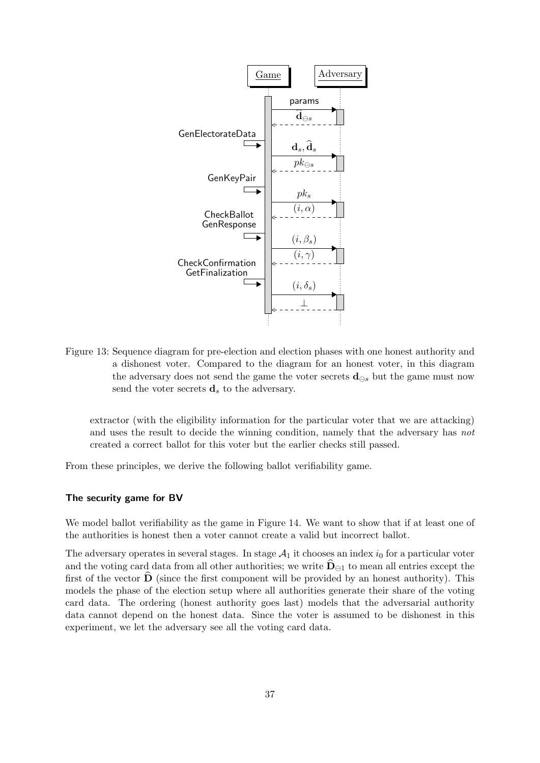Figure 13: Sequence diagram for pre-election and election phases with one honest authority and a dishonest voter. Compared to the diagram for an honest voter, in this diagram the adversary does not send the game the voter secrets $\mathbf{d}_{\ominus s}$ but the game must now send the voter secrets $\mathbf{d}_s$ to the adversary.

extractor (with the eligibility information for the particular voter that we are attacking) and uses the result to decide the winning condition, namely that the adversary has *not* created a correct ballot for this voter but the earlier checks still passed.

From these principles, we derive the following ballot verifiability game.

#### The security game for BV

We model ballot verifiability as the game in Figure 14. We want to show that if at least one of the authorities is honest then a voter cannot create a valid but incorrect ballot.

The adversary operates in several stages. In stage $\mathcal{A}_1$ it chooses an index $i_0$ for a particular voter and the voting card data from all other authorities; we write $\widehat{\mathbf{D}}_{\ominus 1}$ to mean all entries except the first of the vector $\widehat{\mathbf{D}}$ (since the first component will be provided by an honest authority). This models the phase of the election setup where all authorities generate their share of the voting card data. The ordering (honest authority goes last) models that the adversarial authority data cannot depend on the honest data. Since the voter is assumed to be dishonest in this experiment, we let the adversary see all the voting card data.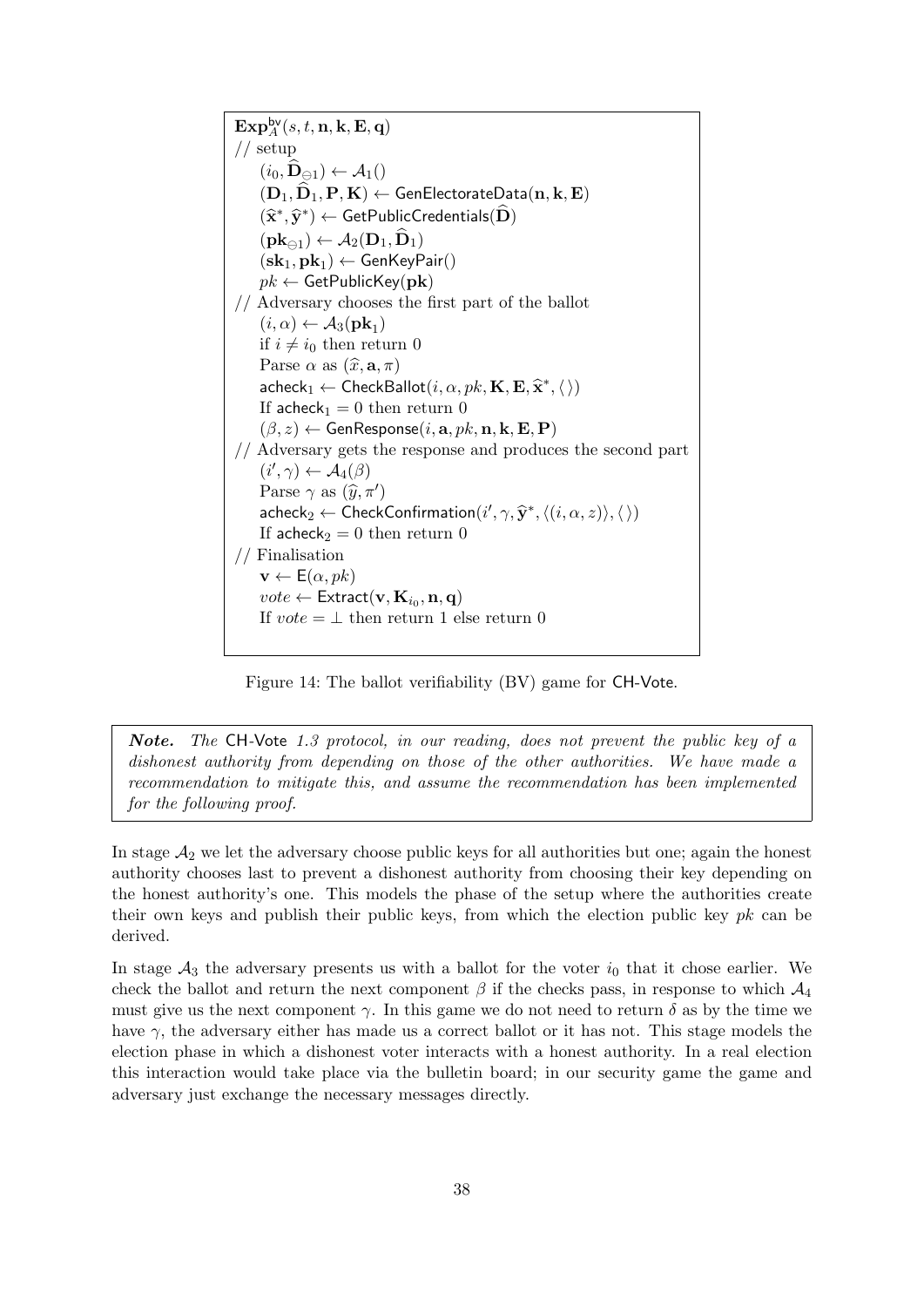```
Exp^bv_A(s, t, n, k, E, q)
// setup
    (i_0, D̂_⊖1) ← A_1()
    (D_1, D̂_1, P, K) ← GenElectorateData(n, k, E)
    (x̂*, ŷ*) ← GetPublicCredentials(D̂)
    (pk_⊖1) ← A_2(D_1, D̂_1)
    (sk_1, pk_1) ← GenKeyPair()
    pk ← GetPublicKey(pk)
// Adversary chooses the first part of the ballot
    (i, α) ← A_3(pk_1)
    if i ≠ i_0 then return 0
    Parse α as (x̂, a, π)
    acheck_1 ← CheckBallot(i, α, pk, K, E, x̂*, ⟨⟩)
    If acheck_1 = 0 then return 0
    (β, z) ← GenResponse(i, a, pk, n, k, E, P)
// Adversary gets the response and produces the second part
    (i', γ) ← A_4(β)
    Parse γ as (ŷ, π')
    acheck_2 ← CheckConfirmation(i', γ, ŷ*, ⟨(i, α, z)⟩, ⟨⟩)
    If acheck_2 = 0 then return 0
// Finalisation
    v ← E(α, pk)
    vote ← Extract(v, K_{i_0}, n, q)
    If vote = ⊥ then return 1 else return 0
```

Figure 14: The ballot verifiability (BV) game for CH-Vote.

> ***Note.*** *The* CH-Vote *1.3 protocol, in our reading, does not prevent the public key of a dishonest authority from depending on those of the other authorities. We have made a recommendation to mitigate this, and assume the recommendation has been implemented for the following proof.*

In stage $\mathcal{A}_2$ we let the adversary choose public keys for all authorities but one; again the honest authority chooses last to prevent a dishonest authority from choosing their key depending on the honest authority's one. This models the phase of the setup where the authorities create their own keys and publish their public keys, from which the election public key $pk$ can be derived.

In stage $\mathcal{A}_3$ the adversary presents us with a ballot for the voter $i_0$ that it chose earlier. We check the ballot and return the next component $\beta$ if the checks pass, in response to which $\mathcal{A}_4$ must give us the next component $\gamma$. In this game we do not need to return $\delta$ as by the time we have $\gamma$, the adversary either has made us a correct ballot or it has not. This stage models the election phase in which a dishonest voter interacts with a honest authority. In a real election this interaction would take place via the bulletin board; in our security game the game and adversary just exchange the necessary messages directly.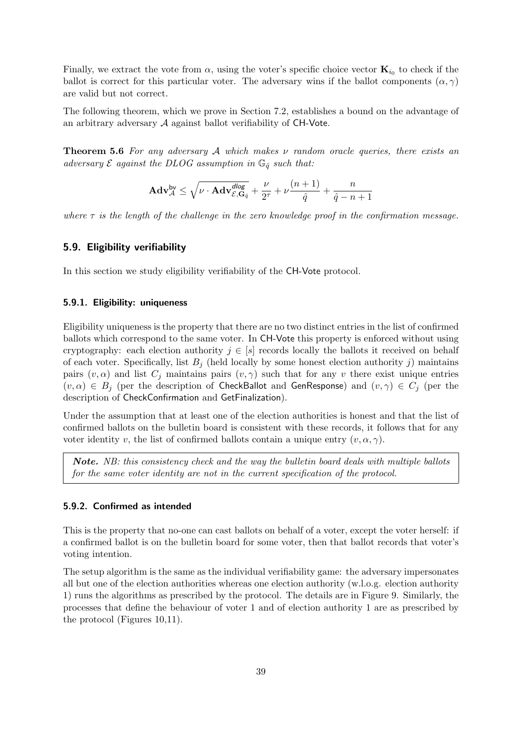Finally, we extract the vote from $\alpha$, using the voter's specific choice vector $\mathbf{K}_{i_0}$ to check if the ballot is correct for this particular voter. The adversary wins if the ballot components $(\alpha, \gamma)$ are valid but not correct.

The following theorem, which we prove in Section 7.2, establishes a bound on the advantage of an arbitrary adversary $\mathcal{A}$ against ballot verifiability of CH-Vote.

**Theorem 5.6** *For any adversary $\mathcal{A}$ which makes $\nu$ random oracle queries, there exists an adversary $\mathcal{E}$ against the DLOG assumption in $\mathbb{G}_{\hat{q}}$ such that:*

$$\mathbf{Adv}^{\mathsf{bv}}_{\mathcal{A}} \leq \sqrt{\nu \cdot \mathbf{Adv}^{\mathsf{dlog}}_{\mathcal{E},\mathbf{G}_{\hat{q}}}} + \frac{\nu}{2^{\tau}} + \nu\frac{(n+1)}{\hat{q}} + \frac{n}{\hat{q}-n+1}$$

*where $\tau$ is the length of the challenge in the zero knowledge proof in the confirmation message.*

## 5.9. Eligibility verifiability

In this section we study eligibility verifiability of the CH-Vote protocol.

### 5.9.1. Eligibility: uniqueness

Eligibility uniqueness is the property that there are no two distinct entries in the list of confirmed ballots which correspond to the same voter. In CH-Vote this property is enforced without using cryptography: each election authority $j \in [s]$ records locally the ballots it received on behalf of each voter. Specifically, list $B_j$ (held locally by some honest election authority $j$) maintains pairs $(v, \alpha)$ and list $C_j$ maintains pairs $(v, \gamma)$ such that for any $v$ there exist unique entries $(v, \alpha) \in B_j$ (per the description of CheckBallot and GenResponse) and $(v, \gamma) \in C_j$ (per the description of CheckConfirmation and GetFinalization).

Under the assumption that at least one of the election authorities is honest and that the list of confirmed ballots on the bulletin board is consistent with these records, it follows that for any voter identity $v$, the list of confirmed ballots contain a unique entry $(v, \alpha, \gamma)$.

> ***Note.*** *NB: this consistency check and the way the bulletin board deals with multiple ballots for the same voter identity are not in the current specification of the protocol.*

### 5.9.2. Confirmed as intended

This is the property that no-one can cast ballots on behalf of a voter, except the voter herself: if a confirmed ballot is on the bulletin board for some voter, then that ballot records that voter's voting intention.

The setup algorithm is the same as the individual verifiability game: the adversary impersonates all but one of the election authorities whereas one election authority (w.l.o.g. election authority 1) runs the algorithms as prescribed by the protocol. The details are in Figure 9. Similarly, the processes that define the behaviour of voter 1 and of election authority 1 are as prescribed by the protocol (Figures 10,11).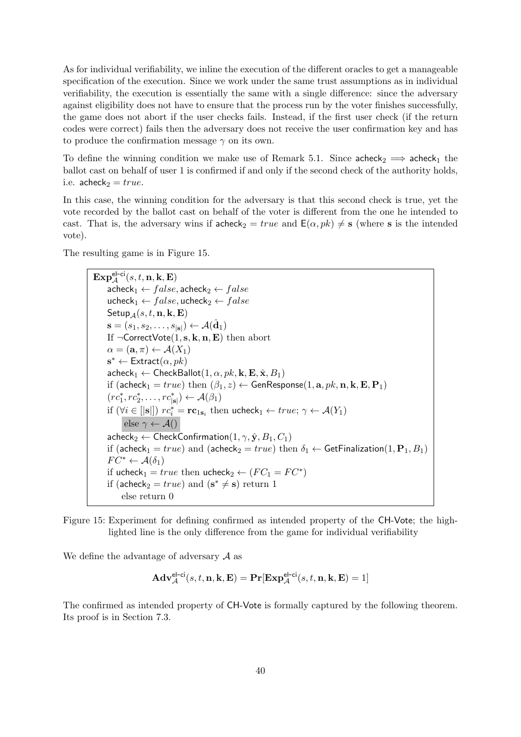As for individual verifiability, we inline the execution of the different oracles to get a manageable specification of the execution. Since we work under the same trust assumptions as in individual verifiability, the execution is essentially the same with a single difference: since the adversary against eligibility does not have to ensure that the process run by the voter finishes successfully, the game does not abort if the user checks fails. Instead, if the first user check (if the return codes were correct) fails then the adversary does not receive the user confirmation key and has to produce the confirmation message $\gamma$ on its own.

To define the winning condition we make use of Remark 5.1. Since $\mathsf{acheck}_2 \implies \mathsf{acheck}_1$ the ballot cast on behalf of user 1 is confirmed if and only if the second check of the authority holds, i.e. $\mathsf{acheck}_2 = true$.

In this case, the winning condition for the adversary is that this second check is true, yet the vote recorded by the ballot cast on behalf of the voter is different from the one he intended to cast. That is, the adversary wins if $\mathsf{acheck}_2 = true$ and $\mathsf{E}(\alpha, pk) \neq \mathbf{s}$ (where $\mathbf{s}$ is the intended vote).

The resulting game is in Figure 15.

$\mathbf{Exp}^{\mathsf{el\text{-}ci}}_{\mathcal{A}}(s, t, \mathbf{n}, \mathbf{k}, \mathbf{E})$
- $\mathsf{acheck}_1 \leftarrow false, \mathsf{acheck}_2 \leftarrow false$
- $\mathsf{ucheck}_1 \leftarrow false, \mathsf{ucheck}_2 \leftarrow false$
- $\mathsf{Setup}_{\mathcal{A}}(s, t, \mathbf{n}, \mathbf{k}, \mathbf{E})$
- $\mathbf{s} = (s_1, s_2, \ldots, s_{|\mathbf{s}|}) \leftarrow \mathcal{A}(\hat{\mathbf{d}}_1)$
- If $\neg\mathsf{CorrectVote}(1, \mathbf{s}, \mathbf{k}, \mathbf{n}, \mathbf{E})$ then abort
- $\alpha = (\mathbf{a}, \pi) \leftarrow \mathcal{A}(X_1)$
- $\mathbf{s}^* \leftarrow \mathsf{Extract}(\alpha, pk)$
- $\mathsf{acheck}_1 \leftarrow \mathsf{CheckBallot}(1, \alpha, pk, \mathbf{k}, \mathbf{E}, \hat{\mathbf{x}}, B_1)$
- if $(\mathsf{acheck}_1 = true)$ then $(\beta_1, z) \leftarrow \mathsf{GenResponse}(1, \mathbf{a}, pk, \mathbf{n}, \mathbf{k}, \mathbf{E}, \mathbf{P}_1)$
- $(rc^*_1, rc^*_2, \ldots, rc^*_{|\mathbf{s}|}) \leftarrow \mathcal{A}(\beta_1)$
- if $(\forall i \in [|\mathbf{s}|])\ rc^*_i = \mathbf{rc}_{1 s_i}$ then $\mathsf{ucheck}_1 \leftarrow true$; $\gamma \leftarrow \mathcal{A}(Y_1)$
  - else $\gamma \leftarrow \mathcal{A}()$
- $\mathsf{acheck}_2 \leftarrow \mathsf{CheckConfirmation}(1, \gamma, \hat{\mathbf{y}}, B_1, C_1)$
- if $(\mathsf{acheck}_1 = true)$ and $(\mathsf{acheck}_2 = true)$ then $\delta_1 \leftarrow \mathsf{GetFinalization}(1, \mathbf{P}_1, B_1)$
- $FC^* \leftarrow \mathcal{A}(\delta_1)$
- if $\mathsf{ucheck}_1 = true$ then $\mathsf{ucheck}_2 \leftarrow (FC_1 = FC^*)$
- if $(\mathsf{acheck}_2 = true)$ and $(\mathbf{s}^* \neq \mathbf{s})$ return 1
  - else return 0

Figure 15: Experiment for defining confirmed as intended property of the CH-Vote; the highlighted line is the only difference from the game for individual verifiability

We define the advantage of adversary $\mathcal{A}$ as

$$\mathbf{Adv}^{\mathsf{el\text{-}ci}}_{\mathcal{A}}(s, t, \mathbf{n}, \mathbf{k}, \mathbf{E}) = \mathbf{Pr}[\mathbf{Exp}^{\mathsf{el\text{-}ci}}_{\mathcal{A}}(s, t, \mathbf{n}, \mathbf{k}, \mathbf{E}) = 1]$$

The confirmed as intended property of CH-Vote is formally captured by the following theorem. Its proof is in Section 7.3.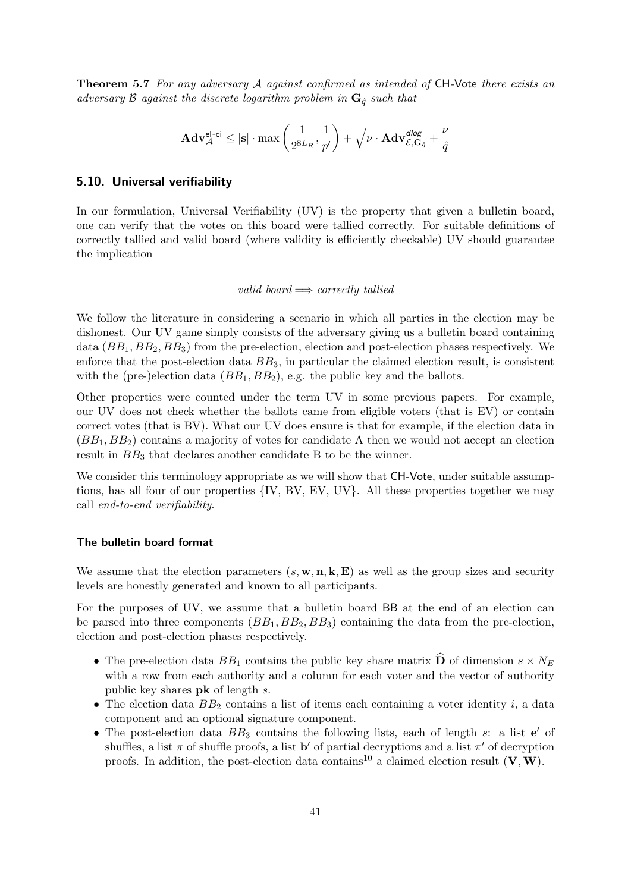**Theorem 5.7** *For any adversary $\mathcal{A}$ against confirmed as intended of* CH-Vote *there exists an adversary $\mathcal{B}$ against the discrete logarithm problem in $\mathbf{G}_{\hat{q}}$ such that*

$$\mathbf{Adv}_{\mathcal{A}}^{\text{el-ci}} \leq |\mathbf{s}| \cdot \max\left(\frac{1}{2^{8L_R}}, \frac{1}{p'}\right) + \sqrt{\nu \cdot \mathbf{Adv}_{\mathcal{E},\mathbf{G}_{\hat{q}}}^{\mathit{dlog}}} + \frac{\nu}{\hat{q}}$$

## 5.10. Universal verifiability

In our formulation, Universal Verifiability (UV) is the property that given a bulletin board, one can verify that the votes on this board were tallied correctly. For suitable definitions of correctly tallied and valid board (where validity is efficiently checkable) UV should guarantee the implication

$$\textit{valid board} \Longrightarrow \textit{correctly tallied}$$

We follow the literature in considering a scenario in which all parties in the election may be dishonest. Our UV game simply consists of the adversary giving us a bulletin board containing data $(BB_1, BB_2, BB_3)$ from the pre-election, election and post-election phases respectively. We enforce that the post-election data $BB_3$, in particular the claimed election result, is consistent with the (pre-)election data $(BB_1, BB_2)$, e.g. the public key and the ballots.

Other properties were counted under the term UV in some previous papers. For example, our UV does not check whether the ballots came from eligible voters (that is EV) or contain correct votes (that is BV). What our UV does ensure is that for example, if the election data in $(BB_1, BB_2)$ contains a majority of votes for candidate A then we would not accept an election result in $BB_3$ that declares another candidate B to be the winner.

We consider this terminology appropriate as we will show that CH-Vote, under suitable assumptions, has all four of our properties {IV, BV, EV, UV}. All these properties together we may call *end-to-end verifiability*.

### The bulletin board format

We assume that the election parameters $(s, \mathbf{w}, \mathbf{n}, \mathbf{k}, \mathbf{E})$ as well as the group sizes and security levels are honestly generated and known to all participants.

For the purposes of UV, we assume that a bulletin board BB at the end of an election can be parsed into three components $(BB_1, BB_2, BB_3)$ containing the data from the pre-election, election and post-election phases respectively.

- The pre-election data $BB_1$ contains the public key share matrix $\widehat{\mathbf{D}}$ of dimension $s \times N_E$ with a row from each authority and a column for each voter and the vector of authority public key shares $\mathbf{pk}$ of length $s$.
- The election data $BB_2$ contains a list of items each containing a voter identity $i$, a data component and an optional signature component.
- The post-election data $BB_3$ contains the following lists, each of length $s$: a list $\mathbf{e}'$ of shuffles, a list $\pi$ of shuffle proofs, a list $\mathbf{b}'$ of partial decryptions and a list $\pi'$ of decryption proofs. In addition, the post-election data contains[10] a claimed election result $(\mathbf{V}, \mathbf{W})$.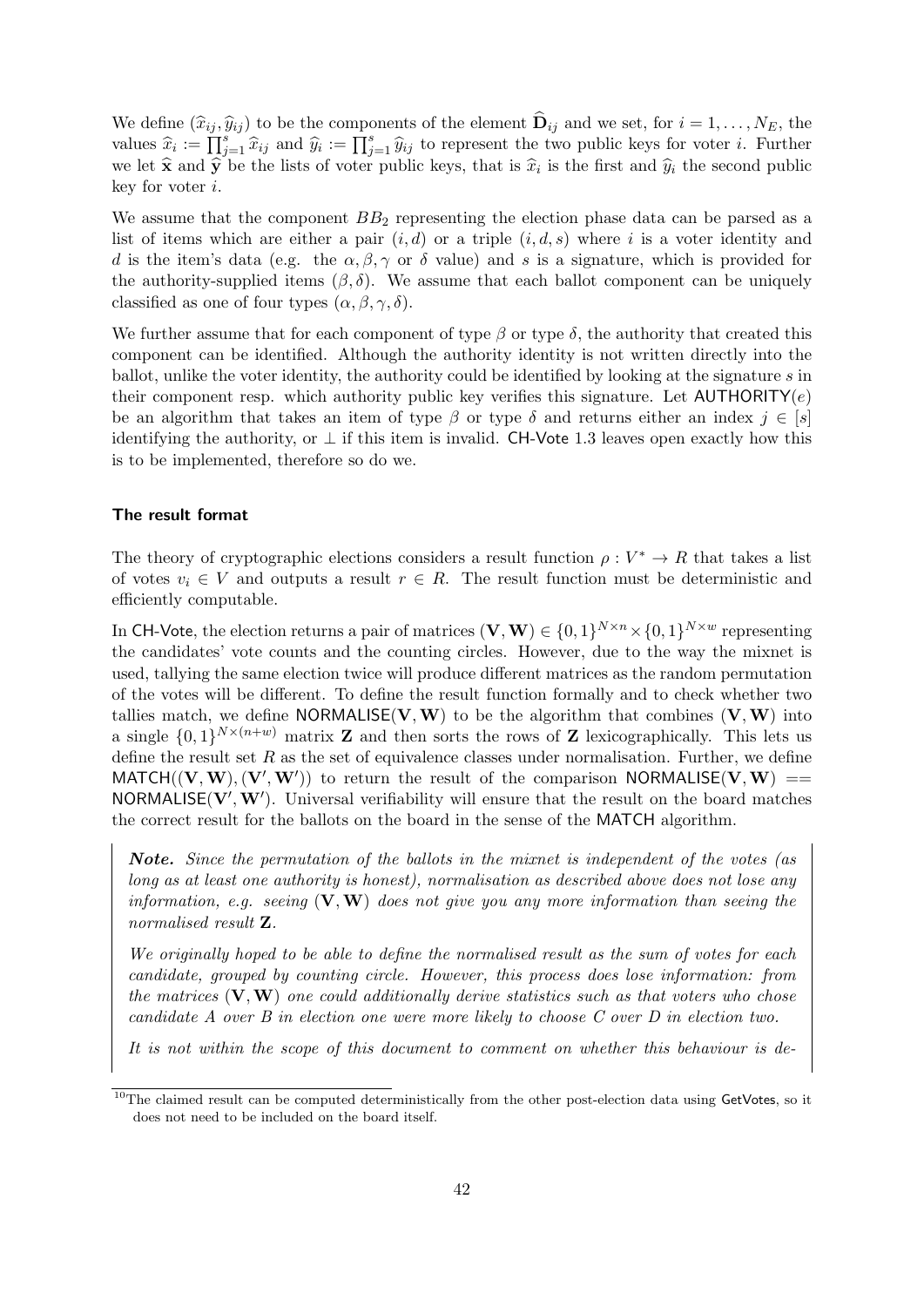We define $(\widehat{x}_{ij}, \widehat{y}_{ij})$ to be the components of the element $\widehat{\mathbf{D}}_{ij}$ and we set, for $i = 1, \ldots, N_E$, the values $\widehat{x}_i := \prod_{j=1}^{s} \widehat{x}_{ij}$ and $\widehat{y}_i := \prod_{j=1}^{s} \widehat{y}_{ij}$ to represent the two public keys for voter $i$. Further we let $\widehat{\mathbf{x}}$ and $\widehat{\mathbf{y}}$ be the lists of voter public keys, that is $\widehat{x}_i$ is the first and $\widehat{y}_i$ the second public key for voter $i$.

We assume that the component $BB_2$ representing the election phase data can be parsed as a list of items which are either a pair $(i, d)$ or a triple $(i, d, s)$ where $i$ is a voter identity and $d$ is the item's data (e.g. the $\alpha, \beta, \gamma$ or $\delta$ value) and $s$ is a signature, which is provided for the authority-supplied items $(\beta, \delta)$. We assume that each ballot component can be uniquely classified as one of four types $(\alpha, \beta, \gamma, \delta)$.

We further assume that for each component of type $\beta$ or type $\delta$, the authority that created this component can be identified. Although the authority identity is not written directly into the ballot, unlike the voter identity, the authority could be identified by looking at the signature $s$ in their component resp. which authority public key verifies this signature. Let $\mathsf{AUTHORITY}(e)$ be an algorithm that takes an item of type $\beta$ or type $\delta$ and returns either an index $j \in [s]$ identifying the authority, or $\perp$ if this item is invalid. CH-Vote 1.3 leaves open exactly how this is to be implemented, therefore so do we.

#### The result format

The theory of cryptographic elections considers a result function $\rho : V^* \to R$ that takes a list of votes $v_i \in V$ and outputs a result $r \in R$. The result function must be deterministic and efficiently computable.

In CH-Vote, the election returns a pair of matrices $(\mathbf{V}, \mathbf{W}) \in \{0,1\}^{N \times n} \times \{0,1\}^{N \times w}$ representing the candidates' vote counts and the counting circles. However, due to the way the mixnet is used, tallying the same election twice will produce different matrices as the random permutation of the votes will be different. To define the result function formally and to check whether two tallies match, we define $\mathsf{NORMALISE}(\mathbf{V}, \mathbf{W})$ to be the algorithm that combines $(\mathbf{V}, \mathbf{W})$ into a single $\{0,1\}^{N \times (n+w)}$ matrix $\mathbf{Z}$ and then sorts the rows of $\mathbf{Z}$ lexicographically. This lets us define the result set $R$ as the set of equivalence classes under normalisation. Further, we define $\mathsf{MATCH}((\mathbf{V}, \mathbf{W}), (\mathbf{V}', \mathbf{W}'))$ to return the result of the comparison $\mathsf{NORMALISE}(\mathbf{V}, \mathbf{W}) == \mathsf{NORMALISE}(\mathbf{V}', \mathbf{W}')$. Universal verifiability will ensure that the result on the board matches the correct result for the ballots on the board in the sense of the MATCH algorithm.

> ***Note.*** *Since the permutation of the ballots in the mixnet is independent of the votes (as long as at least one authority is honest), normalisation as described above does not lose any information, e.g. seeing $(\mathbf{V}, \mathbf{W})$ does not give you any more information than seeing the normalised result $\mathbf{Z}$.*
>
> *We originally hoped to be able to define the normalised result as the sum of votes for each candidate, grouped by counting circle. However, this process does lose information: from the matrices $(\mathbf{V}, \mathbf{W})$ one could additionally derive statistics such as that voters who chose candidate A over B in election one were more likely to choose C over D in election two.*
>
> *It is not within the scope of this document to comment on whether this behaviour is de-*

[10] The claimed result can be computed deterministically from the other post-election data using GetVotes, so it does not need to be included on the board itself.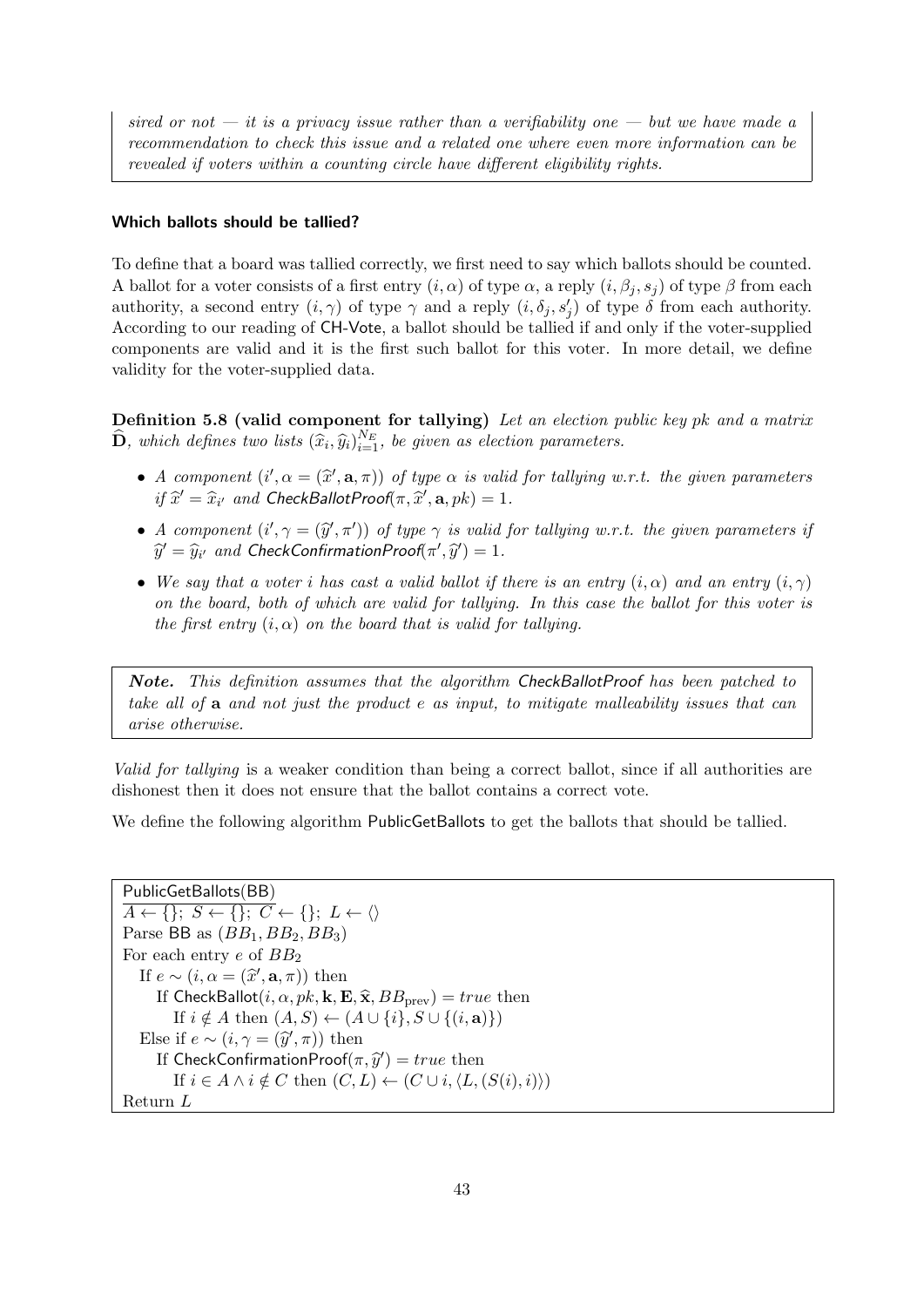*sired or not — it is a privacy issue rather than a verifiability one — but we have made a recommendation to check this issue and a related one where even more information can be revealed if voters within a counting circle have different eligibility rights.*

#### Which ballots should be tallied?

To define that a board was tallied correctly, we first need to say which ballots should be counted. A ballot for a voter consists of a first entry $(i, \alpha)$ of type $\alpha$, a reply $(i, \beta_j, s_j)$ of type $\beta$ from each authority, a second entry $(i, \gamma)$ of type $\gamma$ and a reply $(i, \delta_j, s'_j)$ of type $\delta$ from each authority. According to our reading of CH-Vote, a ballot should be tallied if and only if the voter-supplied components are valid and it is the first such ballot for this voter. In more detail, we define validity for the voter-supplied data.

**Definition 5.8 (valid component for tallying)** *Let an election public key $pk$ and a matrix $\widehat{\mathbf{D}}$, which defines two lists $(\widehat{x}_i, \widehat{y}_i)_{i=1}^{N_E}$, be given as election parameters.*

- *A component $(i', \alpha = (\widehat{x}', \mathbf{a}, \pi))$ of type $\alpha$ is valid for tallying w.r.t. the given parameters if $\widehat{x}' = \widehat{x}_{i'}$ and $\mathsf{CheckBallotProof}(\pi, \widehat{x}', \mathbf{a}, pk) = 1$.*
- *A component $(i', \gamma = (\widehat{y}', \pi'))$ of type $\gamma$ is valid for tallying w.r.t. the given parameters if $\widehat{y}' = \widehat{y}_{i'}$ and $\mathsf{CheckConfirmationProof}(\pi', \widehat{y}') = 1$.*
- *We say that a voter $i$ has cast a valid ballot if there is an entry $(i, \alpha)$ and an entry $(i, \gamma)$ on the board, both of which are valid for tallying. In this case the ballot for this voter is the first entry $(i, \alpha)$ on the board that is valid for tallying.*

***Note.*** *This definition assumes that the algorithm CheckBallotProof has been patched to take all of $\mathbf{a}$ and not just the product $e$ as input, to mitigate malleability issues that can arise otherwise.*

*Valid for tallying* is a weaker condition than being a correct ballot, since if all authorities are dishonest then it does not ensure that the ballot contains a correct vote.

We define the following algorithm PublicGetBallots to get the ballots that should be tallied.

PublicGetBallots(BB)
$A \leftarrow \{\};\ S \leftarrow \{\};\ C \leftarrow \{\};\ L \leftarrow \langle\rangle$
Parse BB as $(BB_1, BB_2, BB_3)$
For each entry $e$ of $BB_2$
  If $e \sim (i, \alpha = (\widehat{x}', \mathbf{a}, \pi))$ then
    If $\mathsf{CheckBallot}(i, \alpha, pk, \mathbf{k}, \mathbf{E}, \widehat{\mathbf{x}}, BB_{\text{prev}}) = true$ then
      If $i \notin A$ then $(A, S) \leftarrow (A \cup \{i\}, S \cup \{(i, \mathbf{a})\})$
  Else if $e \sim (i, \gamma = (\widehat{y}', \pi))$ then
    If $\mathsf{CheckConfirmationProof}(\pi, \widehat{y}') = true$ then
      If $i \in A \wedge i \notin C$ then $(C, L) \leftarrow (C \cup i, \langle L, (S(i), i)\rangle)$
Return $L$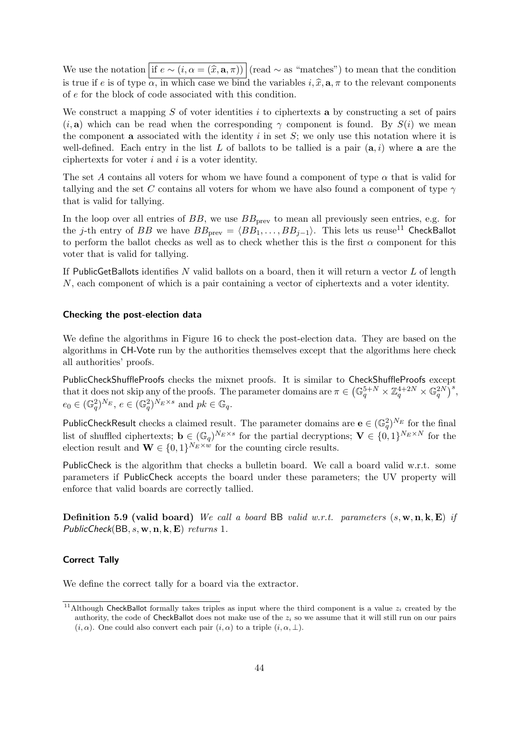We use the notation $\boxed{\text{if } e \sim (i, \alpha = (\widehat{x}, \mathbf{a}, \pi))}$ (read $\sim$ as "matches") to mean that the condition is true if $e$ is of type $\alpha$, in which case we bind the variables $i, \widehat{x}, \mathbf{a}, \pi$ to the relevant components of $e$ for the block of code associated with this condition.

We construct a mapping $S$ of voter identities $i$ to ciphertexts $\mathbf{a}$ by constructing a set of pairs $(i, \mathbf{a})$ which can be read when the corresponding $\gamma$ component is found. By $S(i)$ we mean the component $\mathbf{a}$ associated with the identity $i$ in set $S$; we only use this notation where it is well-defined. Each entry in the list $L$ of ballots to be tallied is a pair $(\mathbf{a}, i)$ where $\mathbf{a}$ are the ciphertexts for voter $i$ and $i$ is a voter identity.

The set $A$ contains all voters for whom we have found a component of type $\alpha$ that is valid for tallying and the set $C$ contains all voters for whom we have also found a component of type $\gamma$ that is valid for tallying.

In the loop over all entries of $BB$, we use $BB_{\text{prev}}$ to mean all previously seen entries, e.g. for the $j$-th entry of $BB$ we have $BB_{\text{prev}} = \langle BB_1, \ldots, BB_{j-1} \rangle$. This lets us reuse[11] CheckBallot to perform the ballot checks as well as to check whether this is the first $\alpha$ component for this voter that is valid for tallying.

If PublicGetBallots identifies $N$ valid ballots on a board, then it will return a vector $L$ of length $N$, each component of which is a pair containing a vector of ciphertexts and a voter identity.

#### Checking the post-election data

We define the algorithms in Figure 16 to check the post-election data. They are based on the algorithms in CH-Vote run by the authorities themselves except that the algorithms here check all authorities' proofs.

PublicCheckShuffleProofs checks the mixnet proofs. It is similar to CheckShuffleProofs except that it does not skip any of the proofs. The parameter domains are $\pi \in \left(\mathbb{G}_q^{5+N} \times \mathbb{Z}_q^{4+2N} \times \mathbb{G}_q^{2N}\right)^s$, $e_0 \in (\mathbb{G}_q^2)^{N_E}$, $e \in (\mathbb{G}_q^2)^{N_E \times s}$ and $pk \in \mathbb{G}_q$.

PublicCheckResult checks a claimed result. The parameter domains are $\mathbf{e} \in (\mathbb{G}_q^2)^{N_E}$ for the final list of shuffled ciphertexts; $\mathbf{b} \in (\mathbb{G}_q)^{N_E \times s}$ for the partial decryptions; $\mathbf{V} \in \{0,1\}^{N_E \times N}$ for the election result and $\mathbf{W} \in \{0,1\}^{N_E \times w}$ for the counting circle results.

PublicCheck is the algorithm that checks a bulletin board. We call a board valid w.r.t. some parameters if PublicCheck accepts the board under these parameters; the UV property will enforce that valid boards are correctly tallied.

**Definition 5.9 (valid board)** *We call a board* BB *valid w.r.t. parameters* $(s, \mathbf{w}, \mathbf{n}, \mathbf{k}, \mathbf{E})$ *if* PublicCheck$(\mathsf{BB}, s, \mathbf{w}, \mathbf{n}, \mathbf{k}, \mathbf{E})$ *returns* 1.

#### Correct Tally

We define the correct tally for a board via the extractor.

[11] Although CheckBallot formally takes triples as input where the third component is a value $z_i$ created by the authority, the code of CheckBallot does not make use of the $z_i$ so we assume that it will still run on our pairs $(i, \alpha)$. One could also convert each pair $(i, \alpha)$ to a triple $(i, \alpha, \perp)$.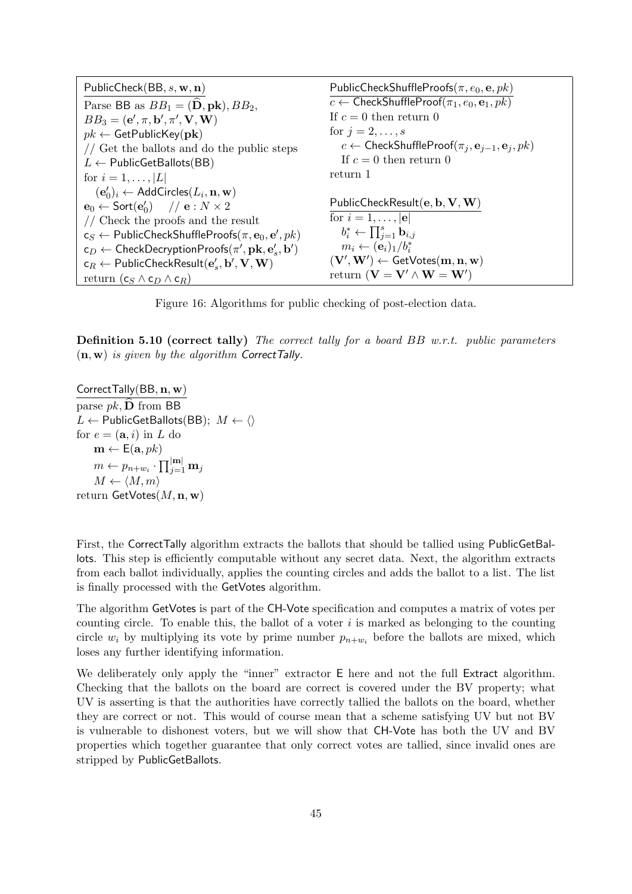```
PublicCheck(BB, s, w, n)
  Parse BB as BB_1 = (D̂, pk), BB_2,
  BB_3 = (e', π, b', π', V, W)
  pk ← GetPublicKey(pk)
  // Get the ballots and do the public steps
  L ← PublicGetBallots(BB)
  for i = 1, ..., |L|
    (e'_0)_i ← AddCircles(L_i, n, w)
  e_0 ← Sort(e'_0)    // e : N × 2
  // Check the proofs and the result
  c_S ← PublicCheckShuffleProofs(π, e_0, e', pk)
  c_D ← CheckDecryptionProofs(π', pk, e'_s, b')
  c_R ← PublicCheckResult(e'_s, b', V, W)
  return (c_S ∧ c_D ∧ c_R)
```

```
PublicCheckShuffleProofs(π, e_0, e, pk)
  c ← CheckShuffleProof(π_1, e_0, e_1, pk)
  If c = 0 then return 0
  for j = 2, ..., s
    c ← CheckShuffleProof(π_j, e_{j-1}, e_j, pk)
    If c = 0 then return 0
  return 1
```

```
PublicCheckResult(e, b, V, W)
  for i = 1, ..., |e|
    b*_i ← ∏_{j=1}^{s} b_{i,j}
    m_i ← (e_i)_1 / b*_i
  (V', W') ← GetVotes(m, n, w)
  return (V = V' ∧ W = W')
```

Figure 16: Algorithms for public checking of post-election data.

**Definition 5.10 (correct tally)** *The correct tally for a board BB w.r.t. public parameters* $(\mathbf{n}, \mathbf{w})$ *is given by the algorithm CorrectTally.*

```
CorrectTally(BB, n, w)
  parse pk, D̂ from BB
  L ← PublicGetBallots(BB);  M ← ⟨⟩
  for e = (a, i) in L do
    m ← E(a, pk)
    m ← p_{n+w_i} · ∏_{j=1}^{|m|} m_j
    M ← ⟨M, m⟩
  return GetVotes(M, n, w)
```

First, the CorrectTally algorithm extracts the ballots that should be tallied using PublicGetBallots. This step is efficiently computable without any secret data. Next, the algorithm extracts from each ballot individually, applies the counting circles and adds the ballot to a list. The list is finally processed with the GetVotes algorithm.

The algorithm GetVotes is part of the CH-Vote specification and computes a matrix of votes per counting circle. To enable this, the ballot of a voter $i$ is marked as belonging to the counting circle $w_i$ by multiplying its vote by prime number $p_{n+w_i}$ before the ballots are mixed, which loses any further identifying information.

We deliberately only apply the "inner" extractor E here and not the full Extract algorithm. Checking that the ballots on the board are correct is covered under the BV property; what UV is asserting is that the authorities have correctly tallied the ballots on the board, whether they are correct or not. This would of course mean that a scheme satisfying UV but not BV is vulnerable to dishonest voters, but we will show that CH-Vote has both the UV and BV properties which together guarantee that only correct votes are tallied, since invalid ones are stripped by PublicGetBallots.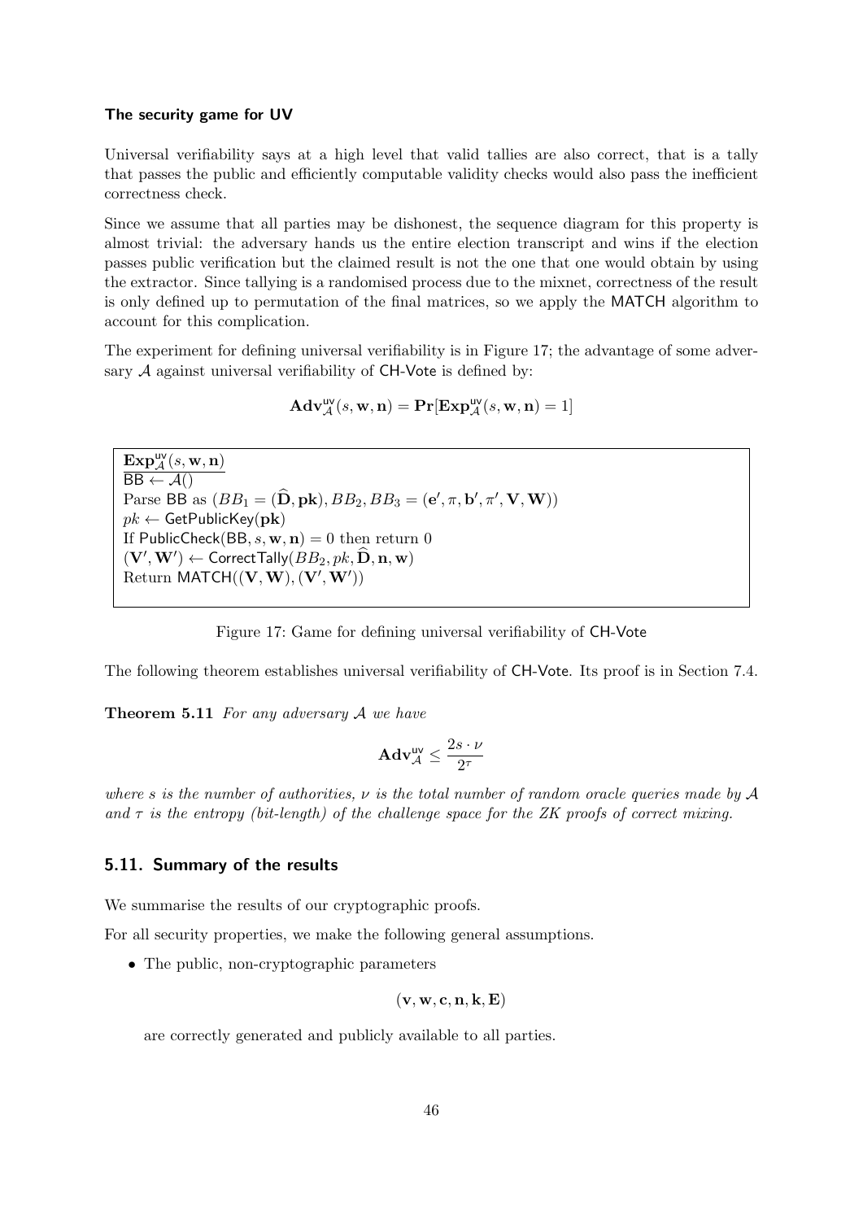**The security game for UV**

Universal verifiability says at a high level that valid tallies are also correct, that is a tally that passes the public and efficiently computable validity checks would also pass the inefficient correctness check.

Since we assume that all parties may be dishonest, the sequence diagram for this property is almost trivial: the adversary hands us the entire election transcript and wins if the election passes public verification but the claimed result is not the one that one would obtain by using the extractor. Since tallying is a randomised process due to the mixnet, correctness of the result is only defined up to permutation of the final matrices, so we apply the MATCH algorithm to account for this complication.

The experiment for defining universal verifiability is in Figure 17; the advantage of some adversary $\mathcal{A}$ against universal verifiability of CH-Vote is defined by:

$$\mathbf{Adv}^{\mathsf{uv}}_{\mathcal{A}}(s, \mathbf{w}, \mathbf{n}) = \mathbf{Pr}[\mathbf{Exp}^{\mathsf{uv}}_{\mathcal{A}}(s, \mathbf{w}, \mathbf{n}) = 1]$$

```
Exp^uv_A(s, w, n)
BB ← A()
Parse BB as (BB_1 = (D̂, pk), BB_2, BB_3 = (e', π, b', π', V, W))
pk ← GetPublicKey(pk)
If PublicCheck(BB, s, w, n) = 0 then return 0
(V', W') ← CorrectTally(BB_2, pk, D̂, n, w)
Return MATCH((V, W), (V', W'))
```

Figure 17: Game for defining universal verifiability of CH-Vote

The following theorem establishes universal verifiability of CH-Vote. Its proof is in Section 7.4.

**Theorem 5.11** *For any adversary $\mathcal{A}$ we have*

$$\mathbf{Adv}^{\mathsf{uv}}_{\mathcal{A}} \leq \frac{2s \cdot \nu}{2^{\tau}}$$

*where $s$ is the number of authorities, $\nu$ is the total number of random oracle queries made by $\mathcal{A}$ and $\tau$ is the entropy (bit-length) of the challenge space for the ZK proofs of correct mixing.*

## 5.11. Summary of the results

We summarise the results of our cryptographic proofs.

For all security properties, we make the following general assumptions.

- The public, non-cryptographic parameters

$$(\mathbf{v}, \mathbf{w}, \mathbf{c}, \mathbf{n}, \mathbf{k}, \mathbf{E})$$

  are correctly generated and publicly available to all parties.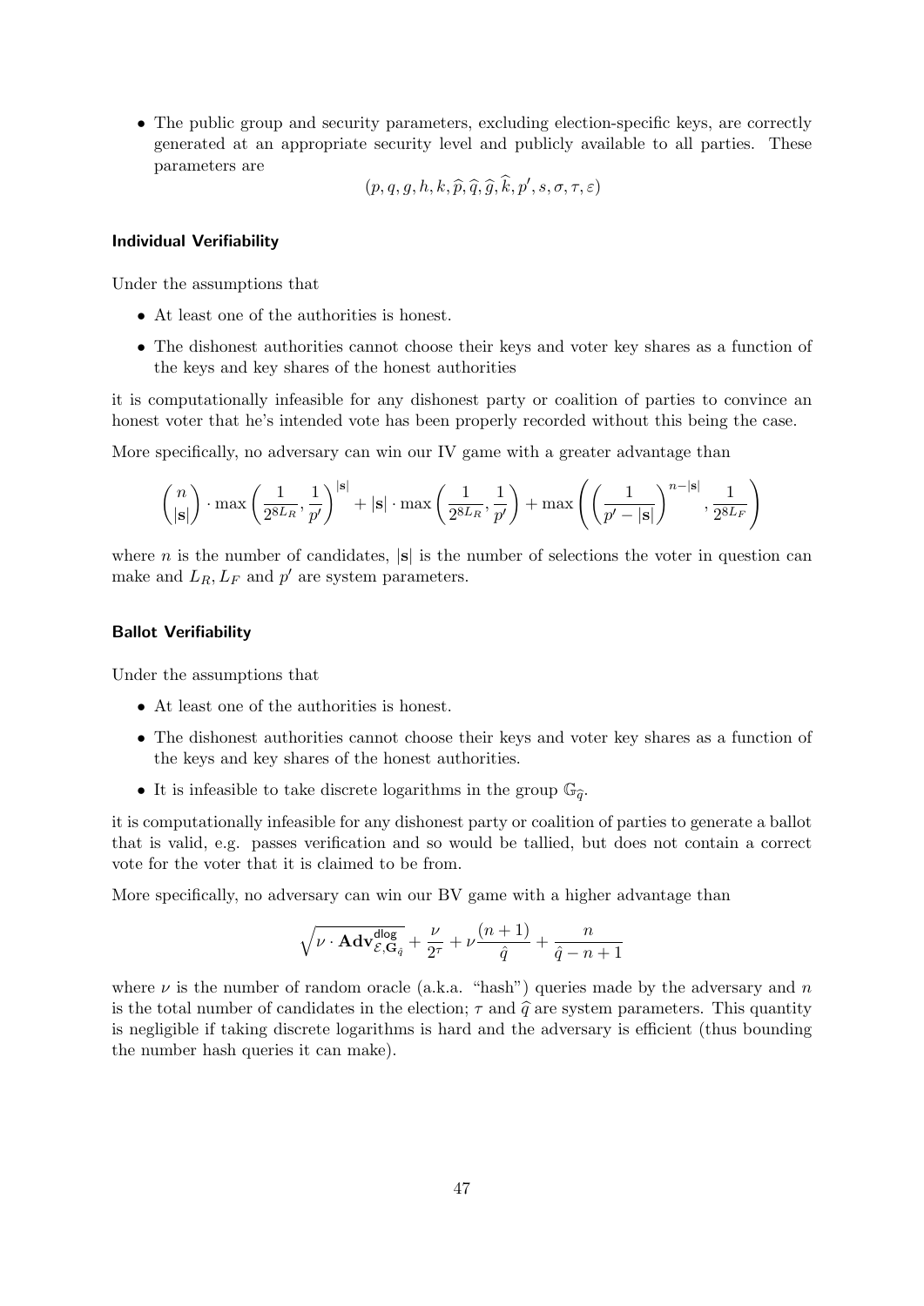- The public group and security parameters, excluding election-specific keys, are correctly generated at an appropriate security level and publicly available to all parties. These parameters are

$$(p, q, g, h, k, \widehat{p}, \widehat{q}, \widehat{g}, \widehat{k}, p', s, \sigma, \tau, \varepsilon)$$

#### Individual Verifiability

Under the assumptions that

- At least one of the authorities is honest.
- The dishonest authorities cannot choose their keys and voter key shares as a function of the keys and key shares of the honest authorities

it is computationally infeasible for any dishonest party or coalition of parties to convince an honest voter that he's intended vote has been properly recorded without this being the case.

More specifically, no adversary can win our IV game with a greater advantage than

$$\binom{n}{|\mathbf{s}|} \cdot \max\left(\frac{1}{2^{8L_R}}, \frac{1}{p'}\right)^{|\mathbf{s}|} + |\mathbf{s}| \cdot \max\left(\frac{1}{2^{8L_R}}, \frac{1}{p'}\right) + \max\left(\left(\frac{1}{p' - |\mathbf{s}|}\right)^{n-|\mathbf{s}|}, \frac{1}{2^{8L_F}}\right)$$

where $n$ is the number of candidates, $|\mathbf{s}|$ is the number of selections the voter in question can make and $L_R, L_F$ and $p'$ are system parameters.

#### Ballot Verifiability

Under the assumptions that

- At least one of the authorities is honest.
- The dishonest authorities cannot choose their keys and voter key shares as a function of the keys and key shares of the honest authorities.
- It is infeasible to take discrete logarithms in the group $\mathbb{G}_{\widehat{q}}$.

it is computationally infeasible for any dishonest party or coalition of parties to generate a ballot that is valid, e.g. passes verification and so would be tallied, but does not contain a correct vote for the voter that it is claimed to be from.

More specifically, no adversary can win our BV game with a higher advantage than

$$\sqrt{\nu \cdot \mathbf{Adv}^{\mathsf{dlog}}_{\mathcal{E},\mathbf{G}_{\hat{q}}}} + \frac{\nu}{2^{\tau}} + \nu\frac{(n+1)}{\hat{q}} + \frac{n}{\hat{q} - n + 1}$$

where $\nu$ is the number of random oracle (a.k.a. "hash") queries made by the adversary and $n$ is the total number of candidates in the election; $\tau$ and $\widehat{q}$ are system parameters. This quantity is negligible if taking discrete logarithms is hard and the adversary is efficient (thus bounding the number hash queries it can make).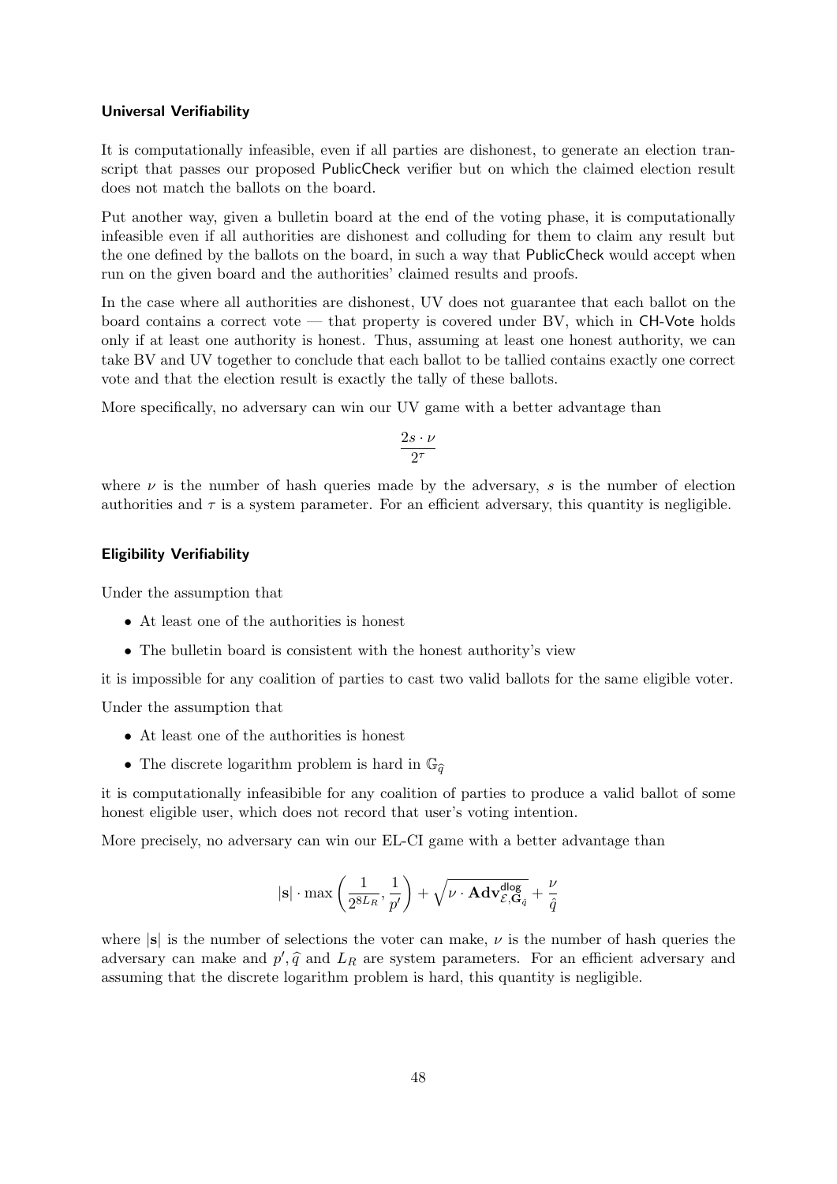#### Universal Verifiability

It is computationally infeasible, even if all parties are dishonest, to generate an election transcript that passes our proposed PublicCheck verifier but on which the claimed election result does not match the ballots on the board.

Put another way, given a bulletin board at the end of the voting phase, it is computationally infeasible even if all authorities are dishonest and colluding for them to claim any result but the one defined by the ballots on the board, in such a way that PublicCheck would accept when run on the given board and the authorities' claimed results and proofs.

In the case where all authorities are dishonest, UV does not guarantee that each ballot on the board contains a correct vote — that property is covered under BV, which in CH-Vote holds only if at least one authority is honest. Thus, assuming at least one honest authority, we can take BV and UV together to conclude that each ballot to be tallied contains exactly one correct vote and that the election result is exactly the tally of these ballots.

More specifically, no adversary can win our UV game with a better advantage than

$$\frac{2s \cdot \nu}{2^{\tau}}$$

where $\nu$ is the number of hash queries made by the adversary, $s$ is the number of election authorities and $\tau$ is a system parameter. For an efficient adversary, this quantity is negligible.

#### Eligibility Verifiability

Under the assumption that

- At least one of the authorities is honest
- The bulletin board is consistent with the honest authority's view

it is impossible for any coalition of parties to cast two valid ballots for the same eligible voter.

Under the assumption that

- At least one of the authorities is honest
- The discrete logarithm problem is hard in $\mathbb{G}_{\widehat{q}}$

it is computationally infeasibible for any coalition of parties to produce a valid ballot of some honest eligible user, which does not record that user's voting intention.

More precisely, no adversary can win our EL-CI game with a better advantage than

$$|\mathbf{s}| \cdot \max\left(\frac{1}{2^{8L_R}}, \frac{1}{p'}\right) + \sqrt{\nu \cdot \mathbf{Adv}^{\mathsf{dlog}}_{\mathcal{E},\mathbf{G}_{\hat{q}}}} + \frac{\nu}{\hat{q}}$$

where $|\mathbf{s}|$ is the number of selections the voter can make, $\nu$ is the number of hash queries the adversary can make and $p', \widehat{q}$ and $L_R$ are system parameters. For an efficient adversary and assuming that the discrete logarithm problem is hard, this quantity is negligible.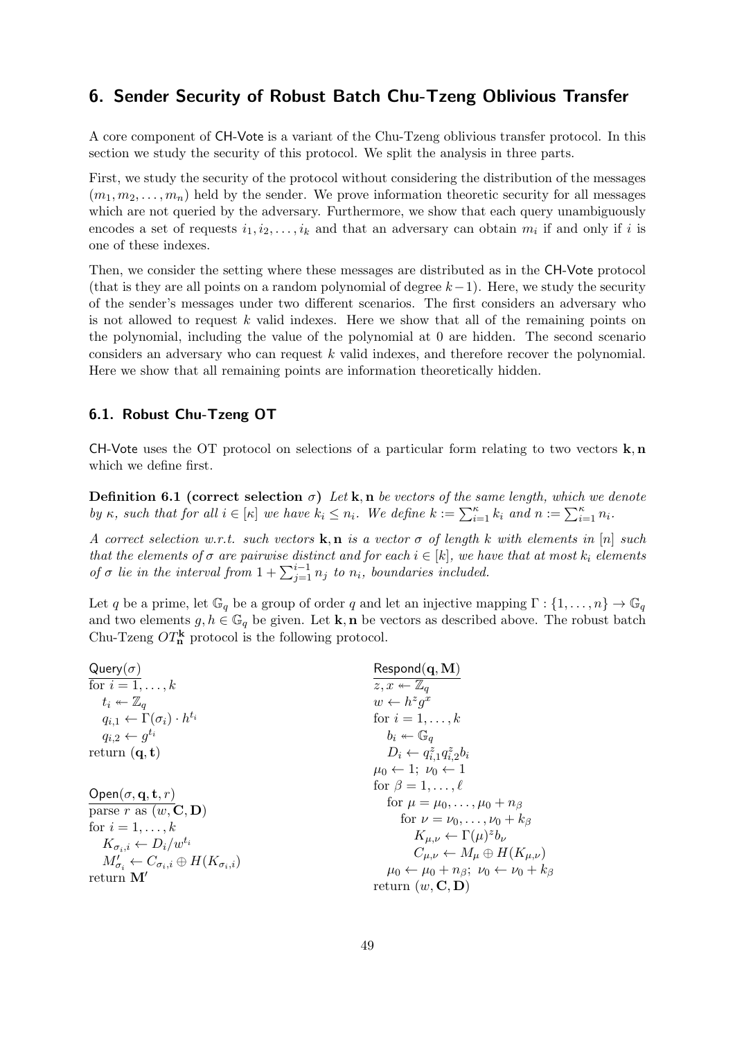## 6. Sender Security of Robust Batch Chu-Tzeng Oblivious Transfer

A core component of CH-Vote is a variant of the Chu-Tzeng oblivious transfer protocol. In this section we study the security of this protocol. We split the analysis in three parts.

First, we study the security of the protocol without considering the distribution of the messages $(m_1, m_2, \ldots, m_n)$ held by the sender. We prove information theoretic security for all messages which are not queried by the adversary. Furthermore, we show that each query unambiguously encodes a set of requests $i_1, i_2, \ldots, i_k$ and that an adversary can obtain $m_i$ if and only if $i$ is one of these indexes.

Then, we consider the setting where these messages are distributed as in the CH-Vote protocol (that is they are all points on a random polynomial of degree $k-1$). Here, we study the security of the sender's messages under two different scenarios. The first considers an adversary who is not allowed to request $k$ valid indexes. Here we show that all of the remaining points on the polynomial, including the value of the polynomial at 0 are hidden. The second scenario considers an adversary who can request $k$ valid indexes, and therefore recover the polynomial. Here we show that all remaining points are information theoretically hidden.

### 6.1. Robust Chu-Tzeng OT

CH-Vote uses the OT protocol on selections of a particular form relating to two vectors $\mathbf{k}, \mathbf{n}$ which we define first.

**Definition 6.1 (correct selection $\sigma$)** *Let $\mathbf{k}, \mathbf{n}$ be vectors of the same length, which we denote by $\kappa$, such that for all $i \in [\kappa]$ we have $k_i \leq n_i$. We define $k := \sum_{i=1}^{\kappa} k_i$ and $n := \sum_{i=1}^{\kappa} n_i$.*

*A correct selection w.r.t. such vectors $\mathbf{k}, \mathbf{n}$ is a vector $\sigma$ of length $k$ with elements in $[n]$ such that the elements of $\sigma$ are pairwise distinct and for each $i \in [k]$, we have that at most $k_i$ elements of $\sigma$ lie in the interval from $1 + \sum_{j=1}^{i-1} n_j$ to $n_i$, boundaries included.*

Let $q$ be a prime, let $\mathbb{G}_q$ be a group of order $q$ and let an injective mapping $\Gamma : \{1, \ldots, n\} \to \mathbb{G}_q$ and two elements $g, h \in \mathbb{G}_q$ be given. Let $\mathbf{k}, \mathbf{n}$ be vectors as described above. The robust batch Chu-Tzeng $OT^{\mathbf{k}}_{\mathbf{n}}$ protocol is the following protocol.

```
Query(σ)
for i = 1, ..., k
    t_i ↞ Z_q
    q_{i,1} ← Γ(σ_i) · h^{t_i}
    q_{i,2} ← g^{t_i}
return (q, t)

Open(σ, q, t, r)
parse r as (w, C, D)
for i = 1, ..., k
    K_{σ_i,i} ← D_i / w^{t_i}
    M'_{σ_i} ← C_{σ_i,i} ⊕ H(K_{σ_i,i})
return M'
```

```
Respond(q, M)
z, x ↞ Z_q
w ← h^z g^x
for i = 1, ..., k
    b_i ↞ G_q
    D_i ← q_{i,1}^z q_{i,2}^z b_i
μ_0 ← 1;  ν_0 ← 1
for β = 1, ..., ℓ
    for μ = μ_0, ..., μ_0 + n_β
        for ν = ν_0, ..., ν_0 + k_β
            K_{μ,ν} ← Γ(μ)^z b_ν
            C_{μ,ν} ← M_μ ⊕ H(K_{μ,ν})
    μ_0 ← μ_0 + n_β;  ν_0 ← ν_0 + k_β
return (w, C, D)
```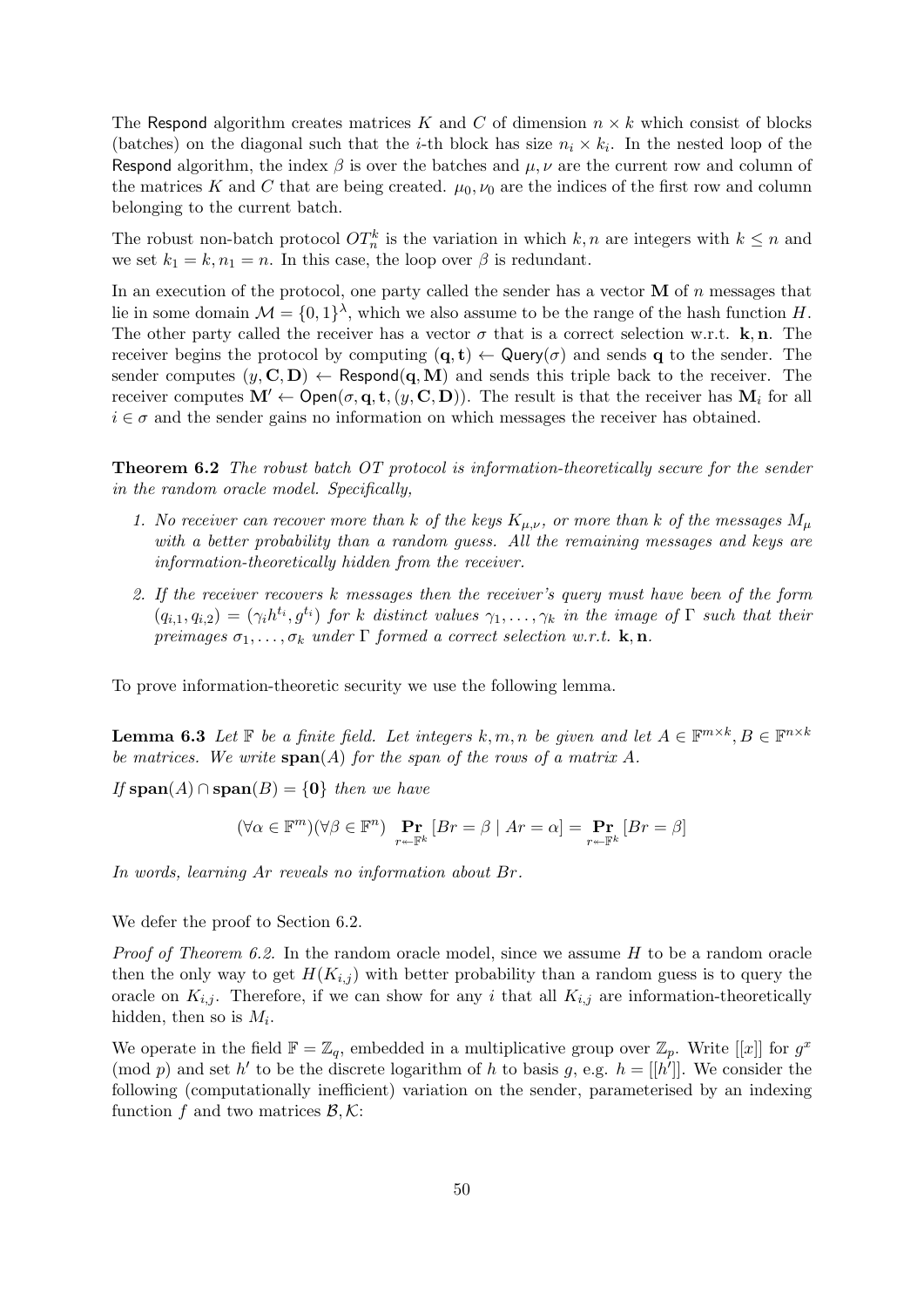The Respond algorithm creates matrices $K$ and $C$ of dimension $n \times k$ which consist of blocks (batches) on the diagonal such that the $i$-th block has size $n_i \times k_i$. In the nested loop of the Respond algorithm, the index $\beta$ is over the batches and $\mu, \nu$ are the current row and column of the matrices $K$ and $C$ that are being created. $\mu_0, \nu_0$ are the indices of the first row and column belonging to the current batch.

The robust non-batch protocol $OT_n^k$ is the variation in which $k, n$ are integers with $k \leq n$ and we set $k_1 = k, n_1 = n$. In this case, the loop over $\beta$ is redundant.

In an execution of the protocol, one party called the sender has a vector $\mathbf{M}$ of $n$ messages that lie in some domain $\mathcal{M} = \{0,1\}^\lambda$, which we also assume to be the range of the hash function $H$. The other party called the receiver has a vector $\sigma$ that is a correct selection w.r.t. $\mathbf{k}, \mathbf{n}$. The receiver begins the protocol by computing $(\mathbf{q}, \mathbf{t}) \leftarrow \mathsf{Query}(\sigma)$ and sends $\mathbf{q}$ to the sender. The sender computes $(y, \mathbf{C}, \mathbf{D}) \leftarrow \mathsf{Respond}(\mathbf{q}, \mathbf{M})$ and sends this triple back to the receiver. The receiver computes $\mathbf{M}' \leftarrow \mathsf{Open}(\sigma, \mathbf{q}, \mathbf{t}, (y, \mathbf{C}, \mathbf{D}))$. The result is that the receiver has $\mathbf{M}_i$ for all $i \in \sigma$ and the sender gains no information on which messages the receiver has obtained.

**Theorem 6.2** *The robust batch OT protocol is information-theoretically secure for the sender in the random oracle model. Specifically,*

1. *No receiver can recover more than $k$ of the keys $K_{\mu,\nu}$, or more than $k$ of the messages $M_\mu$ with a better probability than a random guess. All the remaining messages and keys are information-theoretically hidden from the receiver.*
2. *If the receiver recovers $k$ messages then the receiver's query must have been of the form $(q_{i,1}, q_{i,2}) = (\gamma_i h^{t_i}, g^{t_i})$ for $k$ distinct values $\gamma_1, \ldots, \gamma_k$ in the image of $\Gamma$ such that their preimages $\sigma_1, \ldots, \sigma_k$ under $\Gamma$ formed a correct selection w.r.t. $\mathbf{k}, \mathbf{n}$.*

To prove information-theoretic security we use the following lemma.

**Lemma 6.3** *Let $\mathbb{F}$ be a finite field. Let integers $k, m, n$ be given and let $A \in \mathbb{F}^{m \times k}, B \in \mathbb{F}^{n \times k}$ be matrices. We write $\mathbf{span}(A)$ for the span of the rows of a matrix $A$.*

*If $\mathbf{span}(A) \cap \mathbf{span}(B) = \{\mathbf{0}\}$ then we have*

$$(\forall \alpha \in \mathbb{F}^m)(\forall \beta \in \mathbb{F}^n) \ \Pr_{r \leftarrow \mathbb{F}^k}[Br = \beta \mid Ar = \alpha] = \Pr_{r \leftarrow \mathbb{F}^k}[Br = \beta]$$

*In words, learning $Ar$ reveals no information about $Br$.*

We defer the proof to Section 6.2.

*Proof of Theorem 6.2.* In the random oracle model, since we assume $H$ to be a random oracle then the only way to get $H(K_{i,j})$ with better probability than a random guess is to query the oracle on $K_{i,j}$. Therefore, if we can show for any $i$ that all $K_{i,j}$ are information-theoretically hidden, then so is $M_i$.

We operate in the field $\mathbb{F} = \mathbb{Z}_q$, embedded in a multiplicative group over $\mathbb{Z}_p$. Write $[[x]]$ for $g^x \pmod{p}$ and set $h'$ to be the discrete logarithm of $h$ to basis $g$, e.g. $h = [[h']]$. We consider the following (computationally inefficient) variation on the sender, parameterised by an indexing function $f$ and two matrices $\mathcal{B}, \mathcal{K}$: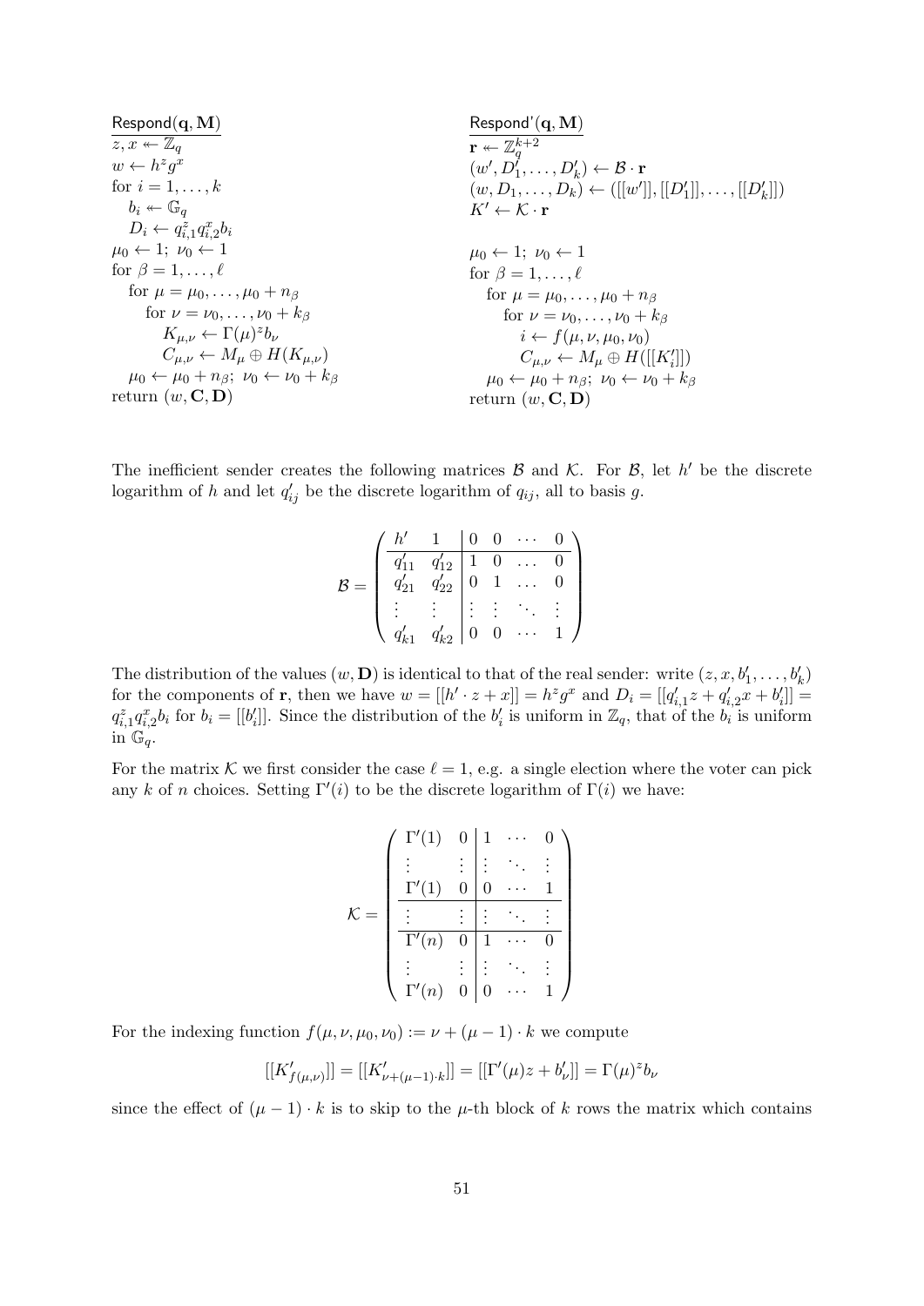```
Respond(q, M)
z, x ↞ Z_q
w ← h^z g^x
for i = 1, ..., k
   b_i ↞ G_q
   D_i ← q_{i,1}^z q_{i,2}^x b_i
μ_0 ← 1; ν_0 ← 1
for β = 1, ..., ℓ
   for μ = μ_0, ..., μ_0 + n_β
      for ν = ν_0, ..., ν_0 + k_β
         K_{μ,ν} ← Γ(μ)^z b_ν
         C_{μ,ν} ← M_μ ⊕ H(K_{μ,ν})
   μ_0 ← μ_0 + n_β; ν_0 ← ν_0 + k_β
return (w, C, D)
```

```
Respond'(q, M)
r ↞ Z_q^{k+2}
(w', D'_1, ..., D'_k) ← B · r
(w, D_1, ..., D_k) ← ([[w']], [[D'_1]], ..., [[D'_k]])
K' ← K · r

μ_0 ← 1; ν_0 ← 1
for β = 1, ..., ℓ
   for μ = μ_0, ..., μ_0 + n_β
      for ν = ν_0, ..., ν_0 + k_β
         i ← f(μ, ν, μ_0, ν_0)
         C_{μ,ν} ← M_μ ⊕ H([[K'_i]])
   μ_0 ← μ_0 + n_β; ν_0 ← ν_0 + k_β
return (w, C, D)
```

The inefficient sender creates the following matrices $\mathcal{B}$ and $\mathcal{K}$. For $\mathcal{B}$, let $h'$ be the discrete logarithm of $h$ and let $q'_{ij}$ be the discrete logarithm of $q_{ij}$, all to basis $g$.

$$\mathcal{B} = \left( \begin{array}{cc|cccc} h' & 1 & 0 & 0 & \cdots & 0 \\ \hline q'_{11} & q'_{12} & 1 & 0 & \dots & 0 \\ q'_{21} & q'_{22} & 0 & 1 & \dots & 0 \\ \vdots & \vdots & \vdots & \vdots & \ddots & \vdots \\ q'_{k1} & q'_{k2} & 0 & 0 & \cdots & 1 \end{array} \right)$$

The distribution of the values $(w, \mathbf{D})$ is identical to that of the real sender: write $(z, x, b'_1, \ldots, b'_k)$ for the components of $\mathbf{r}$, then we have $w = [[h' \cdot z + x]] = h^z g^x$ and $D_i = [[q'_{i,1} z + q'_{i,2} x + b'_i]] = q_{i,1}^z q_{i,2}^x b_i$ for $b_i = [[b'_i]]$. Since the distribution of the $b'_i$ is uniform in $\mathbb{Z}_q$, that of the $b_i$ is uniform in $\mathbb{G}_q$.

For the matrix $\mathcal{K}$ we first consider the case $\ell = 1$, e.g. a single election where the voter can pick any $k$ of $n$ choices. Setting $\Gamma'(i)$ to be the discrete logarithm of $\Gamma(i)$ we have:

$$\mathcal{K} = \left( \begin{array}{cc|ccc} \Gamma'(1) & 0 & 1 & \cdots & 0 \\ \vdots & \vdots & \vdots & \ddots & \vdots \\ \Gamma'(1) & 0 & 0 & \cdots & 1 \\ \hline \vdots & \vdots & \vdots & \ddots & \vdots \\ \hline \Gamma'(n) & 0 & 1 & \cdots & 0 \\ \vdots & \vdots & \vdots & \ddots & \vdots \\ \Gamma'(n) & 0 & 0 & \cdots & 1 \end{array} \right)$$

For the indexing function $f(\mu, \nu, \mu_0, \nu_0) := \nu + (\mu - 1) \cdot k$ we compute

$$[[K'_{f(\mu,\nu)}]] = [[K'_{\nu+(\mu-1)\cdot k}]] = [[\Gamma'(\mu) z + b'_\nu]] = \Gamma(\mu)^z b_\nu$$

since the effect of $(\mu - 1) \cdot k$ is to skip to the $\mu$-th block of $k$ rows the matrix which contains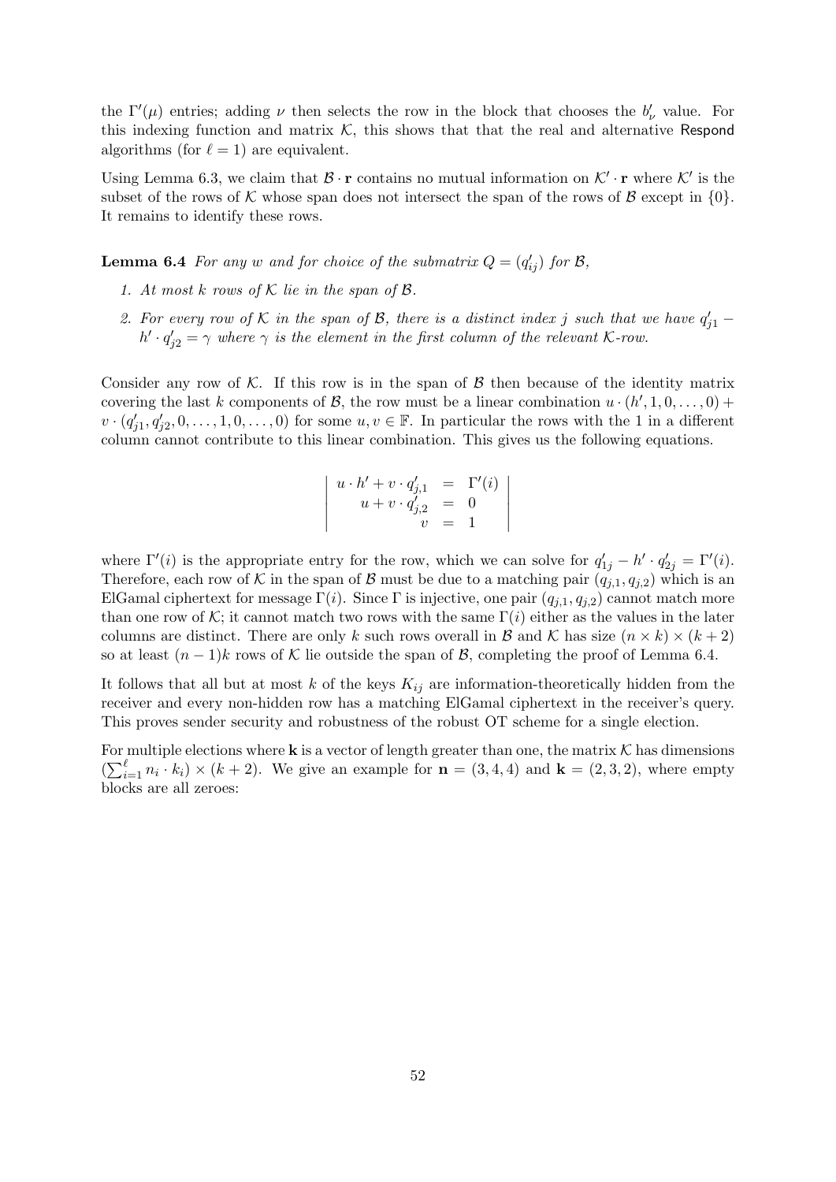the $\Gamma'(\mu)$ entries; adding $\nu$ then selects the row in the block that chooses the $b'_\nu$ value. For this indexing function and matrix $\mathcal{K}$, this shows that that the real and alternative Respond algorithms (for $\ell = 1$) are equivalent.

Using Lemma 6.3, we claim that $\mathcal{B} \cdot \mathbf{r}$ contains no mutual information on $\mathcal{K}' \cdot \mathbf{r}$ where $\mathcal{K}'$ is the subset of the rows of $\mathcal{K}$ whose span does not intersect the span of the rows of $\mathcal{B}$ except in $\{0\}$. It remains to identify these rows.

**Lemma 6.4** *For any $w$ and for choice of the submatrix $Q = (q'_{ij})$ for $\mathcal{B}$,*

1. *At most $k$ rows of $\mathcal{K}$ lie in the span of $\mathcal{B}$.*
2. *For every row of $\mathcal{K}$ in the span of $\mathcal{B}$, there is a distinct index $j$ such that we have $q'_{j1} - h' \cdot q'_{j2} = \gamma$ where $\gamma$ is the element in the first column of the relevant $\mathcal{K}$-row.*

Consider any row of $\mathcal{K}$. If this row is in the span of $\mathcal{B}$ then because of the identity matrix covering the last $k$ components of $\mathcal{B}$, the row must be a linear combination $u \cdot (h', 1, 0, \dots, 0) + v \cdot (q'_{j1}, q'_{j2}, 0, \dots, 1, 0, \dots, 0)$ for some $u, v \in \mathbb{F}$. In particular the rows with the 1 in a different column cannot contribute to this linear combination. This gives us the following equations.

$$\left| \begin{array}{rcl} u \cdot h' + v \cdot q'_{j,1} & = & \Gamma'(i) \\ u + v \cdot q'_{j,2} & = & 0 \\ v & = & 1 \end{array} \right|$$

where $\Gamma'(i)$ is the appropriate entry for the row, which we can solve for $q'_{1j} - h' \cdot q'_{2j} = \Gamma'(i)$. Therefore, each row of $\mathcal{K}$ in the span of $\mathcal{B}$ must be due to a matching pair $(q_{j,1}, q_{j,2})$ which is an ElGamal ciphertext for message $\Gamma(i)$. Since $\Gamma$ is injective, one pair $(q_{j,1}, q_{j,2})$ cannot match more than one row of $\mathcal{K}$; it cannot match two rows with the same $\Gamma(i)$ either as the values in the later columns are distinct. There are only $k$ such rows overall in $\mathcal{B}$ and $\mathcal{K}$ has size $(n \times k) \times (k + 2)$ so at least $(n - 1)k$ rows of $\mathcal{K}$ lie outside the span of $\mathcal{B}$, completing the proof of Lemma 6.4.

It follows that all but at most $k$ of the keys $K_{ij}$ are information-theoretically hidden from the receiver and every non-hidden row has a matching ElGamal ciphertext in the receiver's query. This proves sender security and robustness of the robust OT scheme for a single election.

For multiple elections where $\mathbf{k}$ is a vector of length greater than one, the matrix $\mathcal{K}$ has dimensions $(\sum_{i=1}^{\ell} n_i \cdot k_i) \times (k + 2)$. We give an example for $\mathbf{n} = (3, 4, 4)$ and $\mathbf{k} = (2, 3, 2)$, where empty blocks are all zeroes: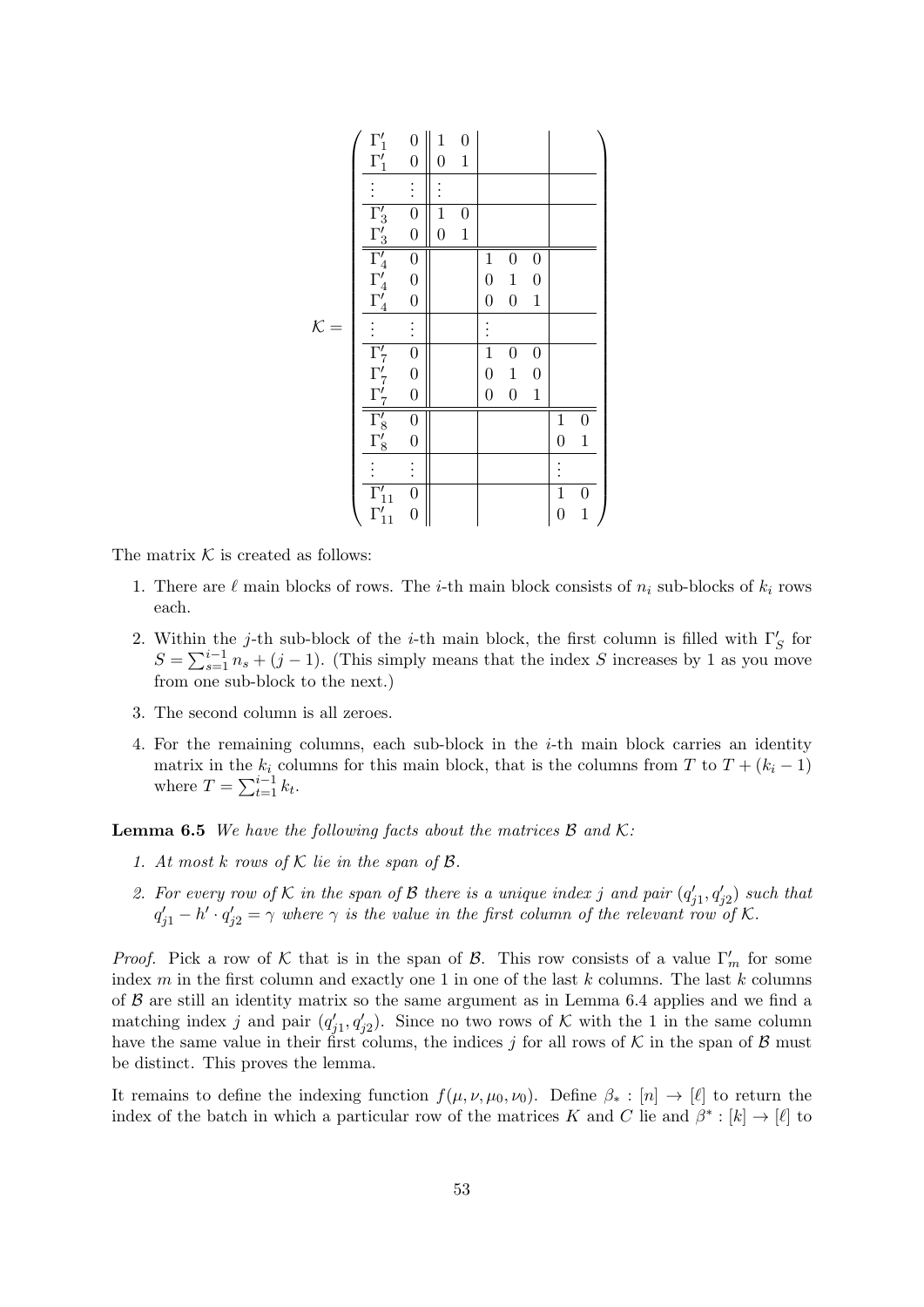$$
\mathcal{K} = \left(\begin{array}{cc||cc|ccc|cc}
\Gamma'_1 & 0 & 1 & 0 & & & & & \\
\Gamma'_1 & 0 & 0 & 1 & & & & & \\
\hline
\vdots & \vdots & \vdots & & & & & & \\
\hline
\Gamma'_3 & 0 & 1 & 0 & & & & & \\
\Gamma'_3 & 0 & 0 & 1 & & & & & \\
\hline\hline
\Gamma'_4 & 0 & & & 1 & 0 & 0 & & \\
\Gamma'_4 & 0 & & & 0 & 1 & 0 & & \\
\Gamma'_4 & 0 & & & 0 & 0 & 1 & & \\
\hline
\vdots & \vdots & & & \vdots & & & & \\
\hline
\Gamma'_7 & 0 & & & 1 & 0 & 0 & & \\
\Gamma'_7 & 0 & & & 0 & 1 & 0 & & \\
\Gamma'_7 & 0 & & & 0 & 0 & 1 & & \\
\hline\hline
\Gamma'_8 & 0 & & & & & & 1 & 0 \\
\Gamma'_8 & 0 & & & & & & 0 & 1 \\
\hline
\vdots & \vdots & & & & & & \vdots & \\
\hline
\Gamma'_{11} & 0 & & & & & & 1 & 0 \\
\Gamma'_{11} & 0 & & & & & & 0 & 1
\end{array}\right)
$$

The matrix $\mathcal{K}$ is created as follows:

1. There are $\ell$ main blocks of rows. The $i$-th main block consists of $n_i$ sub-blocks of $k_i$ rows each.
2. Within the $j$-th sub-block of the $i$-th main block, the first column is filled with $\Gamma'_S$ for $S = \sum_{s=1}^{i-1} n_s + (j-1)$. (This simply means that the index $S$ increases by 1 as you move from one sub-block to the next.)
3. The second column is all zeroes.
4. For the remaining columns, each sub-block in the $i$-th main block carries an identity matrix in the $k_i$ columns for this main block, that is the columns from $T$ to $T + (k_i - 1)$ where $T = \sum_{t=1}^{i-1} k_t$.

**Lemma 6.5** *We have the following facts about the matrices $\mathcal{B}$ and $\mathcal{K}$:*

1. *At most $k$ rows of $\mathcal{K}$ lie in the span of $\mathcal{B}$.*
2. *For every row of $\mathcal{K}$ in the span of $\mathcal{B}$ there is a unique index $j$ and pair $(q'_{j1}, q'_{j2})$ such that $q'_{j1} - h' \cdot q'_{j2} = \gamma$ where $\gamma$ is the value in the first column of the relevant row of $\mathcal{K}$.*

*Proof.* Pick a row of $\mathcal{K}$ that is in the span of $\mathcal{B}$. This row consists of a value $\Gamma'_m$ for some index $m$ in the first column and exactly one 1 in one of the last $k$ columns. The last $k$ columns of $\mathcal{B}$ are still an identity matrix so the same argument as in Lemma 6.4 applies and we find a matching index $j$ and pair $(q'_{j1}, q'_{j2})$. Since no two rows of $\mathcal{K}$ with the 1 in the same column have the same value in their first colums, the indices $j$ for all rows of $\mathcal{K}$ in the span of $\mathcal{B}$ must be distinct. This proves the lemma.

It remains to define the indexing function $f(\mu, \nu, \mu_0, \nu_0)$. Define $\beta_* : [n] \to [\ell]$ to return the index of the batch in which a particular row of the matrices $K$ and $C$ lie and $\beta^* : [k] \to [\ell]$ to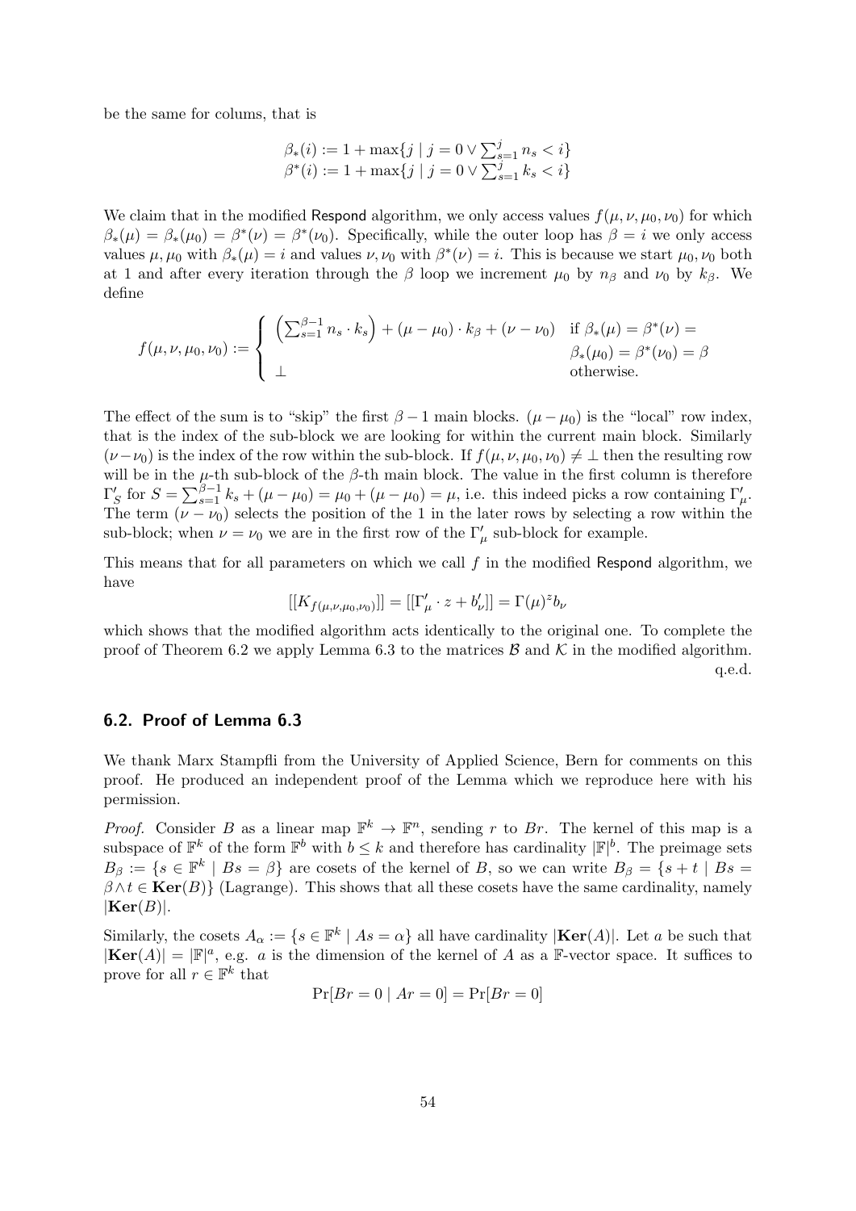be the same for colums, that is

$$\beta_*(i) := 1 + \max\{j \mid j = 0 \vee \sum_{s=1}^{j} n_s < i\}$$
$$\beta^*(i) := 1 + \max\{j \mid j = 0 \vee \sum_{s=1}^{j} k_s < i\}$$

We claim that in the modified Respond algorithm, we only access values $f(\mu, \nu, \mu_0, \nu_0)$ for which $\beta_*(\mu) = \beta_*(\mu_0) = \beta^*(\nu) = \beta^*(\nu_0)$. Specifically, while the outer loop has $\beta = i$ we only access values $\mu, \mu_0$ with $\beta_*(\mu) = i$ and values $\nu, \nu_0$ with $\beta^*(\nu) = i$. This is because we start $\mu_0, \nu_0$ both at 1 and after every iteration through the $\beta$ loop we increment $\mu_0$ by $n_\beta$ and $\nu_0$ by $k_\beta$. We define

$$f(\mu, \nu, \mu_0, \nu_0) := \begin{cases} \left(\sum_{s=1}^{\beta-1} n_s \cdot k_s\right) + (\mu - \mu_0) \cdot k_\beta + (\nu - \nu_0) & \text{if } \beta_*(\mu) = \beta^*(\nu) = \\ & \beta_*(\mu_0) = \beta^*(\nu_0) = \beta \\ \perp & \text{otherwise.} \end{cases}$$

The effect of the sum is to "skip" the first $\beta - 1$ main blocks. $(\mu - \mu_0)$ is the "local" row index, that is the index of the sub-block we are looking for within the current main block. Similarly $(\nu - \nu_0)$ is the index of the row within the sub-block. If $f(\mu, \nu, \mu_0, \nu_0) \neq \perp$ then the resulting row will be in the $\mu$-th sub-block of the $\beta$-th main block. The value in the first column is therefore $\Gamma'_S$ for $S = \sum_{s=1}^{\beta-1} k_s + (\mu - \mu_0) = \mu_0 + (\mu - \mu_0) = \mu$, i.e. this indeed picks a row containing $\Gamma'_\mu$. The term $(\nu - \nu_0)$ selects the position of the 1 in the later rows by selecting a row within the sub-block; when $\nu = \nu_0$ we are in the first row of the $\Gamma'_\mu$ sub-block for example.

This means that for all parameters on which we call $f$ in the modified Respond algorithm, we have

$$[[K_{f(\mu,\nu,\mu_0,\nu_0)}]] = [[\Gamma'_\mu \cdot z + b'_\nu]] = \Gamma(\mu)^z b_\nu$$

which shows that the modified algorithm acts identically to the original one. To complete the proof of Theorem 6.2 we apply Lemma 6.3 to the matrices $\mathcal{B}$ and $\mathcal{K}$ in the modified algorithm.

q.e.d.

### 6.2. Proof of Lemma 6.3

We thank Marx Stampfli from the University of Applied Science, Bern for comments on this proof. He produced an independent proof of the Lemma which we reproduce here with his permission.

*Proof.* Consider $B$ as a linear map $\mathbb{F}^k \to \mathbb{F}^n$, sending $r$ to $Br$. The kernel of this map is a subspace of $\mathbb{F}^k$ of the form $\mathbb{F}^b$ with $b \leq k$ and therefore has cardinality $|\mathbb{F}|^b$. The preimage sets $B_\beta := \{s \in \mathbb{F}^k \mid Bs = \beta\}$ are cosets of the kernel of $B$, so we can write $B_\beta = \{s + t \mid Bs = \beta \wedge t \in \mathbf{Ker}(B)\}$ (Lagrange). This shows that all these cosets have the same cardinality, namely $|\mathbf{Ker}(B)|$.

Similarly, the cosets $A_\alpha := \{s \in \mathbb{F}^k \mid As = \alpha\}$ all have cardinality $|\mathbf{Ker}(A)|$. Let $a$ be such that $|\mathbf{Ker}(A)| = |\mathbb{F}|^a$, e.g. $a$ is the dimension of the kernel of $A$ as a $\mathbb{F}$-vector space. It suffices to prove for all $r \in \mathbb{F}^k$ that

$$\Pr[Br = 0 \mid Ar = 0] = \Pr[Br = 0]$$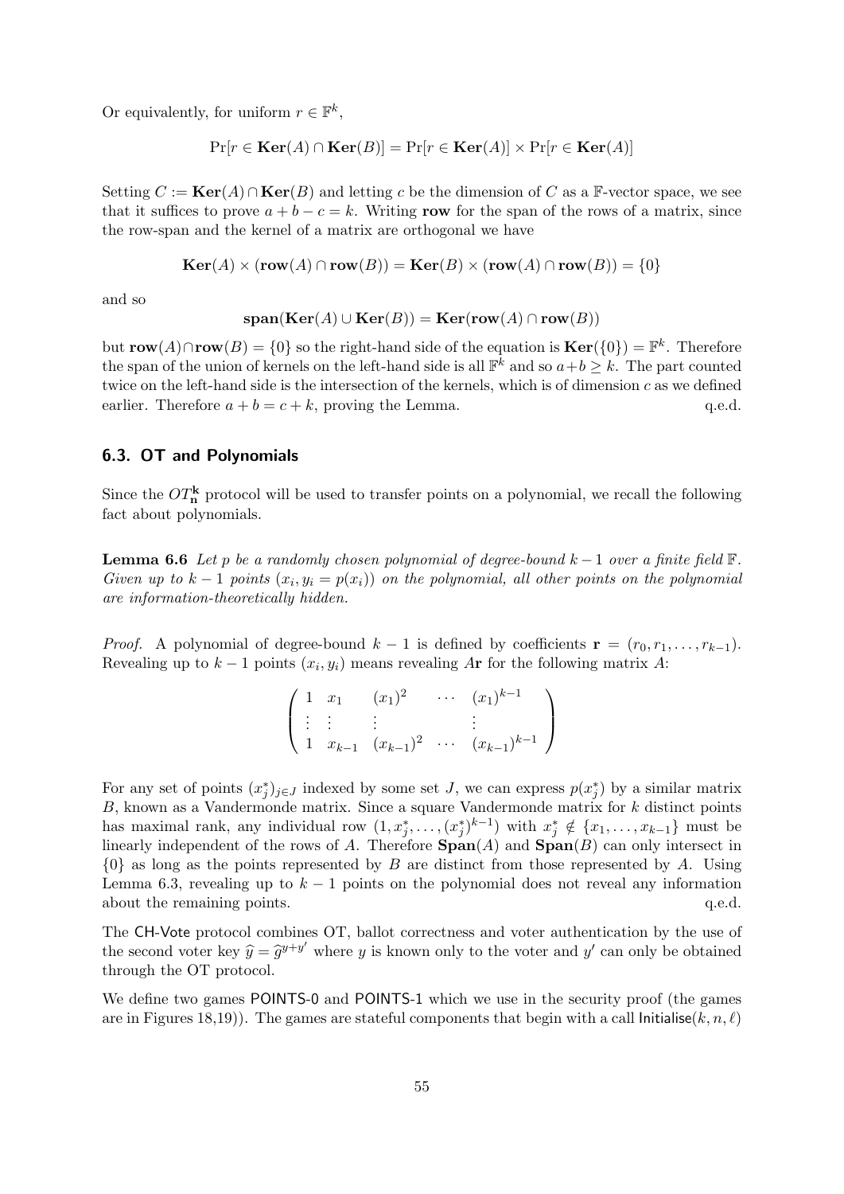Or equivalently, for uniform $r \in \mathbb{F}^k$,

$$\Pr[r \in \mathbf{Ker}(A) \cap \mathbf{Ker}(B)] = \Pr[r \in \mathbf{Ker}(A)] \times \Pr[r \in \mathbf{Ker}(A)]$$

Setting $C := \mathbf{Ker}(A) \cap \mathbf{Ker}(B)$ and letting $c$ be the dimension of $C$ as a $\mathbb{F}$-vector space, we see that it suffices to prove $a + b - c = k$. Writing **row** for the span of the rows of a matrix, since the row-span and the kernel of a matrix are orthogonal we have

$$\mathbf{Ker}(A) \times (\mathbf{row}(A) \cap \mathbf{row}(B)) = \mathbf{Ker}(B) \times (\mathbf{row}(A) \cap \mathbf{row}(B)) = \{0\}$$

and so

$$\mathbf{span}(\mathbf{Ker}(A) \cup \mathbf{Ker}(B)) = \mathbf{Ker}(\mathbf{row}(A) \cap \mathbf{row}(B))$$

but $\mathbf{row}(A) \cap \mathbf{row}(B) = \{0\}$ so the right-hand side of the equation is $\mathbf{Ker}(\{0\}) = \mathbb{F}^k$. Therefore the span of the union of kernels on the left-hand side is all $\mathbb{F}^k$ and so $a + b \geq k$. The part counted twice on the left-hand side is the intersection of the kernels, which is of dimension $c$ as we defined earlier. Therefore $a + b = c + k$, proving the Lemma. q.e.d.

### 6.3. OT and Polynomials

Since the $OT^{\mathbf{k}}_{\mathbf{n}}$ protocol will be used to transfer points on a polynomial, we recall the following fact about polynomials.

**Lemma 6.6** *Let $p$ be a randomly chosen polynomial of degree-bound $k - 1$ over a finite field $\mathbb{F}$. Given up to $k - 1$ points $(x_i, y_i = p(x_i))$ on the polynomial, all other points on the polynomial are information-theoretically hidden.*

*Proof.* A polynomial of degree-bound $k - 1$ is defined by coefficients $\mathbf{r} = (r_0, r_1, \ldots, r_{k-1})$. Revealing up to $k - 1$ points $(x_i, y_i)$ means revealing $A\mathbf{r}$ for the following matrix $A$:

$$\begin{pmatrix} 1 & x_1 & (x_1)^2 & \cdots & (x_1)^{k-1} \\ \vdots & \vdots & \vdots & & \vdots \\ 1 & x_{k-1} & (x_{k-1})^2 & \cdots & (x_{k-1})^{k-1} \end{pmatrix}$$

For any set of points $(x^*_j)_{j \in J}$ indexed by some set $J$, we can express $p(x^*_j)$ by a similar matrix $B$, known as a Vandermonde matrix. Since a square Vandermonde matrix for $k$ distinct points has maximal rank, any individual row $(1, x^*_j, \ldots, (x^*_j)^{k-1})$ with $x^*_j \notin \{x_1, \ldots, x_{k-1}\}$ must be linearly independent of the rows of $A$. Therefore $\mathbf{Span}(A)$ and $\mathbf{Span}(B)$ can only intersect in $\{0\}$ as long as the points represented by $B$ are distinct from those represented by $A$. Using Lemma 6.3, revealing up to $k - 1$ points on the polynomial does not reveal any information about the remaining points. q.e.d.

The CH-Vote protocol combines OT, ballot correctness and voter authentication by the use of the second voter key $\widehat{y} = \widehat{g}^{y+y'}$ where $y$ is known only to the voter and $y'$ can only be obtained through the OT protocol.

We define two games POINTS-0 and POINTS-1 which we use in the security proof (the games are in Figures 18,19)). The games are stateful components that begin with a call Initialise$(k, n, \ell)$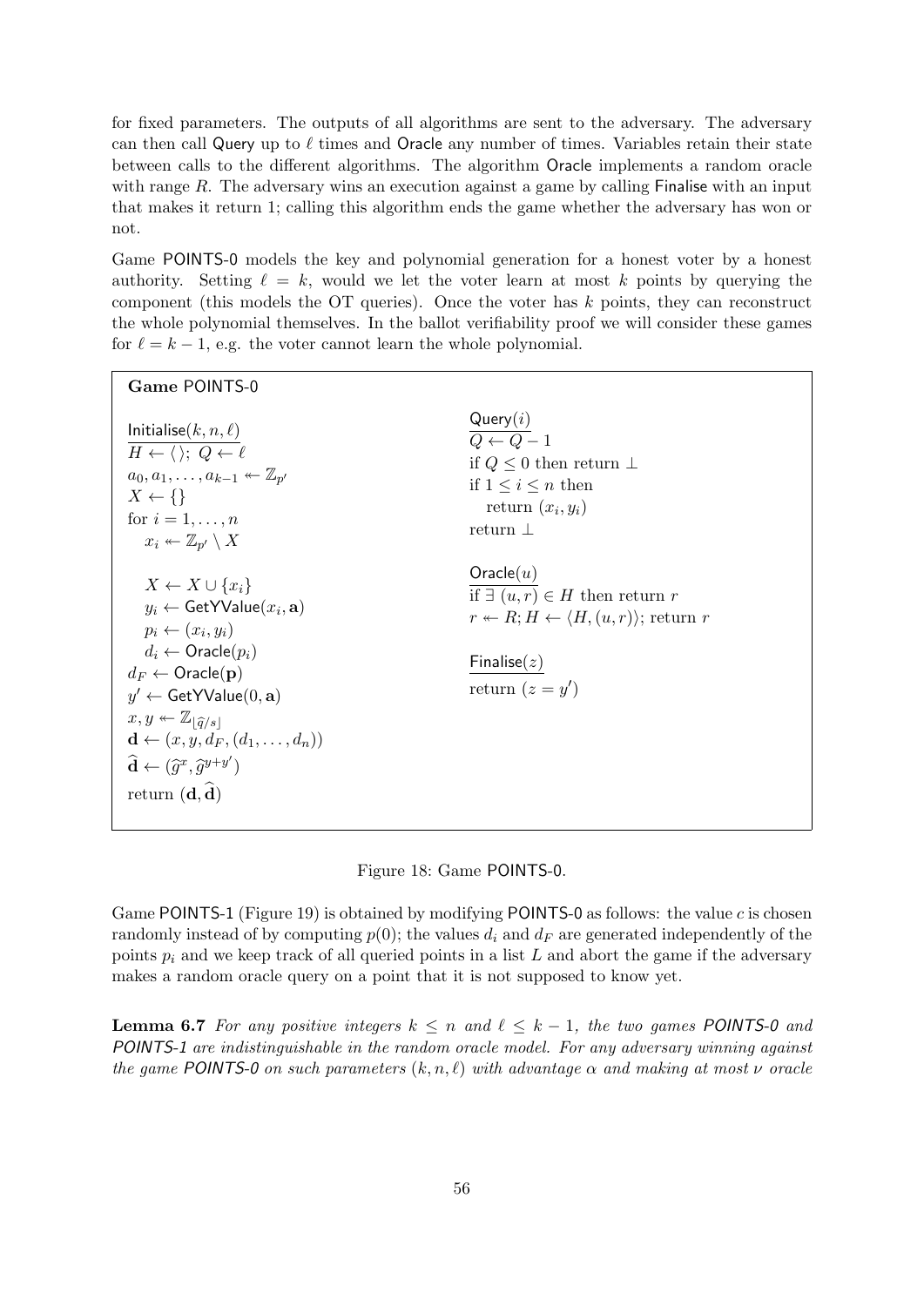for fixed parameters. The outputs of all algorithms are sent to the adversary. The adversary can then call Query up to $\ell$ times and Oracle any number of times. Variables retain their state between calls to the different algorithms. The algorithm Oracle implements a random oracle with range $R$. The adversary wins an execution against a game by calling Finalise with an input that makes it return 1; calling this algorithm ends the game whether the adversary has won or not.

Game POINTS-0 models the key and polynomial generation for a honest voter by a honest authority. Setting $\ell = k$, would we let the voter learn at most $k$ points by querying the component (this models the OT queries). Once the voter has $k$ points, they can reconstruct the whole polynomial themselves. In the ballot verifiability proof we will consider these games for $\ell = k - 1$, e.g. the voter cannot learn the whole polynomial.

**Game** POINTS-0

```
Initialise(k, n, ℓ)
  H ← ⟨⟩; Q ← ℓ
  a_0, a_1, ..., a_{k-1} ↞ Z_{p'}
  X ← {}
  for i = 1, ..., n
    x_i ↞ Z_{p'} \ X
    X ← X ∪ {x_i}
    y_i ← GetYValue(x_i, a)
    p_i ← (x_i, y_i)
    d_i ← Oracle(p_i)
  d_F ← Oracle(p)
  y' ← GetYValue(0, a)
  x, y ↞ Z_{⌊q̂/s⌋}
  d ← (x, y, d_F, (d_1, ..., d_n))
  d̂ ← (ĝ^x, ĝ^{y+y'})
  return (d, d̂)

Query(i)
  Q ← Q − 1
  if Q ≤ 0 then return ⊥
  if 1 ≤ i ≤ n then
    return (x_i, y_i)
  return ⊥

Oracle(u)
  if ∃ (u, r) ∈ H then return r
  r ↞ R; H ← ⟨H, (u, r)⟩; return r

Finalise(z)
  return (z = y')
```

Figure 18: Game POINTS-0.

Game POINTS-1 (Figure 19) is obtained by modifying POINTS-0 as follows: the value $c$ is chosen randomly instead of by computing $p(0)$; the values $d_i$ and $d_F$ are generated independently of the points $p_i$ and we keep track of all queried points in a list $L$ and abort the game if the adversary makes a random oracle query on a point that it is not supposed to know yet.

**Lemma 6.7** *For any positive integers $k \leq n$ and $\ell \leq k - 1$, the two games POINTS-0 and POINTS-1 are indistinguishable in the random oracle model. For any adversary winning against the game POINTS-0 on such parameters $(k, n, \ell)$ with advantage $\alpha$ and making at most $\nu$ oracle*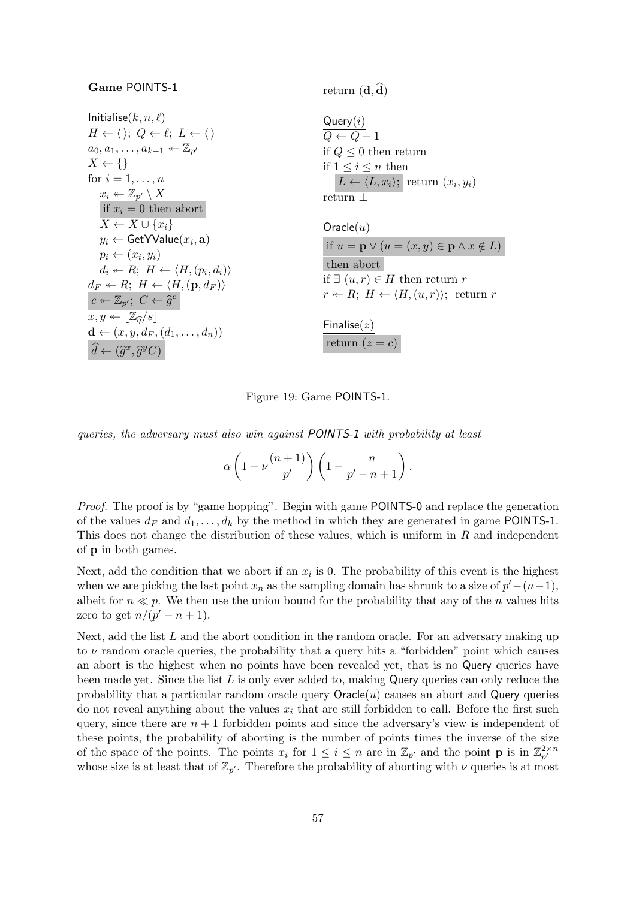```
Game POINTS-1

Initialise(k, n, ℓ)
H ← ⟨⟩; Q ← ℓ; L ← ⟨⟩
a_0, a_1, ..., a_{k-1} ↞ Z_{p'}
X ← {}
for i = 1, ..., n
    x_i ↞ Z_{p'} \ X
    if x_i = 0 then abort
    X ← X ∪ {x_i}
    y_i ← GetYValue(x_i, a)
    p_i ← (x_i, y_i)
    d_i ↞ R; H ← ⟨H, (p_i, d_i)⟩
d_F ↞ R; H ← ⟨H, (p, d_F)⟩
c ↞ Z_{p'}; C ← ĝ^c
x, y ↞ ⌊Z_q̂ / s⌋
d ← (x, y, d_F, (d_1, ..., d_n))
d̂ ← (ĝ^x, ĝ^y C)
return (d, d̂)

Query(i)
Q ← Q − 1
if Q ≤ 0 then return ⊥
if 1 ≤ i ≤ n then
    L ← ⟨L, x_i⟩; return (x_i, y_i)
return ⊥

Oracle(u)
if u = p ∨ (u = (x, y) ∈ p ∧ x ∉ L)
then abort
if ∃ (u, r) ∈ H then return r
r ↞ R; H ← ⟨H, (u, r)⟩; return r

Finalise(z)
return (z = c)
```

Figure 19: Game POINTS-1.

*queries, the adversary must also win against POINTS-1 with probability at least*

$$\alpha \left(1 - \nu \frac{(n+1)}{p'}\right) \left(1 - \frac{n}{p' - n + 1}\right).$$

*Proof.* The proof is by "game hopping". Begin with game POINTS-0 and replace the generation of the values $d_F$ and $d_1, \ldots, d_k$ by the method in which they are generated in game POINTS-1. This does not change the distribution of these values, which is uniform in $R$ and independent of $\mathbf{p}$ in both games.

Next, add the condition that we abort if an $x_i$ is 0. The probability of this event is the highest when we are picking the last point $x_n$ as the sampling domain has shrunk to a size of $p' - (n-1)$, albeit for $n \ll p$. We then use the union bound for the probability that any of the $n$ values hits zero to get $n/(p' - n + 1)$.

Next, add the list $L$ and the abort condition in the random oracle. For an adversary making up to $\nu$ random oracle queries, the probability that a query hits a "forbidden" point which causes an abort is the highest when no points have been revealed yet, that is no Query queries have been made yet. Since the list $L$ is only ever added to, making Query queries can only reduce the probability that a particular random oracle query $\mathsf{Oracle}(u)$ causes an abort and Query queries do not reveal anything about the values $x_i$ that are still forbidden to call. Before the first such query, since there are $n + 1$ forbidden points and since the adversary's view is independent of these points, the probability of aborting is the number of points times the inverse of the size of the space of the points. The points $x_i$ for $1 \leq i \leq n$ are in $\mathbb{Z}_{p'}$ and the point $\mathbf{p}$ is in $\mathbb{Z}_{p'}^{2 \times n}$ whose size is at least that of $\mathbb{Z}_{p'}$. Therefore the probability of aborting with $\nu$ queries is at most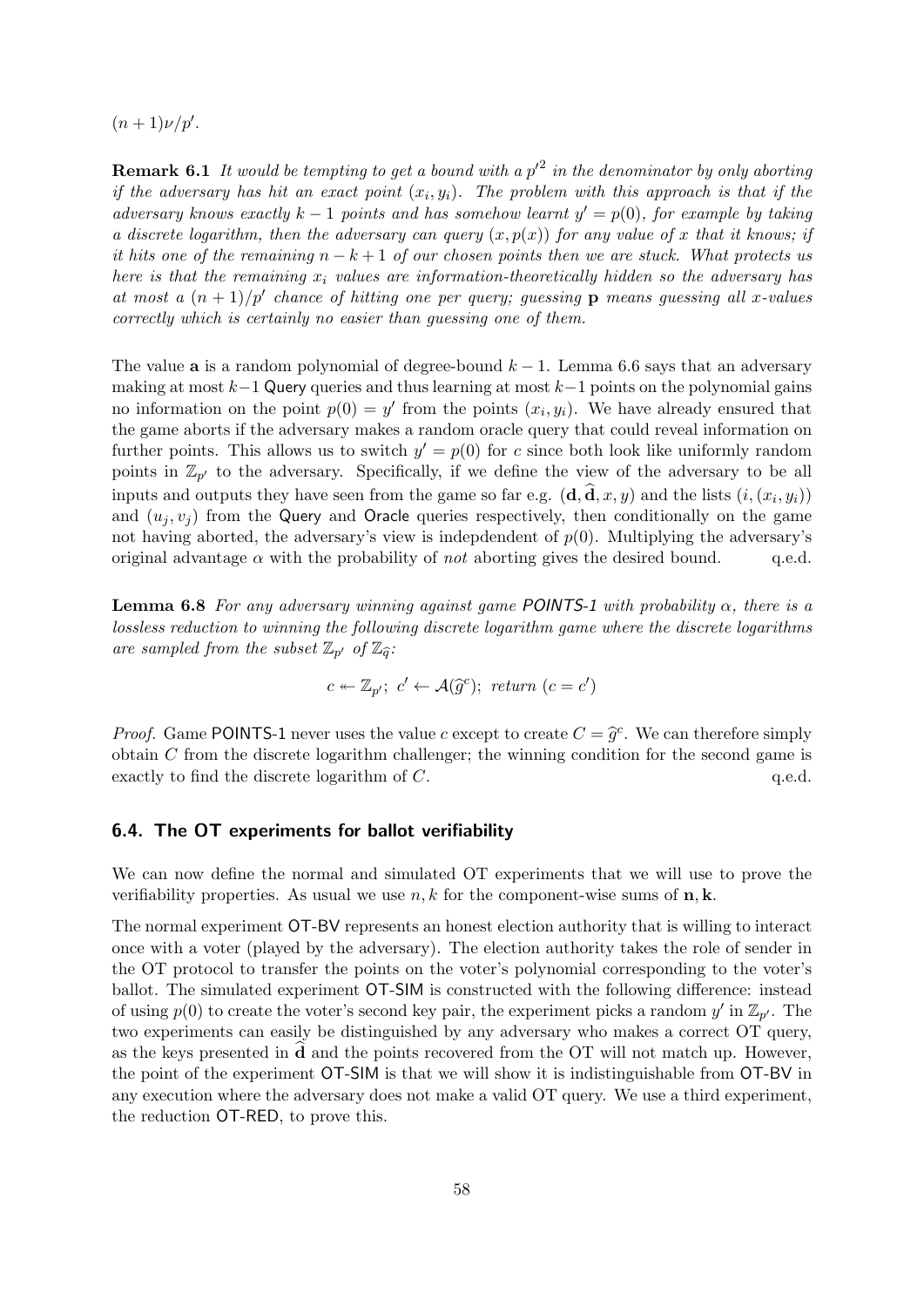$(n+1)\nu/p'$.

**Remark 6.1** *It would be tempting to get a bound with a ${p'}^2$ in the denominator by only aborting if the adversary has hit an exact point $(x_i, y_i)$. The problem with this approach is that if the adversary knows exactly $k-1$ points and has somehow learnt $y' = p(0)$, for example by taking a discrete logarithm, then the adversary can query $(x, p(x))$ for any value of $x$ that it knows; if it hits one of the remaining $n-k+1$ of our chosen points then we are stuck. What protects us here is that the remaining $x_i$ values are information-theoretically hidden so the adversary has at most a $(n+1)/p'$ chance of hitting one per query; guessing $\mathbf{p}$ means guessing all $x$-values correctly which is certainly no easier than guessing one of them.*

The value $\mathbf{a}$ is a random polynomial of degree-bound $k-1$. Lemma 6.6 says that an adversary making at most $k-1$ Query queries and thus learning at most $k-1$ points on the polynomial gains no information on the point $p(0) = y'$ from the points $(x_i, y_i)$. We have already ensured that the game aborts if the adversary makes a random oracle query that could reveal information on further points. This allows us to switch $y' = p(0)$ for $c$ since both look like uniformly random points in $\mathbb{Z}_{p'}$ to the adversary. Specifically, if we define the view of the adversary to be all inputs and outputs they have seen from the game so far e.g. $(\mathbf{d}, \widehat{\mathbf{d}}, x, y)$ and the lists $(i, (x_i, y_i))$ and $(u_j, v_j)$ from the Query and Oracle queries respectively, then conditionally on the game not having aborted, the adversary's view is indepdendent of $p(0)$. Multiplying the adversary's original advantage $\alpha$ with the probability of *not* aborting gives the desired bound. q.e.d.

**Lemma 6.8** *For any adversary winning against game POINTS-1 with probability $\alpha$, there is a lossless reduction to winning the following discrete logarithm game where the discrete logarithms are sampled from the subset $\mathbb{Z}_{p'}$ of $\mathbb{Z}_{\widehat{q}}$:*

$$c \twoheadleftarrow \mathbb{Z}_{p'};\ c' \leftarrow \mathcal{A}(\widehat{g}^c);\ \textit{return}\ (c = c')$$

*Proof.* Game POINTS-1 never uses the value $c$ except to create $C = \widehat{g}^c$. We can therefore simply obtain $C$ from the discrete logarithm challenger; the winning condition for the second game is exactly to find the discrete logarithm of $C$. q.e.d.

## 6.4. The OT experiments for ballot verifiability

We can now define the normal and simulated OT experiments that we will use to prove the verifiability properties. As usual we use $n, k$ for the component-wise sums of $\mathbf{n}, \mathbf{k}$.

The normal experiment OT-BV represents an honest election authority that is willing to interact once with a voter (played by the adversary). The election authority takes the role of sender in the OT protocol to transfer the points on the voter's polynomial corresponding to the voter's ballot. The simulated experiment OT-SIM is constructed with the following difference: instead of using $p(0)$ to create the voter's second key pair, the experiment picks a random $y'$ in $\mathbb{Z}_{p'}$. The two experiments can easily be distinguished by any adversary who makes a correct OT query, as the keys presented in $\widehat{\mathbf{d}}$ and the points recovered from the OT will not match up. However, the point of the experiment OT-SIM is that we will show it is indistinguishable from OT-BV in any execution where the adversary does not make a valid OT query. We use a third experiment, the reduction OT-RED, to prove this.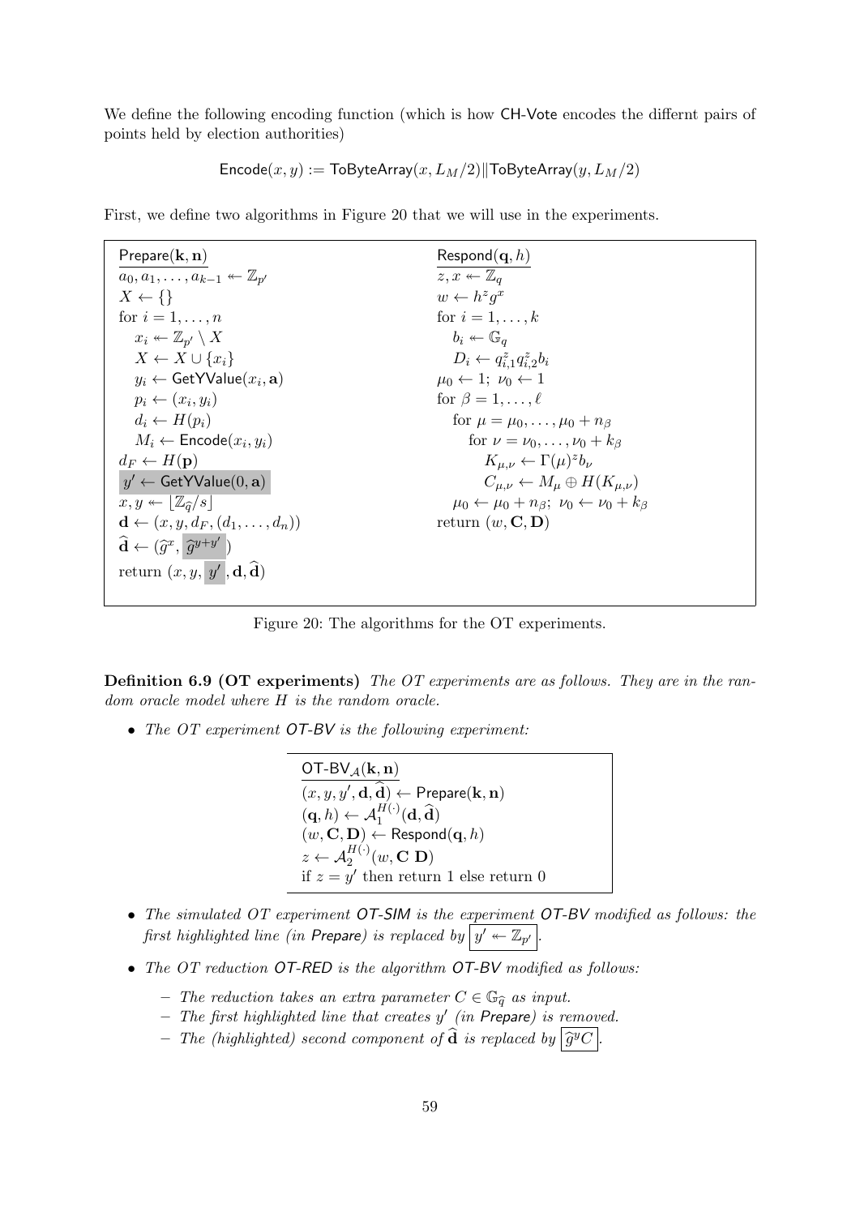We define the following encoding function (which is how CH-Vote encodes the differnt pairs of points held by election authorities)

$$\mathsf{Encode}(x, y) := \mathsf{ToByteArray}(x, L_M/2) \| \mathsf{ToByteArray}(y, L_M/2)$$

First, we define two algorithms in Figure 20 that we will use in the experiments.

```
Prepare(k, n)
a_0, a_1, ..., a_{k-1} ↞ Z_{p'}
X ← {}
for i = 1, ..., n
    x_i ↞ Z_{p'} \ X
    X ← X ∪ {x_i}
    y_i ← GetYValue(x_i, a)
    p_i ← (x_i, y_i)
    d_i ← H(p_i)
    M_i ← Encode(x_i, y_i)
d_F ← H(p)
[y' ← GetYValue(0, a)]
x, y ↞ ⌊Z_q̂ / s⌋
d ← (x, y, d_F, (d_1, ..., d_n))
d̂ ← (ĝ^x, [ĝ^{y+y'}])
return (x, y, [y'], d, d̂)
```

```
Respond(q, h)
z, x ↞ Z_q
w ← h^z g^x
for i = 1, ..., k
    b_i ↞ G_q
    D_i ← q_{i,1}^z q_{i,2}^z b_i
μ_0 ← 1; ν_0 ← 1
for β = 1, ..., ℓ
    for μ = μ_0, ..., μ_0 + n_β
        for ν = ν_0, ..., ν_0 + k_β
            K_{μ,ν} ← Γ(μ)^z b_ν
            C_{μ,ν} ← M_μ ⊕ H(K_{μ,ν})
    μ_0 ← μ_0 + n_β; ν_0 ← ν_0 + k_β
return (w, C, D)
```

Figure 20: The algorithms for the OT experiments.

**Definition 6.9 (OT experiments)** *The OT experiments are as follows. They are in the random oracle model where $H$ is the random oracle.*

- *The OT experiment* OT-BV *is the following experiment:*

```
OT-BV_A(k, n)
(x, y, y', d, d̂) ← Prepare(k, n)
(q, h) ← A_1^{H(·)}(d, d̂)
(w, C, D) ← Respond(q, h)
z ← A_2^{H(·)}(w, C D)
if z = y' then return 1 else return 0
```

- *The simulated OT experiment* OT-SIM *is the experiment* OT-BV *modified as follows: the first highlighted line (in* Prepare*) is replaced by* $y' \twoheadleftarrow \mathbb{Z}_{p'}$.
- *The OT reduction* OT-RED *is the algorithm* OT-BV *modified as follows:*
  - *The reduction takes an extra parameter $C \in \mathbb{G}_{\widehat{q}}$ as input.*
  - *The first highlighted line that creates $y'$ (in* Prepare*) is removed.*
  - *The (highlighted) second component of $\widehat{\mathbf{d}}$ is replaced by* $\widehat{g}^y C$.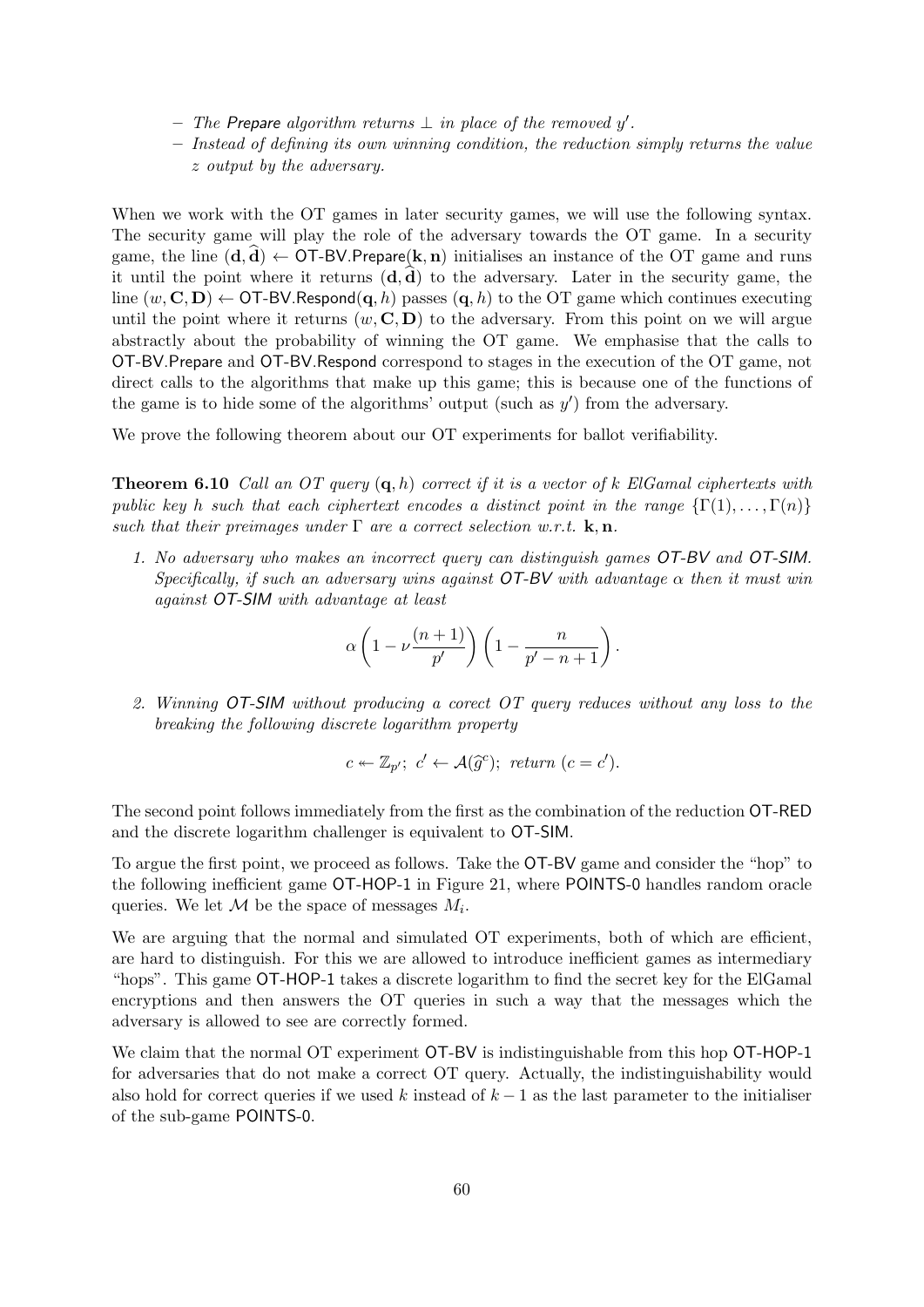- *The* Prepare *algorithm returns* $\perp$ *in place of the removed* $y'$.
- *Instead of defining its own winning condition, the reduction simply returns the value* $z$ *output by the adversary.*

When we work with the OT games in later security games, we will use the following syntax. The security game will play the role of the adversary towards the OT game. In a security game, the line $(\mathbf{d}, \widehat{\mathbf{d}}) \leftarrow \mathsf{OT\text{-}BV.Prepare}(\mathbf{k}, \mathbf{n})$ initialises an instance of the OT game and runs it until the point where it returns $(\mathbf{d}, \widehat{\mathbf{d}})$ to the adversary. Later in the security game, the line $(w, \mathbf{C}, \mathbf{D}) \leftarrow \mathsf{OT\text{-}BV.Respond}(\mathbf{q}, h)$ passes $(\mathbf{q}, h)$ to the OT game which continues executing until the point where it returns $(w, \mathbf{C}, \mathbf{D})$ to the adversary. From this point on we will argue abstractly about the probability of winning the OT game. We emphasise that the calls to OT-BV.Prepare and OT-BV.Respond correspond to stages in the execution of the OT game, not direct calls to the algorithms that make up this game; this is because one of the functions of the game is to hide some of the algorithms' output (such as $y'$) from the adversary.

We prove the following theorem about our OT experiments for ballot verifiability.

**Theorem 6.10** *Call an OT query* $(\mathbf{q}, h)$ *correct if it is a vector of* $k$ *ElGamal ciphertexts with public key* $h$ *such that each ciphertext encodes a distinct point in the range* $\{\Gamma(1), \ldots, \Gamma(n)\}$ *such that their preimages under* $\Gamma$ *are a correct selection w.r.t.* $\mathbf{k}, \mathbf{n}$.

1. *No adversary who makes an incorrect query can distinguish games OT-BV and OT-SIM. Specifically, if such an adversary wins against OT-BV with advantage* $\alpha$ *then it must win against OT-SIM with advantage at least*

$$\alpha \left(1 - \nu \frac{(n+1)}{p'}\right) \left(1 - \frac{n}{p' - n + 1}\right).$$

2. *Winning OT-SIM without producing a corect OT query reduces without any loss to the breaking the following discrete logarithm property*

$$c \twoheadleftarrow \mathbb{Z}_{p'};\ c' \leftarrow \mathcal{A}(\widehat{g}^c);\ \textit{return}\ (c = c').$$

The second point follows immediately from the first as the combination of the reduction OT-RED and the discrete logarithm challenger is equivalent to OT-SIM.

To argue the first point, we proceed as follows. Take the OT-BV game and consider the "hop" to the following inefficient game OT-HOP-1 in Figure 21, where POINTS-0 handles random oracle queries. We let $\mathcal{M}$ be the space of messages $M_i$.

We are arguing that the normal and simulated OT experiments, both of which are efficient, are hard to distinguish. For this we are allowed to introduce inefficient games as intermediary "hops". This game OT-HOP-1 takes a discrete logarithm to find the secret key for the ElGamal encryptions and then answers the OT queries in such a way that the messages which the adversary is allowed to see are correctly formed.

We claim that the normal OT experiment OT-BV is indistinguishable from this hop OT-HOP-1 for adversaries that do not make a correct OT query. Actually, the indistinguishability would also hold for correct queries if we used $k$ instead of $k - 1$ as the last parameter to the initialiser of the sub-game POINTS-0.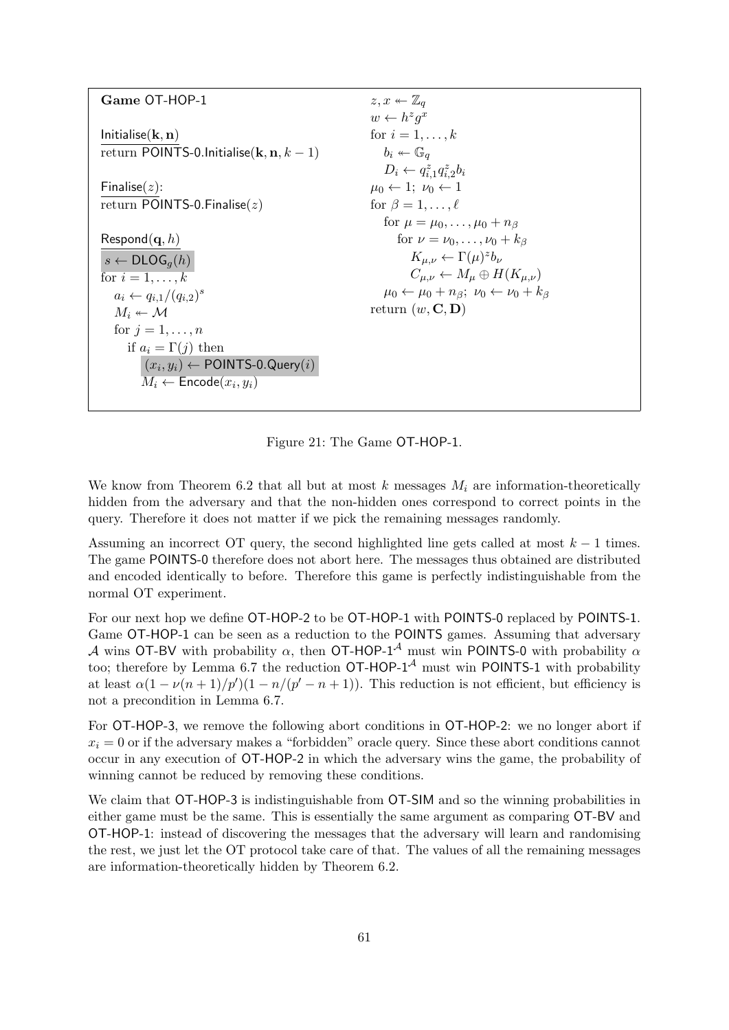```
Game OT-HOP-1

Initialise(k, n)
  return POINTS-0.Initialise(k, n, k − 1)

Finalise(z):
  return POINTS-0.Finalise(z)

Respond(q, h)
  s ← DLOG_g(h)
  for i = 1, ..., k
    a_i ← q_{i,1}/(q_{i,2})^s
    M_i ↞ M
    for j = 1, ..., n
      if a_i = Γ(j) then
        (x_i, y_i) ← POINTS-0.Query(i)
        M_i ← Encode(x_i, y_i)

  z, x ↞ Z_q
  w ← h^z g^x
  for i = 1, ..., k
    b_i ↞ G_q
    D_i ← q_{i,1}^z q_{i,2}^z b_i
  μ_0 ← 1; ν_0 ← 1
  for β = 1, ..., ℓ
    for μ = μ_0, ..., μ_0 + n_β
      for ν = ν_0, ..., ν_0 + k_β
        K_{μ,ν} ← Γ(μ)^z b_ν
        C_{μ,ν} ← M_μ ⊕ H(K_{μ,ν})
    μ_0 ← μ_0 + n_β; ν_0 ← ν_0 + k_β
  return (w, C, D)
```

Figure 21: The Game OT-HOP-1.

We know from Theorem 6.2 that all but at most $k$ messages $M_i$ are information-theoretically hidden from the adversary and that the non-hidden ones correspond to correct points in the query. Therefore it does not matter if we pick the remaining messages randomly.

Assuming an incorrect OT query, the second highlighted line gets called at most $k-1$ times. The game POINTS-0 therefore does not abort here. The messages thus obtained are distributed and encoded identically to before. Therefore this game is perfectly indistinguishable from the normal OT experiment.

For our next hop we define OT-HOP-2 to be OT-HOP-1 with POINTS-0 replaced by POINTS-1. Game OT-HOP-1 can be seen as a reduction to the POINTS games. Assuming that adversary $\mathcal{A}$ wins OT-BV with probability $\alpha$, then OT-HOP-$1^{\mathcal{A}}$ must win POINTS-0 with probability $\alpha$ too; therefore by Lemma 6.7 the reduction OT-HOP-$1^{\mathcal{A}}$ must win POINTS-1 with probability at least $\alpha(1-\nu(n+1)/p')(1-n/(p'-n+1))$. This reduction is not efficient, but efficiency is not a precondition in Lemma 6.7.

For OT-HOP-3, we remove the following abort conditions in OT-HOP-2: we no longer abort if $x_i = 0$ or if the adversary makes a "forbidden" oracle query. Since these abort conditions cannot occur in any execution of OT-HOP-2 in which the adversary wins the game, the probability of winning cannot be reduced by removing these conditions.

We claim that OT-HOP-3 is indistinguishable from OT-SIM and so the winning probabilities in either game must be the same. This is essentially the same argument as comparing OT-BV and OT-HOP-1: instead of discovering the messages that the adversary will learn and randomising the rest, we just let the OT protocol take care of that. The values of all the remaining messages are information-theoretically hidden by Theorem 6.2.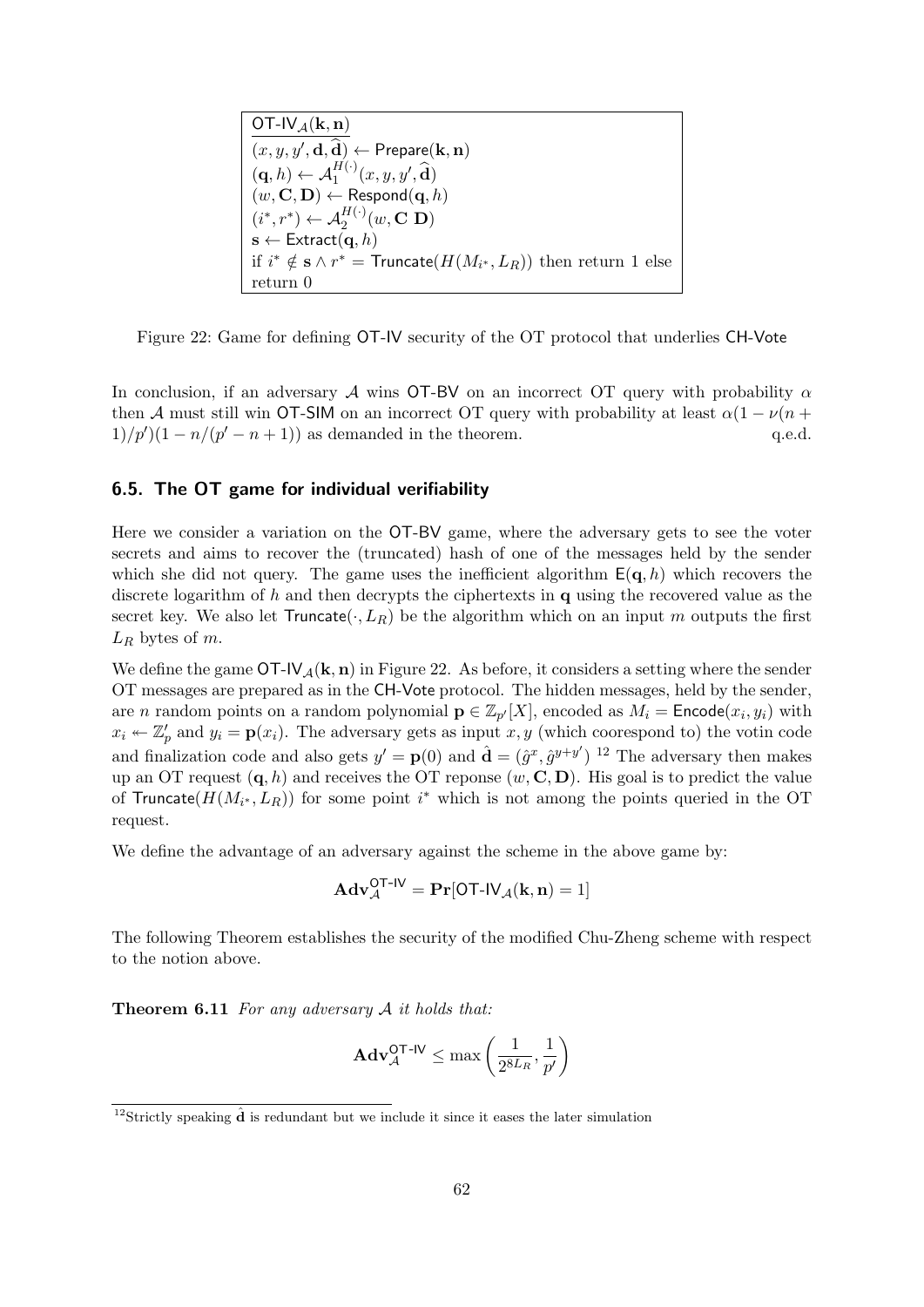```
OT-IV_A(k, n)
(x, y, y', d, d̂) ← Prepare(k, n)
(q, h) ← A_1^{H(·)}(x, y, y', d̂)
(w, C, D) ← Respond(q, h)
(i*, r*) ← A_2^{H(·)}(w, C D)
s ← Extract(q, h)
if i* ∉ s ∧ r* = Truncate(H(M_{i*}, L_R)) then return 1 else
return 0
```

Figure 22: Game for defining OT-IV security of the OT protocol that underlies CH-Vote

In conclusion, if an adversary $\mathcal{A}$ wins OT-BV on an incorrect OT query with probability $\alpha$ then $\mathcal{A}$ must still win OT-SIM on an incorrect OT query with probability at least $\alpha(1 - \nu(n+1)/p')(1 - n/(p' - n + 1))$ as demanded in the theorem. q.e.d.

### 6.5. The OT game for individual verifiability

Here we consider a variation on the OT-BV game, where the adversary gets to see the voter secrets and aims to recover the (truncated) hash of one of the messages held by the sender which she did not query. The game uses the inefficient algorithm $\mathsf{E}(\mathbf{q}, h)$ which recovers the discrete logarithm of $h$ and then decrypts the ciphertexts in $\mathbf{q}$ using the recovered value as the secret key. We also let $\mathsf{Truncate}(\cdot, L_R)$ be the algorithm which on an input $m$ outputs the first $L_R$ bytes of $m$.

We define the game $\mathsf{OT\text{-}IV}_{\mathcal{A}}(\mathbf{k}, \mathbf{n})$ in Figure 22. As before, it considers a setting where the sender OT messages are prepared as in the CH-Vote protocol. The hidden messages, held by the sender, are $n$ random points on a random polynomial $\mathbf{p} \in \mathbb{Z}_{p'}[X]$, encoded as $M_i = \mathsf{Encode}(x_i, y_i)$ with $x_i \twoheadleftarrow \mathbb{Z}'_p$ and $y_i = \mathbf{p}(x_i)$. The adversary gets as input $x, y$ (which cooresspond to) the votin code and finalization code and also gets $y' = \mathbf{p}(0)$ and $\hat{\mathbf{d}} = (\hat{g}^x, \hat{g}^{y+y'})$ [12] The adversary then makes up an OT request $(\mathbf{q}, h)$ and receives the OT reponse $(w, \mathbf{C}, \mathbf{D})$. His goal is to predict the value of $\mathsf{Truncate}(H(M_{i^*}, L_R))$ for some point $i^*$ which is not among the points queried in the OT request.

We define the advantage of an adversary against the scheme in the above game by:

$$\mathbf{Adv}_{\mathcal{A}}^{\mathsf{OT\text{-}IV}} = \mathbf{Pr}[\mathsf{OT\text{-}IV}_{\mathcal{A}}(\mathbf{k}, \mathbf{n}) = 1]$$

The following Theorem establishes the security of the modified Chu-Zheng scheme with respect to the notion above.

**Theorem 6.11** *For any adversary $\mathcal{A}$ it holds that:*

$$\mathbf{Adv}_{\mathcal{A}}^{\mathsf{OT\text{-}IV}} \leq \max\left(\frac{1}{2^{8L_R}}, \frac{1}{p'}\right)$$

[12] Strictly speaking $\hat{\mathbf{d}}$ is redundant but we include it since it eases the later simulation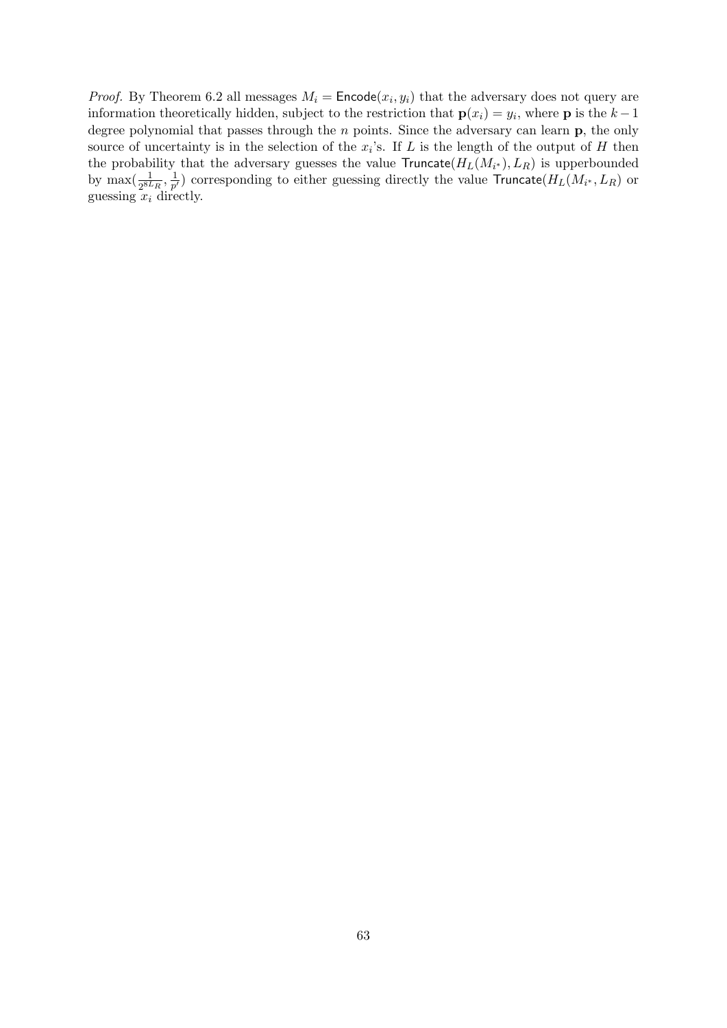*Proof.* By Theorem 6.2 all messages $M_i = \mathsf{Encode}(x_i, y_i)$ that the adversary does not query are information theoretically hidden, subject to the restriction that $\mathbf{p}(x_i) = y_i$, where $\mathbf{p}$ is the $k-1$ degree polynomial that passes through the $n$ points. Since the adversary can learn $\mathbf{p}$, the only source of uncertainty is in the selection of the $x_i$'s. If $L$ is the length of the output of $H$ then the probability that the adversary guesses the value $\mathsf{Truncate}(H_L(M_{i^*}), L_R)$ is upperbounded by $\max(\frac{1}{2^{8L_R}}, \frac{1}{p'})$ corresponding to either guessing directly the value $\mathsf{Truncate}(H_L(M_{i^*}, L_R)$ or guessing $x_i$ directly.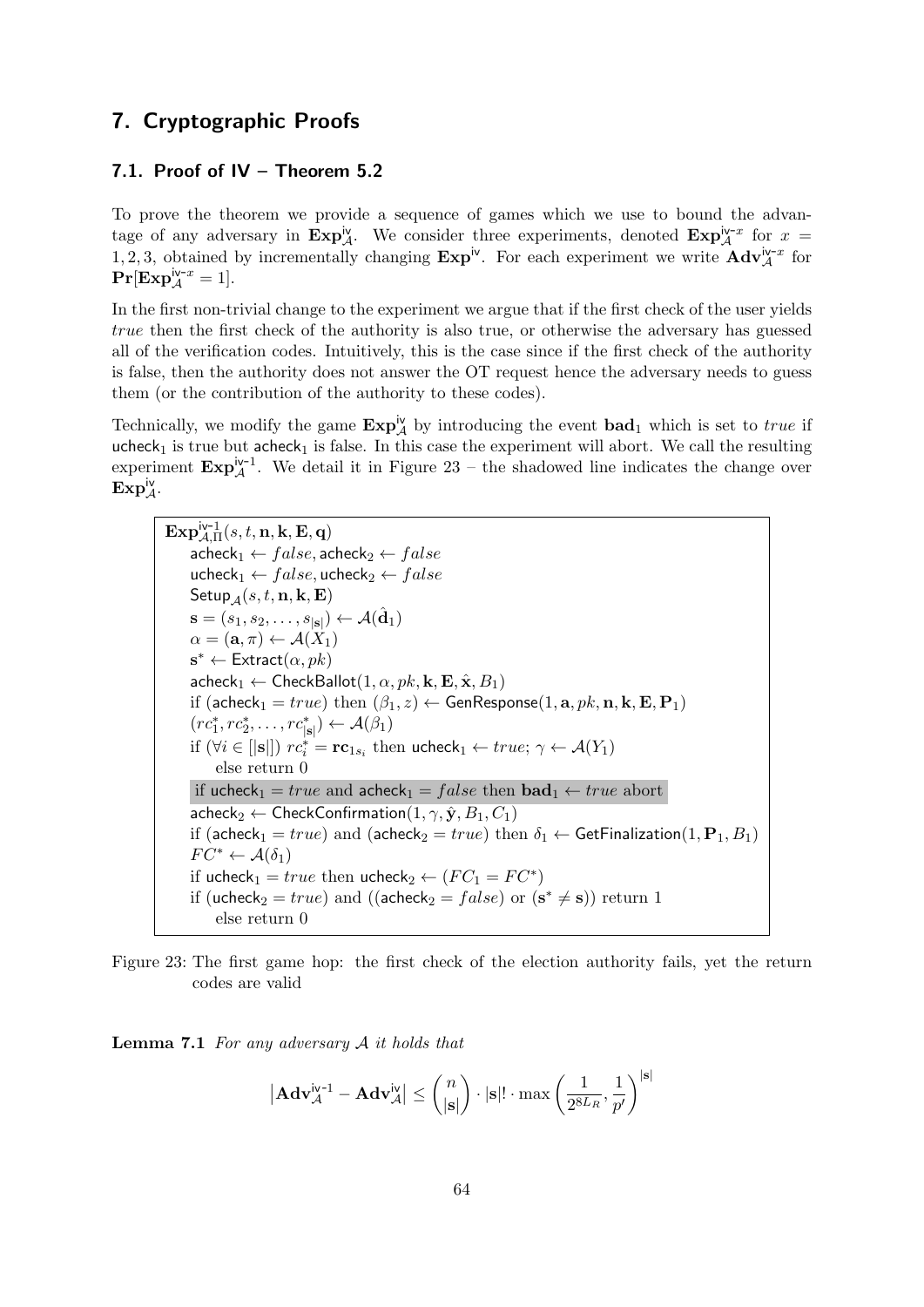## 7. Cryptographic Proofs

### 7.1. Proof of IV – Theorem 5.2

To prove the theorem we provide a sequence of games which we use to bound the advantage of any adversary in $\mathbf{Exp}^{\mathsf{iv}}_{\mathcal{A}}$. We consider three experiments, denoted $\mathbf{Exp}^{\mathsf{iv}\text{-}x}_{\mathcal{A}}$ for $x = 1, 2, 3$, obtained by incrementally changing $\mathbf{Exp}^{\mathsf{iv}}$. For each experiment we write $\mathbf{Adv}^{\mathsf{iv}\text{-}x}_{\mathcal{A}}$ for $\mathbf{Pr}[\mathbf{Exp}^{\mathsf{iv}\text{-}x}_{\mathcal{A}} = 1]$.

In the first non-trivial change to the experiment we argue that if the first check of the user yields *true* then the first check of the authority is also true, or otherwise the adversary has guessed all of the verification codes. Intuitively, this is the case since if the first check of the authority is false, then the authority does not answer the OT request hence the adversary needs to guess them (or the contribution of the authority to these codes).

Technically, we modify the game $\mathbf{Exp}^{\mathsf{iv}}_{\mathcal{A}}$ by introducing the event $\mathbf{bad}_1$ which is set to *true* if $\mathsf{ucheck}_1$ is true but $\mathsf{acheck}_1$ is false. In this case the experiment will abort. We call the resulting experiment $\mathbf{Exp}^{\mathsf{iv}\text{-}1}_{\mathcal{A}}$. We detail it in Figure 23 – the shadowed line indicates the change over $\mathbf{Exp}^{\mathsf{iv}}_{\mathcal{A}}$.

$\mathbf{Exp}^{\mathsf{iv}\text{-}1}_{\mathcal{A},\Pi}(s, t, \mathbf{n}, \mathbf{k}, \mathbf{E}, \mathbf{q})$
- $\mathsf{acheck}_1 \leftarrow false, \mathsf{acheck}_2 \leftarrow false$
- $\mathsf{ucheck}_1 \leftarrow false, \mathsf{ucheck}_2 \leftarrow false$
- $\mathsf{Setup}_{\mathcal{A}}(s, t, \mathbf{n}, \mathbf{k}, \mathbf{E})$
- $\mathbf{s} = (s_1, s_2, \ldots, s_{|\mathbf{s}|}) \leftarrow \mathcal{A}(\hat{\mathbf{d}}_1)$
- $\alpha = (\mathbf{a}, \pi) \leftarrow \mathcal{A}(X_1)$
- $\mathbf{s}^* \leftarrow \mathsf{Extract}(\alpha, pk)$
- $\mathsf{acheck}_1 \leftarrow \mathsf{CheckBallot}(1, \alpha, pk, \mathbf{k}, \mathbf{E}, \hat{\mathbf{x}}, B_1)$
- if $(\mathsf{acheck}_1 = true)$ then $(\beta_1, z) \leftarrow \mathsf{GenResponse}(1, \mathbf{a}, pk, \mathbf{n}, \mathbf{k}, \mathbf{E}, \mathbf{P}_1)$
- $(rc^*_1, rc^*_2, \ldots, rc^*_{|\mathbf{s}|}) \leftarrow \mathcal{A}(\beta_1)$
- if $(\forall i \in [|\mathbf{s}|])$ $rc^*_i = \mathbf{rc}_{1s_i}$ then $\mathsf{ucheck}_1 \leftarrow true$; $\gamma \leftarrow \mathcal{A}(Y_1)$
  - else return 0
- if $\mathsf{ucheck}_1 = true$ and $\mathsf{acheck}_1 = false$ then $\mathbf{bad}_1 \leftarrow true$ abort
- $\mathsf{acheck}_2 \leftarrow \mathsf{CheckConfirmation}(1, \gamma, \hat{\mathbf{y}}, B_1, C_1)$
- if $(\mathsf{acheck}_1 = true)$ and $(\mathsf{acheck}_2 = true)$ then $\delta_1 \leftarrow \mathsf{GetFinalization}(1, \mathbf{P}_1, B_1)$
- $FC^* \leftarrow \mathcal{A}(\delta_1)$
- if $\mathsf{ucheck}_1 = true$ then $\mathsf{ucheck}_2 \leftarrow (FC_1 = FC^*)$
- if $(\mathsf{ucheck}_2 = true)$ and $((\mathsf{acheck}_2 = false)$ or $(\mathbf{s}^* \neq \mathbf{s}))$ return 1
  - else return 0

Figure 23: The first game hop: the first check of the election authority fails, yet the return codes are valid

**Lemma 7.1** *For any adversary $\mathcal{A}$ it holds that*

$$\left|\mathbf{Adv}^{\mathsf{iv}\text{-}1}_{\mathcal{A}} - \mathbf{Adv}^{\mathsf{iv}}_{\mathcal{A}}\right| \leq \binom{n}{|\mathbf{s}|} \cdot |\mathbf{s}|! \cdot \max\left(\frac{1}{2^{8L_R}}, \frac{1}{p'}\right)^{|\mathbf{s}|}$$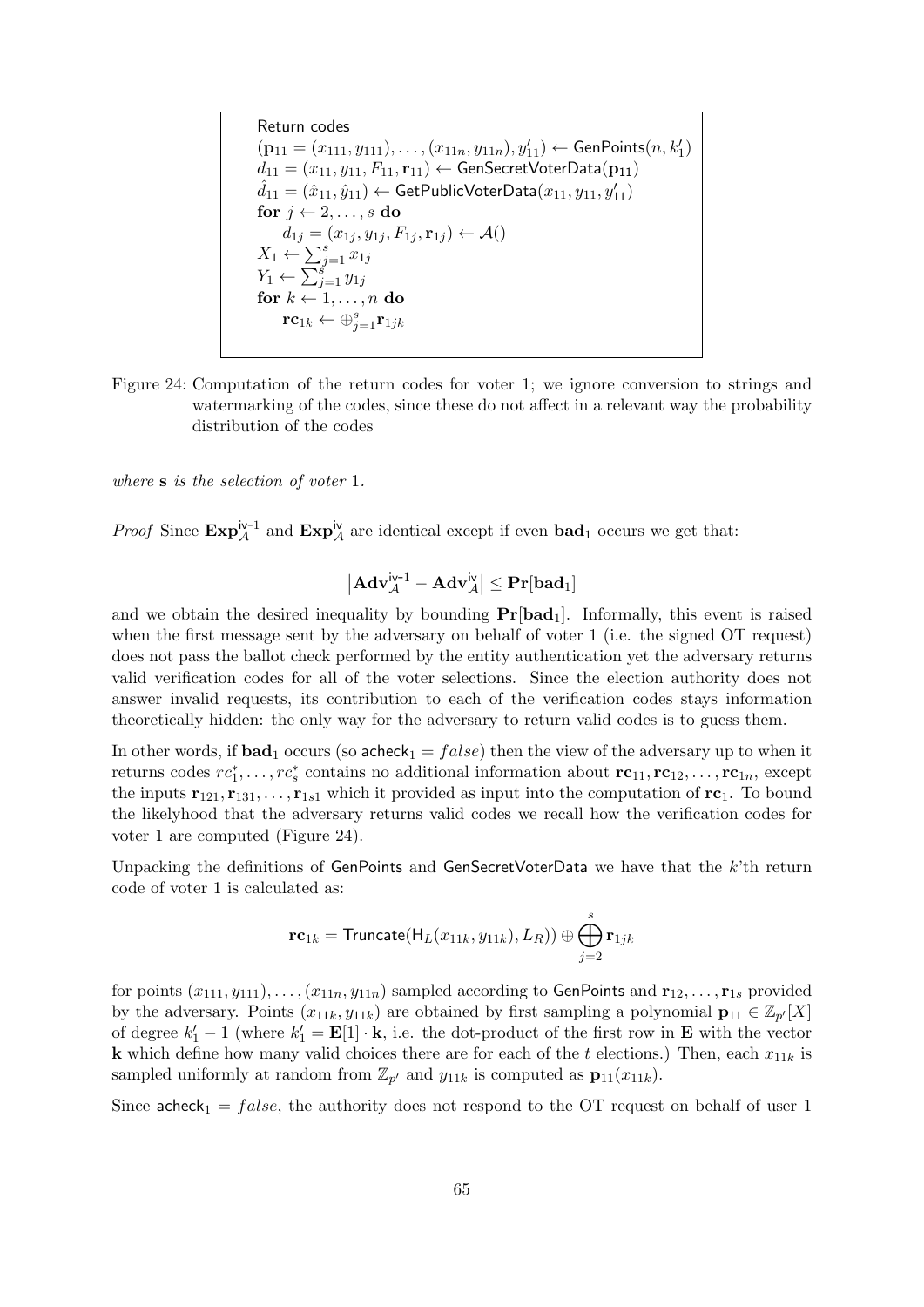```
Return codes
(p_11 = (x_111, y_111), ..., (x_11n, y_11n), y'_11) ← GenPoints(n, k'_1)
d_11 = (x_11, y_11, F_11, r_11) ← GenSecretVoterData(p_11)
d̂_11 = (x̂_11, ŷ_11) ← GetPublicVoterData(x_11, y_11, y'_11)
for j ← 2, ..., s do
    d_1j = (x_1j, y_1j, F_1j, r_1j) ← A()
X_1 ← Σ_{j=1}^{s} x_1j
Y_1 ← Σ_{j=1}^{s} y_1j
for k ← 1, ..., n do
    rc_1k ← ⊕_{j=1}^{s} r_1jk
```

Figure 24: Computation of the return codes for voter 1; we ignore conversion to strings and watermarking of the codes, since these do not affect in a relevant way the probability distribution of the codes

*where* $\mathbf{s}$ *is the selection of voter* 1.

*Proof* Since $\mathbf{Exp}_{\mathcal{A}}^{\mathsf{iv}\text{-}1}$ and $\mathbf{Exp}_{\mathcal{A}}^{\mathsf{iv}}$ are identical except if even $\mathbf{bad}_1$ occurs we get that:

$$\left|\mathbf{Adv}_{\mathcal{A}}^{\mathsf{iv}\text{-}1} - \mathbf{Adv}_{\mathcal{A}}^{\mathsf{iv}}\right| \leq \mathbf{Pr}[\mathbf{bad}_1]$$

and we obtain the desired inequality by bounding $\mathbf{Pr}[\mathbf{bad}_1]$. Informally, this event is raised when the first message sent by the adversary on behalf of voter 1 (i.e. the signed OT request) does not pass the ballot check performed by the entity authentication yet the adversary returns valid verification codes for all of the voter selections. Since the election authority does not answer invalid requests, its contribution to each of the verification codes stays information theoretically hidden: the only way for the adversary to return valid codes is to guess them.

In other words, if $\mathbf{bad}_1$ occurs (so $\mathsf{acheck}_1 = false$) then the view of the adversary up to when it returns codes $rc_1^*, \ldots, rc_s^*$ contains no additional information about $\mathbf{rc}_{11}, \mathbf{rc}_{12}, \ldots, \mathbf{rc}_{1n}$, except the inputs $\mathbf{r}_{121}, \mathbf{r}_{131}, \ldots, \mathbf{r}_{1s1}$ which it provided as input into the computation of $\mathbf{rc}_1$. To bound the likelyhood that the adversary returns valid codes we recall how the verification codes for voter 1 are computed (Figure 24).

Unpacking the definitions of GenPoints and GenSecretVoterData we have that the $k$'th return code of voter 1 is calculated as:

$$\mathbf{rc}_{1k} = \mathsf{Truncate}(\mathsf{H}_L(x_{11k}, y_{11k}), L_R)) \oplus \bigoplus_{j=2}^{s} \mathbf{r}_{1jk}$$

for points $(x_{111}, y_{111}), \ldots, (x_{11n}, y_{11n})$ sampled according to GenPoints and $\mathbf{r}_{12}, \ldots, \mathbf{r}_{1s}$ provided by the adversary. Points $(x_{11k}, y_{11k})$ are obtained by first sampling a polynomial $\mathbf{p}_{11} \in \mathbb{Z}_{p'}[X]$ of degree $k_1' - 1$ (where $k_1' = \mathbf{E}[1] \cdot \mathbf{k}$, i.e. the dot-product of the first row in $\mathbf{E}$ with the vector $\mathbf{k}$ which define how many valid choices there are for each of the $t$ elections.) Then, each $x_{11k}$ is sampled uniformly at random from $\mathbb{Z}_{p'}$ and $y_{11k}$ is computed as $\mathbf{p}_{11}(x_{11k})$.

Since $\mathsf{acheck}_1 = false$, the authority does not respond to the OT request on behalf of user 1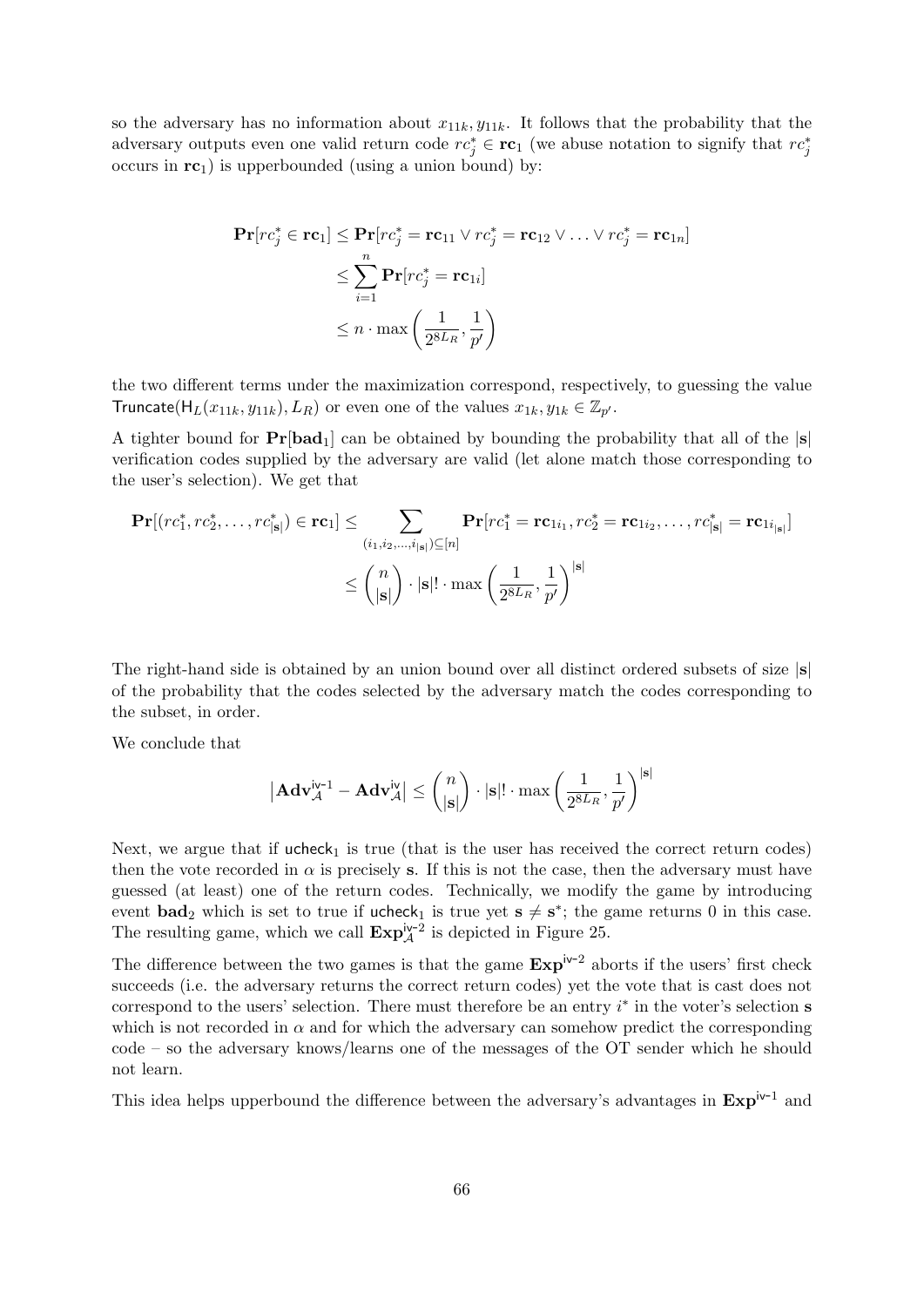so the adversary has no information about $x_{11k}, y_{11k}$. It follows that the probability that the adversary outputs even one valid return code $rc^*_j \in \mathbf{rc}_1$ (we abuse notation to signify that $rc^*_j$ occurs in $\mathbf{rc}_1$) is upperbounded (using a union bound) by:

$$
\begin{aligned}
\mathbf{Pr}[rc^*_j \in \mathbf{rc}_1] &\leq \mathbf{Pr}[rc^*_j = \mathbf{rc}_{11} \vee rc^*_j = \mathbf{rc}_{12} \vee \ldots \vee rc^*_j = \mathbf{rc}_{1n}] \\
&\leq \sum_{i=1}^{n} \mathbf{Pr}[rc^*_j = \mathbf{rc}_{1i}] \\
&\leq n \cdot \max\left(\frac{1}{2^{8L_R}}, \frac{1}{p'}\right)
\end{aligned}
$$

the two different terms under the maximization correspond, respectively, to guessing the value $\mathsf{Truncate}(\mathsf{H}_L(x_{11k}, y_{11k}), L_R)$ or even one of the values $x_{1k}, y_{1k} \in \mathbb{Z}_{p'}$.

A tighter bound for $\mathbf{Pr}[\mathbf{bad}_1]$ can be obtained by bounding the probability that all of the $|\mathbf{s}|$ verification codes supplied by the adversary are valid (let alone match those corresponding to the user's selection). We get that

$$
\begin{aligned}
\mathbf{Pr}[(rc^*_1, rc^*_2, \ldots, rc^*_{|\mathbf{s}|}) \in \mathbf{rc}_1] &\leq \sum_{(i_1, i_2, \ldots, i_{|\mathbf{s}|}) \subseteq [n]} \mathbf{Pr}[rc^*_1 = \mathbf{rc}_{1i_1}, rc^*_2 = \mathbf{rc}_{1i_2}, \ldots, rc^*_{|\mathbf{s}|} = \mathbf{rc}_{1i_{|\mathbf{s}|}}] \\
&\leq \binom{n}{|\mathbf{s}|} \cdot |\mathbf{s}|! \cdot \max\left(\frac{1}{2^{8L_R}}, \frac{1}{p'}\right)^{|\mathbf{s}|}
\end{aligned}
$$

The right-hand side is obtained by an union bound over all distinct ordered subsets of size $|\mathbf{s}|$ of the probability that the codes selected by the adversary match the codes corresponding to the subset, in order.

We conclude that

$$
\left|\mathbf{Adv}^{\mathsf{iv\text{-}1}}_{\mathcal{A}} - \mathbf{Adv}^{\mathsf{iv}}_{\mathcal{A}}\right| \leq \binom{n}{|\mathbf{s}|} \cdot |\mathbf{s}|! \cdot \max\left(\frac{1}{2^{8L_R}}, \frac{1}{p'}\right)^{|\mathbf{s}|}
$$

Next, we argue that if $\mathsf{ucheck}_1$ is true (that is the user has received the correct return codes) then the vote recorded in $\alpha$ is precisely $\mathbf{s}$. If this is not the case, then the adversary must have guessed (at least) one of the return codes. Technically, we modify the game by introducing event $\mathbf{bad}_2$ which is set to true if $\mathsf{ucheck}_1$ is true yet $\mathbf{s} \neq \mathbf{s}^*$; the game returns 0 in this case. The resulting game, which we call $\mathbf{Exp}^{\mathsf{iv\text{-}2}}_{\mathcal{A}}$ is depicted in Figure 25.

The difference between the two games is that the game $\mathbf{Exp}^{\mathsf{iv\text{-}2}}$ aborts if the users' first check succeeds (i.e. the adversary returns the correct return codes) yet the vote that is cast does not correspond to the users' selection. There must therefore be an entry $i^*$ in the voter's selection $\mathbf{s}$ which is not recorded in $\alpha$ and for which the adversary can somehow predict the corresponding code – so the adversary knows/learns one of the messages of the OT sender which he should not learn.

This idea helps upperbound the difference between the adversary's advantages in $\mathbf{Exp}^{\mathsf{iv\text{-}1}}$ and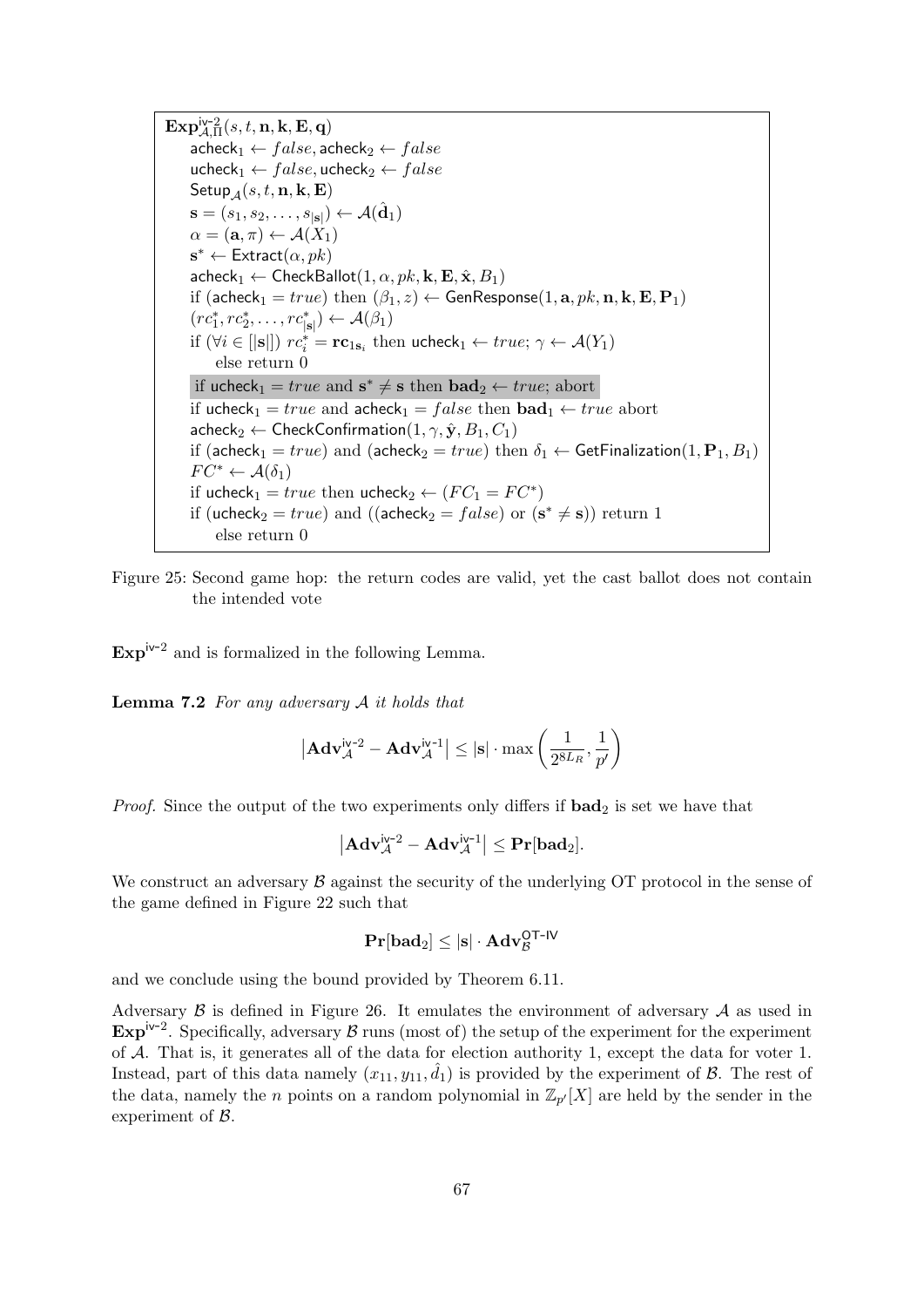```
Exp^{iv-2}_{A,Π}(s, t, n, k, E, q)
    acheck_1 ← false, acheck_2 ← false
    ucheck_1 ← false, ucheck_2 ← false
    Setup_A(s, t, n, k, E)
    s = (s_1, s_2, ..., s_|s|) ← A(d̂_1)
    α = (a, π) ← A(X_1)
    s* ← Extract(α, pk)
    acheck_1 ← CheckBallot(1, α, pk, k, E, x̂, B_1)
    if (acheck_1 = true) then (β_1, z) ← GenResponse(1, a, pk, n, k, E, P_1)
    (rc*_1, rc*_2, ..., rc*_|s|) ← A(β_1)
    if (∀i ∈ [|s|]) rc*_i = rc_{1s_i} then ucheck_1 ← true; γ ← A(Y_1)
        else return 0
    if ucheck_1 = true and s* ≠ s then bad_2 ← true; abort
    if ucheck_1 = true and acheck_1 = false then bad_1 ← true abort
    acheck_2 ← CheckConfirmation(1, γ, ŷ, B_1, C_1)
    if (acheck_1 = true) and (acheck_2 = true) then δ_1 ← GetFinalization(1, P_1, B_1)
    FC* ← A(δ_1)
    if ucheck_1 = true then ucheck_2 ← (FC_1 = FC*)
    if (ucheck_2 = true) and ((acheck_2 = false) or (s* ≠ s)) return 1
        else return 0
```

Figure 25: Second game hop: the return codes are valid, yet the cast ballot does not contain the intended vote

$\mathbf{Exp}^{\mathsf{iv}\text{-}2}$ and is formalized in the following Lemma.

**Lemma 7.2** *For any adversary $\mathcal{A}$ it holds that*

$$\left|\mathbf{Adv}_{\mathcal{A}}^{\mathsf{iv}\text{-}2} - \mathbf{Adv}_{\mathcal{A}}^{\mathsf{iv}\text{-}1}\right| \leq |\mathbf{s}| \cdot \max\left(\frac{1}{2^{8L_R}}, \frac{1}{p'}\right)$$

*Proof.* Since the output of the two experiments only differs if $\mathbf{bad}_2$ is set we have that

$$\left|\mathbf{Adv}_{\mathcal{A}}^{\mathsf{iv}\text{-}2} - \mathbf{Adv}_{\mathcal{A}}^{\mathsf{iv}\text{-}1}\right| \leq \mathbf{Pr}[\mathbf{bad}_2].$$

We construct an adversary $\mathcal{B}$ against the security of the underlying OT protocol in the sense of the game defined in Figure 22 such that

$$\mathbf{Pr}[\mathbf{bad}_2] \leq |\mathbf{s}| \cdot \mathbf{Adv}_{\mathcal{B}}^{\mathsf{OT}\text{-}\mathsf{IV}}$$

and we conclude using the bound provided by Theorem 6.11.

Adversary $\mathcal{B}$ is defined in Figure 26. It emulates the environment of adversary $\mathcal{A}$ as used in $\mathbf{Exp}^{\mathsf{iv}\text{-}2}$. Specifically, adversary $\mathcal{B}$ runs (most of) the setup of the experiment for the experiment of $\mathcal{A}$. That is, it generates all of the data for election authority 1, except the data for voter 1. Instead, part of this data namely $(x_{11}, y_{11}, \hat{d}_1)$ is provided by the experiment of $\mathcal{B}$. The rest of the data, namely the $n$ points on a random polynomial in $\mathbb{Z}_{p'}[X]$ are held by the sender in the experiment of $\mathcal{B}$.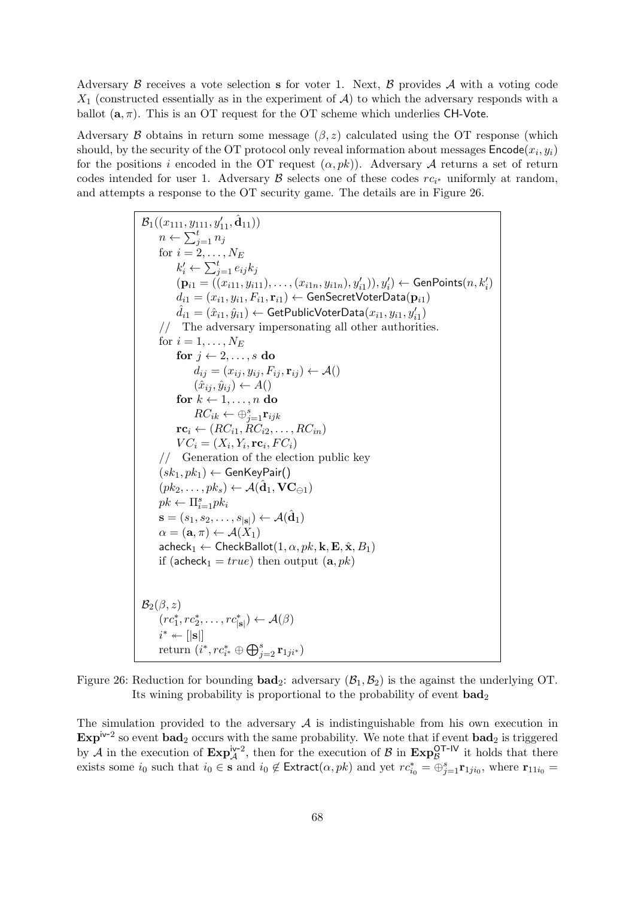Adversary $\mathcal{B}$ receives a vote selection $\mathbf{s}$ for voter 1. Next, $\mathcal{B}$ provides $\mathcal{A}$ with a voting code $X_1$ (constructed essentially as in the experiment of $\mathcal{A}$) to which the adversary responds with a ballot $(\mathbf{a}, \pi)$. This is an OT request for the OT scheme which underlies CH-Vote.

Adversary $\mathcal{B}$ obtains in return some message $(\beta, z)$ calculated using the OT response (which should, by the security of the OT protocol only reveal information about messages $\mathsf{Encode}(x_i, y_i)$ for the positions $i$ encoded in the OT request $(\alpha, pk)$). Adversary $\mathcal{A}$ returns a set of return codes intended for user 1. Adversary $\mathcal{B}$ selects one of these codes $rc_{i^*}$ uniformly at random, and attempts a response to the OT security game. The details are in Figure 26.

$\mathcal{B}_1((x_{111}, y_{111}, y'_{11}, \hat{\mathbf{d}}_{11}))$
&nbsp;&nbsp;&nbsp;&nbsp;$n \leftarrow \sum_{j=1}^{t} n_j$
&nbsp;&nbsp;&nbsp;&nbsp;for $i = 2, \ldots, N_E$
&nbsp;&nbsp;&nbsp;&nbsp;&nbsp;&nbsp;&nbsp;&nbsp;$k'_i \leftarrow \sum_{j=1}^{t} e_{ij} k_j$
&nbsp;&nbsp;&nbsp;&nbsp;&nbsp;&nbsp;&nbsp;&nbsp;$(\mathbf{p}_{i1} = ((x_{i11}, y_{i11}), \ldots, (x_{i1n}, y_{i1n}), y'_{i1})), y'_i) \leftarrow \mathsf{GenPoints}(n, k'_i)$
&nbsp;&nbsp;&nbsp;&nbsp;&nbsp;&nbsp;&nbsp;&nbsp;$d_{i1} = (x_{i1}, y_{i1}, F_{i1}, \mathbf{r}_{i1}) \leftarrow \mathsf{GenSecretVoterData}(\mathbf{p}_{i1})$
&nbsp;&nbsp;&nbsp;&nbsp;&nbsp;&nbsp;&nbsp;&nbsp;$\hat{d}_{i1} = (\hat{x}_{i1}, \hat{y}_{i1}) \leftarrow \mathsf{GetPublicVoterData}(x_{i1}, y_{i1}, y'_{i1})$
&nbsp;&nbsp;&nbsp;&nbsp;// The adversary impersonating all other authorities.
&nbsp;&nbsp;&nbsp;&nbsp;for $i = 1, \ldots, N_E$
&nbsp;&nbsp;&nbsp;&nbsp;&nbsp;&nbsp;&nbsp;&nbsp;**for** $j \leftarrow 2, \ldots, s$ **do**
&nbsp;&nbsp;&nbsp;&nbsp;&nbsp;&nbsp;&nbsp;&nbsp;&nbsp;&nbsp;&nbsp;&nbsp;$d_{ij} = (x_{ij}, y_{ij}, F_{ij}, \mathbf{r}_{ij}) \leftarrow \mathcal{A}()$
&nbsp;&nbsp;&nbsp;&nbsp;&nbsp;&nbsp;&nbsp;&nbsp;&nbsp;&nbsp;&nbsp;&nbsp;$(\hat{x}_{ij}, \hat{y}_{ij}) \leftarrow A()$
&nbsp;&nbsp;&nbsp;&nbsp;&nbsp;&nbsp;&nbsp;&nbsp;**for** $k \leftarrow 1, \ldots, n$ **do**
&nbsp;&nbsp;&nbsp;&nbsp;&nbsp;&nbsp;&nbsp;&nbsp;&nbsp;&nbsp;&nbsp;&nbsp;$RC_{ik} \leftarrow \oplus_{j=1}^{s} \mathbf{r}_{ijk}$
&nbsp;&nbsp;&nbsp;&nbsp;&nbsp;&nbsp;&nbsp;&nbsp;$\mathbf{rc}_i \leftarrow (RC_{i1}, RC_{i2}, \ldots, RC_{in})$
&nbsp;&nbsp;&nbsp;&nbsp;&nbsp;&nbsp;&nbsp;&nbsp;$VC_i = (X_i, Y_i, \mathbf{rc}_i, FC_i)$
&nbsp;&nbsp;&nbsp;&nbsp;// Generation of the election public key
&nbsp;&nbsp;&nbsp;&nbsp;$(sk_1, pk_1) \leftarrow \mathsf{GenKeyPair}()$
&nbsp;&nbsp;&nbsp;&nbsp;$(pk_2, \ldots, pk_s) \leftarrow \mathcal{A}(\hat{\mathbf{d}}_1, \mathbf{VC}_{\ominus 1})$
&nbsp;&nbsp;&nbsp;&nbsp;$pk \leftarrow \Pi_{i=1}^{s} pk_i$
&nbsp;&nbsp;&nbsp;&nbsp;$\mathbf{s} = (s_1, s_2, \ldots, s_{|\mathbf{s}|}) \leftarrow \mathcal{A}(\hat{\mathbf{d}}_1)$
&nbsp;&nbsp;&nbsp;&nbsp;$\alpha = (\mathbf{a}, \pi) \leftarrow \mathcal{A}(X_1)$
&nbsp;&nbsp;&nbsp;&nbsp;$\mathsf{acheck}_1 \leftarrow \mathsf{CheckBallot}(1, \alpha, pk, \mathbf{k}, \mathbf{E}, \hat{\mathbf{x}}, B_1)$
&nbsp;&nbsp;&nbsp;&nbsp;if $(\mathsf{acheck}_1 = true)$ then output $(\mathbf{a}, pk)$

$\mathcal{B}_2(\beta, z)$
&nbsp;&nbsp;&nbsp;&nbsp;$(rc_1^*, rc_2^*, \ldots, rc_{|\mathbf{s}|}^*) \leftarrow \mathcal{A}(\beta)$
&nbsp;&nbsp;&nbsp;&nbsp;$i^* \twoheadleftarrow [|\mathbf{s}|]$
&nbsp;&nbsp;&nbsp;&nbsp;return $(i^*, rc_{i^*}^* \oplus \bigoplus_{j=2}^{s} \mathbf{r}_{1ji^*})$

Figure 26: Reduction for bounding $\mathbf{bad}_2$: adversary $(\mathcal{B}_1, \mathcal{B}_2)$ is the against the underlying OT. Its wining probability is proportional to the probability of event $\mathbf{bad}_2$

The simulation provided to the adversary $\mathcal{A}$ is indistinguishable from his own execution in $\mathbf{Exp}^{\mathsf{iv\text{-}2}}$ so event $\mathbf{bad}_2$ occurs with the same probability. We note that if event $\mathbf{bad}_2$ is triggered by $\mathcal{A}$ in the execution of $\mathbf{Exp}_{\mathcal{A}}^{\mathsf{iv\text{-}2}}$, then for the execution of $\mathcal{B}$ in $\mathbf{Exp}_{\mathcal{B}}^{\mathsf{OT\text{-}IV}}$ it holds that there exists some $i_0$ such that $i_0 \in \mathbf{s}$ and $i_0 \notin \mathsf{Extract}(\alpha, pk)$ and yet $rc_{i_0}^* = \oplus_{j=1}^{s} \mathbf{r}_{1ji_0}$, where $\mathbf{r}_{11i_0} =$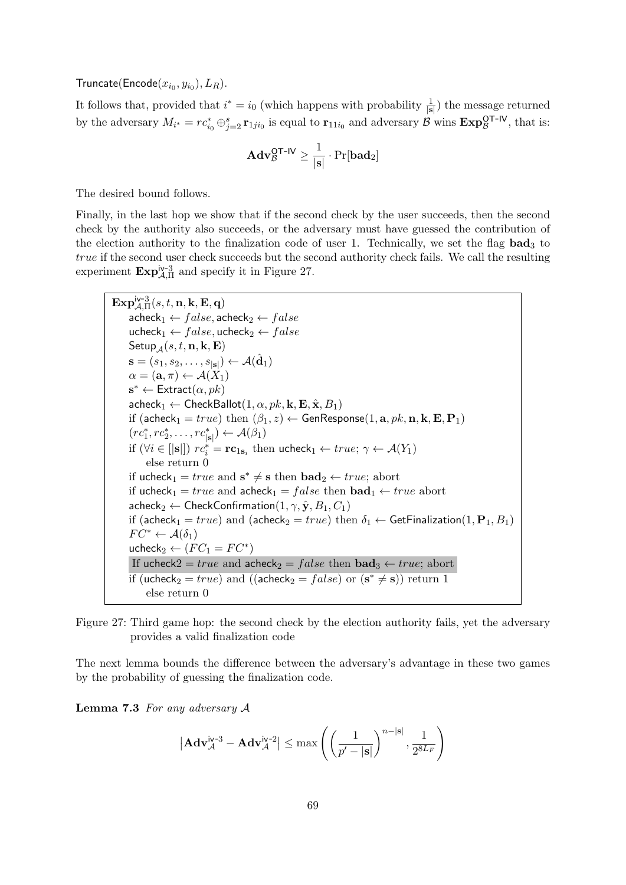$\mathsf{Truncate}(\mathsf{Encode}(x_{i_0}, y_{i_0}), L_R)$.

It follows that, provided that $i^* = i_0$ (which happens with probability $\frac{1}{|\mathbf{s}|}$) the message returned by the adversary $M_{i^*} = rc^*_{i_0} \oplus_{j=2}^{s} \mathbf{r}_{1ji_0}$ is equal to $\mathbf{r}_{11i_0}$ and adversary $\mathcal{B}$ wins $\mathbf{Exp}^{\mathsf{OT\text{-}IV}}_{\mathcal{B}}$, that is:

$$\mathbf{Adv}^{\mathsf{OT\text{-}IV}}_{\mathcal{B}} \geq \frac{1}{|\mathbf{s}|} \cdot \Pr[\mathbf{bad}_2]$$

The desired bound follows.

Finally, in the last hop we show that if the second check by the user succeeds, then the second check by the authority also succeeds, or the adversary must have guessed the contribution of the election authority to the finalization code of user 1. Technically, we set the flag $\mathbf{bad}_3$ to *true* if the second user check succeeds but the second authority check fails. We call the resulting experiment $\mathbf{Exp}^{\mathsf{iv\text{-}3}}_{\mathcal{A},\Pi}$ and specify it in Figure 27.

```
Exp^{iv-3}_{A,Π}(s, t, n, k, E, q)
    acheck_1 ← false, acheck_2 ← false
    ucheck_1 ← false, ucheck_2 ← false
    Setup_A(s, t, n, k, E)
    s = (s_1, s_2, ..., s_|s|) ← A(d̂_1)
    α = (a, π) ← A(X_1)
    s* ← Extract(α, pk)
    acheck_1 ← CheckBallot(1, α, pk, k, E, x̂, B_1)
    if (acheck_1 = true) then (β_1, z) ← GenResponse(1, a, pk, n, k, E, P_1)
    (rc*_1, rc*_2, ..., rc*_|s|) ← A(β_1)
    if (∀i ∈ [|s|]) rc*_i = rc_{1 s_i} then ucheck_1 ← true; γ ← A(Y_1)
        else return 0
    if ucheck_1 = true and s* ≠ s then bad_2 ← true; abort
    if ucheck_1 = true and acheck_1 = false then bad_1 ← true abort
    acheck_2 ← CheckConfirmation(1, γ, ŷ, B_1, C_1)
    if (acheck_1 = true) and (acheck_2 = true) then δ_1 ← GetFinalization(1, P_1, B_1)
    FC* ← A(δ_1)
    ucheck_2 ← (FC_1 = FC*)
    If ucheck2 = true and acheck_2 = false then bad_3 ← true; abort
    if (ucheck_2 = true) and ((acheck_2 = false) or (s* ≠ s)) return 1
        else return 0
```

Figure 27: Third game hop: the second check by the election authority fails, yet the adversary provides a valid finalization code

The next lemma bounds the difference between the adversary's advantage in these two games by the probability of guessing the finalization code.

**Lemma 7.3** *For any adversary $\mathcal{A}$*

$$\left|\mathbf{Adv}^{\mathsf{iv\text{-}3}}_{\mathcal{A}} - \mathbf{Adv}^{\mathsf{iv\text{-}2}}_{\mathcal{A}}\right| \leq \max\left(\left(\frac{1}{p' - |\mathbf{s}|}\right)^{n-|\mathbf{s}|}, \frac{1}{2^{8L_F}}\right)$$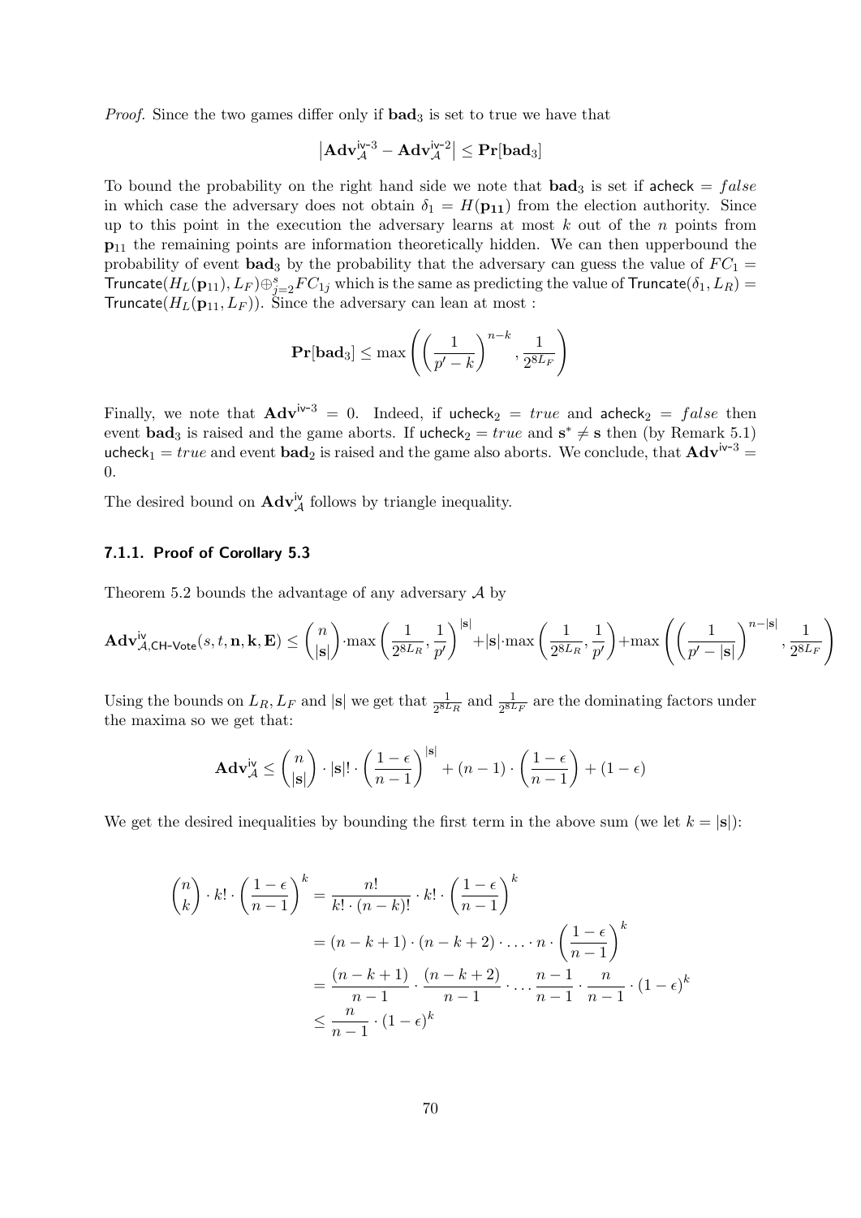*Proof.* Since the two games differ only if $\mathbf{bad}_3$ is set to true we have that

$$\left|\mathbf{Adv}_{\mathcal{A}}^{\mathsf{iv\text{-}3}} - \mathbf{Adv}_{\mathcal{A}}^{\mathsf{iv\text{-}2}}\right| \leq \mathbf{Pr}[\mathbf{bad}_3]$$

To bound the probability on the right hand side we note that $\mathbf{bad}_3$ is set if $\mathsf{acheck} = false$ in which case the adversary does not obtain $\delta_1 = H(\mathbf{p_{11}})$ from the election authority. Since up to this point in the execution the adversary learns at most $k$ out of the $n$ points from $\mathbf{p}_{11}$ the remaining points are information theoretically hidden. We can then upperbound the probability of event $\mathbf{bad}_3$ by the probability that the adversary can guess the value of $FC_1 = \mathsf{Truncate}(H_L(\mathbf{p}_{11}), L_F) \oplus_{j=2}^{s} FC_{1j}$ which is the same as predicting the value of $\mathsf{Truncate}(\delta_1, L_R) = \mathsf{Truncate}(H_L(\mathbf{p}_{11}, L_F))$. Since the adversary can lean at most :

$$\mathbf{Pr}[\mathbf{bad}_3] \leq \max\left(\left(\frac{1}{p'-k}\right)^{n-k}, \frac{1}{2^{8L_F}}\right)$$

Finally, we note that $\mathbf{Adv}^{\mathsf{iv\text{-}3}} = 0$. Indeed, if $\mathsf{ucheck}_2 = true$ and $\mathsf{acheck}_2 = false$ then event $\mathbf{bad}_3$ is raised and the game aborts. If $\mathsf{ucheck}_2 = true$ and $\mathbf{s}^* \neq \mathbf{s}$ then (by Remark 5.1) $\mathsf{ucheck}_1 = true$ and event $\mathbf{bad}_2$ is raised and the game also aborts. We conclude, that $\mathbf{Adv}^{\mathsf{iv\text{-}3}} = 0$.

The desired bound on $\mathbf{Adv}_{\mathcal{A}}^{\mathsf{iv}}$ follows by triangle inequality.

#### 7.1.1. Proof of Corollary 5.3

Theorem 5.2 bounds the advantage of any adversary $\mathcal{A}$ by

$$\mathbf{Adv}_{\mathcal{A},\mathsf{CH\text{-}Vote}}^{\mathsf{iv}}(s,t,\mathbf{n},\mathbf{k},\mathbf{E}) \leq \binom{n}{|\mathbf{s}|} \cdot \max\left(\frac{1}{2^{8L_R}}, \frac{1}{p'}\right)^{|\mathbf{s}|} + |\mathbf{s}| \cdot \max\left(\frac{1}{2^{8L_R}}, \frac{1}{p'}\right) + \max\left(\left(\frac{1}{p'-|\mathbf{s}|}\right)^{n-|\mathbf{s}|}, \frac{1}{2^{8L_F}}\right)$$

Using the bounds on $L_R, L_F$ and $|\mathbf{s}|$ we get that $\frac{1}{2^{8L_R}}$ and $\frac{1}{2^{8L_F}}$ are the dominating factors under the maxima so we get that:

$$\mathbf{Adv}_{\mathcal{A}}^{\mathsf{iv}} \leq \binom{n}{|\mathbf{s}|} \cdot |\mathbf{s}|! \cdot \left(\frac{1-\epsilon}{n-1}\right)^{|\mathbf{s}|} + (n-1) \cdot \left(\frac{1-\epsilon}{n-1}\right) + (1-\epsilon)$$

We get the desired inequalities by bounding the first term in the above sum (we let $k = |\mathbf{s}|$):

$$\begin{aligned}
\binom{n}{k} \cdot k! \cdot \left(\frac{1-\epsilon}{n-1}\right)^k &= \frac{n!}{k! \cdot (n-k)!} \cdot k! \cdot \left(\frac{1-\epsilon}{n-1}\right)^k \\
&= (n-k+1) \cdot (n-k+2) \cdot \ldots \cdot n \cdot \left(\frac{1-\epsilon}{n-1}\right)^k \\
&= \frac{(n-k+1)}{n-1} \cdot \frac{(n-k+2)}{n-1} \cdots \frac{n-1}{n-1} \cdot \frac{n}{n-1} \cdot (1-\epsilon)^k \\
&\leq \frac{n}{n-1} \cdot (1-\epsilon)^k
\end{aligned}$$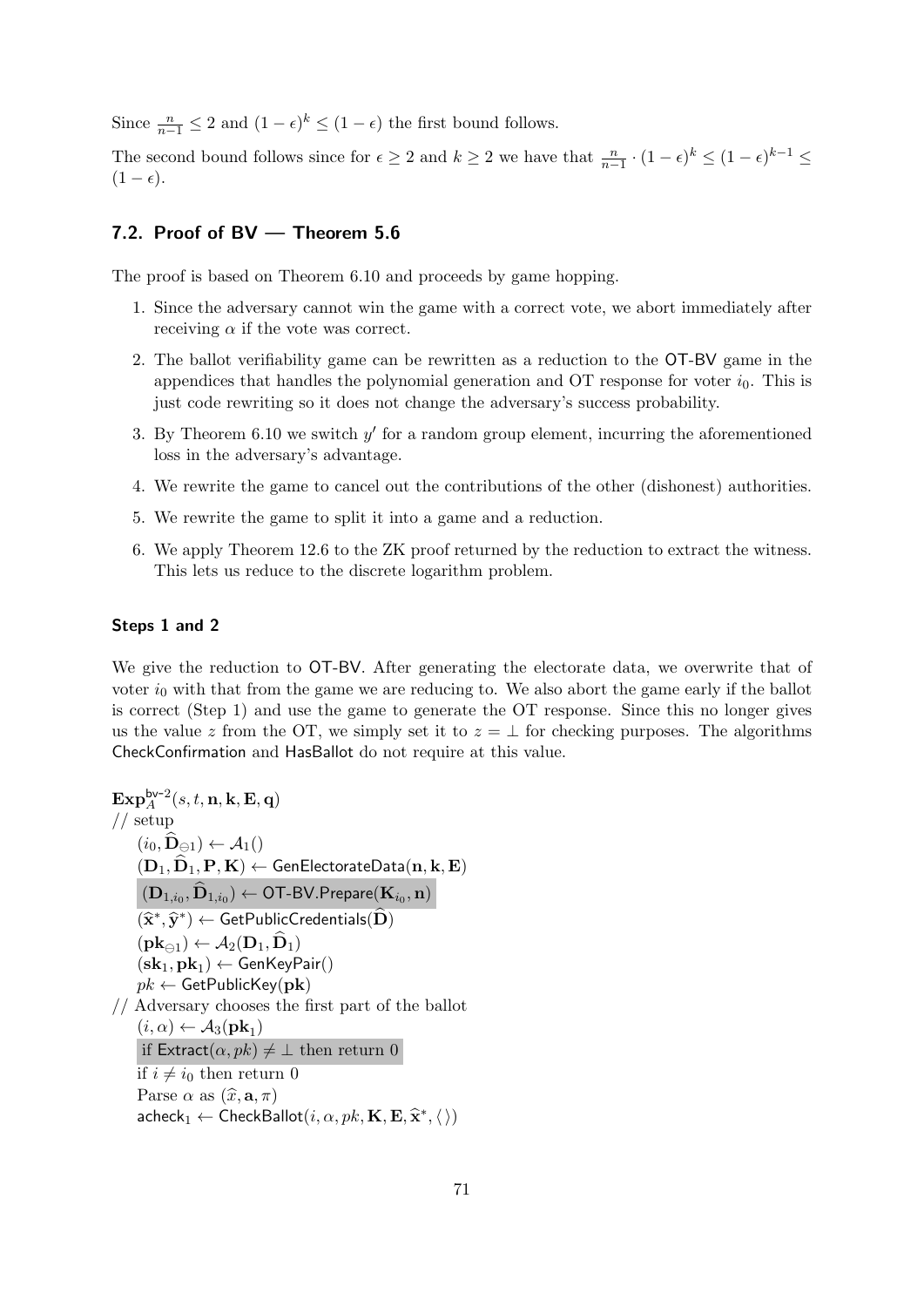Since $\frac{n}{n-1} \leq 2$ and $(1-\epsilon)^k \leq (1-\epsilon)$ the first bound follows.

The second bound follows since for $\epsilon \geq 2$ and $k \geq 2$ we have that $\frac{n}{n-1} \cdot (1-\epsilon)^k \leq (1-\epsilon)^{k-1} \leq (1-\epsilon)$.

## 7.2. Proof of BV — Theorem 5.6

The proof is based on Theorem 6.10 and proceeds by game hopping.

1. Since the adversary cannot win the game with a correct vote, we abort immediately after receiving $\alpha$ if the vote was correct.
2. The ballot verifiability game can be rewritten as a reduction to the OT-BV game in the appendices that handles the polynomial generation and OT response for voter $i_0$. This is just code rewriting so it does not change the adversary's success probability.
3. By Theorem 6.10 we switch $y'$ for a random group element, incurring the aforementioned loss in the adversary's advantage.
4. We rewrite the game to cancel out the contributions of the other (dishonest) authorities.
5. We rewrite the game to split it into a game and a reduction.
6. We apply Theorem 12.6 to the ZK proof returned by the reduction to extract the witness. This lets us reduce to the discrete logarithm problem.

#### Steps 1 and 2

We give the reduction to OT-BV. After generating the electorate data, we overwrite that of voter $i_0$ with that from the game we are reducing to. We also abort the game early if the ballot is correct (Step 1) and use the game to generate the OT response. Since this no longer gives us the value $z$ from the OT, we simply set it to $z = \bot$ for checking purposes. The algorithms CheckConfirmation and HasBallot do not require at this value.

$\mathbf{Exp}_A^{\mathsf{bv}\text{-}2}(s, t, \mathbf{n}, \mathbf{k}, \mathbf{E}, \mathbf{q})$
// setup
  $(i_0, \widehat{\mathbf{D}}_{\ominus 1}) \leftarrow \mathcal{A}_1()$
  $(\mathbf{D}_1, \widehat{\mathbf{D}}_1, \mathbf{P}, \mathbf{K}) \leftarrow \mathsf{GenElectorateData}(\mathbf{n}, \mathbf{k}, \mathbf{E})$
  $(\mathbf{D}_{1,i_0}, \widehat{\mathbf{D}}_{1,i_0}) \leftarrow \mathsf{OT\text{-}BV.Prepare}(\mathbf{K}_{i_0}, \mathbf{n})$
  $(\widehat{\mathbf{x}}^*, \widehat{\mathbf{y}}^*) \leftarrow \mathsf{GetPublicCredentials}(\widehat{\mathbf{D}})$
  $(\mathbf{pk}_{\ominus 1}) \leftarrow \mathcal{A}_2(\mathbf{D}_1, \widehat{\mathbf{D}}_1)$
  $(\mathbf{sk}_1, \mathbf{pk}_1) \leftarrow \mathsf{GenKeyPair}()$
  $pk \leftarrow \mathsf{GetPublicKey}(\mathbf{pk})$
// Adversary chooses the first part of the ballot
  $(i, \alpha) \leftarrow \mathcal{A}_3(\mathbf{pk}_1)$
  if $\mathsf{Extract}(\alpha, pk) \neq \bot$ then return 0
  if $i \neq i_0$ then return 0
  Parse $\alpha$ as $(\widehat{x}, \mathbf{a}, \pi)$
  $\mathsf{acheck}_1 \leftarrow \mathsf{CheckBallot}(i, \alpha, pk, \mathbf{K}, \mathbf{E}, \widehat{\mathbf{x}}^*, \langle\rangle)$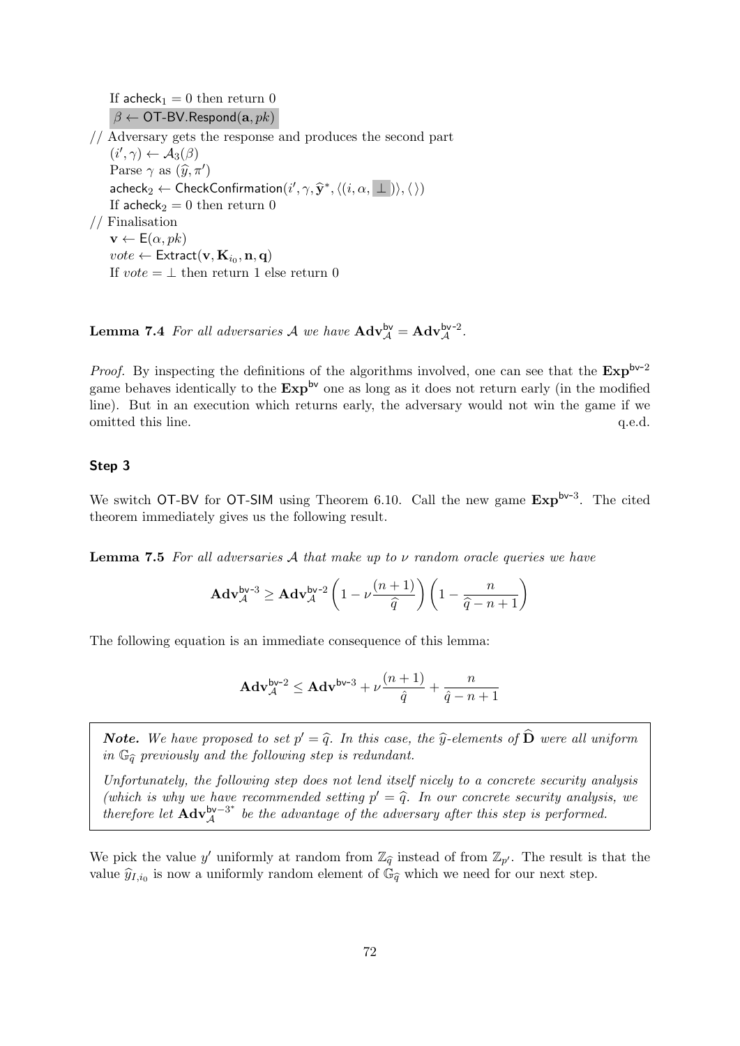If $\mathsf{acheck}_1 = 0$ then return 0
$\beta \leftarrow \mathsf{OT\text{-}BV.Respond}(\mathbf{a}, pk)$

// Adversary gets the response and produces the second part
$(i', \gamma) \leftarrow \mathcal{A}_3(\beta)$
Parse $\gamma$ as $(\widehat{y}, \pi')$
$\mathsf{acheck}_2 \leftarrow \mathsf{CheckConfirmation}(i', \gamma, \widehat{\mathbf{y}}^*, \langle(i, \alpha, \perp)\rangle, \langle\rangle)$
If $\mathsf{acheck}_2 = 0$ then return 0

// Finalisation
$\mathbf{v} \leftarrow \mathsf{E}(\alpha, pk)$
$vote \leftarrow \mathsf{Extract}(\mathbf{v}, \mathbf{K}_{i_0}, \mathbf{n}, \mathbf{q})$
If $vote = \perp$ then return 1 else return 0

**Lemma 7.4** *For all adversaries $\mathcal{A}$ we have $\mathbf{Adv}_{\mathcal{A}}^{\mathsf{bv}} = \mathbf{Adv}_{\mathcal{A}}^{\mathsf{bv}\text{-}2}$.*

*Proof.* By inspecting the definitions of the algorithms involved, one can see that the $\mathbf{Exp}^{\mathsf{bv}\text{-}2}$ game behaves identically to the $\mathbf{Exp}^{\mathsf{bv}}$ one as long as it does not return early (in the modified line). But in an execution which returns early, the adversary would not win the game if we omitted this line. q.e.d.

#### Step 3

We switch OT-BV for OT-SIM using Theorem 6.10. Call the new game $\mathbf{Exp}^{\mathsf{bv}\text{-}3}$. The cited theorem immediately gives us the following result.

**Lemma 7.5** *For all adversaries $\mathcal{A}$ that make up to $\nu$ random oracle queries we have*

$$\mathbf{Adv}_{\mathcal{A}}^{\mathsf{bv}\text{-}3} \geq \mathbf{Adv}_{\mathcal{A}}^{\mathsf{bv}\text{-}2} \left(1 - \nu \frac{(n+1)}{\widehat{q}}\right) \left(1 - \frac{n}{\widehat{q} - n + 1}\right)$$

The following equation is an immediate consequence of this lemma:

$$\mathbf{Adv}_{\mathcal{A}}^{\mathsf{bv}\text{-}2} \leq \mathbf{Adv}^{\mathsf{bv}\text{-}3} + \nu \frac{(n+1)}{\hat{q}} + \frac{n}{\hat{q} - n + 1}$$

> ***Note.*** *We have proposed to set $p' = \widehat{q}$. In this case, the $\widehat{y}$-elements of $\widehat{\mathbf{D}}$ were all uniform in $\mathbb{G}_{\widehat{q}}$ previously and the following step is redundant.*
>
> *Unfortunately, the following step does not lend itself nicely to a concrete security analysis (which is why we have recommended setting $p' = \widehat{q}$. In our concrete security analysis, we therefore let $\mathbf{Adv}_{\mathcal{A}}^{\mathsf{bv}-3^*}$ be the advantage of the adversary after this step is performed.*

We pick the value $y'$ uniformly at random from $\mathbb{Z}_{\widehat{q}}$ instead of from $\mathbb{Z}_{p'}$. The result is that the value $\widehat{y}_{I,i_0}$ is now a uniformly random element of $\mathbb{G}_{\widehat{q}}$ which we need for our next step.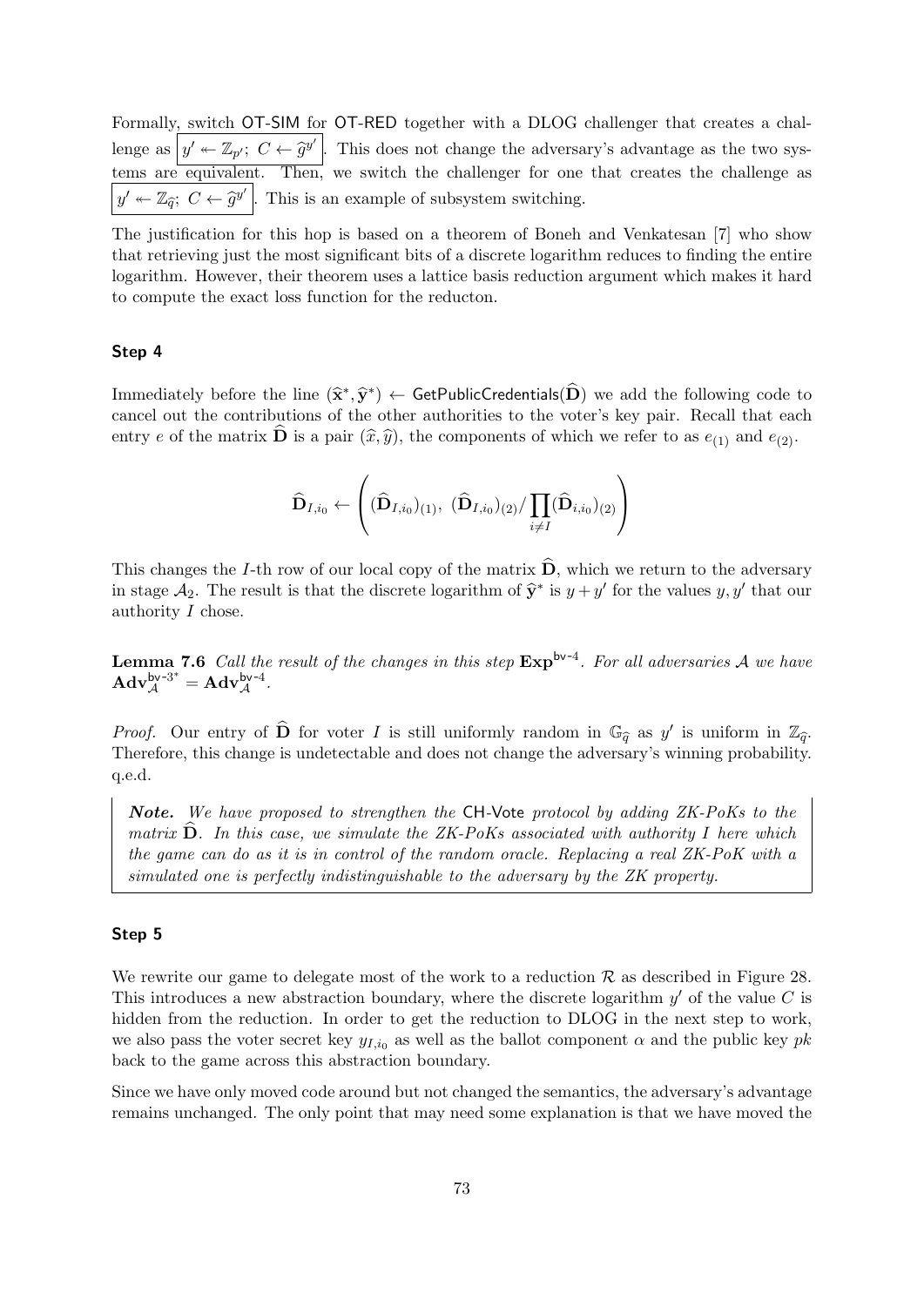Formally, switch OT-SIM for OT-RED together with a DLOG challenger that creates a challenge as $\boxed{y' \twoheadleftarrow \mathbb{Z}_{p'};\ C \leftarrow \widehat{g}^{y'}}$. This does not change the adversary's advantage as the two systems are equivalent. Then, we switch the challenger for one that creates the challenge as $\boxed{y' \twoheadleftarrow \mathbb{Z}_{\widehat{q}};\ C \leftarrow \widehat{g}^{y'}}$. This is an example of subsystem switching.

The justification for this hop is based on a theorem of Boneh and Venkatesan [7] who show that retrieving just the most significant bits of a discrete logarithm reduces to finding the entire logarithm. However, their theorem uses a lattice basis reduction argument which makes it hard to compute the exact loss function for the reducton.

### Step 4

Immediately before the line $(\widehat{\mathbf{x}}^*, \widehat{\mathbf{y}}^*) \leftarrow \mathsf{GetPublicCredentials}(\widehat{\mathbf{D}})$ we add the following code to cancel out the contributions of the other authorities to the voter's key pair. Recall that each entry $e$ of the matrix $\widehat{\mathbf{D}}$ is a pair $(\widehat{x}, \widehat{y})$, the components of which we refer to as $e_{(1)}$ and $e_{(2)}$.

$$\widehat{\mathbf{D}}_{I,i_0} \leftarrow \left( (\widehat{\mathbf{D}}_{I,i_0})_{(1)},\ (\widehat{\mathbf{D}}_{I,i_0})_{(2)} / \prod_{i \neq I} (\widehat{\mathbf{D}}_{i,i_0})_{(2)} \right)$$

This changes the $I$-th row of our local copy of the matrix $\widehat{\mathbf{D}}$, which we return to the adversary in stage $\mathcal{A}_2$. The result is that the discrete logarithm of $\widehat{\mathbf{y}}^*$ is $y + y'$ for the values $y, y'$ that our authority $I$ chose.

**Lemma 7.6** *Call the result of the changes in this step* $\mathbf{Exp}^{\mathsf{bv}\text{-}4}$*. For all adversaries* $\mathcal{A}$ *we have* $\mathbf{Adv}_{\mathcal{A}}^{\mathsf{bv}\text{-}3^*} = \mathbf{Adv}_{\mathcal{A}}^{\mathsf{bv}\text{-}4}$*.*

*Proof.* Our entry of $\widehat{\mathbf{D}}$ for voter $I$ is still uniformly random in $\mathbb{G}_{\widehat{q}}$ as $y'$ is uniform in $\mathbb{Z}_{\widehat{q}}$. Therefore, this change is undetectable and does not change the adversary's winning probability. q.e.d.

> ***Note.*** *We have proposed to strengthen the* CH-Vote *protocol by adding ZK-PoKs to the matrix* $\widehat{\mathbf{D}}$*. In this case, we simulate the ZK-PoKs associated with authority I here which the game can do as it is in control of the random oracle. Replacing a real ZK-PoK with a simulated one is perfectly indistinguishable to the adversary by the ZK property.*

### Step 5

We rewrite our game to delegate most of the work to a reduction $\mathcal{R}$ as described in Figure 28. This introduces a new abstraction boundary, where the discrete logarithm $y'$ of the value $C$ is hidden from the reduction. In order to get the reduction to DLOG in the next step to work, we also pass the voter secret key $y_{I,i_0}$ as well as the ballot component $\alpha$ and the public key $pk$ back to the game across this abstraction boundary.

Since we have only moved code around but not changed the semantics, the adversary's advantage remains unchanged. The only point that may need some explanation is that we have moved the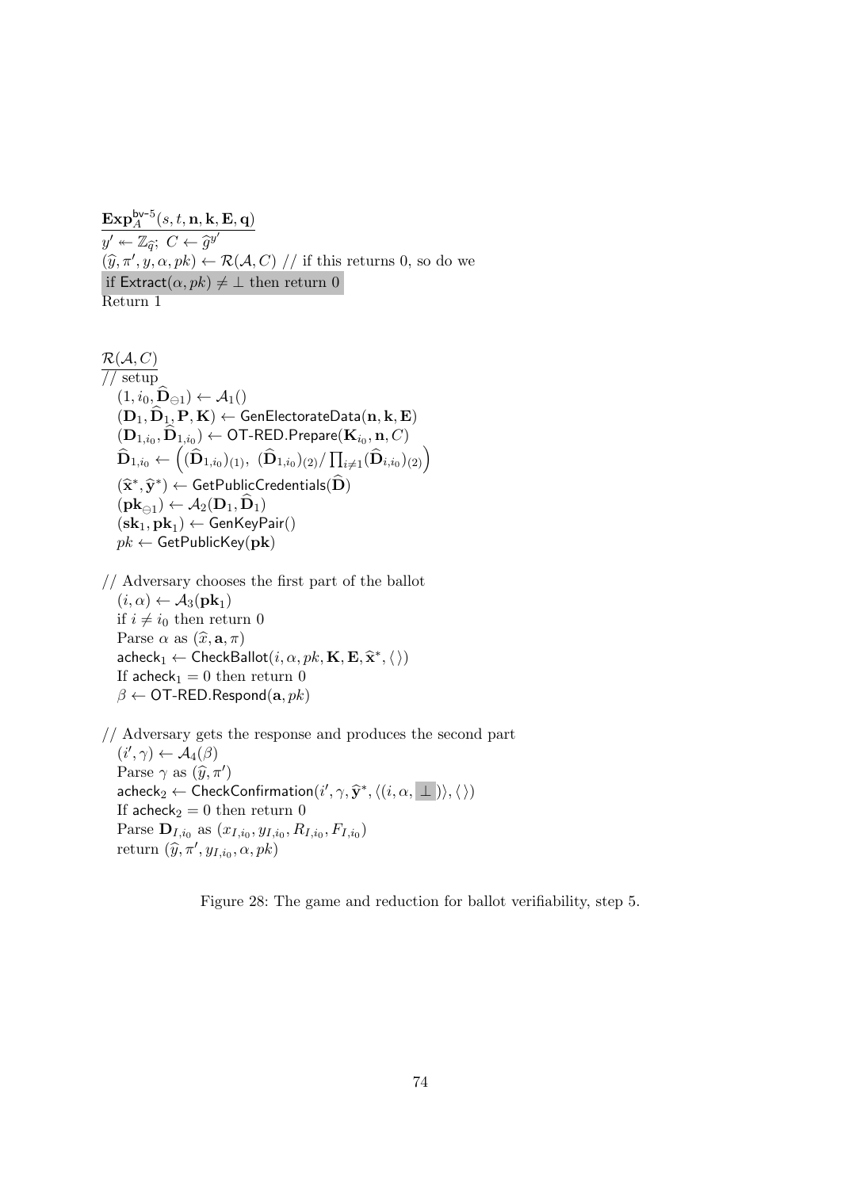$\mathbf{Exp}_{A}^{\mathsf{bv\text{-}5}}(s, t, \mathbf{n}, \mathbf{k}, \mathbf{E}, \mathbf{q})$

$y' \twoheadleftarrow \mathbb{Z}_{\widehat{q}};\ C \leftarrow \widehat{g}^{y'}$
$(\widehat{y}, \pi', y, \alpha, pk) \leftarrow \mathcal{R}(\mathcal{A}, C)$ // if this returns 0, so do we
if $\mathsf{Extract}(\alpha, pk) \neq \bot$ then return 0
Return 1

$\mathcal{R}(\mathcal{A}, C)$

// setup
$(1, i_0, \widehat{\mathbf{D}}_{\ominus 1}) \leftarrow \mathcal{A}_1()$
$(\mathbf{D}_1, \widehat{\mathbf{D}}_1, \mathbf{P}, \mathbf{K}) \leftarrow \mathsf{GenElectorateData}(\mathbf{n}, \mathbf{k}, \mathbf{E})$
$(\mathbf{D}_{1,i_0}, \widehat{\mathbf{D}}_{1,i_0}) \leftarrow \mathsf{OT\text{-}RED.Prepare}(\mathbf{K}_{i_0}, \mathbf{n}, C)$
$\widehat{\mathbf{D}}_{1,i_0} \leftarrow \left((\widehat{\mathbf{D}}_{1,i_0})_{(1)},\ (\widehat{\mathbf{D}}_{1,i_0})_{(2)} / \prod_{i \neq 1} (\widehat{\mathbf{D}}_{i,i_0})_{(2)}\right)$
$(\widehat{\mathbf{x}}^*, \widehat{\mathbf{y}}^*) \leftarrow \mathsf{GetPublicCredentials}(\widehat{\mathbf{D}})$
$(\mathbf{pk}_{\ominus 1}) \leftarrow \mathcal{A}_2(\mathbf{D}_1, \widehat{\mathbf{D}}_1)$
$(\mathbf{sk}_1, \mathbf{pk}_1) \leftarrow \mathsf{GenKeyPair}()$
$pk \leftarrow \mathsf{GetPublicKey}(\mathbf{pk})$

// Adversary chooses the first part of the ballot
$(i, \alpha) \leftarrow \mathcal{A}_3(\mathbf{pk}_1)$
if $i \neq i_0$ then return 0
Parse $\alpha$ as $(\widehat{x}, \mathbf{a}, \pi)$
$\mathsf{acheck}_1 \leftarrow \mathsf{CheckBallot}(i, \alpha, pk, \mathbf{K}, \mathbf{E}, \widehat{\mathbf{x}}^*, \langle\rangle)$
If $\mathsf{acheck}_1 = 0$ then return 0
$\beta \leftarrow \mathsf{OT\text{-}RED.Respond}(\mathbf{a}, pk)$

// Adversary gets the response and produces the second part
$(i', \gamma) \leftarrow \mathcal{A}_4(\beta)$
Parse $\gamma$ as $(\widehat{y}, \pi')$
$\mathsf{acheck}_2 \leftarrow \mathsf{CheckConfirmation}(i', \gamma, \widehat{\mathbf{y}}^*, \langle(i, \alpha, \bot)\rangle, \langle\rangle)$
If $\mathsf{acheck}_2 = 0$ then return 0
Parse $\mathbf{D}_{I,i_0}$ as $(x_{I,i_0}, y_{I,i_0}, R_{I,i_0}, F_{I,i_0})$
return $(\widehat{y}, \pi', y_{I,i_0}, \alpha, pk)$

Figure 28: The game and reduction for ballot verifiability, step 5.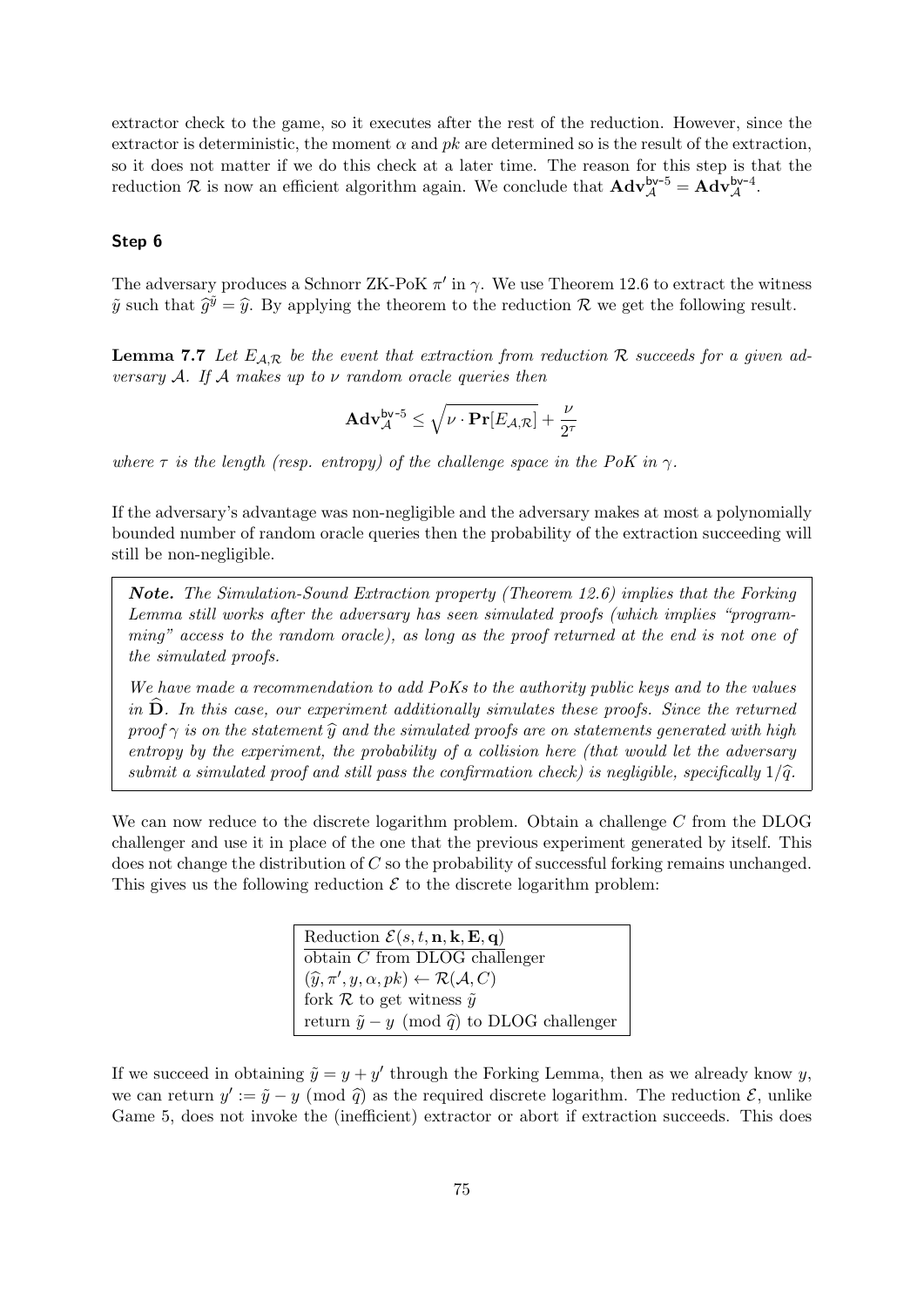extractor check to the game, so it executes after the rest of the reduction. However, since the extractor is deterministic, the moment $\alpha$ and $pk$ are determined so is the result of the extraction, so it does not matter if we do this check at a later time. The reason for this step is that the reduction $\mathcal{R}$ is now an efficient algorithm again. We conclude that $\mathbf{Adv}_{\mathcal{A}}^{\mathsf{bv}\text{-}5} = \mathbf{Adv}_{\mathcal{A}}^{\mathsf{bv}\text{-}4}$.

### Step 6

The adversary produces a Schnorr ZK-PoK $\pi'$ in $\gamma$. We use Theorem 12.6 to extract the witness $\tilde{y}$ such that $\widehat{g}^{\tilde{y}} = \widehat{y}$. By applying the theorem to the reduction $\mathcal{R}$ we get the following result.

**Lemma 7.7** *Let $E_{\mathcal{A},\mathcal{R}}$ be the event that extraction from reduction $\mathcal{R}$ succeeds for a given adversary $\mathcal{A}$. If $\mathcal{A}$ makes up to $\nu$ random oracle queries then*

$$\mathbf{Adv}_{\mathcal{A}}^{\mathsf{bv}\text{-}5} \leq \sqrt{\nu \cdot \mathbf{Pr}[E_{\mathcal{A},\mathcal{R}}]} + \frac{\nu}{2^{\tau}}$$

*where $\tau$ is the length (resp. entropy) of the challenge space in the PoK in $\gamma$.*

If the adversary's advantage was non-negligible and the adversary makes at most a polynomially bounded number of random oracle queries then the probability of the extraction succeeding will still be non-negligible.

> ***Note.*** *The Simulation-Sound Extraction property (Theorem 12.6) implies that the Forking Lemma still works after the adversary has seen simulated proofs (which implies "programming" access to the random oracle), as long as the proof returned at the end is not one of the simulated proofs.*
>
> *We have made a recommendation to add PoKs to the authority public keys and to the values in $\widehat{\mathbf{D}}$. In this case, our experiment additionally simulates these proofs. Since the returned proof $\gamma$ is on the statement $\widehat{y}$ and the simulated proofs are on statements generated with high entropy by the experiment, the probability of a collision here (that would let the adversary submit a simulated proof and still pass the confirmation check) is negligible, specifically $1/\widehat{q}$.*

We can now reduce to the discrete logarithm problem. Obtain a challenge $C$ from the DLOG challenger and use it in place of the one that the previous experiment generated by itself. This does not change the distribution of $C$ so the probability of successful forking remains unchanged. This gives us the following reduction $\mathcal{E}$ to the discrete logarithm problem:

```
Reduction E(s, t, n, k, E, q)
obtain C from DLOG challenger
(ŷ, π', y, α, pk) ← R(A, C)
fork R to get witness ỹ
return ỹ − y (mod q̂) to DLOG challenger
```

If we succeed in obtaining $\tilde{y} = y + y'$ through the Forking Lemma, then as we already know $y$, we can return $y' := \tilde{y} - y \pmod{\widehat{q}}$ as the required discrete logarithm. The reduction $\mathcal{E}$, unlike Game 5, does not invoke the (inefficient) extractor or abort if extraction succeeds. This does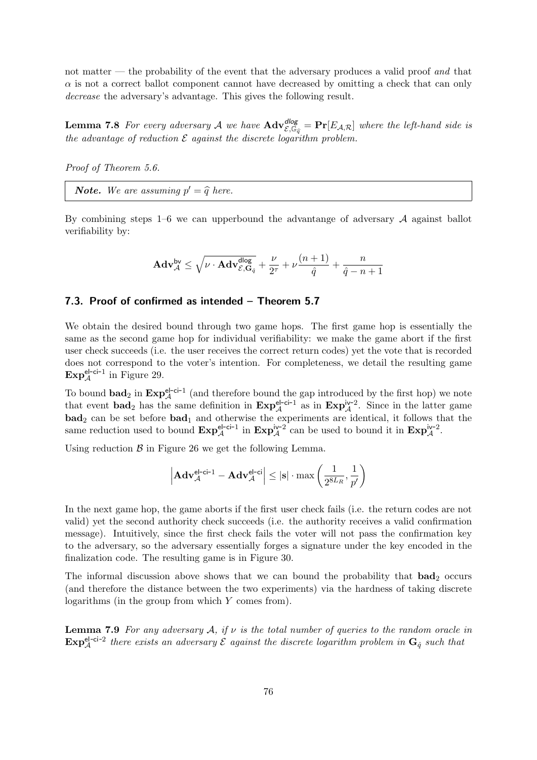not matter — the probability of the event that the adversary produces a valid proof *and* that $\alpha$ is not a correct ballot component cannot have decreased by omitting a check that can only *decrease* the adversary's advantage. This gives the following result.

**Lemma 7.8** *For every adversary $\mathcal{A}$ we have $\mathbf{Adv}^{\mathsf{dlog}}_{\mathcal{E},\mathbb{G}_{\widehat{q}}} = \mathbf{Pr}[E_{\mathcal{A},\mathcal{R}}]$ where the left-hand side is the advantage of reduction $\mathcal{E}$ against the discrete logarithm problem.*

*Proof of Theorem 5.6.*

> ***Note.*** *We are assuming $p' = \widehat{q}$ here.*

By combining steps 1–6 we can upperbound the advantange of adversary $\mathcal{A}$ against ballot verifiability by:

$$\mathbf{Adv}^{\mathsf{bv}}_{\mathcal{A}} \leq \sqrt{\nu \cdot \mathbf{Adv}^{\mathsf{dlog}}_{\mathcal{E},\mathbf{G}_{\hat{q}}}} + \frac{\nu}{2^{\tau}} + \nu\frac{(n+1)}{\hat{q}} + \frac{n}{\hat{q}-n+1}$$

## 7.3. Proof of confirmed as intended – Theorem 5.7

We obtain the desired bound through two game hops. The first game hop is essentially the same as the second game hop for individual verifiability: we make the game abort if the first user check succeeds (i.e. the user receives the correct return codes) yet the vote that is recorded does not correspond to the voter's intention. For completeness, we detail the resulting game $\mathbf{Exp}^{\mathsf{el\text{-}ci\text{-}1}}_{\mathcal{A}}$ in Figure 29.

To bound $\mathbf{bad}_2$ in $\mathbf{Exp}^{\mathsf{el\text{-}ci\text{-}1}}_{\mathcal{A}}$ (and therefore bound the gap introduced by the first hop) we note that event $\mathbf{bad}_2$ has the same definition in $\mathbf{Exp}^{\mathsf{el\text{-}ci\text{-}1}}_{\mathcal{A}}$ as in $\mathbf{Exp}^{\mathsf{iv\text{-}2}}_{\mathcal{A}}$. Since in the latter game $\mathbf{bad}_2$ can be set before $\mathbf{bad}_1$ and otherwise the experiments are identical, it follows that the same reduction used to bound $\mathbf{Exp}^{\mathsf{el\text{-}ci\text{-}1}}_{\mathcal{A}}$ in $\mathbf{Exp}^{\mathsf{iv\text{-}2}}_{\mathcal{A}}$ can be used to bound it in $\mathbf{Exp}^{\mathsf{iv\text{-}2}}_{\mathcal{A}}$.

Using reduction $\mathcal{B}$ in Figure 26 we get the following Lemma.

$$\left|\mathbf{Adv}^{\mathsf{el\text{-}ci\text{-}1}}_{\mathcal{A}} - \mathbf{Adv}^{\mathsf{el\text{-}ci}}_{\mathcal{A}}\right| \leq |\mathbf{s}| \cdot \max\left(\frac{1}{2^{8L_R}}, \frac{1}{p'}\right)$$

In the next game hop, the game aborts if the first user check fails (i.e. the return codes are not valid) yet the second authority check succeeds (i.e. the authority receives a valid confirmation message). Intuitively, since the first check fails the voter will not pass the confirmation key to the adversary, so the adversary essentially forges a signature under the key encoded in the finalization code. The resulting game is in Figure 30.

The informal discussion above shows that we can bound the probability that $\mathbf{bad}_2$ occurs (and therefore the distance between the two experiments) via the hardness of taking discrete logarithms (in the group from which $Y$ comes from).

**Lemma 7.9** *For any adversary $\mathcal{A}$, if $\nu$ is the total number of queries to the random oracle in $\mathbf{Exp}^{\mathsf{el\text{-}ci\text{-}2}}_{\mathcal{A}}$ there exists an adversary $\mathcal{E}$ against the discrete logarithm problem in $\mathbf{G}_{\hat{q}}$ such that*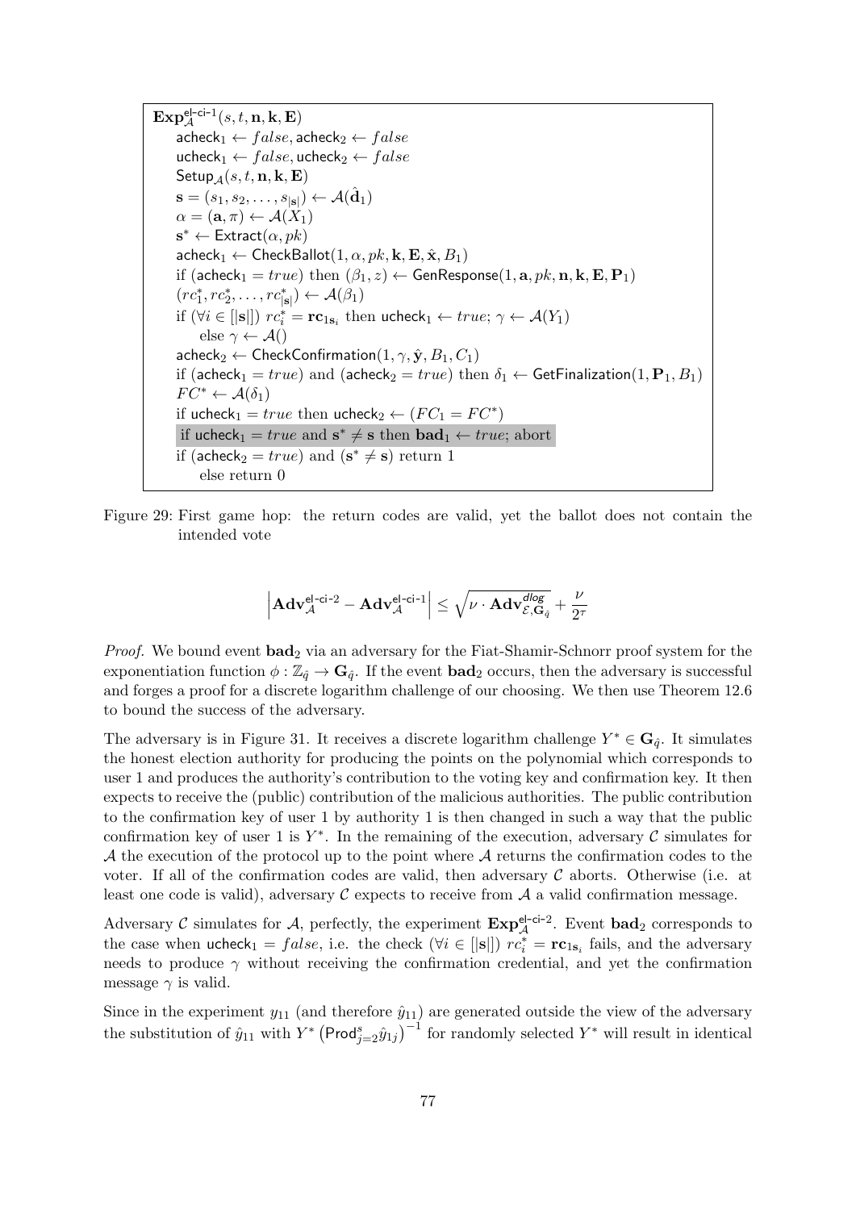```
Exp_A^{el-ci-1}(s, t, n, k, E)
    acheck_1 ← false, acheck_2 ← false
    ucheck_1 ← false, ucheck_2 ← false
    Setup_A(s, t, n, k, E)
    s = (s_1, s_2, ..., s_|s|) ← A(d̂_1)
    α = (a, π) ← A(X_1)
    s* ← Extract(α, pk)
    acheck_1 ← CheckBallot(1, α, pk, k, E, x̂, B_1)
    if (acheck_1 = true) then (β_1, z) ← GenResponse(1, a, pk, n, k, E, P_1)
    (rc*_1, rc*_2, ..., rc*_|s|) ← A(β_1)
    if (∀i ∈ [|s|]) rc*_i = rc_{1s_i} then ucheck_1 ← true; γ ← A(Y_1)
        else γ ← A()
    acheck_2 ← CheckConfirmation(1, γ, ŷ, B_1, C_1)
    if (acheck_1 = true) and (acheck_2 = true) then δ_1 ← GetFinalization(1, P_1, B_1)
    FC* ← A(δ_1)
    if ucheck_1 = true then ucheck_2 ← (FC_1 = FC*)
    if ucheck_1 = true and s* ≠ s then bad_1 ← true; abort
    if (acheck_2 = true) and (s* ≠ s) return 1
        else return 0
```

Figure 29: First game hop: the return codes are valid, yet the ballot does not contain the intended vote

$$\left|\mathbf{Adv}_{\mathcal{A}}^{\mathsf{el\text{-}ci\text{-}2}} - \mathbf{Adv}_{\mathcal{A}}^{\mathsf{el\text{-}ci\text{-}1}}\right| \leq \sqrt{\nu \cdot \mathbf{Adv}_{\mathcal{E},\mathbf{G}_{\hat{q}}}^{dlog}} + \frac{\nu}{2^{\tau}}$$

*Proof.* We bound event $\mathbf{bad}_2$ via an adversary for the Fiat-Shamir-Schnorr proof system for the exponentiation function $\phi : \mathbb{Z}_{\hat{q}} \to \mathbf{G}_{\hat{q}}$. If the event $\mathbf{bad}_2$ occurs, then the adversary is successful and forges a proof for a discrete logarithm challenge of our choosing. We then use Theorem 12.6 to bound the success of the adversary.

The adversary is in Figure 31. It receives a discrete logarithm challenge $Y^* \in \mathbf{G}_{\hat{q}}$. It simulates the honest election authority for producing the points on the polynomial which corresponds to user 1 and produces the authority's contribution to the voting key and confirmation key. It then expects to receive the (public) contribution of the malicious authorities. The public contribution to the confirmation key of user 1 by authority 1 is then changed in such a way that the public confirmation key of user 1 is $Y^*$. In the remaining of the execution, adversary $\mathcal{C}$ simulates for $\mathcal{A}$ the execution of the protocol up to the point where $\mathcal{A}$ returns the confirmation codes to the voter. If all of the confirmation codes are valid, then adversary $\mathcal{C}$ aborts. Otherwise (i.e. at least one code is valid), adversary $\mathcal{C}$ expects to receive from $\mathcal{A}$ a valid confirmation message.

Adversary $\mathcal{C}$ simulates for $\mathcal{A}$, perfectly, the experiment $\mathbf{Exp}_{\mathcal{A}}^{\mathsf{el\text{-}ci\text{-}2}}$. Event $\mathbf{bad}_2$ corresponds to the case when $\mathsf{ucheck}_1 = false$, i.e. the check $(\forall i \in [|\mathbf{s}|])\ rc_i^* = \mathbf{rc}_{1\mathbf{s}_i}$ fails, and the adversary needs to produce $\gamma$ without receiving the confirmation credential, and yet the confirmation message $\gamma$ is valid.

Since in the experiment $y_{11}$ (and therefore $\hat{y}_{11}$) are generated outside the view of the adversary the substitution of $\hat{y}_{11}$ with $Y^* \left(\mathsf{Prod}_{j=2}^{s} \hat{y}_{1j}\right)^{-1}$ for randomly selected $Y^*$ will result in identical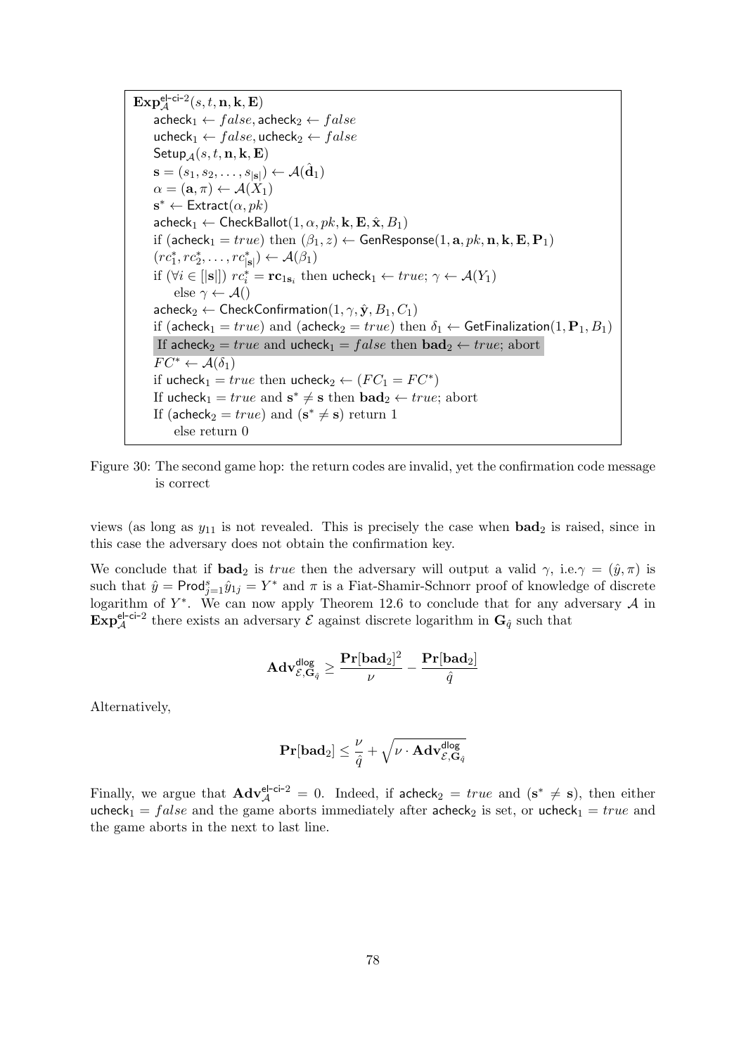```
Exp^{el-ci-2}_A(s, t, n, k, E)
    acheck_1 ← false, acheck_2 ← false
    ucheck_1 ← false, ucheck_2 ← false
    Setup_A(s, t, n, k, E)
    s = (s_1, s_2, ..., s_|s|) ← A(d̂_1)
    α = (a, π) ← A(X_1)
    s* ← Extract(α, pk)
    acheck_1 ← CheckBallot(1, α, pk, k, E, x̂, B_1)
    if (acheck_1 = true) then (β_1, z) ← GenResponse(1, a, pk, n, k, E, P_1)
    (rc*_1, rc*_2, ..., rc*_|s|) ← A(β_1)
    if (∀i ∈ [|s|]) rc*_i = rc_{1s_i} then ucheck_1 ← true; γ ← A(Y_1)
        else γ ← A()
    acheck_2 ← CheckConfirmation(1, γ, ŷ, B_1, C_1)
    if (acheck_1 = true) and (acheck_2 = true) then δ_1 ← GetFinalization(1, P_1, B_1)
    If acheck_2 = true and ucheck_1 = false then bad_2 ← true; abort
    FC* ← A(δ_1)
    if ucheck_1 = true then ucheck_2 ← (FC_1 = FC*)
    If ucheck_1 = true and s* ≠ s then bad_2 ← true; abort
    If (acheck_2 = true) and (s* ≠ s) return 1
        else return 0
```

Figure 30: The second game hop: the return codes are invalid, yet the confirmation code message is correct

views (as long as $y_{11}$ is not revealed. This is precisely the case when $\mathbf{bad}_2$ is raised, since in this case the adversary does not obtain the confirmation key.

We conclude that if $\mathbf{bad}_2$ is *true* then the adversary will output a valid $\gamma$, i.e.$\gamma = (\hat{y}, \pi)$ is such that $\hat{y} = \mathsf{Prod}_{j=1}^{s} \hat{y}_{1j} = Y^*$ and $\pi$ is a Fiat-Shamir-Schnorr proof of knowledge of discrete logarithm of $Y^*$. We can now apply Theorem 12.6 to conclude that for any adversary $\mathcal{A}$ in $\mathbf{Exp}^{\mathsf{el\text{-}ci\text{-}2}}_{\mathcal{A}}$ there exists an adversary $\mathcal{E}$ against discrete logarithm in $\mathbf{G}_{\hat{q}}$ such that

$$\mathbf{Adv}^{\mathsf{dlog}}_{\mathcal{E},\mathbf{G}_{\hat{q}}} \geq \frac{\mathbf{Pr}[\mathbf{bad}_2]^2}{\nu} - \frac{\mathbf{Pr}[\mathbf{bad}_2]}{\hat{q}}$$

Alternatively,

$$\mathbf{Pr}[\mathbf{bad}_2] \leq \frac{\nu}{\hat{q}} + \sqrt{\nu \cdot \mathbf{Adv}^{\mathsf{dlog}}_{\mathcal{E},\mathbf{G}_{\hat{q}}}}$$

Finally, we argue that $\mathbf{Adv}^{\mathsf{el\text{-}ci\text{-}2}}_{\mathcal{A}} = 0$. Indeed, if $\mathsf{acheck}_2 = true$ and ($\mathbf{s}^* \neq \mathbf{s}$), then either $\mathsf{ucheck}_1 = false$ and the game aborts immediately after $\mathsf{acheck}_2$ is set, or $\mathsf{ucheck}_1 = true$ and the game aborts in the next to last line.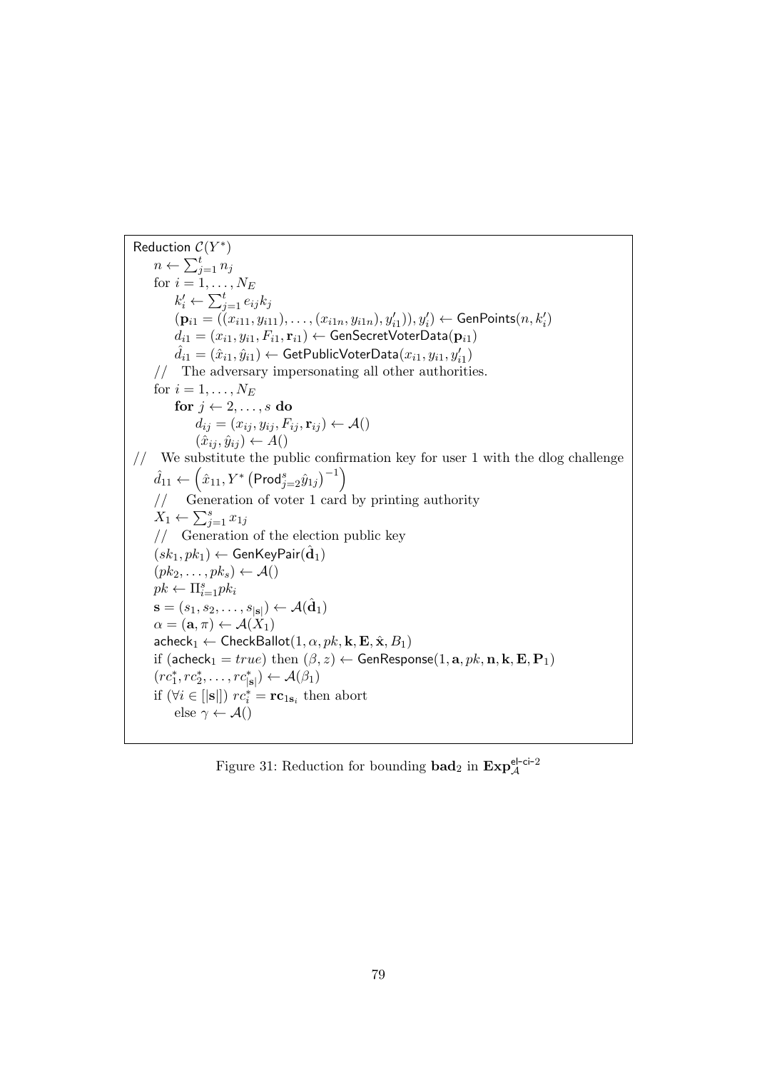```
Reduction C(Y*)
    n ← Σ_{j=1}^{t} n_j
    for i = 1, ..., N_E
        k'_i ← Σ_{j=1}^{t} e_ij k_j
        (p_i1 = ((x_i11, y_i11), ..., (x_i1n, y_i1n), y'_i1)), y'_i) ← GenPoints(n, k'_i)
        d_i1 = (x_i1, y_i1, F_i1, r_i1) ← GenSecretVoterData(p_i1)
        d̂_i1 = (x̂_i1, ŷ_i1) ← GetPublicVoterData(x_i1, y_i1, y'_i1)
    //  The adversary impersonating all other authorities.
    for i = 1, ..., N_E
        for j ← 2, ..., s do
            d_ij = (x_ij, y_ij, F_ij, r_ij) ← A()
            (x̂_ij, ŷ_ij) ← A()
//  We substitute the public confirmation key for user 1 with the dlog challenge
    d̂_11 ← (x̂_11, Y* (Prod_{j=2}^{s} ŷ_1j)^{-1})
    //  Generation of voter 1 card by printing authority
    X_1 ← Σ_{j=1}^{s} x_1j
    //  Generation of the election public key
    (sk_1, pk_1) ← GenKeyPair(d̂_1)
    (pk_2, ..., pk_s) ← A()
    pk ← Π_{i=1}^{s} pk_i
    s = (s_1, s_2, ..., s_|s|) ← A(d̂_1)
    α = (a, π) ← A(X_1)
    acheck_1 ← CheckBallot(1, α, pk, k, E, x̂, B_1)
    if (acheck_1 = true) then (β, z) ← GenResponse(1, a, pk, n, k, E, P_1)
    (rc*_1, rc*_2, ..., rc*_|s|) ← A(β_1)
    if (∀i ∈ [|s|]) rc*_i = rc_{1s_i} then abort
        else γ ← A()
```

Figure 31: Reduction for bounding $\mathbf{bad}_2$ in $\mathbf{Exp}_{\mathcal{A}}^{\text{el-ci-2}}$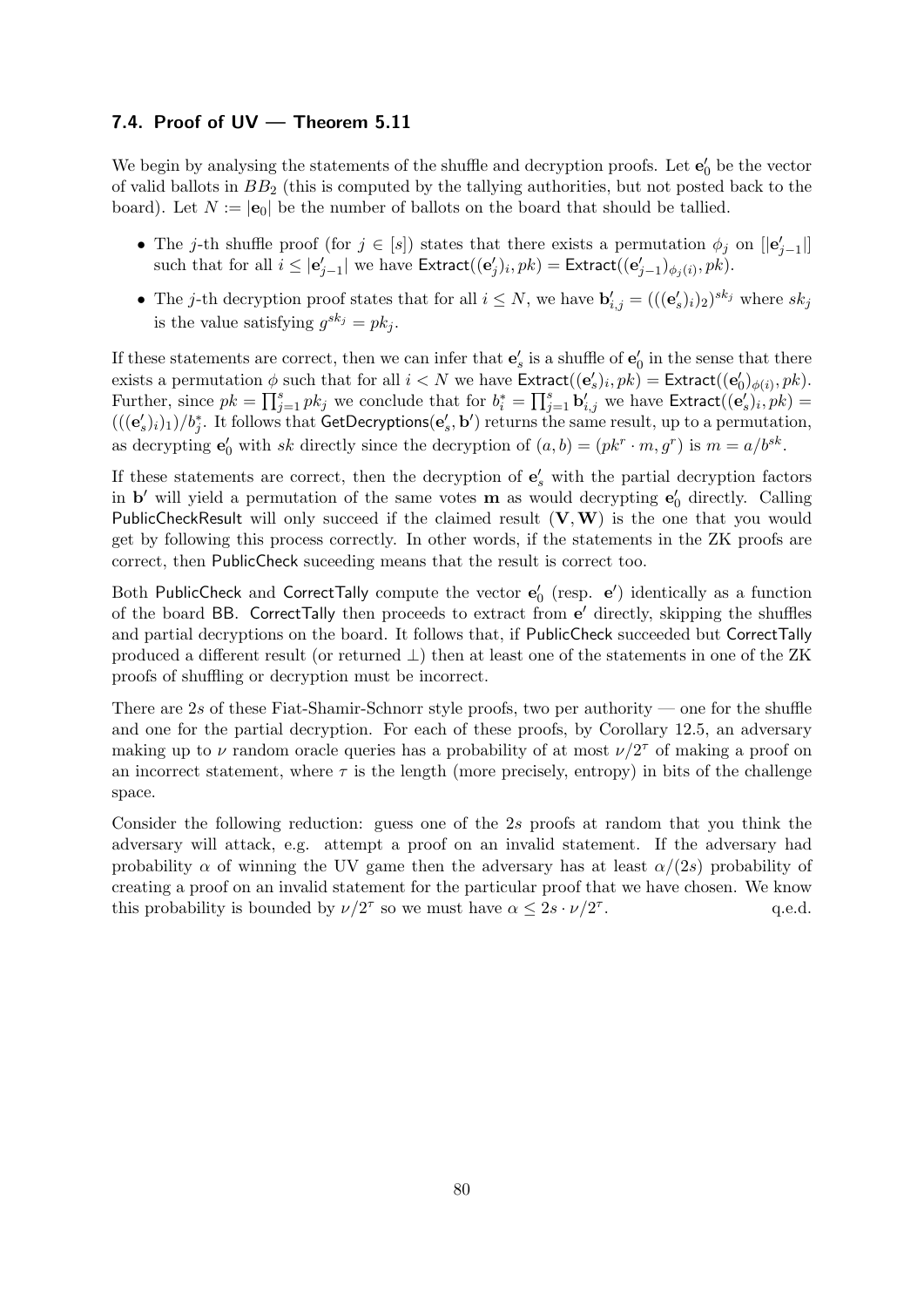### 7.4. Proof of UV — Theorem 5.11

We begin by analysing the statements of the shuffle and decryption proofs. Let $\mathbf{e}'_0$ be the vector of valid ballots in $BB_2$ (this is computed by the tallying authorities, but not posted back to the board). Let $N := |\mathbf{e}_0|$ be the number of ballots on the board that should be tallied.

- The $j$-th shuffle proof (for $j \in [s]$) states that there exists a permutation $\phi_j$ on $[|\mathbf{e}'_{j-1}|]$ such that for all $i \leq |\mathbf{e}'_{j-1}|$ we have $\mathsf{Extract}((\mathbf{e}'_j)_i, pk) = \mathsf{Extract}((\mathbf{e}'_{j-1})_{\phi_j(i)}, pk)$.
- The $j$-th decryption proof states that for all $i \leq N$, we have $\mathbf{b}'_{i,j} = (((\mathbf{e}'_s)_i)_2)^{sk_j}$ where $sk_j$ is the value satisfying $g^{sk_j} = pk_j$.

If these statements are correct, then we can infer that $\mathbf{e}'_s$ is a shuffle of $\mathbf{e}'_0$ in the sense that there exists a permutation $\phi$ such that for all $i < N$ we have $\mathsf{Extract}((\mathbf{e}'_s)_i, pk) = \mathsf{Extract}((\mathbf{e}'_0)_{\phi(i)}, pk)$. Further, since $pk = \prod_{j=1}^{s} pk_j$ we conclude that for $b^*_i = \prod_{j=1}^{s} \mathbf{b}'_{i,j}$ we have $\mathsf{Extract}((\mathbf{e}'_s)_i, pk) = (((\mathbf{e}'_s)_i)_1)/b^*_j$. It follows that $\mathsf{GetDecryptions}(\mathbf{e}'_s, \mathbf{b}')$ returns the same result, up to a permutation, as decrypting $\mathbf{e}'_0$ with $sk$ directly since the decryption of $(a, b) = (pk^r \cdot m, g^r)$ is $m = a/b^{sk}$.

If these statements are correct, then the decryption of $\mathbf{e}'_s$ with the partial decryption factors in $\mathbf{b}'$ will yield a permutation of the same votes $\mathbf{m}$ as would decrypting $\mathbf{e}'_0$ directly. Calling $\mathsf{PublicCheckResult}$ will only succeed if the claimed result $(\mathbf{V}, \mathbf{W})$ is the one that you would get by following this process correctly. In other words, if the statements in the ZK proofs are correct, then $\mathsf{PublicCheck}$ suceeding means that the result is correct too.

Both $\mathsf{PublicCheck}$ and $\mathsf{CorrectTally}$ compute the vector $\mathbf{e}'_0$ (resp. $\mathbf{e}'$) identically as a function of the board $\mathsf{BB}$. $\mathsf{CorrectTally}$ then proceeds to extract from $\mathbf{e}'$ directly, skipping the shuffles and partial decryptions on the board. It follows that, if $\mathsf{PublicCheck}$ succeeded but $\mathsf{CorrectTally}$ produced a different result (or returned $\perp$) then at least one of the statements in one of the ZK proofs of shuffling or decryption must be incorrect.

There are $2s$ of these Fiat-Shamir-Schnorr style proofs, two per authority — one for the shuffle and one for the partial decryption. For each of these proofs, by Corollary 12.5, an adversary making up to $\nu$ random oracle queries has a probability of at most $\nu/2^\tau$ of making a proof on an incorrect statement, where $\tau$ is the length (more precisely, entropy) in bits of the challenge space.

Consider the following reduction: guess one of the $2s$ proofs at random that you think the adversary will attack, e.g. attempt a proof on an invalid statement. If the adversary had probability $\alpha$ of winning the UV game then the adversary has at least $\alpha/(2s)$ probability of creating a proof on an invalid statement for the particular proof that we have chosen. We know this probability is bounded by $\nu/2^\tau$ so we must have $\alpha \leq 2s \cdot \nu/2^\tau$. q.e.d.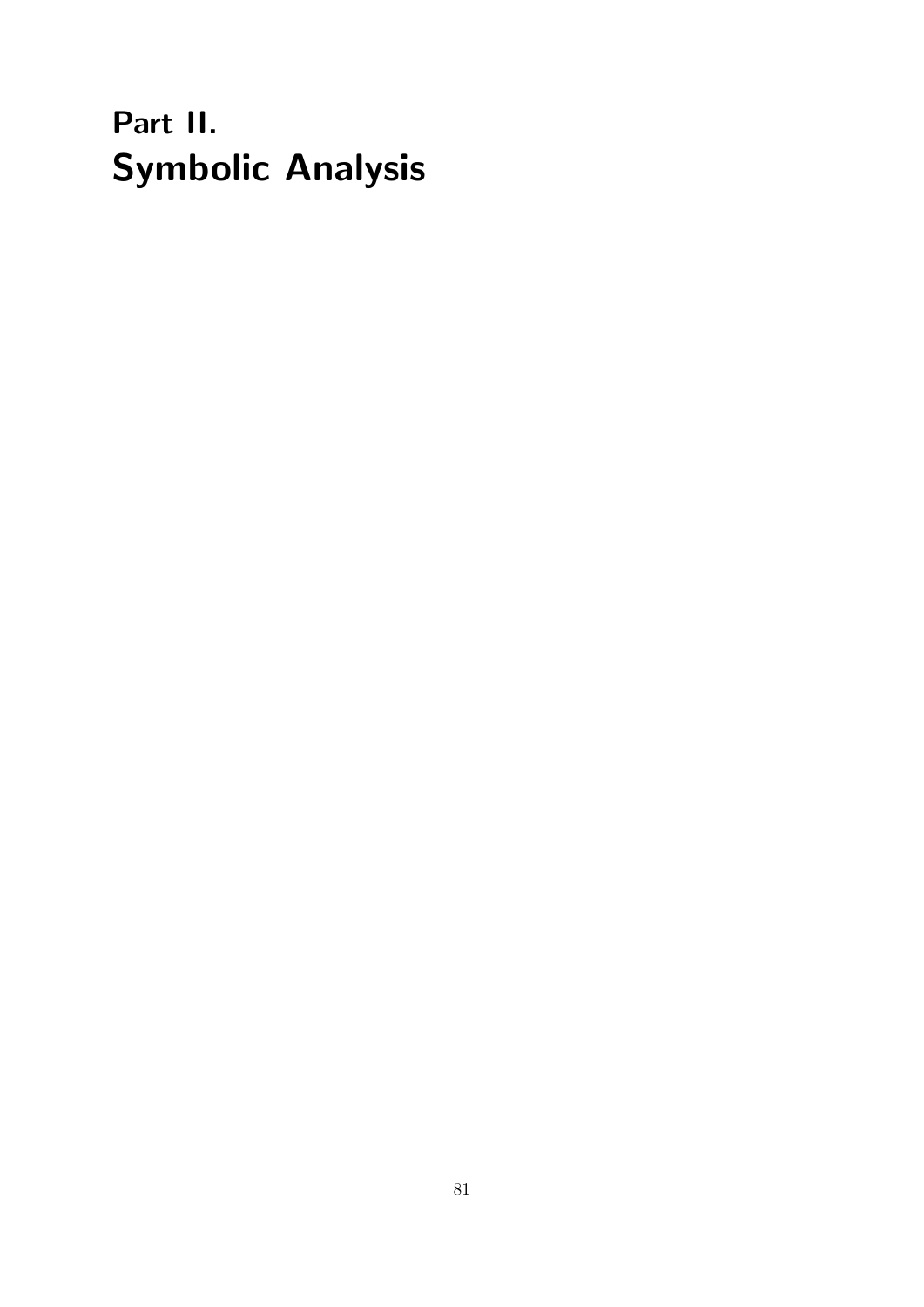# Part II.
# Symbolic Analysis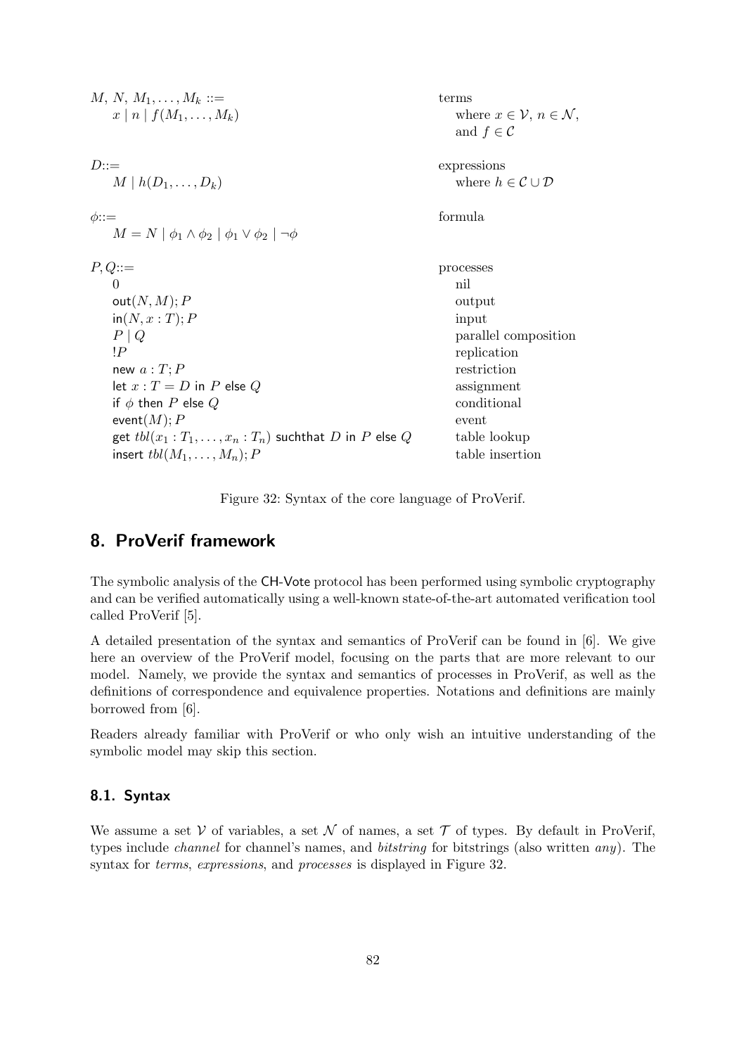| | |
|---|---|
| $M, N, M_1, \ldots, M_k ::=$ | terms |
| $\quad x \mid n \mid f(M_1, \ldots, M_k)$ | where $x \in \mathcal{V}$, $n \in \mathcal{N}$, and $f \in \mathcal{C}$ |
| $D ::=$ | expressions |
| $\quad M \mid h(D_1, \ldots, D_k)$ | where $h \in \mathcal{C} \cup \mathcal{D}$ |
| $\phi ::=$ | formula |
| $\quad M = N \mid \phi_1 \wedge \phi_2 \mid \phi_1 \vee \phi_2 \mid \neg\phi$ | |
| $P, Q ::=$ | processes |
| $\quad 0$ | nil |
| $\quad \mathsf{out}(N, M); P$ | output |
| $\quad \mathsf{in}(N, x : T); P$ | input |
| $\quad P \mid Q$ | parallel composition |
| $\quad !P$ | replication |
| $\quad \mathsf{new}\ a : T; P$ | restriction |
| $\quad \mathsf{let}\ x : T = D\ \mathsf{in}\ P\ \mathsf{else}\ Q$ | assignment |
| $\quad \mathsf{if}\ \phi\ \mathsf{then}\ P\ \mathsf{else}\ Q$ | conditional |
| $\quad \mathsf{event}(M); P$ | event |
| $\quad \mathsf{get}\ tbl(x_1 : T_1, \ldots, x_n : T_n)\ \mathsf{suchthat}\ D\ \mathsf{in}\ P\ \mathsf{else}\ Q$ | table lookup |
| $\quad \mathsf{insert}\ tbl(M_1, \ldots, M_n); P$ | table insertion |

Figure 32: Syntax of the core language of ProVerif.

## 8. ProVerif framework

The symbolic analysis of the CH-Vote protocol has been performed using symbolic cryptography and can be verified automatically using a well-known state-of-the-art automated verification tool called ProVerif [5].

A detailed presentation of the syntax and semantics of ProVerif can be found in [6]. We give here an overview of the ProVerif model, focusing on the parts that are more relevant to our model. Namely, we provide the syntax and semantics of processes in ProVerif, as well as the definitions of correspondence and equivalence properties. Notations and definitions are mainly borrowed from [6].

Readers already familiar with ProVerif or who only wish an intuitive understanding of the symbolic model may skip this section.

### 8.1. Syntax

We assume a set $\mathcal{V}$ of variables, a set $\mathcal{N}$ of names, a set $\mathcal{T}$ of types. By default in ProVerif, types include *channel* for channel's names, and *bitstring* for bitstrings (also written *any*). The syntax for *terms*, *expressions*, and *processes* is displayed in Figure 32.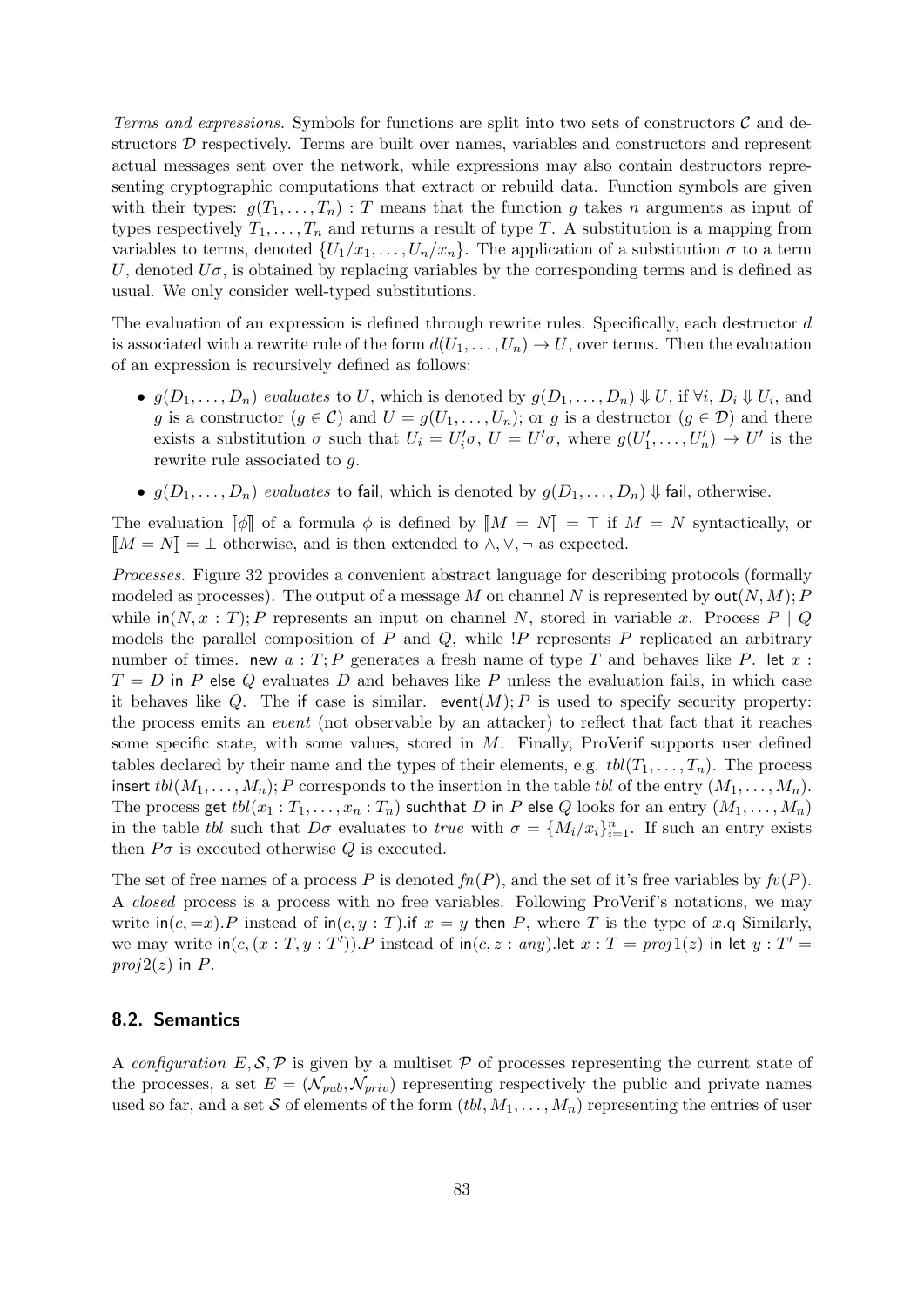*Terms and expressions.* Symbols for functions are split into two sets of constructors $\mathcal{C}$ and destructors $\mathcal{D}$ respectively. Terms are built over names, variables and constructors and represent actual messages sent over the network, while expressions may also contain destructors representing cryptographic computations that extract or rebuild data. Function symbols are given with their types: $g(T_1, \ldots, T_n) : T$ means that the function $g$ takes $n$ arguments as input of types respectively $T_1, \ldots, T_n$ and returns a result of type $T$. A substitution is a mapping from variables to terms, denoted $\{U_1/x_1, \ldots, U_n/x_n\}$. The application of a substitution $\sigma$ to a term $U$, denoted $U\sigma$, is obtained by replacing variables by the corresponding terms and is defined as usual. We only consider well-typed substitutions.

The evaluation of an expression is defined through rewrite rules. Specifically, each destructor $d$ is associated with a rewrite rule of the form $d(U_1, \ldots, U_n) \to U$, over terms. Then the evaluation of an expression is recursively defined as follows:

- $g(D_1, \ldots, D_n)$ *evaluates* to $U$, which is denoted by $g(D_1, \ldots, D_n) \Downarrow U$, if $\forall i,\ D_i \Downarrow U_i$, and $g$ is a constructor ($g \in \mathcal{C}$) and $U = g(U_1, \ldots, U_n)$; or $g$ is a destructor ($g \in \mathcal{D}$) and there exists a substitution $\sigma$ such that $U_i = U_i'\sigma$, $U = U'\sigma$, where $g(U_1', \ldots, U_n') \to U'$ is the rewrite rule associated to $g$.
- $g(D_1, \ldots, D_n)$ *evaluates* to $\mathsf{fail}$, which is denoted by $g(D_1, \ldots, D_n) \Downarrow \mathsf{fail}$, otherwise.

The evaluation $[\![\phi]\!]$ of a formula $\phi$ is defined by $[\![M = N]\!] = \top$ if $M = N$ syntactically, or $[\![M = N]\!] = \bot$ otherwise, and is then extended to $\wedge, \vee, \neg$ as expected.

*Processes.* Figure 32 provides a convenient abstract language for describing protocols (formally modeled as processes). The output of a message $M$ on channel $N$ is represented by $\mathsf{out}(N, M); P$ while $\mathsf{in}(N, x : T); P$ represents an input on channel $N$, stored in variable $x$. Process $P \mid Q$ models the parallel composition of $P$ and $Q$, while $!P$ represents $P$ replicated an arbitrary number of times. $\mathsf{new}\ a : T; P$ generates a fresh name of type $T$ and behaves like $P$. $\mathsf{let}\ x : T = D\ \mathsf{in}\ P\ \mathsf{else}\ Q$ evaluates $D$ and behaves like $P$ unless the evaluation fails, in which case it behaves like $Q$. The $\mathsf{if}$ case is similar. $\mathsf{event}(M); P$ is used to specify security property: the process emits an *event* (not observable by an attacker) to reflect that fact that it reaches some specific state, with some values, stored in $M$. Finally, ProVerif supports user defined tables declared by their name and the types of their elements, e.g. $tbl(T_1, \ldots, T_n)$. The process $\mathsf{insert}\ tbl(M_1, \ldots, M_n); P$ corresponds to the insertion in the table $tbl$ of the entry $(M_1, \ldots, M_n)$. The process $\mathsf{get}\ tbl(x_1 : T_1, \ldots, x_n : T_n)\ \mathsf{suchthat}\ D\ \mathsf{in}\ P\ \mathsf{else}\ Q$ looks for an entry $(M_1, \ldots, M_n)$ in the table $tbl$ such that $D\sigma$ evaluates to $true$ with $\sigma = \{M_i/x_i\}_{i=1}^{n}$. If such an entry exists then $P\sigma$ is executed otherwise $Q$ is executed.

The set of free names of a process $P$ is denoted $fn(P)$, and the set of it's free variables by $fv(P)$. A *closed* process is a process with no free variables. Following ProVerif's notations, we may write $\mathsf{in}(c, {=}x).P$ instead of $\mathsf{in}(c, y : T).\mathsf{if}\ x = y\ \mathsf{then}\ P$, where $T$ is the type of $x$.q Similarly, we may write $\mathsf{in}(c, (x : T, y : T')).P$ instead of $\mathsf{in}(c, z : any).\mathsf{let}\ x : T = proj1(z)\ \mathsf{in}\ \mathsf{let}\ y : T' = proj2(z)\ \mathsf{in}\ P$.

## 8.2. Semantics

A *configuration* $E, \mathcal{S}, \mathcal{P}$ is given by a multiset $\mathcal{P}$ of processes representing the current state of the processes, a set $E = (\mathcal{N}_{pub}, \mathcal{N}_{priv})$ representing respectively the public and private names used so far, and a set $\mathcal{S}$ of elements of the form $(tbl, M_1, \ldots, M_n)$ representing the entries of user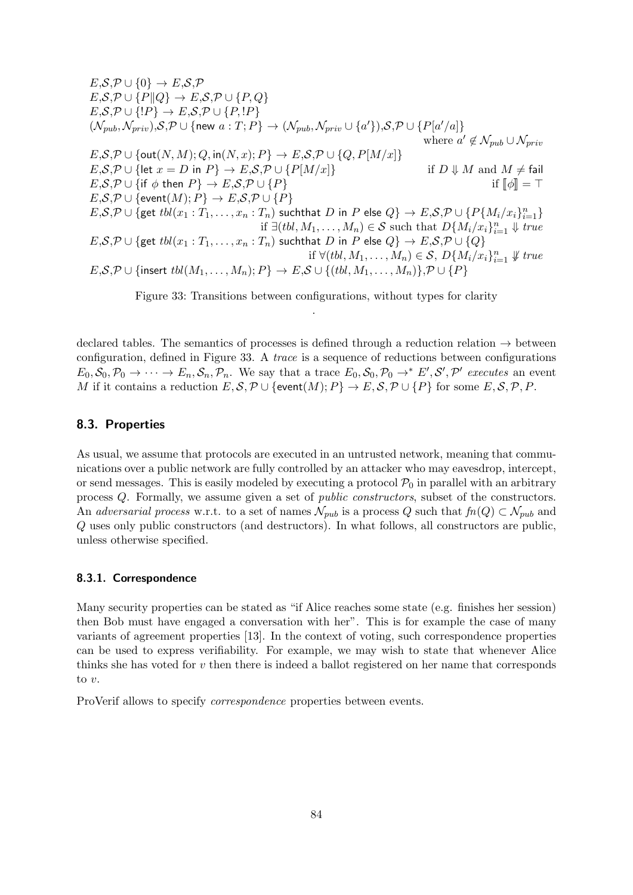$$
\begin{array}{l}
E,\mathcal{S},\mathcal{P} \cup \{0\} \rightarrow E,\mathcal{S},\mathcal{P} \\
E,\mathcal{S},\mathcal{P} \cup \{P \| Q\} \rightarrow E,\mathcal{S},\mathcal{P} \cup \{P, Q\} \\
E,\mathcal{S},\mathcal{P} \cup \{!P\} \rightarrow E,\mathcal{S},\mathcal{P} \cup \{P, !P\} \\
(\mathcal{N}_{pub}, \mathcal{N}_{priv}),\mathcal{S},\mathcal{P} \cup \{\mathsf{new}\ a : T; P\} \rightarrow (\mathcal{N}_{pub}, \mathcal{N}_{priv} \cup \{a'\}),\mathcal{S},\mathcal{P} \cup \{P[a'/a]\} \\
\hfill \text{where } a' \notin \mathcal{N}_{pub} \cup \mathcal{N}_{priv} \\
E,\mathcal{S},\mathcal{P} \cup \{\mathsf{out}(N, M); Q, \mathsf{in}(N, x); P\} \rightarrow E,\mathcal{S},\mathcal{P} \cup \{Q, P[M/x]\} \\
E,\mathcal{S},\mathcal{P} \cup \{\mathsf{let}\ x = D\ \mathsf{in}\ P\} \rightarrow E,\mathcal{S},\mathcal{P} \cup \{P[M/x]\} \qquad \text{if } D \Downarrow M \text{ and } M \neq \mathsf{fail} \\
E,\mathcal{S},\mathcal{P} \cup \{\mathsf{if}\ \phi\ \mathsf{then}\ P\} \rightarrow E,\mathcal{S},\mathcal{P} \cup \{P\} \qquad \text{if } [\![\phi]\!] = \top \\
E,\mathcal{S},\mathcal{P} \cup \{\mathsf{event}(M); P\} \rightarrow E,\mathcal{S},\mathcal{P} \cup \{P\} \\
E,\mathcal{S},\mathcal{P} \cup \{\mathsf{get}\ tbl(x_1 : T_1, \ldots, x_n : T_n)\ \mathsf{suchthat}\ D\ \mathsf{in}\ P\ \mathsf{else}\ Q\} \rightarrow E,\mathcal{S},\mathcal{P} \cup \{P\{M_i/x_i\}_{i=1}^n\} \\
\hfill \text{if } \exists (tbl, M_1, \ldots, M_n) \in \mathcal{S} \text{ such that } D\{M_i/x_i\}_{i=1}^n \Downarrow true \\
E,\mathcal{S},\mathcal{P} \cup \{\mathsf{get}\ tbl(x_1 : T_1, \ldots, x_n : T_n)\ \mathsf{suchthat}\ D\ \mathsf{in}\ P\ \mathsf{else}\ Q\} \rightarrow E,\mathcal{S},\mathcal{P} \cup \{Q\} \\
\hfill \text{if } \forall (tbl, M_1, \ldots, M_n) \in \mathcal{S},\ D\{M_i/x_i\}_{i=1}^n \not\Downarrow true \\
E,\mathcal{S},\mathcal{P} \cup \{\mathsf{insert}\ tbl(M_1, \ldots, M_n); P\} \rightarrow E,\mathcal{S} \cup \{(tbl, M_1, \ldots, M_n)\},\mathcal{P} \cup \{P\}
\end{array}
$$

Figure 33: Transitions between configurations, without types for clarity

declared tables. The semantics of processes is defined through a reduction relation $\rightarrow$ between configuration, defined in Figure 33. A *trace* is a sequence of reductions between configurations $E_0, \mathcal{S}_0, \mathcal{P}_0 \rightarrow \cdots \rightarrow E_n, \mathcal{S}_n, \mathcal{P}_n$. We say that a trace $E_0, \mathcal{S}_0, \mathcal{P}_0 \rightarrow^* E', \mathcal{S}', \mathcal{P}'$ *executes* an event $M$ if it contains a reduction $E, \mathcal{S}, \mathcal{P} \cup \{\mathsf{event}(M); P\} \rightarrow E, \mathcal{S}, \mathcal{P} \cup \{P\}$ for some $E, \mathcal{S}, \mathcal{P}, P$.

## 8.3. Properties

As usual, we assume that protocols are executed in an untrusted network, meaning that communications over a public network are fully controlled by an attacker who may eavesdrop, intercept, or send messages. This is easily modeled by executing a protocol $\mathcal{P}_0$ in parallel with an arbitrary process $Q$. Formally, we assume given a set of *public constructors*, subset of the constructors. An *adversarial process* w.r.t. to a set of names $\mathcal{N}_{pub}$ is a process $Q$ such that $fn(Q) \subset \mathcal{N}_{pub}$ and $Q$ uses only public constructors (and destructors). In what follows, all constructors are public, unless otherwise specified.

### 8.3.1. Correspondence

Many security properties can be stated as "if Alice reaches some state (e.g. finishes her session) then Bob must have engaged a conversation with her". This is for example the case of many variants of agreement properties [13]. In the context of voting, such correspondence properties can be used to express verifiability. For example, we may wish to state that whenever Alice thinks she has voted for $v$ then there is indeed a ballot registered on her name that corresponds to $v$.

ProVerif allows to specify *correspondence* properties between events.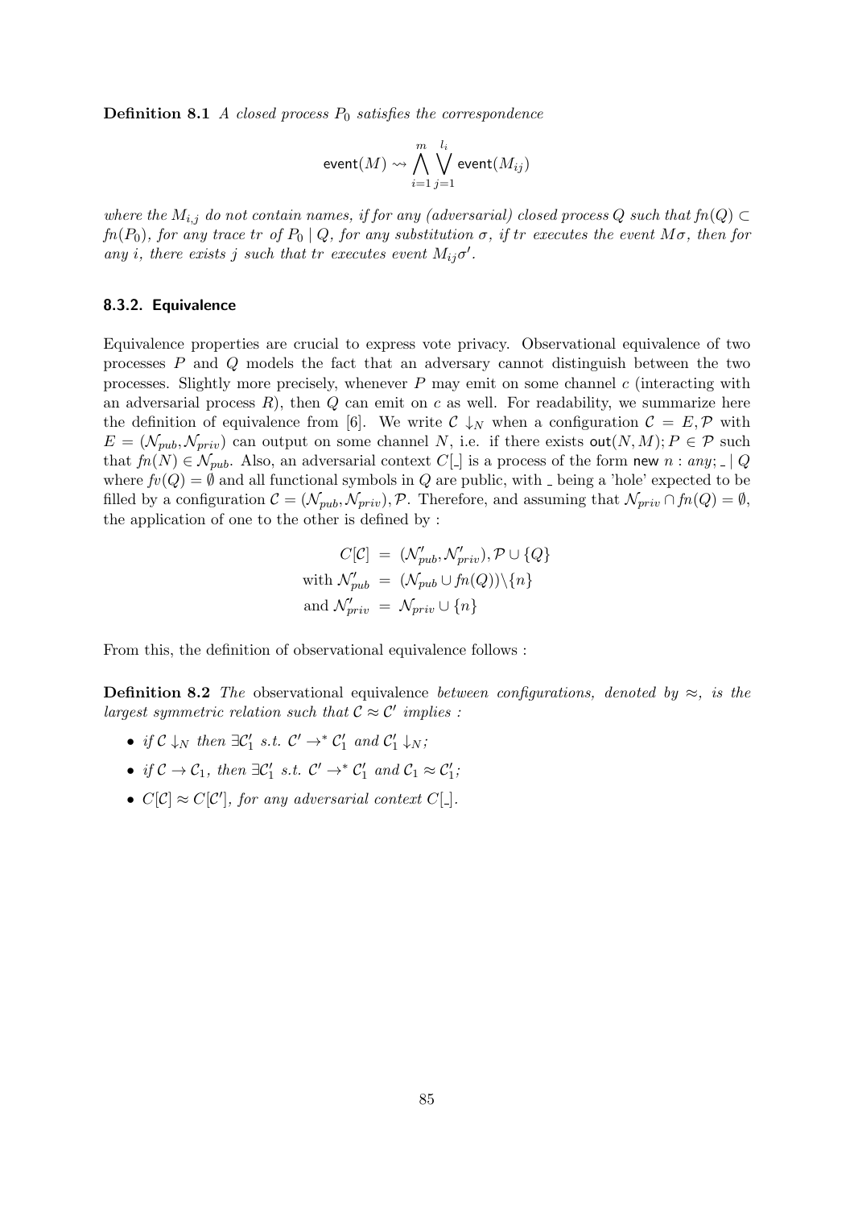**Definition 8.1** *A closed process $P_0$ satisfies the correspondence*

$$\mathsf{event}(M) \rightsquigarrow \bigwedge_{i=1}^{m} \bigvee_{j=1}^{l_i} \mathsf{event}(M_{ij})$$

*where the $M_{i,j}$ do not contain names, if for any (adversarial) closed process $Q$ such that $fn(Q) \subset fn(P_0)$, for any trace $tr$ of $P_0 \mid Q$, for any substitution $\sigma$, if $tr$ executes the event $M\sigma$, then for any $i$, there exists $j$ such that $tr$ executes event $M_{ij}\sigma'$.*

### 8.3.2. Equivalence

Equivalence properties are crucial to express vote privacy. Observational equivalence of two processes $P$ and $Q$ models the fact that an adversary cannot distinguish between the two processes. Slightly more precisely, whenever $P$ may emit on some channel $c$ (interacting with an adversarial process $R$), then $Q$ can emit on $c$ as well. For readability, we summarize here the definition of equivalence from [6]. We write $\mathcal{C} \downarrow_N$ when a configuration $\mathcal{C} = E, \mathcal{P}$ with $E = (\mathcal{N}_{pub}, \mathcal{N}_{priv})$ can output on some channel $N$, i.e. if there exists $\mathsf{out}(N, M); P \in \mathcal{P}$ such that $fn(N) \in \mathcal{N}_{pub}$. Also, an adversarial context $C[\_]$ is a process of the form $\mathsf{new}\ n : any; \_ \mid Q$ where $fv(Q) = \emptyset$ and all functional symbols in $Q$ are public, with $\_$ being a 'hole' expected to be filled by a configuration $\mathcal{C} = (\mathcal{N}_{pub}, \mathcal{N}_{priv}), \mathcal{P}$. Therefore, and assuming that $\mathcal{N}_{priv} \cap fn(Q) = \emptyset$, the application of one to the other is defined by :

$$\begin{aligned} C[\mathcal{C}] &= (\mathcal{N}'_{pub}, \mathcal{N}'_{priv}), \mathcal{P} \cup \{Q\} \\ \text{with } \mathcal{N}'_{pub} &= (\mathcal{N}_{pub} \cup fn(Q)) \backslash \{n\} \\ \text{and } \mathcal{N}'_{priv} &= \mathcal{N}_{priv} \cup \{n\} \end{aligned}$$

From this, the definition of observational equivalence follows :

**Definition 8.2** *The* observational equivalence *between configurations, denoted by $\approx$, is the largest symmetric relation such that $\mathcal{C} \approx \mathcal{C}'$ implies :*

- *if $\mathcal{C} \downarrow_N$ then $\exists \mathcal{C}'_1$ s.t. $\mathcal{C}' \rightarrow^* \mathcal{C}'_1$ and $\mathcal{C}'_1 \downarrow_N$;*
- *if $\mathcal{C} \rightarrow \mathcal{C}_1$, then $\exists \mathcal{C}'_1$ s.t. $\mathcal{C}' \rightarrow^* \mathcal{C}'_1$ and $\mathcal{C}_1 \approx \mathcal{C}'_1$;*
- *$C[\mathcal{C}] \approx C[\mathcal{C}']$, for any adversarial context $C[\_]$.*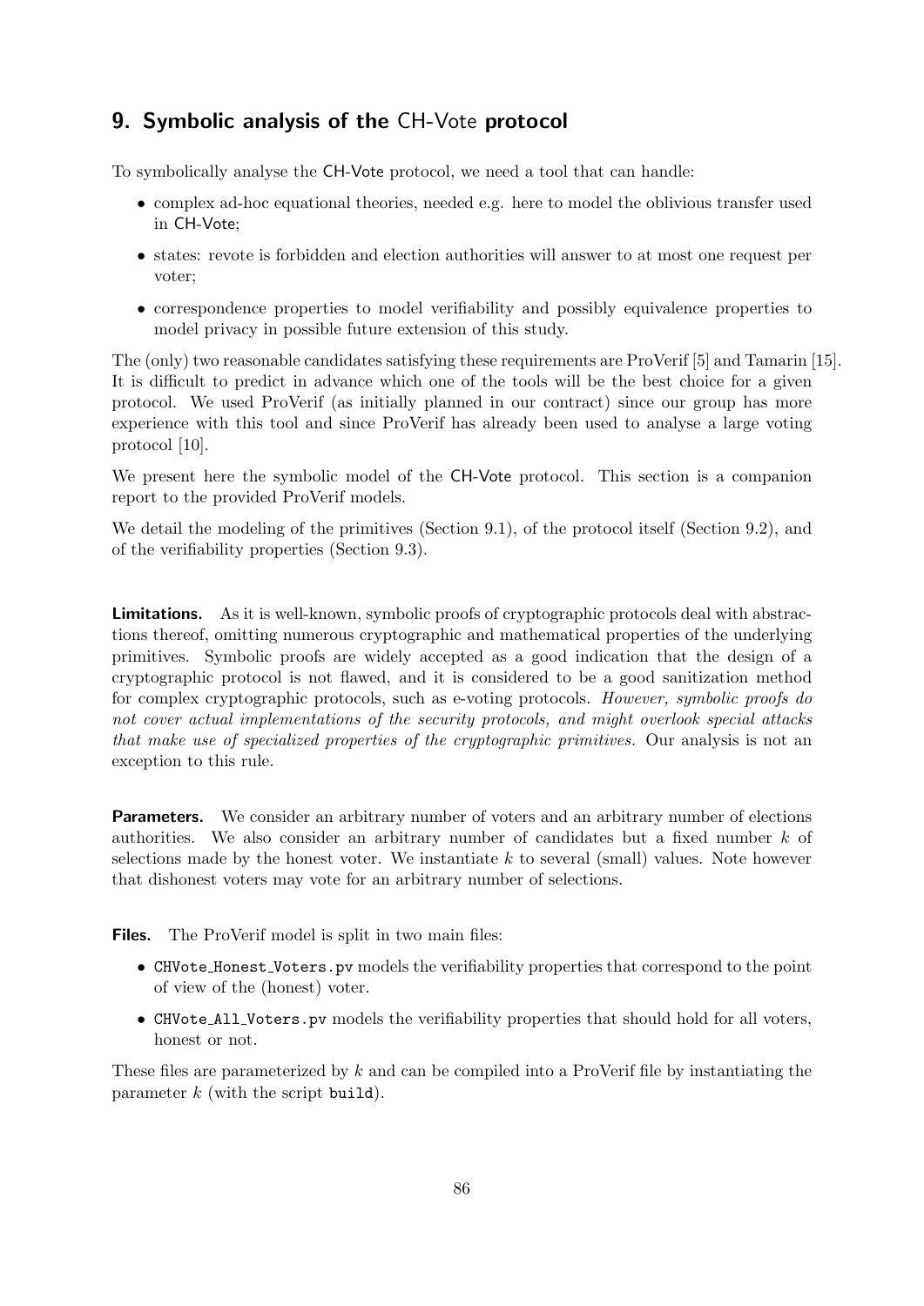## 9. Symbolic analysis of the CH-Vote protocol

To symbolically analyse the CH-Vote protocol, we need a tool that can handle:

- complex ad-hoc equational theories, needed e.g. here to model the oblivious transfer used in CH-Vote;
- states: revote is forbidden and election authorities will answer to at most one request per voter;
- correspondence properties to model verifiability and possibly equivalence properties to model privacy in possible future extension of this study.

The (only) two reasonable candidates satisfying these requirements are ProVerif [5] and Tamarin [15]. It is difficult to predict in advance which one of the tools will be the best choice for a given protocol. We used ProVerif (as initially planned in our contract) since our group has more experience with this tool and since ProVerif has already been used to analyse a large voting protocol [10].

We present here the symbolic model of the CH-Vote protocol. This section is a companion report to the provided ProVerif models.

We detail the modeling of the primitives (Section 9.1), of the protocol itself (Section 9.2), and of the verifiability properties (Section 9.3).

**Limitations.** As it is well-known, symbolic proofs of cryptographic protocols deal with abstractions thereof, omitting numerous cryptographic and mathematical properties of the underlying primitives. Symbolic proofs are widely accepted as a good indication that the design of a cryptographic protocol is not flawed, and it is considered to be a good sanitization method for complex cryptographic protocols, such as e-voting protocols. *However, symbolic proofs do not cover actual implementations of the security protocols, and might overlook special attacks that make use of specialized properties of the cryptographic primitives.* Our analysis is not an exception to this rule.

**Parameters.** We consider an arbitrary number of voters and an arbitrary number of elections authorities. We also consider an arbitrary number of candidates but a fixed number $k$ of selections made by the honest voter. We instantiate $k$ to several (small) values. Note however that dishonest voters may vote for an arbitrary number of selections.

**Files.** The ProVerif model is split in two main files:

- `CHVote_Honest_Voters.pv` models the verifiability properties that correspond to the point of view of the (honest) voter.
- `CHVote_All_Voters.pv` models the verifiability properties that should hold for all voters, honest or not.

These files are parameterized by $k$ and can be compiled into a ProVerif file by instantiating the parameter $k$ (with the script `build`).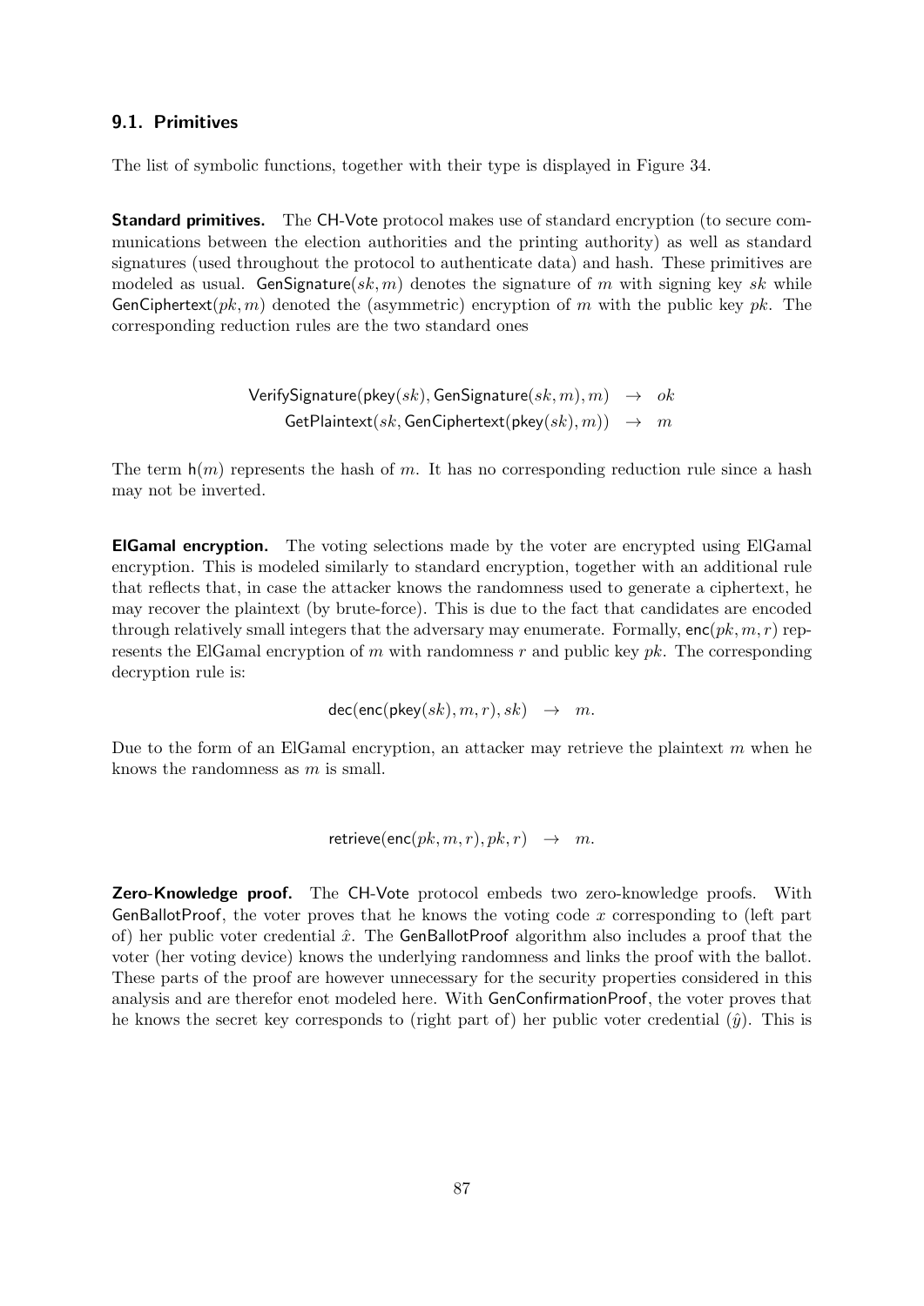## 9.1. Primitives

The list of symbolic functions, together with their type is displayed in Figure 34.

**Standard primitives.** The CH-Vote protocol makes use of standard encryption (to secure communications between the election authorities and the printing authority) as well as standard signatures (used throughout the protocol to authenticate data) and hash. These primitives are modeled as usual. $\mathsf{GenSignature}(sk, m)$ denotes the signature of $m$ with signing key $sk$ while $\mathsf{GenCiphertext}(pk, m)$ denoted the (asymmetric) encryption of $m$ with the public key $pk$. The corresponding reduction rules are the two standard ones

$$
\begin{aligned}
\mathsf{VerifySignature}(\mathsf{pkey}(sk), \mathsf{GenSignature}(sk, m), m) &\rightarrow ok \\
\mathsf{GetPlaintext}(sk, \mathsf{GenCiphertext}(\mathsf{pkey}(sk), m)) &\rightarrow m
\end{aligned}
$$

The term $\mathsf{h}(m)$ represents the hash of $m$. It has no corresponding reduction rule since a hash may not be inverted.

**ElGamal encryption.** The voting selections made by the voter are encrypted using ElGamal encryption. This is modeled similarly to standard encryption, together with an additional rule that reflects that, in case the attacker knows the randomness used to generate a ciphertext, he may recover the plaintext (by brute-force). This is due to the fact that candidates are encoded through relatively small integers that the adversary may enumerate. Formally, $\mathsf{enc}(pk, m, r)$ represents the ElGamal encryption of $m$ with randomness $r$ and public key $pk$. The corresponding decryption rule is:

$$
\mathsf{dec}(\mathsf{enc}(\mathsf{pkey}(sk), m, r), sk) \quad \rightarrow \quad m.
$$

Due to the form of an ElGamal encryption, an attacker may retrieve the plaintext $m$ when he knows the randomness as $m$ is small.

$$
\mathsf{retrieve}(\mathsf{enc}(pk, m, r), pk, r) \quad \rightarrow \quad m.
$$

**Zero-Knowledge proof.** The CH-Vote protocol embeds two zero-knowledge proofs. With GenBallotProof, the voter proves that he knows the voting code $x$ corresponding to (left part of) her public voter credential $\hat{x}$. The GenBallotProof algorithm also includes a proof that the voter (her voting device) knows the underlying randomness and links the proof with the ballot. These parts of the proof are however unnecessary for the security properties considered in this analysis and are therefor enot modeled here. With GenConfirmationProof, the voter proves that he knows the secret key corresponds to (right part of) her public voter credential ($\hat{y}$). This is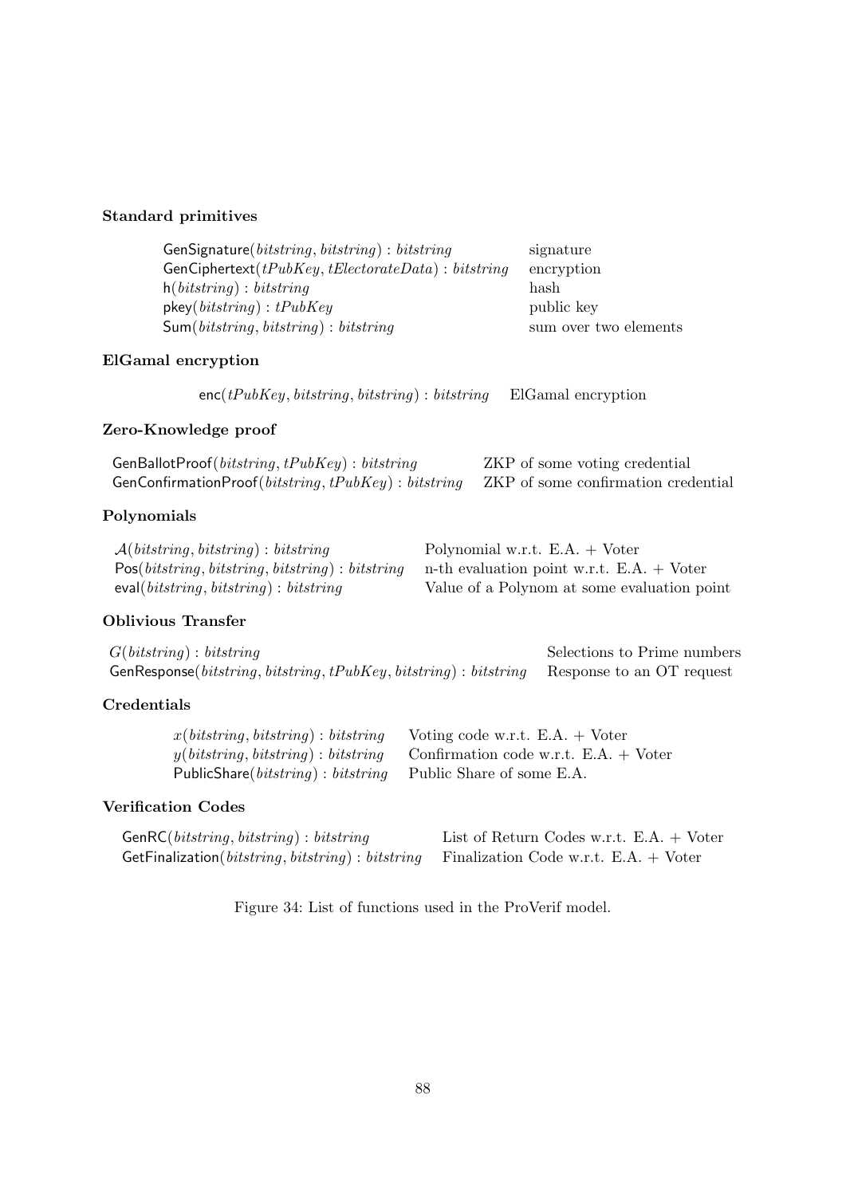**Standard primitives**

| | |
|---|---|
| $\mathsf{GenSignature}(bitstring, bitstring) : bitstring$ | signature |
| $\mathsf{GenCiphertext}(tPubKey, tElectorateData) : bitstring$ | encryption |
| $\mathsf{h}(bitstring) : bitstring$ | hash |
| $\mathsf{pkey}(bitstring) : tPubKey$ | public key |
| $\mathsf{Sum}(bitstring, bitstring) : bitstring$ | sum over two elements |

**ElGamal encryption**

| | |
|---|---|
| $\mathsf{enc}(tPubKey, bitstring, bitstring) : bitstring$ | ElGamal encryption |

**Zero-Knowledge proof**

| | |
|---|---|
| $\mathsf{GenBallotProof}(bitstring, tPubKey) : bitstring$ | ZKP of some voting credential |
| $\mathsf{GenConfirmationProof}(bitstring, tPubKey) : bitstring$ | ZKP of some confirmation credential |

**Polynomials**

| | |
|---|---|
| $\mathcal{A}(bitstring, bitstring) : bitstring$ | Polynomial w.r.t. E.A. + Voter |
| $\mathsf{Pos}(bitstring, bitstring, bitstring) : bitstring$ | n-th evaluation point w.r.t. E.A. + Voter |
| $\mathsf{eval}(bitstring, bitstring) : bitstring$ | Value of a Polynom at some evaluation point |

**Oblivious Transfer**

| | |
|---|---|
| $G(bitstring) : bitstring$ | Selections to Prime numbers |
| $\mathsf{GenResponse}(bitstring, bitstring, tPubKey, bitstring) : bitstring$ | Response to an OT request |

**Credentials**

| | |
|---|---|
| $x(bitstring, bitstring) : bitstring$ | Voting code w.r.t. E.A. + Voter |
| $y(bitstring, bitstring) : bitstring$ | Confirmation code w.r.t. E.A. + Voter |
| $\mathsf{PublicShare}(bitstring) : bitstring$ | Public Share of some E.A. |

**Verification Codes**

| | |
|---|---|
| $\mathsf{GenRC}(bitstring, bitstring) : bitstring$ | List of Return Codes w.r.t. E.A. + Voter |
| $\mathsf{GetFinalization}(bitstring, bitstring) : bitstring$ | Finalization Code w.r.t. E.A. + Voter |

Figure 34: List of functions used in the ProVerif model.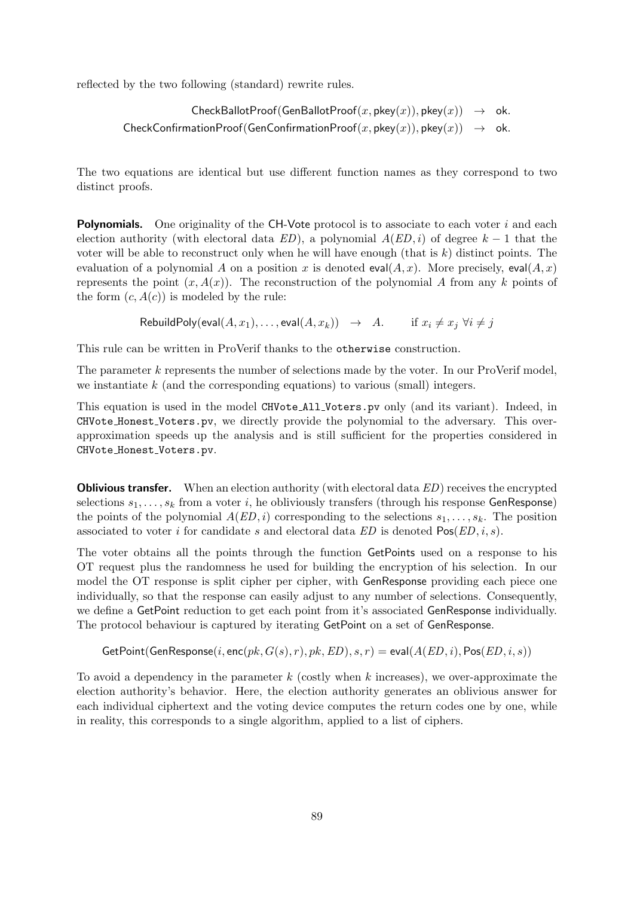reflected by the two following (standard) rewrite rules.

$$\begin{aligned}\mathsf{CheckBallotProof}(\mathsf{GenBallotProof}(x, \mathsf{pkey}(x)), \mathsf{pkey}(x)) &\rightarrow \mathsf{ok}.\\ \mathsf{CheckConfirmationProof}(\mathsf{GenConfirmationProof}(x, \mathsf{pkey}(x)), \mathsf{pkey}(x)) &\rightarrow \mathsf{ok}.\end{aligned}$$

The two equations are identical but use different function names as they correspond to two distinct proofs.

**Polynomials.** One originality of the CH-Vote protocol is to associate to each voter $i$ and each election authority (with electoral data $ED$), a polynomial $A(ED, i)$ of degree $k-1$ that the voter will be able to reconstruct only when he will have enough (that is $k$) distinct points. The evaluation of a polynomial $A$ on a position $x$ is denoted $\mathsf{eval}(A, x)$. More precisely, $\mathsf{eval}(A, x)$ represents the point $(x, A(x))$. The reconstruction of the polynomial $A$ from any $k$ points of the form $(c, A(c))$ is modeled by the rule:

$$\mathsf{RebuildPoly}(\mathsf{eval}(A, x_1), \ldots, \mathsf{eval}(A, x_k)) \rightarrow A. \qquad \text{if } x_i \neq x_j \; \forall i \neq j$$

This rule can be written in ProVerif thanks to the `otherwise` construction.

The parameter $k$ represents the number of selections made by the voter. In our ProVerif model, we instantiate $k$ (and the corresponding equations) to various (small) integers.

This equation is used in the model `CHVote_All_Voters.pv` only (and its variant). Indeed, in `CHVote_Honest_Voters.pv`, we directly provide the polynomial to the adversary. This over-approximation speeds up the analysis and is still sufficient for the properties considered in `CHVote_Honest_Voters.pv`.

**Oblivious transfer.** When an election authority (with electoral data $ED$) receives the encrypted selections $s_1, \ldots, s_k$ from a voter $i$, he obliviously transfers (through his response GenResponse) the points of the polynomial $A(ED, i)$ corresponding to the selections $s_1, \ldots, s_k$. The position associated to voter $i$ for candidate $s$ and electoral data $ED$ is denoted $\mathsf{Pos}(ED, i, s)$.

The voter obtains all the points through the function GetPoints used on a response to his OT request plus the randomness he used for building the encryption of his selection. In our model the OT response is split cipher per cipher, with GenResponse providing each piece one individually, so that the response can easily adjust to any number of selections. Consequently, we define a GetPoint reduction to get each point from it's associated GenResponse individually. The protocol behaviour is captured by iterating GetPoint on a set of GenResponse.

$$\mathsf{GetPoint}(\mathsf{GenResponse}(i, \mathsf{enc}(pk, G(s), r), pk, ED), s, r) = \mathsf{eval}(A(ED, i), \mathsf{Pos}(ED, i, s))$$

To avoid a dependency in the parameter $k$ (costly when $k$ increases), we over-approximate the election authority's behavior. Here, the election authority generates an oblivious answer for each individual ciphertext and the voting device computes the return codes one by one, while in reality, this corresponds to a single algorithm, applied to a list of ciphers.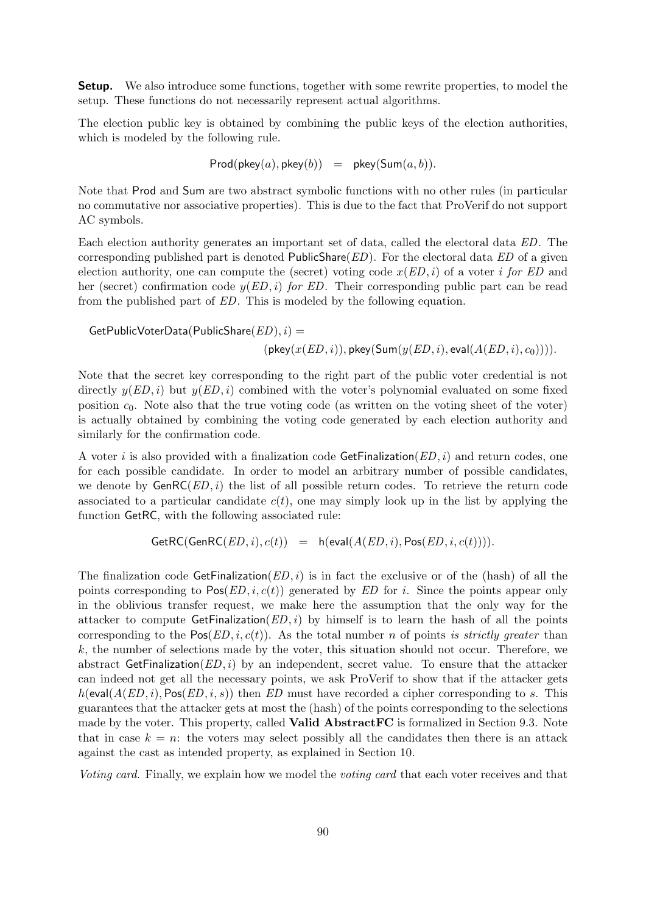**Setup.** We also introduce some functions, together with some rewrite properties, to model the setup. These functions do not necessarily represent actual algorithms.

The election public key is obtained by combining the public keys of the election authorities, which is modeled by the following rule.

$$\mathsf{Prod}(\mathsf{pkey}(a), \mathsf{pkey}(b)) \quad = \quad \mathsf{pkey}(\mathsf{Sum}(a, b)).$$

Note that Prod and Sum are two abstract symbolic functions with no other rules (in particular no commutative nor associative properties). This is due to the fact that ProVerif do not support AC symbols.

Each election authority generates an important set of data, called the electoral data $ED$. The corresponding published part is denoted $\mathsf{PublicShare}(ED)$. For the electoral data $ED$ of a given election authority, one can compute the (secret) voting code $x(ED, i)$ of a voter $i$ *for* $ED$ and her (secret) confirmation code $y(ED, i)$ *for* $ED$. Their corresponding public part can be read from the published part of $ED$. This is modeled by the following equation.

$$\mathsf{GetPublicVoterData}(\mathsf{PublicShare}(ED), i) = \\ (\mathsf{pkey}(x(ED, i)), \mathsf{pkey}(\mathsf{Sum}(y(ED, i), \mathsf{eval}(A(ED, i), c_0)))).$$

Note that the secret key corresponding to the right part of the public voter credential is not directly $y(ED, i)$ but $y(ED, i)$ combined with the voter's polynomial evaluated on some fixed position $c_0$. Note also that the true voting code (as written on the voting sheet of the voter) is actually obtained by combining the voting code generated by each election authority and similarly for the confirmation code.

A voter $i$ is also provided with a finalization code $\mathsf{GetFinalization}(ED, i)$ and return codes, one for each possible candidate. In order to model an arbitrary number of possible candidates, we denote by $\mathsf{GenRC}(ED, i)$ the list of all possible return codes. To retrieve the return code associated to a particular candidate $c(t)$, one may simply look up in the list by applying the function GetRC, with the following associated rule:

$$\mathsf{GetRC}(\mathsf{GenRC}(ED, i), c(t)) \quad = \quad \mathsf{h}(\mathsf{eval}(A(ED, i), \mathsf{Pos}(ED, i, c(t)))).$$

The finalization code $\mathsf{GetFinalization}(ED, i)$ is in fact the exclusive or of the (hash) of all the points corresponding to $\mathsf{Pos}(ED, i, c(t))$ generated by $ED$ for $i$. Since the points appear only in the oblivious transfer request, we make here the assumption that the only way for the attacker to compute $\mathsf{GetFinalization}(ED, i)$ by himself is to learn the hash of all the points corresponding to the $\mathsf{Pos}(ED, i, c(t))$. As the total number $n$ of points *is strictly greater* than $k$, the number of selections made by the voter, this situation should not occur. Therefore, we abstract $\mathsf{GetFinalization}(ED, i)$ by an independent, secret value. To ensure that the attacker can indeed not get all the necessary points, we ask ProVerif to show that if the attacker gets $h(\mathsf{eval}(A(ED, i), \mathsf{Pos}(ED, i, s))$ then $ED$ must have recorded a cipher corresponding to $s$. This guarantees that the attacker gets at most the (hash) of the points corresponding to the selections made by the voter. This property, called **Valid AbstractFC** is formalized in Section 9.3. Note that in case $k = n$: the voters may select possibly all the candidates then there is an attack against the cast as intended property, as explained in Section 10.

*Voting card.* Finally, we explain how we model the *voting card* that each voter receives and that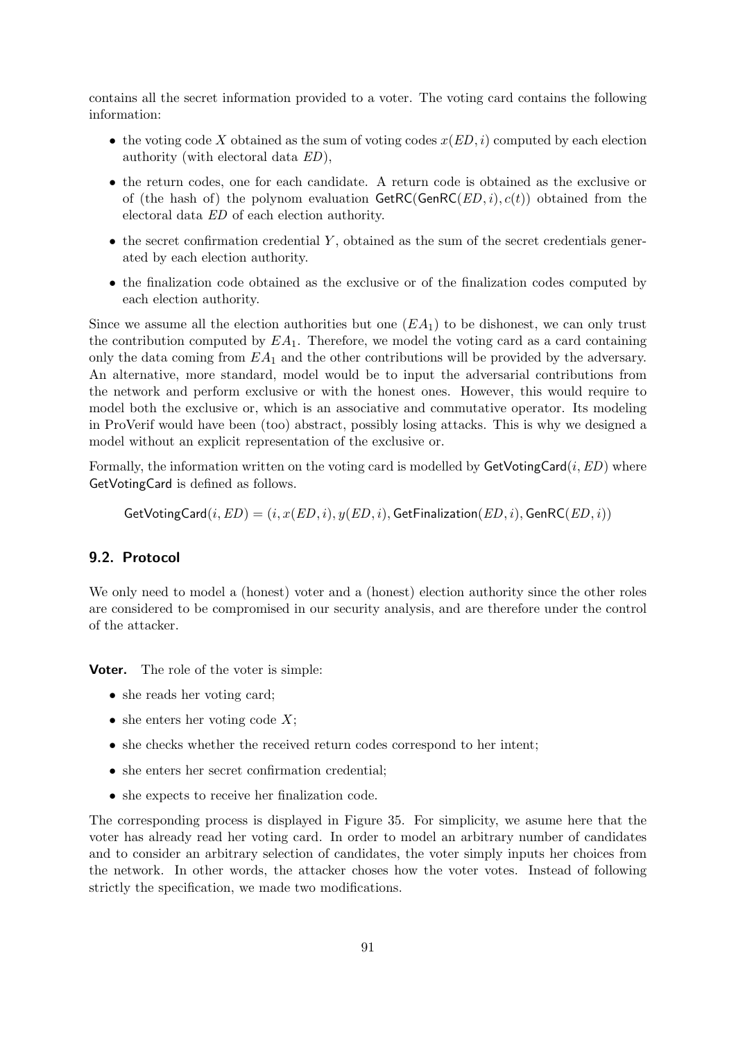contains all the secret information provided to a voter. The voting card contains the following information:

- the voting code $X$ obtained as the sum of voting codes $x(ED, i)$ computed by each election authority (with electoral data $ED$),
- the return codes, one for each candidate. A return code is obtained as the exclusive or of (the hash of) the polynom evaluation $\mathsf{GetRC}(\mathsf{GenRC}(ED, i), c(t))$ obtained from the electoral data $ED$ of each election authority.
- the secret confirmation credential $Y$, obtained as the sum of the secret credentials generated by each election authority.
- the finalization code obtained as the exclusive or of the finalization codes computed by each election authority.

Since we assume all the election authorities but one ($EA_1$) to be dishonest, we can only trust the contribution computed by $EA_1$. Therefore, we model the voting card as a card containing only the data coming from $EA_1$ and the other contributions will be provided by the adversary. An alternative, more standard, model would be to input the adversarial contributions from the network and perform exclusive or with the honest ones. However, this would require to model both the exclusive or, which is an associative and commutative operator. Its modeling in ProVerif would have been (too) abstract, possibly losing attacks. This is why we designed a model without an explicit representation of the exclusive or.

Formally, the information written on the voting card is modelled by $\mathsf{GetVotingCard}(i, ED)$ where GetVotingCard is defined as follows.

$$\mathsf{GetVotingCard}(i, ED) = (i, x(ED, i), y(ED, i), \mathsf{GetFinalization}(ED, i), \mathsf{GenRC}(ED, i))$$

## 9.2. Protocol

We only need to model a (honest) voter and a (honest) election authority since the other roles are considered to be compromised in our security analysis, and are therefore under the control of the attacker.

**Voter.** The role of the voter is simple:

- she reads her voting card;
- she enters her voting code $X$;
- she checks whether the received return codes correspond to her intent;
- she enters her secret confirmation credential;
- she expects to receive her finalization code.

The corresponding process is displayed in Figure 35. For simplicity, we asume here that the voter has already read her voting card. In order to model an arbitrary number of candidates and to consider an arbitrary selection of candidates, the voter simply inputs her choices from the network. In other words, the attacker choses how the voter votes. Instead of following strictly the specification, we made two modifications.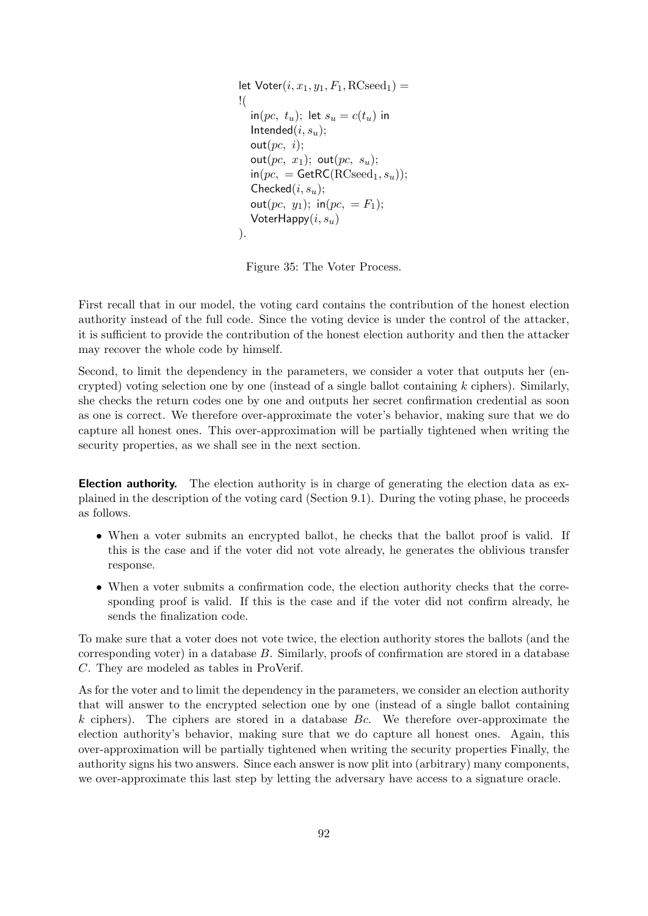```
let Voter(i, x_1, y_1, F_1, RCseed_1) =
!(
   in(pc, t_u); let s_u = c(t_u) in
   Intended(i, s_u);
   out(pc, i);
   out(pc, x_1); out(pc, s_u);
   in(pc, = GetRC(RCseed_1, s_u));
   Checked(i, s_u);
   out(pc, y_1); in(pc, = F_1);
   VoterHappy(i, s_u)
).
```

Figure 35: The Voter Process.

First recall that in our model, the voting card contains the contribution of the honest election authority instead of the full code. Since the voting device is under the control of the attacker, it is sufficient to provide the contribution of the honest election authority and then the attacker may recover the whole code by himself.

Second, to limit the dependency in the parameters, we consider a voter that outputs her (encrypted) voting selection one by one (instead of a single ballot containing $k$ ciphers). Similarly, she checks the return codes one by one and outputs her secret confirmation credential as soon as one is correct. We therefore over-approximate the voter's behavior, making sure that we do capture all honest ones. This over-approximation will be partially tightened when writing the security properties, as we shall see in the next section.

**Election authority.** The election authority is in charge of generating the election data as explained in the description of the voting card (Section 9.1). During the voting phase, he proceeds as follows.

- When a voter submits an encrypted ballot, he checks that the ballot proof is valid. If this is the case and if the voter did not vote already, he generates the oblivious transfer response.
- When a voter submits a confirmation code, the election authority checks that the corresponding proof is valid. If this is the case and if the voter did not confirm already, he sends the finalization code.

To make sure that a voter does not vote twice, the election authority stores the ballots (and the corresponding voter) in a database $B$. Similarly, proofs of confirmation are stored in a database $C$. They are modeled as tables in ProVerif.

As for the voter and to limit the dependency in the parameters, we consider an election authority that will answer to the encrypted selection one by one (instead of a single ballot containing $k$ ciphers). The ciphers are stored in a database $Bc$. We therefore over-approximate the election authority's behavior, making sure that we do capture all honest ones. Again, this over-approximation will be partially tightened when writing the security properties Finally, the authority signs his two answers. Since each answer is now plit into (arbitrary) many components, we over-approximate this last step by letting the adversary have access to a signature oracle.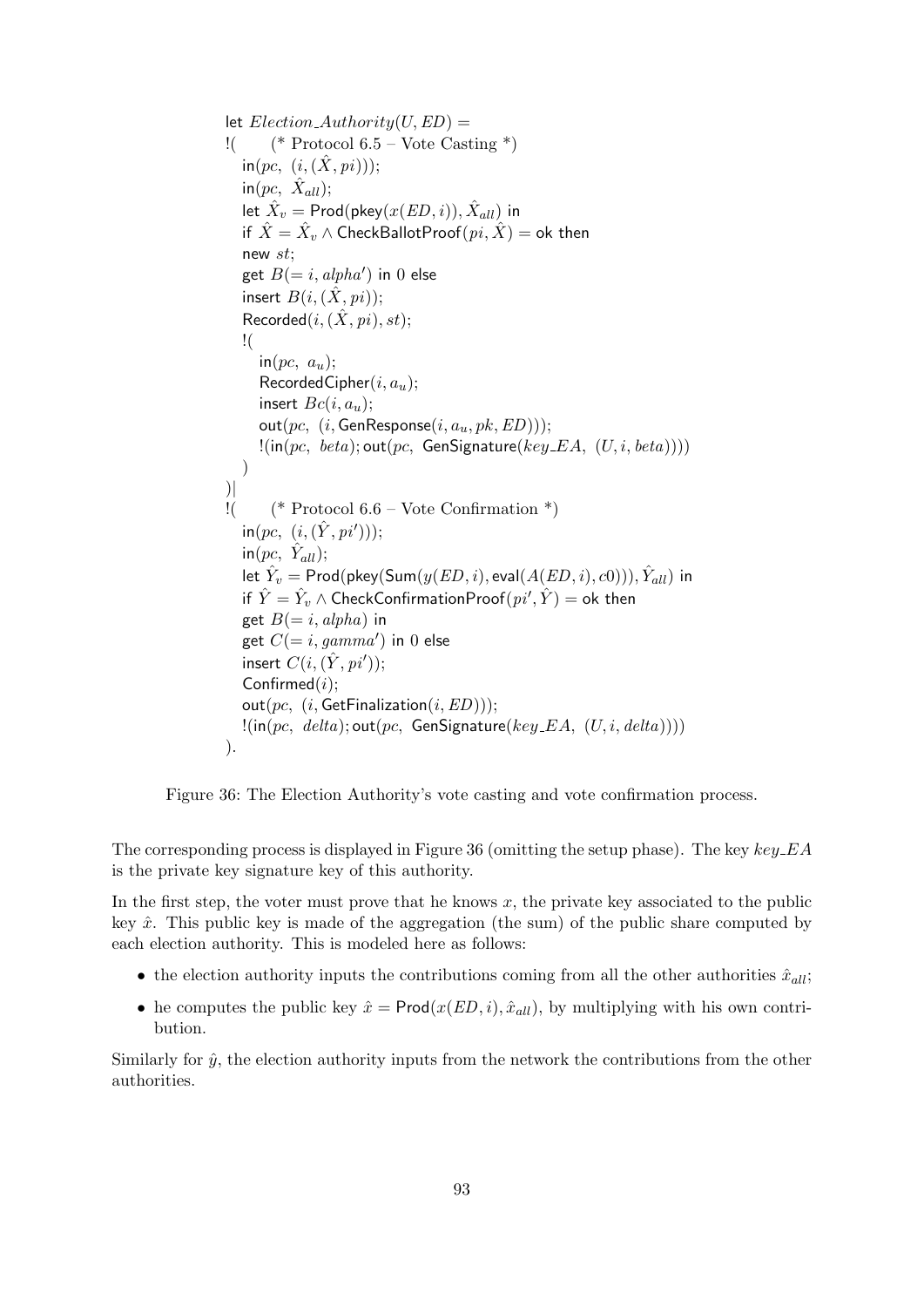```
let Election_Authority(U, ED) =
!(      (* Protocol 6.5 – Vote Casting *)
   in(pc, (i, (X̂, pi)));
   in(pc, X̂_all);
   let X̂_v = Prod(pkey(x(ED, i)), X̂_all) in
   if X̂ = X̂_v ∧ CheckBallotProof(pi, X̂) = ok then
   new st;
   get B(= i, alpha') in 0 else
   insert B(i, (X̂, pi));
   Recorded(i, (X̂, pi), st);
   !(
      in(pc, a_u);
      RecordedCipher(i, a_u);
      insert Bc(i, a_u);
      out(pc, (i, GenResponse(i, a_u, pk, ED)));
      !(in(pc, beta); out(pc, GenSignature(key_EA, (U, i, beta))))
   )
)|
!(      (* Protocol 6.6 – Vote Confirmation *)
   in(pc, (i, (Ŷ, pi')));
   in(pc, Ŷ_all);
   let Ŷ_v = Prod(pkey(Sum(y(ED, i), eval(A(ED, i), c0))), Ŷ_all) in
   if Ŷ = Ŷ_v ∧ CheckConfirmationProof(pi', Ŷ) = ok then
   get B(= i, alpha) in
   get C(= i, gamma') in 0 else
   insert C(i, (Ŷ, pi'));
   Confirmed(i);
   out(pc, (i, GetFinalization(i, ED)));
   !(in(pc, delta); out(pc, GenSignature(key_EA, (U, i, delta))))
).
```

Figure 36: The Election Authority's vote casting and vote confirmation process.

The corresponding process is displayed in Figure 36 (omitting the setup phase). The key $key\_EA$ is the private key signature key of this authority.

In the first step, the voter must prove that he knows $x$, the private key associated to the public key $\hat{x}$. This public key is made of the aggregation (the sum) of the public share computed by each election authority. This is modeled here as follows:

- the election authority inputs the contributions coming from all the other authorities $\hat{x}_{all}$;
- he computes the public key $\hat{x} = \mathsf{Prod}(x(ED, i), \hat{x}_{all})$, by multiplying with his own contribution.

Similarly for $\hat{y}$, the election authority inputs from the network the contributions from the other authorities.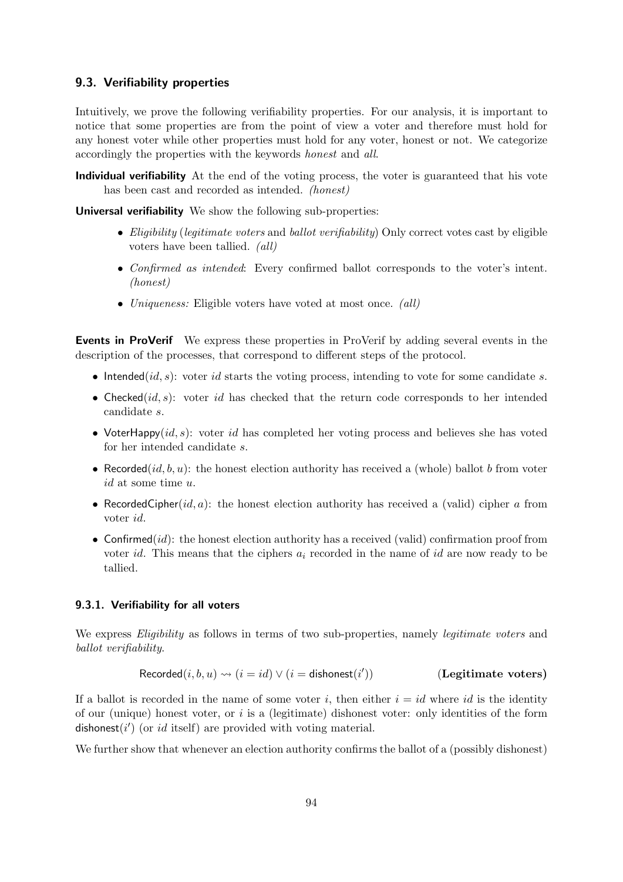### 9.3. Verifiability properties

Intuitively, we prove the following verifiability properties. For our analysis, it is important to notice that some properties are from the point of view a voter and therefore must hold for any honest voter while other properties must hold for any voter, honest or not. We categorize accordingly the properties with the keywords *honest* and *all*.

**Individual verifiability** At the end of the voting process, the voter is guaranteed that his vote has been cast and recorded as intended. *(honest)*

**Universal verifiability** We show the following sub-properties:

- *Eligibility* (*legitimate voters* and *ballot verifiability*) Only correct votes cast by eligible voters have been tallied. *(all)*
- *Confirmed as intended*: Every confirmed ballot corresponds to the voter's intent. *(honest)*
- *Uniqueness:* Eligible voters have voted at most once. *(all)*

**Events in ProVerif** We express these properties in ProVerif by adding several events in the description of the processes, that correspond to different steps of the protocol.

- $\mathsf{Intended}(id, s)$: voter $id$ starts the voting process, intending to vote for some candidate $s$.
- $\mathsf{Checked}(id, s)$: voter $id$ has checked that the return code corresponds to her intended candidate $s$.
- $\mathsf{VoterHappy}(id, s)$: voter $id$ has completed her voting process and believes she has voted for her intended candidate $s$.
- $\mathsf{Recorded}(id, b, u)$: the honest election authority has received a (whole) ballot $b$ from voter $id$ at some time $u$.
- $\mathsf{RecordedCipher}(id, a)$: the honest election authority has received a (valid) cipher $a$ from voter $id$.
- $\mathsf{Confirmed}(id)$: the honest election authority has a received (valid) confirmation proof from voter $id$. This means that the ciphers $a_i$ recorded in the name of $id$ are now ready to be tallied.

#### 9.3.1. Verifiability for all voters

We express *Eligibility* as follows in terms of two sub-properties, namely *legitimate voters* and *ballot verifiability*.

$$\mathsf{Recorded}(i, b, u) \rightsquigarrow (i = id) \vee (i = \mathsf{dishonest}(i')) \qquad \textbf{(Legitimate voters)}$$

If a ballot is recorded in the name of some voter $i$, then either $i = id$ where $id$ is the identity of our (unique) honest voter, or $i$ is a (legitimate) dishonest voter: only identities of the form $\mathsf{dishonest}(i')$ (or $id$ itself) are provided with voting material.

We further show that whenever an election authority confirms the ballot of a (possibly dishonest)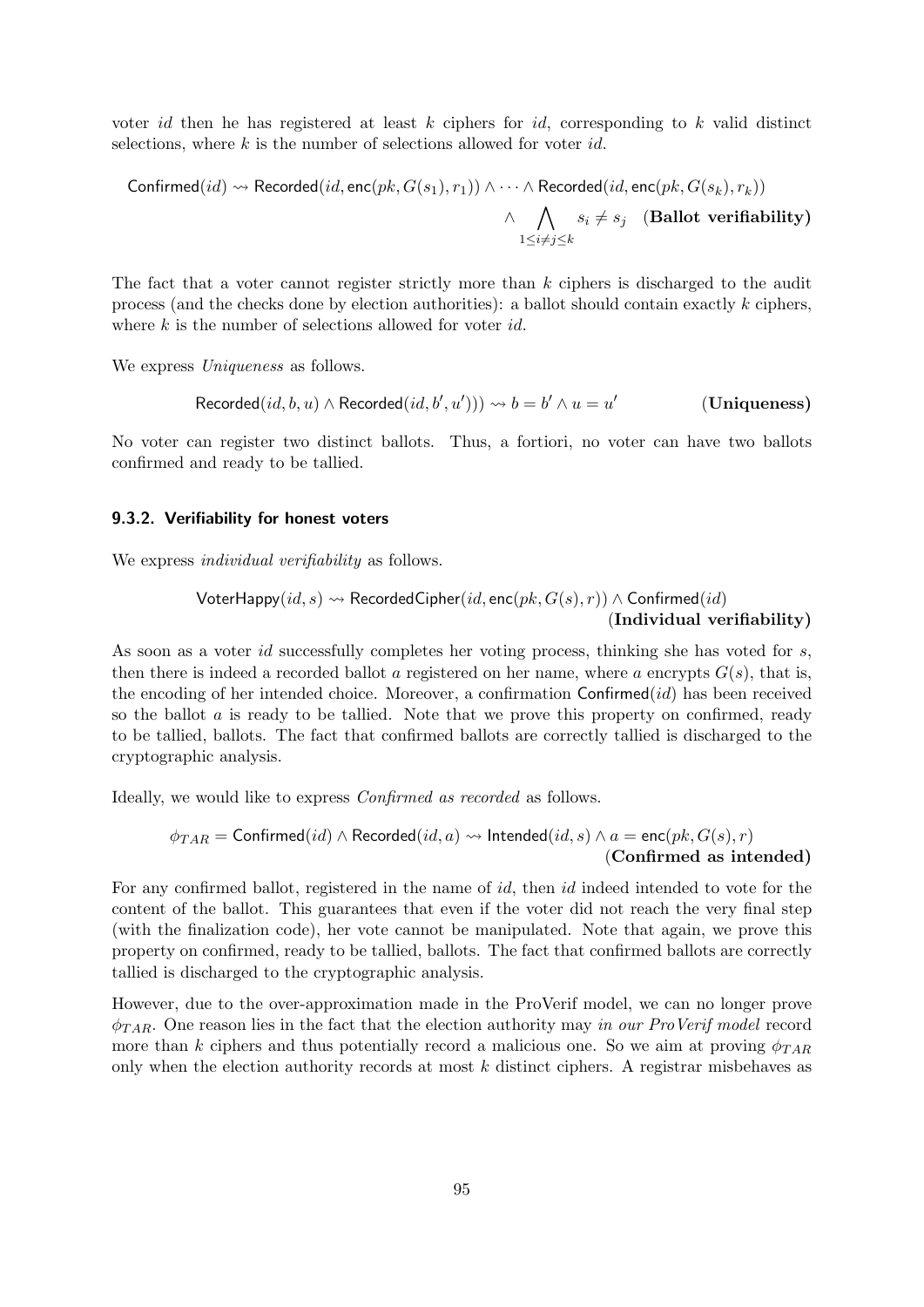voter $id$ then he has registered at least $k$ ciphers for $id$, corresponding to $k$ valid distinct selections, where $k$ is the number of selections allowed for voter $id$.

$$\mathsf{Confirmed}(id) \rightsquigarrow \mathsf{Recorded}(id, \mathsf{enc}(pk, G(s_1), r_1)) \wedge \dots \wedge \mathsf{Recorded}(id, \mathsf{enc}(pk, G(s_k), r_k)) \wedge \bigwedge_{1 \leq i \neq j \leq k} s_i \neq s_j \quad \textbf{(Ballot verifiability)}$$

The fact that a voter cannot register strictly more than $k$ ciphers is discharged to the audit process (and the checks done by election authorities): a ballot should contain exactly $k$ ciphers, where $k$ is the number of selections allowed for voter $id$.

We express *Uniqueness* as follows.

$$\mathsf{Recorded}(id, b, u) \wedge \mathsf{Recorded}(id, b', u'))) \rightsquigarrow b = b' \wedge u = u' \qquad \textbf{(Uniqueness)}$$

No voter can register two distinct ballots. Thus, a fortiori, no voter can have two ballots confirmed and ready to be tallied.

### 9.3.2. Verifiability for honest voters

We express *individual verifiability* as follows.

$$\mathsf{VoterHappy}(id, s) \rightsquigarrow \mathsf{RecordedCipher}(id, \mathsf{enc}(pk, G(s), r)) \wedge \mathsf{Confirmed}(id) \quad \textbf{(Individual verifiability)}$$

As soon as a voter $id$ successfully completes her voting process, thinking she has voted for $s$, then there is indeed a recorded ballot $a$ registered on her name, where $a$ encrypts $G(s)$, that is, the encoding of her intended choice. Moreover, a confirmation $\mathsf{Confirmed}(id)$ has been received so the ballot $a$ is ready to be tallied. Note that we prove this property on confirmed, ready to be tallied, ballots. The fact that confirmed ballots are correctly tallied is discharged to the cryptographic analysis.

Ideally, we would like to express *Confirmed as recorded* as follows.

$$\phi_{TAR} = \mathsf{Confirmed}(id) \wedge \mathsf{Recorded}(id, a) \rightsquigarrow \mathsf{Intended}(id, s) \wedge a = \mathsf{enc}(pk, G(s), r) \quad \textbf{(Confirmed as intended)}$$

For any confirmed ballot, registered in the name of $id$, then $id$ indeed intended to vote for the content of the ballot. This guarantees that even if the voter did not reach the very final step (with the finalization code), her vote cannot be manipulated. Note that again, we prove this property on confirmed, ready to be tallied, ballots. The fact that confirmed ballots are correctly tallied is discharged to the cryptographic analysis.

However, due to the over-approximation made in the ProVerif model, we can no longer prove $\phi_{TAR}$. One reason lies in the fact that the election authority may *in our ProVerif model* record more than $k$ ciphers and thus potentially record a malicious one. So we aim at proving $\phi_{TAR}$ only when the election authority records at most $k$ distinct ciphers. A registrar misbehaves as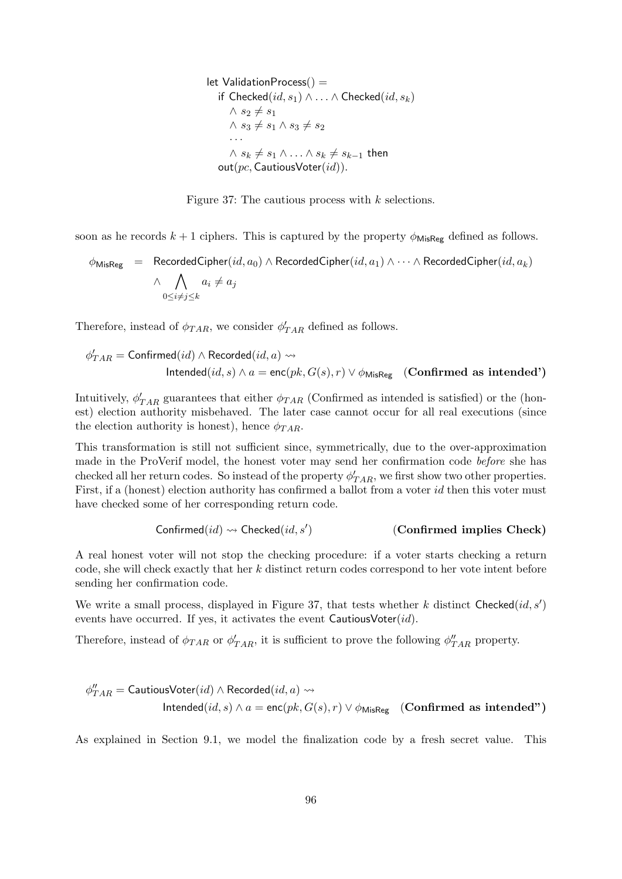```
let ValidationProcess() =
   if Checked(id, s_1) ∧ ... ∧ Checked(id, s_k)
      ∧ s_2 ≠ s_1
      ∧ s_3 ≠ s_1 ∧ s_3 ≠ s_2
      ...
      ∧ s_k ≠ s_1 ∧ ... ∧ s_k ≠ s_{k-1} then
   out(pc, CautiousVoter(id)).
```

Figure 37: The cautious process with $k$ selections.

soon as he records $k+1$ ciphers. This is captured by the property $\phi_{\mathsf{MisReg}}$ defined as follows.

$$\phi_{\mathsf{MisReg}} = \mathsf{RecordedCipher}(id, a_0) \wedge \mathsf{RecordedCipher}(id, a_1) \wedge \cdots \wedge \mathsf{RecordedCipher}(id, a_k) \wedge \bigwedge_{0 \leq i \neq j \leq k} a_i \neq a_j$$

Therefore, instead of $\phi_{TAR}$, we consider $\phi'_{TAR}$ defined as follows.

$$\phi'_{TAR} = \mathsf{Confirmed}(id) \wedge \mathsf{Recorded}(id, a) \rightsquigarrow \mathsf{Intended}(id, s) \wedge a = \mathsf{enc}(pk, G(s), r) \vee \phi_{\mathsf{MisReg}} \quad \textbf{(Confirmed as intended')}$$

Intuitively, $\phi'_{TAR}$ guarantees that either $\phi_{TAR}$ (Confirmed as intended is satisfied) or the (honest) election authority misbehaved. The later case cannot occur for all real executions (since the election authority is honest), hence $\phi_{TAR}$.

This transformation is still not sufficient since, symmetrically, due to the over-approximation made in the ProVerif model, the honest voter may send her confirmation code *before* she has checked all her return codes. So instead of the property $\phi'_{TAR}$, we first show two other properties. First, if a (honest) election authority has confirmed a ballot from a voter $id$ then this voter must have checked some of her corresponding return code.

$$\mathsf{Confirmed}(id) \rightsquigarrow \mathsf{Checked}(id, s') \qquad \textbf{(Confirmed implies Check)}$$

A real honest voter will not stop the checking procedure: if a voter starts checking a return code, she will check exactly that her $k$ distinct return codes correspond to her vote intent before sending her confirmation code.

We write a small process, displayed in Figure 37, that tests whether $k$ distinct $\mathsf{Checked}(id, s')$ events have occurred. If yes, it activates the event $\mathsf{CautiousVoter}(id)$.

Therefore, instead of $\phi_{TAR}$ or $\phi'_{TAR}$, it is sufficient to prove the following $\phi''_{TAR}$ property.

$$\phi''_{TAR} = \mathsf{CautiousVoter}(id) \wedge \mathsf{Recorded}(id, a) \rightsquigarrow \mathsf{Intended}(id, s) \wedge a = \mathsf{enc}(pk, G(s), r) \vee \phi_{\mathsf{MisReg}} \quad \textbf{(Confirmed as intended")}$$

As explained in Section 9.1, we model the finalization code by a fresh secret value. This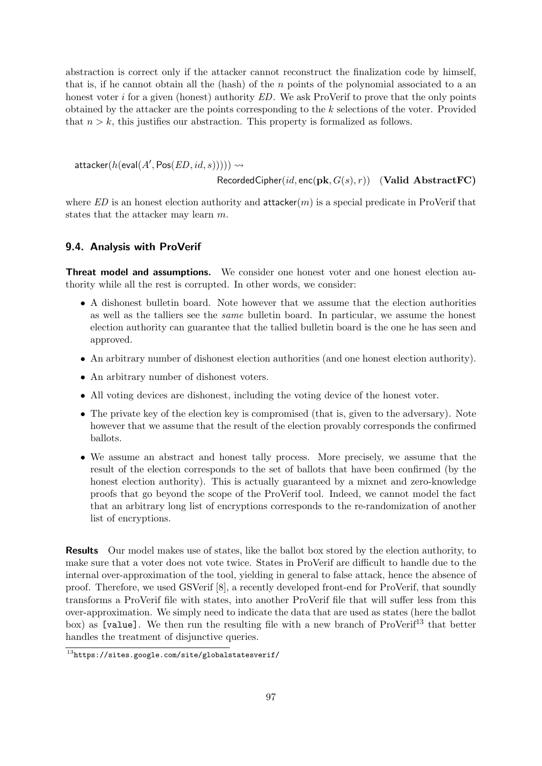abstraction is correct only if the attacker cannot reconstruct the finalization code by himself, that is, if he cannot obtain all the (hash) of the $n$ points of the polynomial associated to a an honest voter $i$ for a given (honest) authority $ED$. We ask ProVerif to prove that the only points obtained by the attacker are the points corresponding to the $k$ selections of the voter. Provided that $n > k$, this justifies our abstraction. This property is formalized as follows.

$$\mathsf{attacker}(h(\mathsf{eval}(A', \mathsf{Pos}(ED, id, s))))) \rightsquigarrow$$
$$\mathsf{RecordedCipher}(id, \mathsf{enc}(\mathbf{pk}, G(s), r)) \quad \textbf{(Valid AbstractFC)}$$

where $ED$ is an honest election authority and $\mathsf{attacker}(m)$ is a special predicate in ProVerif that states that the attacker may learn $m$.

### 9.4. Analysis with ProVerif

**Threat model and assumptions.** We consider one honest voter and one honest election authority while all the rest is corrupted. In other words, we consider:

- A dishonest bulletin board. Note however that we assume that the election authorities as well as the talliers see the *same* bulletin board. In particular, we assume the honest election authority can guarantee that the tallied bulletin board is the one he has seen and approved.
- An arbitrary number of dishonest election authorities (and one honest election authority).
- An arbitrary number of dishonest voters.
- All voting devices are dishonest, including the voting device of the honest voter.
- The private key of the election key is compromised (that is, given to the adversary). Note however that we assume that the result of the election provably corresponds the confirmed ballots.
- We assume an abstract and honest tally process. More precisely, we assume that the result of the election corresponds to the set of ballots that have been confirmed (by the honest election authority). This is actually guaranteed by a mixnet and zero-knowledge proofs that go beyond the scope of the ProVerif tool. Indeed, we cannot model the fact that an arbitrary long list of encryptions corresponds to the re-randomization of another list of encryptions.

**Results** Our model makes use of states, like the ballot box stored by the election authority, to make sure that a voter does not vote twice. States in ProVerif are difficult to handle due to the internal over-approximation of the tool, yielding in general to false attack, hence the absence of proof. Therefore, we used GSVerif [8], a recently developed front-end for ProVerif, that soundly transforms a ProVerif file with states, into another ProVerif file that will suffer less from this over-approximation. We simply need to indicate the data that are used as states (here the ballot box) as `[value]`. We then run the resulting file with a new branch of ProVerif[13] that better handles the treatment of disjunctive queries.

[13] https://sites.google.com/site/globalstatesverif/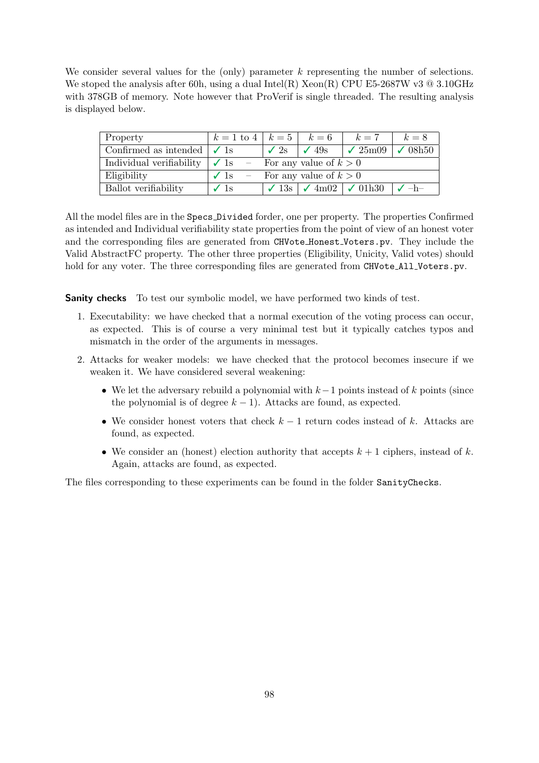We consider several values for the (only) parameter $k$ representing the number of selections. We stoped the analysis after 60h, using a dual Intel(R) Xeon(R) CPU E5-2687W v3 @ 3.10GHz with 378GB of memory. Note however that ProVerif is single threaded. The resulting analysis is displayed below.

| Property | $k = 1$ to 4 | $k = 5$ | $k = 6$ | $k = 7$ | $k = 8$ |
|---|---|---|---|---|---|
| Confirmed as intended | ✓ 1s | ✓ 2s | ✓ 49s | ✓ 25m09 | ✓ 08h50 |
| Individual verifiability | ✓ 1s – | For any value of $k > 0$ | | | |
| Eligibility | ✓ 1s – | For any value of $k > 0$ | | | |
| Ballot verifiability | ✓ 1s | ✓ 13s | ✓ 4m02 | ✓ 01h30 | ✓ –h– |

All the model files are in the `Specs_Divided` forder, one per property. The properties Confirmed as intended and Individual verifiability state properties from the point of view of an honest voter and the corresponding files are generated from `CHVote_Honest_Voters.pv`. They include the Valid AbstractFC property. The other three properties (Eligibility, Unicity, Valid votes) should hold for any voter. The three corresponding files are generated from `CHVote_All_Voters.pv`.

**Sanity checks** To test our symbolic model, we have performed two kinds of test.

1. Executability: we have checked that a normal execution of the voting process can occur, as expected. This is of course a very minimal test but it typically catches typos and mismatch in the order of the arguments in messages.
2. Attacks for weaker models: we have checked that the protocol becomes insecure if we weaken it. We have considered several weakening:
   - We let the adversary rebuild a polynomial with $k-1$ points instead of $k$ points (since the polynomial is of degree $k-1$). Attacks are found, as expected.
   - We consider honest voters that check $k-1$ return codes instead of $k$. Attacks are found, as expected.
   - We consider an (honest) election authority that accepts $k+1$ ciphers, instead of $k$. Again, attacks are found, as expected.

The files corresponding to these experiments can be found in the folder `SanityChecks`.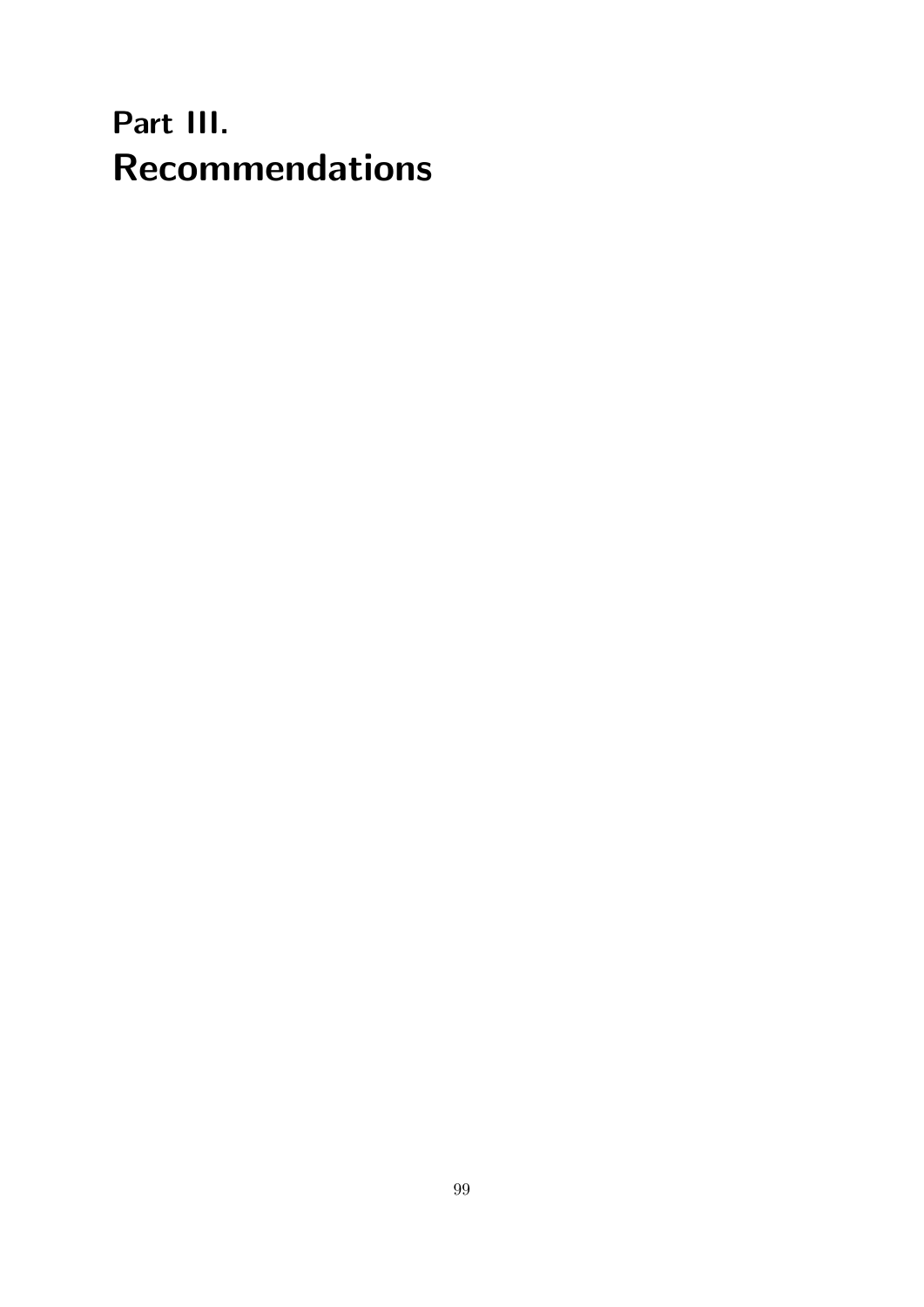# Part III.
# Recommendations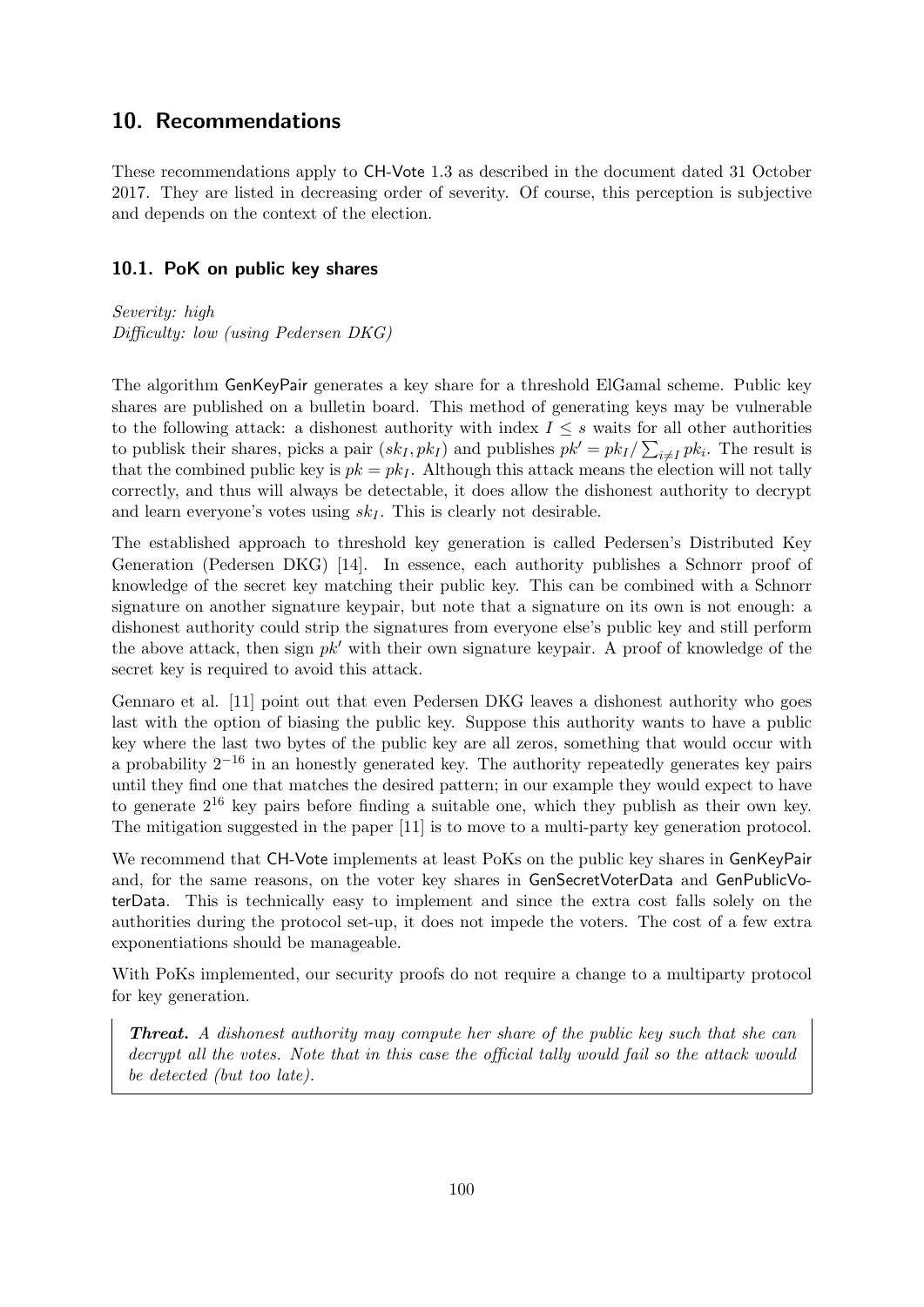# 10. Recommendations

These recommendations apply to CH-Vote 1.3 as described in the document dated 31 October 2017. They are listed in decreasing order of severity. Of course, this perception is subjective and depends on the context of the election.

## 10.1. PoK on public key shares

*Severity: high*
*Difficulty: low (using Pedersen DKG)*

The algorithm GenKeyPair generates a key share for a threshold ElGamal scheme. Public key shares are published on a bulletin board. This method of generating keys may be vulnerable to the following attack: a dishonest authority with index $I \leq s$ waits for all other authorities to publisk their shares, picks a pair $(sk_I, pk_I)$ and publishes $pk' = pk_I / \sum_{i \neq I} pk_i$. The result is that the combined public key is $pk = pk_I$. Although this attack means the election will not tally correctly, and thus will always be detectable, it does allow the dishonest authority to decrypt and learn everyone's votes using $sk_I$. This is clearly not desirable.

The established approach to threshold key generation is called Pedersen's Distributed Key Generation (Pedersen DKG) [14]. In essence, each authority publishes a Schnorr proof of knowledge of the secret key matching their public key. This can be combined with a Schnorr signature on another signature keypair, but note that a signature on its own is not enough: a dishonest authority could strip the signatures from everyone else's public key and still perform the above attack, then sign $pk'$ with their own signature keypair. A proof of knowledge of the secret key is required to avoid this attack.

Gennaro et al. [11] point out that even Pedersen DKG leaves a dishonest authority who goes last with the option of biasing the public key. Suppose this authority wants to have a public key where the last two bytes of the public key are all zeros, something that would occur with a probability $2^{-16}$ in an honestly generated key. The authority repeatedly generates key pairs until they find one that matches the desired pattern; in our example they would expect to have to generate $2^{16}$ key pairs before finding a suitable one, which they publish as their own key. The mitigation suggested in the paper [11] is to move to a multi-party key generation protocol.

We recommend that CH-Vote implements at least PoKs on the public key shares in GenKeyPair and, for the same reasons, on the voter key shares in GenSecretVoterData and GenPublicVoterData. This is technically easy to implement and since the extra cost falls solely on the authorities during the protocol set-up, it does not impede the voters. The cost of a few extra exponentiations should be manageable.

With PoKs implemented, our security proofs do not require a change to a multiparty protocol for key generation.

> ***Threat.*** *A dishonest authority may compute her share of the public key such that she can decrypt all the votes. Note that in this case the official tally would fail so the attack would be detected (but too late).*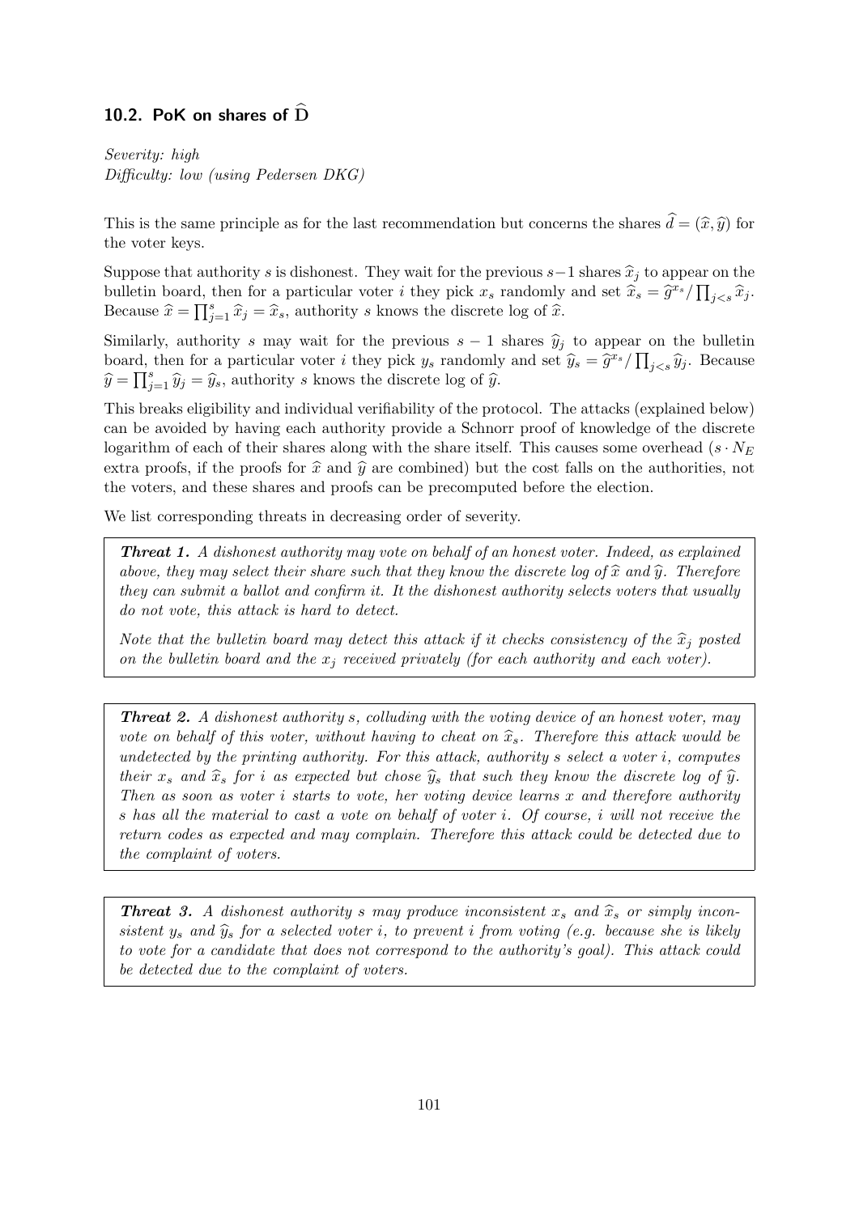### 10.2. PoK on shares of $\widehat{\mathrm{D}}$

*Severity: high*
*Difficulty: low (using Pedersen DKG)*

This is the same principle as for the last recommendation but concerns the shares $\widehat{d} = (\widehat{x}, \widehat{y})$ for the voter keys.

Suppose that authority $s$ is dishonest. They wait for the previous $s-1$ shares $\widehat{x}_j$ to appear on the bulletin board, then for a particular voter $i$ they pick $x_s$ randomly and set $\widehat{x}_s = \widehat{g}^{x_s} / \prod_{j<s} \widehat{x}_j$. Because $\widehat{x} = \prod_{j=1}^{s} \widehat{x}_j = \widehat{x}_s$, authority $s$ knows the discrete log of $\widehat{x}$.

Similarly, authority $s$ may wait for the previous $s-1$ shares $\widehat{y}_j$ to appear on the bulletin board, then for a particular voter $i$ they pick $y_s$ randomly and set $\widehat{y}_s = \widehat{g}^{x_s} / \prod_{j<s} \widehat{y}_j$. Because $\widehat{y} = \prod_{j=1}^{s} \widehat{y}_j = \widehat{y}_s$, authority $s$ knows the discrete log of $\widehat{y}$.

This breaks eligibility and individual verifiability of the protocol. The attacks (explained below) can be avoided by having each authority provide a Schnorr proof of knowledge of the discrete logarithm of each of their shares along with the share itself. This causes some overhead ($s \cdot N_E$ extra proofs, if the proofs for $\widehat{x}$ and $\widehat{y}$ are combined) but the cost falls on the authorities, not the voters, and these shares and proofs can be precomputed before the election.

We list corresponding threats in decreasing order of severity.

***Threat 1.*** *A dishonest authority may vote on behalf of an honest voter. Indeed, as explained above, they may select their share such that they know the discrete log of $\widehat{x}$ and $\widehat{y}$. Therefore they can submit a ballot and confirm it. It the dishonest authority selects voters that usually do not vote, this attack is hard to detect.*

*Note that the bulletin board may detect this attack if it checks consistency of the $\widehat{x}_j$ posted on the bulletin board and the $x_j$ received privately (for each authority and each voter).*

***Threat 2.*** *A dishonest authority $s$, colluding with the voting device of an honest voter, may vote on behalf of this voter, without having to cheat on $\widehat{x}_s$. Therefore this attack would be undetected by the printing authority. For this attack, authority $s$ select a voter $i$, computes their $x_s$ and $\widehat{x}_s$ for $i$ as expected but chose $\widehat{y}_s$ that such they know the discrete log of $\widehat{y}$. Then as soon as voter $i$ starts to vote, her voting device learns $x$ and therefore authority $s$ has all the material to cast a vote on behalf of voter $i$. Of course, $i$ will not receive the return codes as expected and may complain. Therefore this attack could be detected due to the complaint of voters.*

***Threat 3.*** *A dishonest authority $s$ may produce inconsistent $x_s$ and $\widehat{x}_s$ or simply inconsistent $y_s$ and $\widehat{y}_s$ for a selected voter $i$, to prevent $i$ from voting (e.g. because she is likely to vote for a candidate that does not correspond to the authority's goal). This attack could be detected due to the complaint of voters.*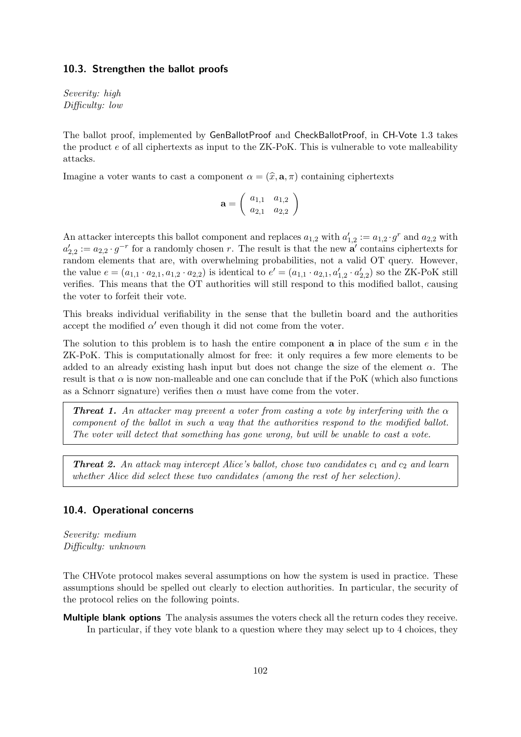### 10.3. Strengthen the ballot proofs

*Severity: high*
*Difficulty: low*

The ballot proof, implemented by GenBallotProof and CheckBallotProof, in CH-Vote 1.3 takes the product $e$ of all ciphertexts as input to the ZK-PoK. This is vulnerable to vote malleability attacks.

Imagine a voter wants to cast a component $\alpha = (\widehat{x}, \mathbf{a}, \pi)$ containing ciphertexts

$$\mathbf{a} = \begin{pmatrix} a_{1,1} & a_{1,2} \\ a_{2,1} & a_{2,2} \end{pmatrix}$$

An attacker intercepts this ballot component and replaces $a_{1,2}$ with $a'_{1,2} := a_{1,2} \cdot g^r$ and $a_{2,2}$ with $a'_{2,2} := a_{2,2} \cdot g^{-r}$ for a randomly chosen $r$. The result is that the new $\mathbf{a}'$ contains ciphertexts for random elements that are, with overwhelming probabilities, not a valid OT query. However, the value $e = (a_{1,1} \cdot a_{2,1}, a_{1,2} \cdot a_{2,2})$ is identical to $e' = (a_{1,1} \cdot a_{2,1}, a'_{1,2} \cdot a'_{2,2})$ so the ZK-PoK still verifies. This means that the OT authorities will still respond to this modified ballot, causing the voter to forfeit their vote.

This breaks individual verifiability in the sense that the bulletin board and the authorities accept the modified $\alpha'$ even though it did not come from the voter.

The solution to this problem is to hash the entire component $\mathbf{a}$ in place of the sum $e$ in the ZK-PoK. This is computationally almost for free: it only requires a few more elements to be added to an already existing hash input but does not change the size of the element $\alpha$. The result is that $\alpha$ is now non-malleable and one can conclude that if the PoK (which also functions as a Schnorr signature) verifies then $\alpha$ must have come from the voter.

> ***Threat 1.*** *An attacker may prevent a voter from casting a vote by interfering with the $\alpha$ component of the ballot in such a way that the authorities respond to the modified ballot. The voter will detect that something has gone wrong, but will be unable to cast a vote.*

> ***Threat 2.*** *An attack may intercept Alice's ballot, chose two candidates $c_1$ and $c_2$ and learn whether Alice did select these two candidates (among the rest of her selection).*

### 10.4. Operational concerns

*Severity: medium*
*Difficulty: unknown*

The CHVote protocol makes several assumptions on how the system is used in practice. These assumptions should be spelled out clearly to election authorities. In particular, the security of the protocol relies on the following points.

**Multiple blank options** The analysis assumes the voters check all the return codes they receive. In particular, if they vote blank to a question where they may select up to 4 choices, they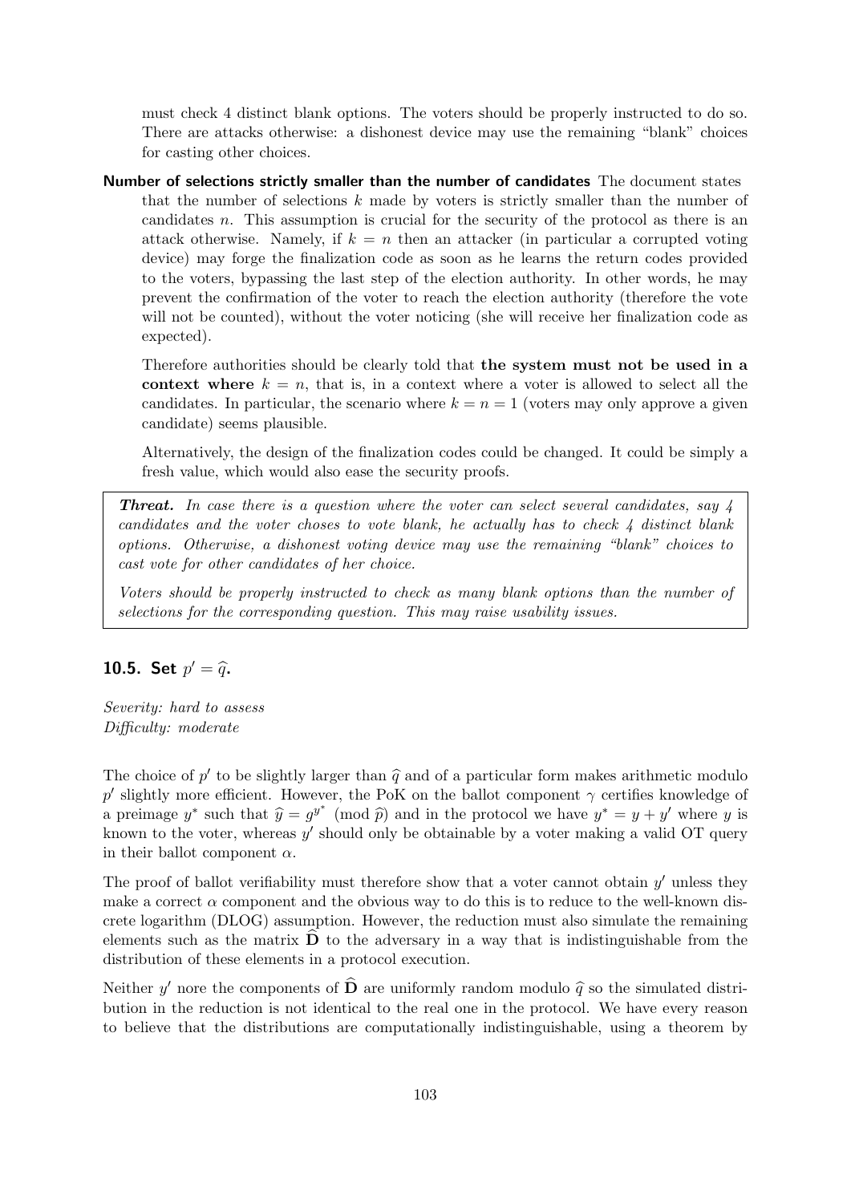must check 4 distinct blank options. The voters should be properly instructed to do so. There are attacks otherwise: a dishonest device may use the remaining "blank" choices for casting other choices.

**Number of selections strictly smaller than the number of candidates** The document states that the number of selections $k$ made by voters is strictly smaller than the number of candidates $n$. This assumption is crucial for the security of the protocol as there is an attack otherwise. Namely, if $k = n$ then an attacker (in particular a corrupted voting device) may forge the finalization code as soon as he learns the return codes provided to the voters, bypassing the last step of the election authority. In other words, he may prevent the confirmation of the voter to reach the election authority (therefore the vote will not be counted), without the voter noticing (she will receive her finalization code as expected).

Therefore authorities should be clearly told that **the system must not be used in a context where** $k = n$, that is, in a context where a voter is allowed to select all the candidates. In particular, the scenario where $k = n = 1$ (voters may only approve a given candidate) seems plausible.

Alternatively, the design of the finalization codes could be changed. It could be simply a fresh value, which would also ease the security proofs.

> ***Threat.*** *In case there is a question where the voter can select several candidates, say 4 candidates and the voter choses to vote blank, he actually has to check 4 distinct blank options. Otherwise, a dishonest voting device may use the remaining "blank" choices to cast vote for other candidates of her choice.*
>
> *Voters should be properly instructed to check as many blank options than the number of selections for the corresponding question. This may raise usability issues.*

## 10.5. Set $p' = \widehat{q}$.

*Severity: hard to assess*
*Difficulty: moderate*

The choice of $p'$ to be slightly larger than $\widehat{q}$ and of a particular form makes arithmetic modulo $p'$ slightly more efficient. However, the PoK on the ballot component $\gamma$ certifies knowledge of a preimage $y^*$ such that $\widehat{y} = g^{y^*} \pmod{\widehat{p}}$ and in the protocol we have $y^* = y + y'$ where $y$ is known to the voter, whereas $y'$ should only be obtainable by a voter making a valid OT query in their ballot component $\alpha$.

The proof of ballot verifiability must therefore show that a voter cannot obtain $y'$ unless they make a correct $\alpha$ component and the obvious way to do this is to reduce to the well-known discrete logarithm (DLOG) assumption. However, the reduction must also simulate the remaining elements such as the matrix $\widehat{\mathbf{D}}$ to the adversary in a way that is indistinguishable from the distribution of these elements in a protocol execution.

Neither $y'$ nore the components of $\widehat{\mathbf{D}}$ are uniformly random modulo $\widehat{q}$ so the simulated distribution in the reduction is not identical to the real one in the protocol. We have every reason to believe that the distributions are computationally indistinguishable, using a theorem by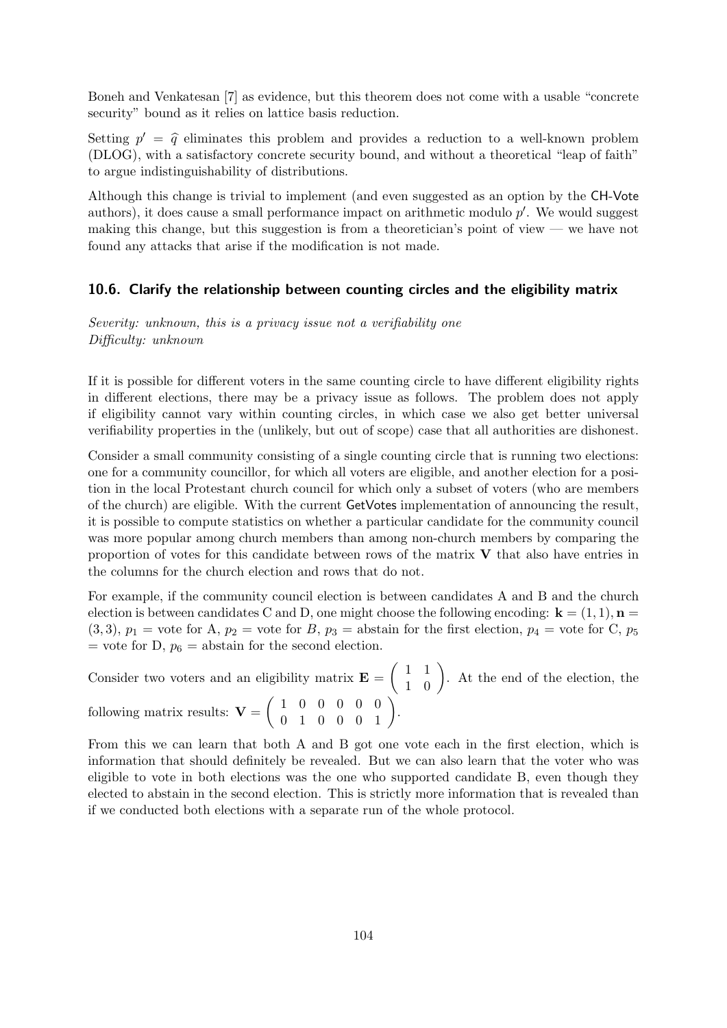Boneh and Venkatesan [7] as evidence, but this theorem does not come with a usable "concrete security" bound as it relies on lattice basis reduction.

Setting $p' = \widehat{q}$ eliminates this problem and provides a reduction to a well-known problem (DLOG), with a satisfactory concrete security bound, and without a theoretical "leap of faith" to argue indistinguishability of distributions.

Although this change is trivial to implement (and even suggested as an option by the CH-Vote authors), it does cause a small performance impact on arithmetic modulo $p'$. We would suggest making this change, but this suggestion is from a theoretician's point of view — we have not found any attacks that arise if the modification is not made.

### 10.6. Clarify the relationship between counting circles and the eligibility matrix

*Severity: unknown, this is a privacy issue not a verifiability one*
*Difficulty: unknown*

If it is possible for different voters in the same counting circle to have different eligibility rights in different elections, there may be a privacy issue as follows. The problem does not apply if eligibility cannot vary within counting circles, in which case we also get better universal verifiability properties in the (unlikely, but out of scope) case that all authorities are dishonest.

Consider a small community consisting of a single counting circle that is running two elections: one for a community councillor, for which all voters are eligible, and another election for a position in the local Protestant church council for which only a subset of voters (who are members of the church) are eligible. With the current GetVotes implementation of announcing the result, it is possible to compute statistics on whether a particular candidate for the community council was more popular among church members than among non-church members by comparing the proportion of votes for this candidate between rows of the matrix $\mathbf{V}$ that also have entries in the columns for the church election and rows that do not.

For example, if the community council election is between candidates A and B and the church election is between candidates C and D, one might choose the following encoding: $\mathbf{k} = (1, 1), \mathbf{n} = (3, 3)$, $p_1$ = vote for A, $p_2$ = vote for $B$, $p_3$ = abstain for the first election, $p_4$ = vote for C, $p_5$ = vote for D, $p_6$ = abstain for the second election.

Consider two voters and an eligibility matrix $\mathbf{E} = \begin{pmatrix} 1 & 1 \\ 1 & 0 \end{pmatrix}$. At the end of the election, the following matrix results: $\mathbf{V} = \begin{pmatrix} 1 & 0 & 0 & 0 & 0 & 0 \\ 0 & 1 & 0 & 0 & 0 & 1 \end{pmatrix}$.

From this we can learn that both A and B got one vote each in the first election, which is information that should definitely be revealed. But we can also learn that the voter who was eligible to vote in both elections was the one who supported candidate B, even though they elected to abstain in the second election. This is strictly more information that is revealed than if we conducted both elections with a separate run of the whole protocol.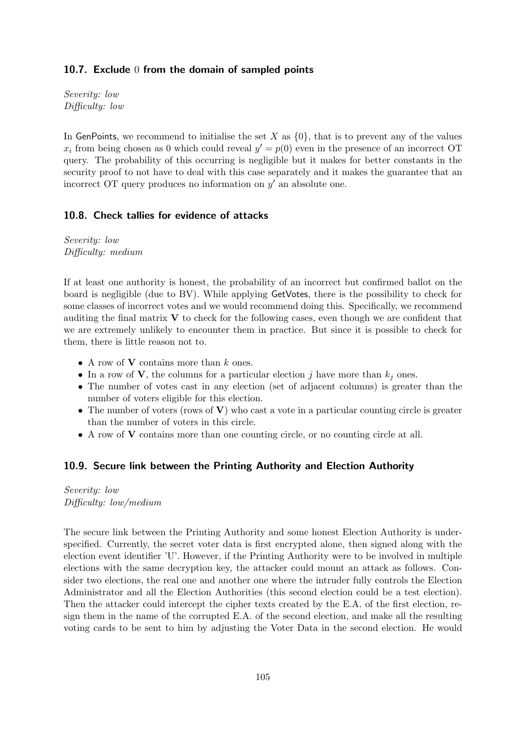### 10.7. Exclude 0 from the domain of sampled points

*Severity: low*
*Difficulty: low*

In GenPoints, we recommend to initialise the set $X$ as $\{0\}$, that is to prevent any of the values $x_i$ from being chosen as 0 which could reveal $y' = p(0)$ even in the presence of an incorrect OT query. The probability of this occurring is negligible but it makes for better constants in the security proof to not have to deal with this case separately and it makes the guarantee that an incorrect OT query produces no information on $y'$ an absolute one.

### 10.8. Check tallies for evidence of attacks

*Severity: low*
*Difficulty: medium*

If at least one authority is honest, the probability of an incorrect but confirmed ballot on the board is negligible (due to BV). While applying GetVotes, there is the possibility to check for some classes of incorrect votes and we would recommend doing this. Specifically, we recommend auditing the final matrix $\mathbf{V}$ to check for the following cases, even though we are confident that we are extremely unlikely to encounter them in practice. But since it is possible to check for them, there is little reason not to.

- A row of $\mathbf{V}$ contains more than $k$ ones.
- In a row of $\mathbf{V}$, the columns for a particular election $j$ have more than $k_j$ ones.
- The number of votes cast in any election (set of adjacent columns) is greater than the number of voters eligible for this election.
- The number of voters (rows of $\mathbf{V}$) who cast a vote in a particular counting circle is greater than the number of voters in this circle.
- A row of $\mathbf{V}$ contains more than one counting circle, or no counting circle at all.

### 10.9. Secure link between the Printing Authority and Election Authority

*Severity: low*
*Difficulty: low/medium*

The secure link between the Printing Authority and some honest Election Authority is underspecified. Currently, the secret voter data is first encrypted alone, then signed along with the election event identifier 'U'. However, if the Printing Authority were to be involved in multiple elections with the same decryption key, the attacker could mount an attack as follows. Consider two elections, the real one and another one where the intruder fully controls the Election Administrator and all the Election Authorities (this second election could be a test election). Then the attacker could intercept the cipher texts created by the E.A. of the first election, resign them in the name of the corrupted E.A. of the second election, and make all the resulting voting cards to be sent to him by adjusting the Voter Data in the second election. He would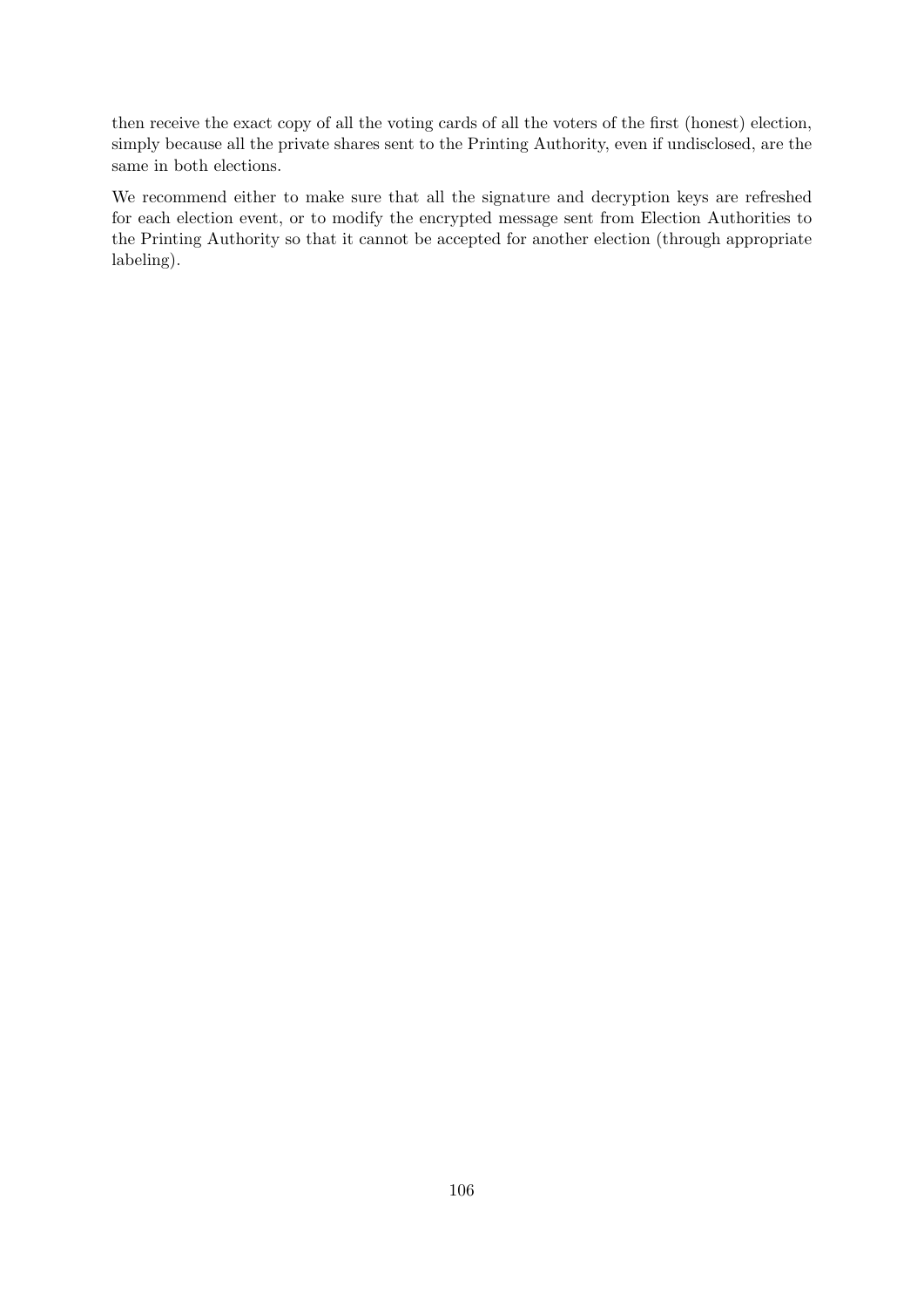then receive the exact copy of all the voting cards of all the voters of the first (honest) election, simply because all the private shares sent to the Printing Authority, even if undisclosed, are the same in both elections.

We recommend either to make sure that all the signature and decryption keys are refreshed for each election event, or to modify the encrypted message sent from Election Authorities to the Printing Authority so that it cannot be accepted for another election (through appropriate labeling).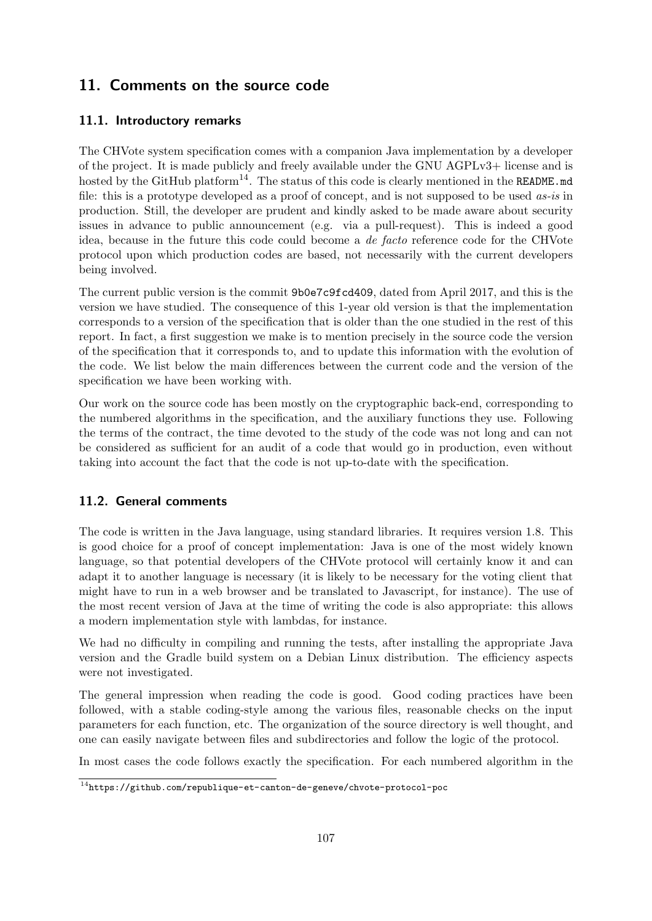## 11. Comments on the source code

### 11.1. Introductory remarks

The CHVote system specification comes with a companion Java implementation by a developer of the project. It is made publicly and freely available under the GNU AGPLv3+ license and is hosted by the GitHub platform[14]. The status of this code is clearly mentioned in the `README.md` file: this is a prototype developed as a proof of concept, and is not supposed to be used *as-is* in production. Still, the developer are prudent and kindly asked to be made aware about security issues in advance to public announcement (e.g. via a pull-request). This is indeed a good idea, because in the future this code could become a *de facto* reference code for the CHVote protocol upon which production codes are based, not necessarily with the current developers being involved.

The current public version is the commit `9b0e7c9fcd409`, dated from April 2017, and this is the version we have studied. The consequence of this 1-year old version is that the implementation corresponds to a version of the specification that is older than the one studied in the rest of this report. In fact, a first suggestion we make is to mention precisely in the source code the version of the specification that it corresponds to, and to update this information with the evolution of the code. We list below the main differences between the current code and the version of the specification we have been working with.

Our work on the source code has been mostly on the cryptographic back-end, corresponding to the numbered algorithms in the specification, and the auxiliary functions they use. Following the terms of the contract, the time devoted to the study of the code was not long and can not be considered as sufficient for an audit of a code that would go in production, even without taking into account the fact that the code is not up-to-date with the specification.

### 11.2. General comments

The code is written in the Java language, using standard libraries. It requires version 1.8. This is good choice for a proof of concept implementation: Java is one of the most widely known language, so that potential developers of the CHVote protocol will certainly know it and can adapt it to another language is necessary (it is likely to be necessary for the voting client that might have to run in a web browser and be translated to Javascript, for instance). The use of the most recent version of Java at the time of writing the code is also appropriate: this allows a modern implementation style with lambdas, for instance.

We had no difficulty in compiling and running the tests, after installing the appropriate Java version and the Gradle build system on a Debian Linux distribution. The efficiency aspects were not investigated.

The general impression when reading the code is good. Good coding practices have been followed, with a stable coding-style among the various files, reasonable checks on the input parameters for each function, etc. The organization of the source directory is well thought, and one can easily navigate between files and subdirectories and follow the logic of the protocol.

In most cases the code follows exactly the specification. For each numbered algorithm in the

[14] `https://github.com/republique-et-canton-de-geneve/chvote-protocol-poc`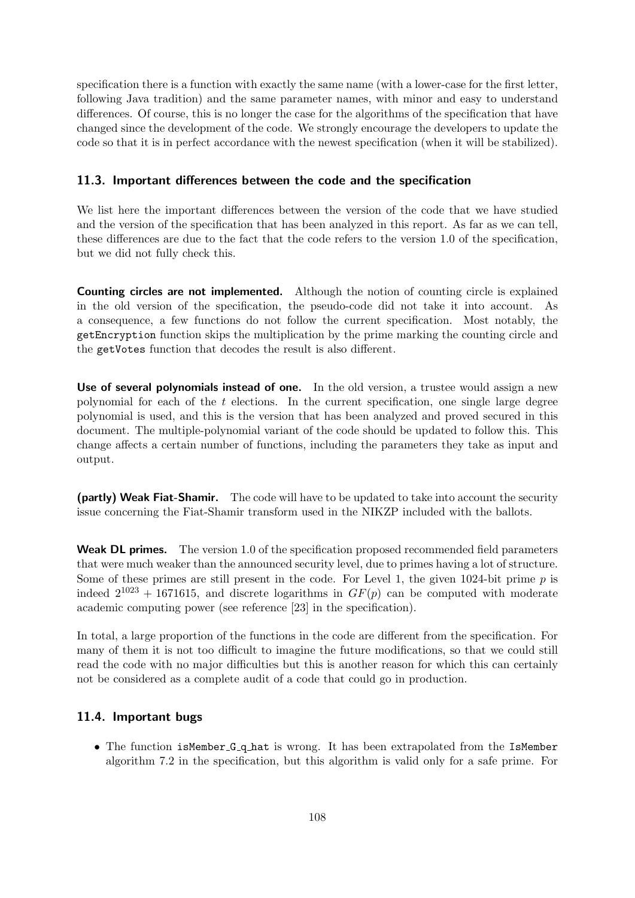specification there is a function with exactly the same name (with a lower-case for the first letter, following Java tradition) and the same parameter names, with minor and easy to understand differences. Of course, this is no longer the case for the algorithms of the specification that have changed since the development of the code. We strongly encourage the developers to update the code so that it is in perfect accordance with the newest specification (when it will be stabilized).

### 11.3. Important differences between the code and the specification

We list here the important differences between the version of the code that we have studied and the version of the specification that has been analyzed in this report. As far as we can tell, these differences are due to the fact that the code refers to the version 1.0 of the specification, but we did not fully check this.

**Counting circles are not implemented.** Although the notion of counting circle is explained in the old version of the specification, the pseudo-code did not take it into account. As a consequence, a few functions do not follow the current specification. Most notably, the `getEncryption` function skips the multiplication by the prime marking the counting circle and the `getVotes` function that decodes the result is also different.

**Use of several polynomials instead of one.** In the old version, a trustee would assign a new polynomial for each of the $t$ elections. In the current specification, one single large degree polynomial is used, and this is the version that has been analyzed and proved secured in this document. The multiple-polynomial variant of the code should be updated to follow this. This change affects a certain number of functions, including the parameters they take as input and output.

**(partly) Weak Fiat-Shamir.** The code will have to be updated to take into account the security issue concerning the Fiat-Shamir transform used in the NIKZP included with the ballots.

**Weak DL primes.** The version 1.0 of the specification proposed recommended field parameters that were much weaker than the announced security level, due to primes having a lot of structure. Some of these primes are still present in the code. For Level 1, the given 1024-bit prime $p$ is indeed $2^{1023} + 1671615$, and discrete logarithms in $GF(p)$ can be computed with moderate academic computing power (see reference [23] in the specification).

In total, a large proportion of the functions in the code are different from the specification. For many of them it is not too difficult to imagine the future modifications, so that we could still read the code with no major difficulties but this is another reason for which this can certainly not be considered as a complete audit of a code that could go in production.

### 11.4. Important bugs

- The function `isMember_G_q_hat` is wrong. It has been extrapolated from the `IsMember` algorithm 7.2 in the specification, but this algorithm is valid only for a safe prime. For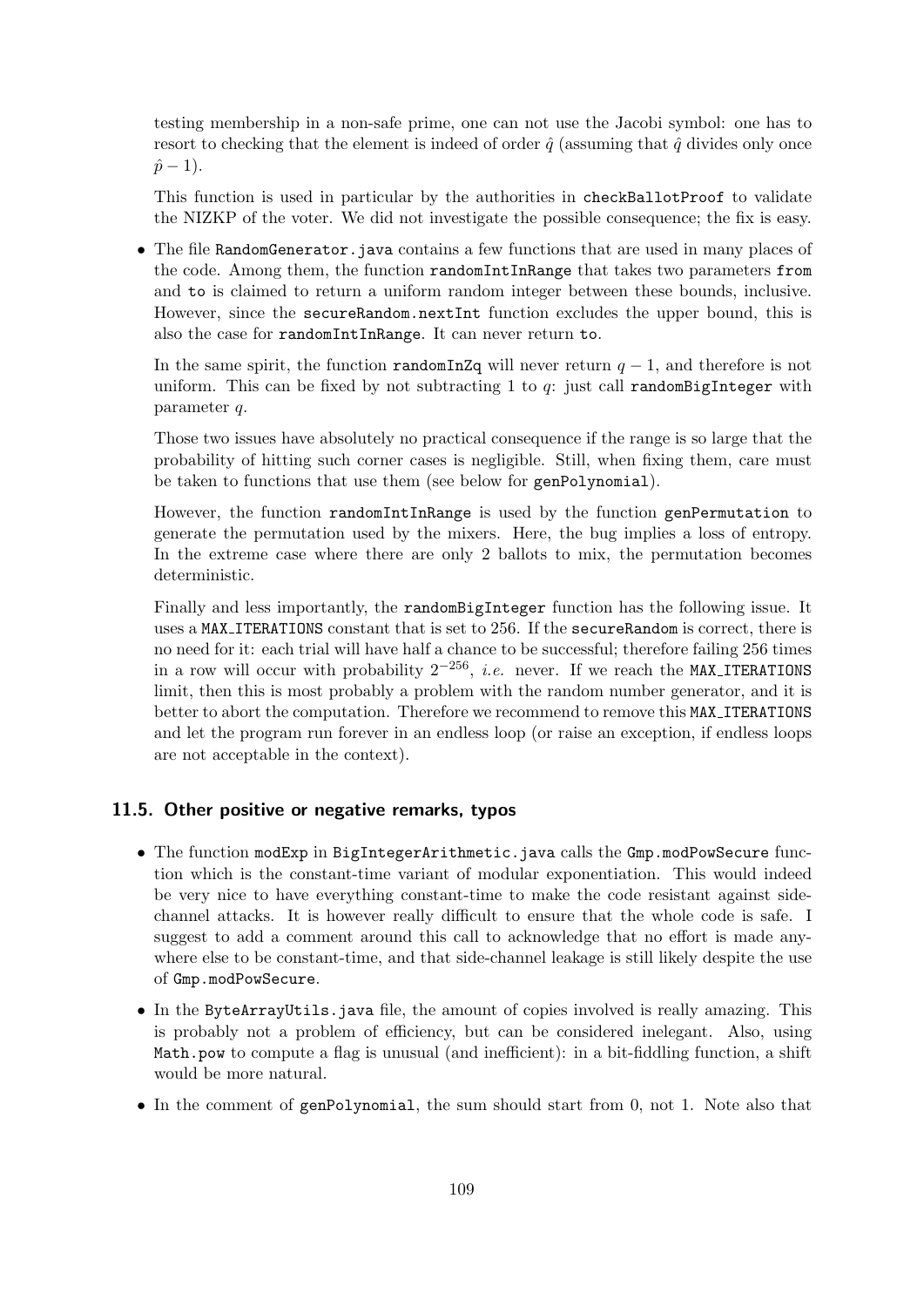testing membership in a non-safe prime, one can not use the Jacobi symbol: one has to resort to checking that the element is indeed of order $\hat{q}$ (assuming that $\hat{q}$ divides only once $\hat{p} - 1$).

This function is used in particular by the authorities in `checkBallotProof` to validate the NIZKP of the voter. We did not investigate the possible consequence; the fix is easy.

- The file `RandomGenerator.java` contains a few functions that are used in many places of the code. Among them, the function `randomIntInRange` that takes two parameters `from` and `to` is claimed to return a uniform random integer between these bounds, inclusive. However, since the `secureRandom.nextInt` function excludes the upper bound, this is also the case for `randomIntInRange`. It can never return `to`.

  In the same spirit, the function `randomInZq` will never return $q - 1$, and therefore is not uniform. This can be fixed by not subtracting 1 to $q$: just call `randomBigInteger` with parameter $q$.

  Those two issues have absolutely no practical consequence if the range is so large that the probability of hitting such corner cases is negligible. Still, when fixing them, care must be taken to functions that use them (see below for `genPolynomial`).

  However, the function `randomIntInRange` is used by the function `genPermutation` to generate the permutation used by the mixers. Here, the bug implies a loss of entropy. In the extreme case where there are only 2 ballots to mix, the permutation becomes deterministic.

  Finally and less importantly, the `randomBigInteger` function has the following issue. It uses a `MAX_ITERATIONS` constant that is set to 256. If the `secureRandom` is correct, there is no need for it: each trial will have half a chance to be successful; therefore failing 256 times in a row will occur with probability $2^{-256}$, *i.e.* never. If we reach the `MAX_ITERATIONS` limit, then this is most probably a problem with the random number generator, and it is better to abort the computation. Therefore we recommend to remove this `MAX_ITERATIONS` and let the program run forever in an endless loop (or raise an exception, if endless loops are not acceptable in the context).

### 11.5. Other positive or negative remarks, typos

- The function `modExp` in `BigIntegerArithmetic.java` calls the `Gmp.modPowSecure` function which is the constant-time variant of modular exponentiation. This would indeed be very nice to have everything constant-time to make the code resistant against side-channel attacks. It is however really difficult to ensure that the whole code is safe. I suggest to add a comment around this call to acknowledge that no effort is made anywhere else to be constant-time, and that side-channel leakage is still likely despite the use of `Gmp.modPowSecure`.
- In the `ByteArrayUtils.java` file, the amount of copies involved is really amazing. This is probably not a problem of efficiency, but can be considered inelegant. Also, using `Math.pow` to compute a flag is unusual (and inefficient): in a bit-fiddling function, a shift would be more natural.
- In the comment of `genPolynomial`, the sum should start from 0, not 1. Note also that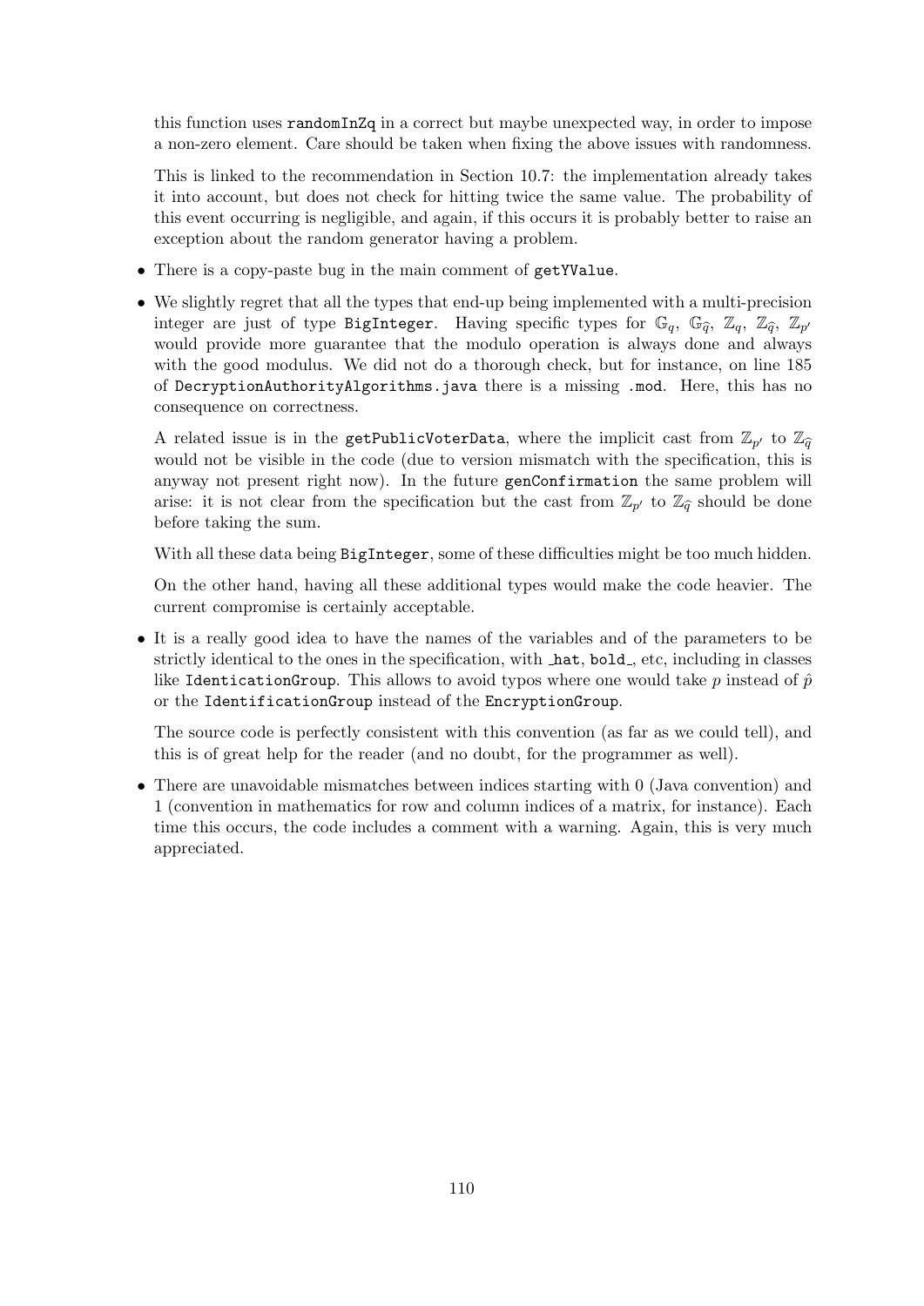this function uses `randomInZq` in a correct but maybe unexpected way, in order to impose a non-zero element. Care should be taken when fixing the above issues with randomness.

This is linked to the recommendation in Section 10.7: the implementation already takes it into account, but does not check for hitting twice the same value. The probability of this event occurring is negligible, and again, if this occurs it is probably better to raise an exception about the random generator having a problem.

- There is a copy-paste bug in the main comment of `getYValue`.
- We slightly regret that all the types that end-up being implemented with a multi-precision integer are just of type `BigInteger`. Having specific types for $\mathbb{G}_q$, $\mathbb{G}_{\widehat{q}}$, $\mathbb{Z}_q$, $\mathbb{Z}_{\widehat{q}}$, $\mathbb{Z}_{p'}$ would provide more guarantee that the modulo operation is always done and always with the good modulus. We did not do a thorough check, but for instance, on line 185 of `DecryptionAuthorityAlgorithms.java` there is a missing `.mod`. Here, this has no consequence on correctness.

  A related issue is in the `getPublicVoterData`, where the implicit cast from $\mathbb{Z}_{p'}$ to $\mathbb{Z}_{\widehat{q}}$ would not be visible in the code (due to version mismatch with the specification, this is anyway not present right now). In the future `genConfirmation` the same problem will arise: it is not clear from the specification but the cast from $\mathbb{Z}_{p'}$ to $\mathbb{Z}_{\widehat{q}}$ should be done before taking the sum.

  With all these data being `BigInteger`, some of these difficulties might be too much hidden.

  On the other hand, having all these additional types would make the code heavier. The current compromise is certainly acceptable.

- It is a really good idea to have the names of the variables and of the parameters to be strictly identical to the ones in the specification, with `_hat`, `bold_`, etc, including in classes like `IdenticationGroup`. This allows to avoid typos where one would take $p$ instead of $\hat{p}$ or the `IdentificationGroup` instead of the `EncryptionGroup`.

  The source code is perfectly consistent with this convention (as far as we could tell), and this is of great help for the reader (and no doubt, for the programmer as well).

- There are unavoidable mismatches between indices starting with 0 (Java convention) and 1 (convention in mathematics for row and column indices of a matrix, for instance). Each time this occurs, the code includes a comment with a warning. Again, this is very much appreciated.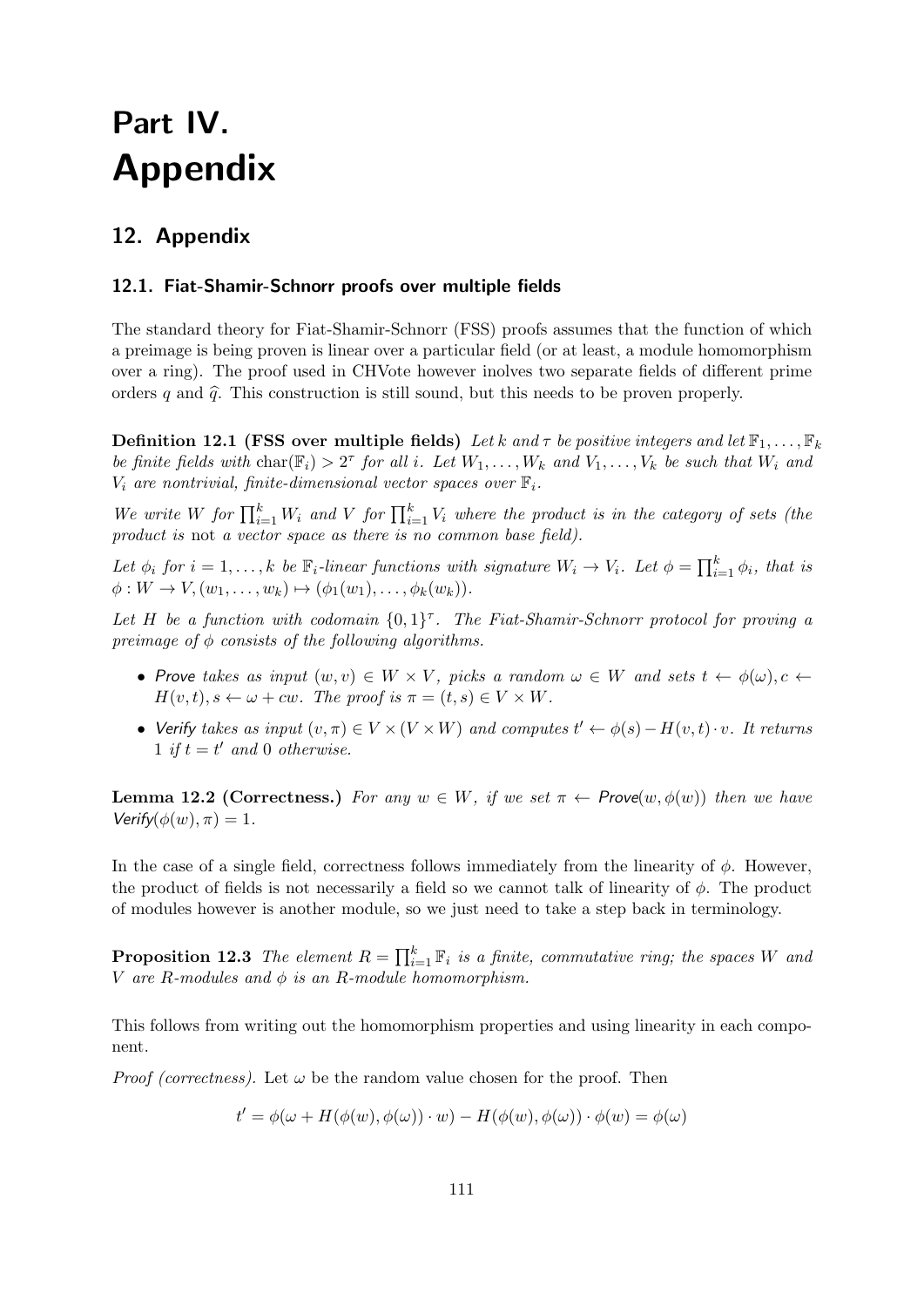# Part IV. Appendix

## 12. Appendix

### 12.1. Fiat-Shamir-Schnorr proofs over multiple fields

The standard theory for Fiat-Shamir-Schnorr (FSS) proofs assumes that the function of which a preimage is being proven is linear over a particular field (or at least, a module homomorphism over a ring). The proof used in CHVote however inolves two separate fields of different prime orders $q$ and $\widehat{q}$. This construction is still sound, but this needs to be proven properly.

**Definition 12.1 (FSS over multiple fields)** *Let $k$ and $\tau$ be positive integers and let $\mathbb{F}_1, \ldots, \mathbb{F}_k$ be finite fields with $\mathrm{char}(\mathbb{F}_i) > 2^\tau$ for all $i$. Let $W_1, \ldots, W_k$ and $V_1, \ldots, V_k$ be such that $W_i$ and $V_i$ are nontrivial, finite-dimensional vector spaces over $\mathbb{F}_i$.*

*We write $W$ for $\prod_{i=1}^k W_i$ and $V$ for $\prod_{i=1}^k V_i$ where the product is in the category of sets (the product is* not *a vector space as there is no common base field).*

*Let $\phi_i$ for $i = 1, \ldots, k$ be $\mathbb{F}_i$-linear functions with signature $W_i \to V_i$. Let $\phi = \prod_{i=1}^k \phi_i$, that is $\phi : W \to V, (w_1, \ldots, w_k) \mapsto (\phi_1(w_1), \ldots, \phi_k(w_k))$.*

*Let $H$ be a function with codomain $\{0,1\}^\tau$. The Fiat-Shamir-Schnorr protocol for proving a preimage of $\phi$ consists of the following algorithms.*

- *Prove takes as input $(w, v) \in W \times V$, picks a random $\omega \in W$ and sets $t \leftarrow \phi(\omega), c \leftarrow H(v, t), s \leftarrow \omega + cw$. The proof is $\pi = (t, s) \in V \times W$.*
- *Verify takes as input $(v, \pi) \in V \times (V \times W)$ and computes $t' \leftarrow \phi(s) - H(v, t) \cdot v$. It returns $1$ if $t = t'$ and $0$ otherwise.*

**Lemma 12.2 (Correctness.)** *For any $w \in W$, if we set $\pi \leftarrow$ Prove$(w, \phi(w))$ then we have Verify$(\phi(w), \pi) = 1$.*

In the case of a single field, correctness follows immediately from the linearity of $\phi$. However, the product of fields is not necessarily a field so we cannot talk of linearity of $\phi$. The product of modules however is another module, so we just need to take a step back in terminology.

**Proposition 12.3** *The element $R = \prod_{i=1}^k \mathbb{F}_i$ is a finite, commutative ring; the spaces $W$ and $V$ are $R$-modules and $\phi$ is an $R$-module homomorphism.*

This follows from writing out the homomorphism properties and using linearity in each component.

*Proof (correctness).* Let $\omega$ be the random value chosen for the proof. Then

$$t' = \phi(\omega + H(\phi(w), \phi(\omega)) \cdot w) - H(\phi(w), \phi(\omega)) \cdot \phi(w) = \phi(\omega)$$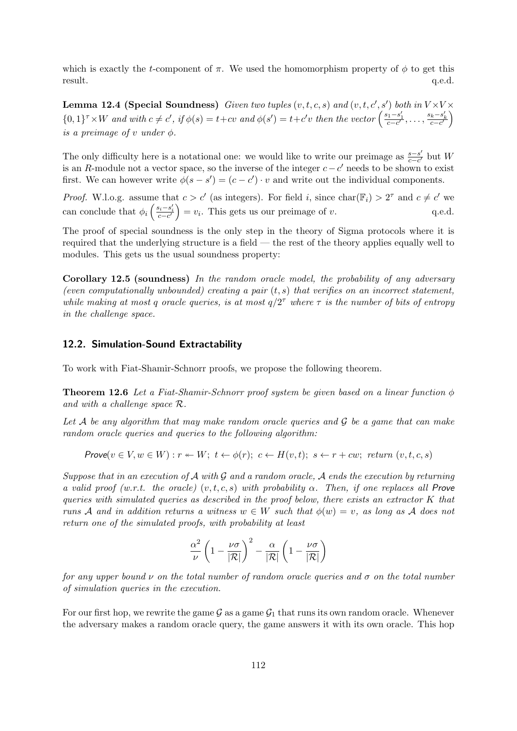which is exactly the $t$-component of $\pi$. We used the homomorphism property of $\phi$ to get this result. q.e.d.

**Lemma 12.4 (Special Soundness)** *Given two tuples $(v, t, c, s)$ and $(v, t, c', s')$ both in $V \times V \times \{0,1\}^\tau \times W$ and with $c \neq c'$, if $\phi(s) = t + cv$ and $\phi(s') = t + c'v$ then the vector $\left(\frac{s_1 - s_1'}{c - c'}, \ldots, \frac{s_k - s_k'}{c - c'}\right)$ is a preimage of $v$ under $\phi$.*

The only difficulty here is a notational one: we would like to write our preimage as $\frac{s - s'}{c - c'}$ but $W$ is an $R$-module not a vector space, so the inverse of the integer $c - c'$ needs to be shown to exist first. We can however write $\phi(s - s') = (c - c') \cdot v$ and write out the individual components.

*Proof.* W.l.o.g. assume that $c > c'$ (as integers). For field $i$, since $\text{char}(\mathbb{F}_i) > 2^\tau$ and $c \neq c'$ we can conclude that $\phi_i\left(\frac{s_i - s_i'}{c - c'}\right) = v_i$. This gets us our preimage of $v$. q.e.d.

The proof of special soundness is the only step in the theory of Sigma protocols where it is required that the underlying structure is a field — the rest of the theory applies equally well to modules. This gets us the usual soundness property:

**Corollary 12.5 (soundness)** *In the random oracle model, the probability of any adversary (even computationally unbounded) creating a pair $(t, s)$ that verifies on an incorrect statement, while making at most $q$ oracle queries, is at most $q/2^\tau$ where $\tau$ is the number of bits of entropy in the challenge space.*

## 12.2. Simulation-Sound Extractability

To work with Fiat-Shamir-Schnorr proofs, we propose the following theorem.

**Theorem 12.6** *Let a Fiat-Shamir-Schnorr proof system be given based on a linear function $\phi$ and with a challenge space $\mathcal{R}$.*

*Let $\mathcal{A}$ be any algorithm that may make random oracle queries and $\mathcal{G}$ be a game that can make random oracle queries and queries to the following algorithm:*

$$\textsf{Prove}(v \in V, w \in W) : r \twoheadleftarrow W;\ t \leftarrow \phi(r);\ c \leftarrow H(v, t);\ s \leftarrow r + cw;\ \text{return } (v, t, c, s)$$

*Suppose that in an execution of $\mathcal{A}$ with $\mathcal{G}$ and a random oracle, $\mathcal{A}$ ends the execution by returning a valid proof (w.r.t. the oracle) $(v, t, c, s)$ with probability $\alpha$. Then, if one replaces all* Prove *queries with simulated queries as described in the proof below, there exists an extractor $K$ that runs $\mathcal{A}$ and in addition returns a witness $w \in W$ such that $\phi(w) = v$, as long as $\mathcal{A}$ does not return one of the simulated proofs, with probability at least*

$$\frac{\alpha^2}{\nu}\left(1 - \frac{\nu\sigma}{|\mathcal{R}|}\right)^2 - \frac{\alpha}{|\mathcal{R}|}\left(1 - \frac{\nu\sigma}{|\mathcal{R}|}\right)$$

*for any upper bound $\nu$ on the total number of random oracle queries and $\sigma$ on the total number of simulation queries in the execution.*

For our first hop, we rewrite the game $\mathcal{G}$ as a game $\mathcal{G}_1$ that runs its own random oracle. Whenever the adversary makes a random oracle query, the game answers it with its own oracle. This hop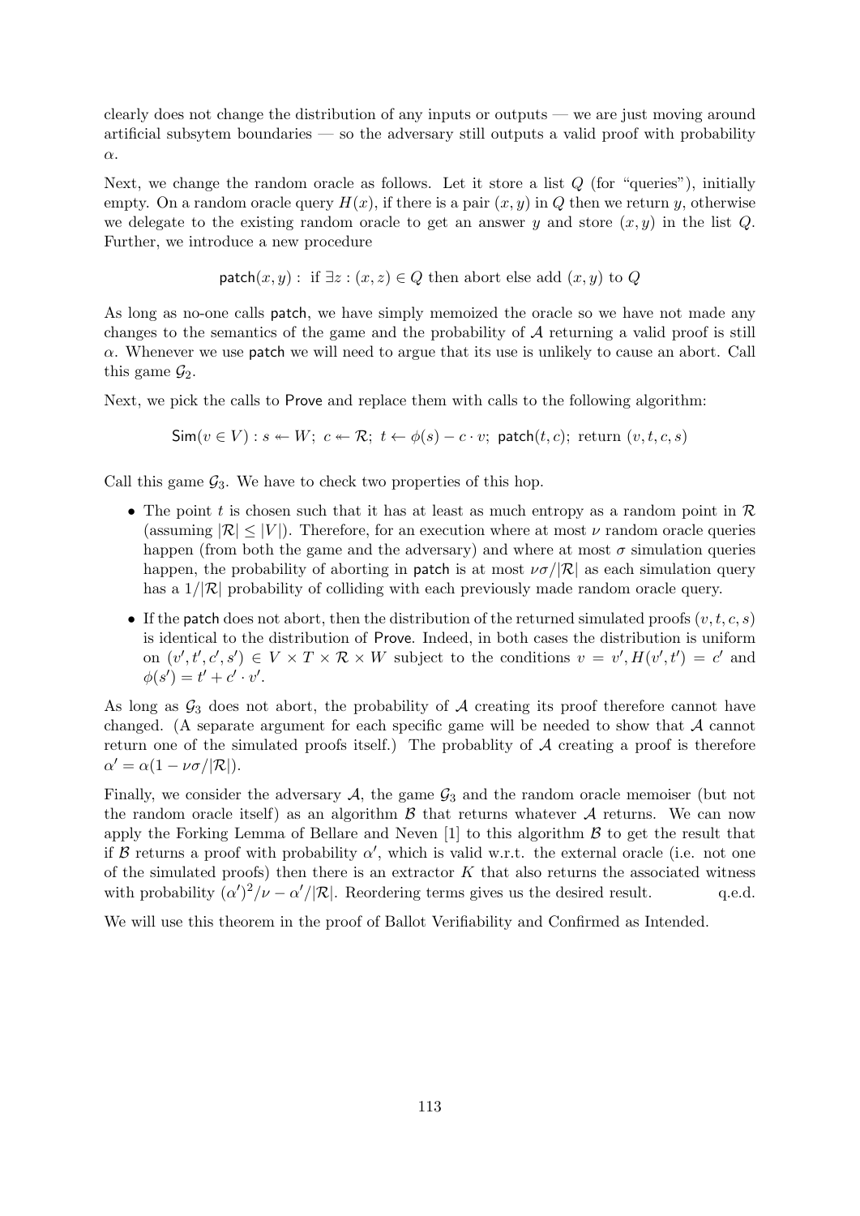clearly does not change the distribution of any inputs or outputs — we are just moving around artificial subsytem boundaries — so the adversary still outputs a valid proof with probability $\alpha$.

Next, we change the random oracle as follows. Let it store a list $Q$ (for "queries"), initially empty. On a random oracle query $H(x)$, if there is a pair $(x, y)$ in $Q$ then we return $y$, otherwise we delegate to the existing random oracle to get an answer $y$ and store $(x, y)$ in the list $Q$. Further, we introduce a new procedure

$$\mathsf{patch}(x, y) : \text{ if } \exists z : (x, z) \in Q \text{ then abort else add } (x, y) \text{ to } Q$$

As long as no-one calls patch, we have simply memoized the oracle so we have not made any changes to the semantics of the game and the probability of $\mathcal{A}$ returning a valid proof is still $\alpha$. Whenever we use patch we will need to argue that its use is unlikely to cause an abort. Call this game $\mathcal{G}_2$.

Next, we pick the calls to Prove and replace them with calls to the following algorithm:

$$\mathsf{Sim}(v \in V) : s \twoheadleftarrow W;\ c \twoheadleftarrow \mathcal{R};\ t \leftarrow \phi(s) - c \cdot v;\ \mathsf{patch}(t, c);\ \text{return } (v, t, c, s)$$

Call this game $\mathcal{G}_3$. We have to check two properties of this hop.

- The point $t$ is chosen such that it has at least as much entropy as a random point in $\mathcal{R}$ (assuming $|\mathcal{R}| \leq |V|$). Therefore, for an execution where at most $\nu$ random oracle queries happen (from both the game and the adversary) and where at most $\sigma$ simulation queries happen, the probability of aborting in patch is at most $\nu\sigma/|\mathcal{R}|$ as each simulation query has a $1/|\mathcal{R}|$ probability of colliding with each previously made random oracle query.
- If the patch does not abort, then the distribution of the returned simulated proofs $(v, t, c, s)$ is identical to the distribution of Prove. Indeed, in both cases the distribution is uniform on $(v', t', c', s') \in V \times T \times \mathcal{R} \times W$ subject to the conditions $v = v', H(v', t') = c'$ and $\phi(s') = t' + c' \cdot v'$.

As long as $\mathcal{G}_3$ does not abort, the probability of $\mathcal{A}$ creating its proof therefore cannot have changed. (A separate argument for each specific game will be needed to show that $\mathcal{A}$ cannot return one of the simulated proofs itself.) The probablity of $\mathcal{A}$ creating a proof is therefore $\alpha' = \alpha(1 - \nu\sigma/|\mathcal{R}|)$.

Finally, we consider the adversary $\mathcal{A}$, the game $\mathcal{G}_3$ and the random oracle memoiser (but not the random oracle itself) as an algorithm $\mathcal{B}$ that returns whatever $\mathcal{A}$ returns. We can now apply the Forking Lemma of Bellare and Neven [1] to this algorithm $\mathcal{B}$ to get the result that if $\mathcal{B}$ returns a proof with probability $\alpha'$, which is valid w.r.t. the external oracle (i.e. not one of the simulated proofs) then there is an extractor $K$ that also returns the associated witness with probability $(\alpha')^2/\nu - \alpha'/|\mathcal{R}|$. Reordering terms gives us the desired result. q.e.d.

We will use this theorem in the proof of Ballot Verifiability and Confirmed as Intended.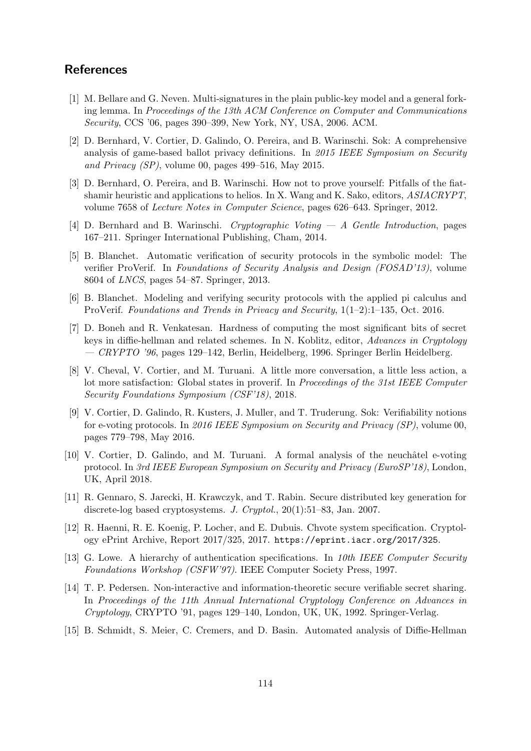## References

[1] M. Bellare and G. Neven. Multi-signatures in the plain public-key model and a general forking lemma. In *Proceedings of the 13th ACM Conference on Computer and Communications Security*, CCS '06, pages 390–399, New York, NY, USA, 2006. ACM.

[2] D. Bernhard, V. Cortier, D. Galindo, O. Pereira, and B. Warinschi. Sok: A comprehensive analysis of game-based ballot privacy definitions. In *2015 IEEE Symposium on Security and Privacy (SP)*, volume 00, pages 499–516, May 2015.

[3] D. Bernhard, O. Pereira, and B. Warinschi. How not to prove yourself: Pitfalls of the fiat-shamir heuristic and applications to helios. In X. Wang and K. Sako, editors, *ASIACRYPT*, volume 7658 of *Lecture Notes in Computer Science*, pages 626–643. Springer, 2012.

[4] D. Bernhard and B. Warinschi. *Cryptographic Voting — A Gentle Introduction*, pages 167–211. Springer International Publishing, Cham, 2014.

[5] B. Blanchet. Automatic verification of security protocols in the symbolic model: The verifier ProVerif. In *Foundations of Security Analysis and Design (FOSAD'13)*, volume 8604 of *LNCS*, pages 54–87. Springer, 2013.

[6] B. Blanchet. Modeling and verifying security protocols with the applied pi calculus and ProVerif. *Foundations and Trends in Privacy and Security*, 1(1–2):1–135, Oct. 2016.

[7] D. Boneh and R. Venkatesan. Hardness of computing the most significant bits of secret keys in diffie-hellman and related schemes. In N. Koblitz, editor, *Advances in Cryptology — CRYPTO '96*, pages 129–142, Berlin, Heidelberg, 1996. Springer Berlin Heidelberg.

[8] V. Cheval, V. Cortier, and M. Turuani. A little more conversation, a little less action, a lot more satisfaction: Global states in proverif. In *Proceedings of the 31st IEEE Computer Security Foundations Symposium (CSF'18)*, 2018.

[9] V. Cortier, D. Galindo, R. Kusters, J. Muller, and T. Truderung. Sok: Verifiability notions for e-voting protocols. In *2016 IEEE Symposium on Security and Privacy (SP)*, volume 00, pages 779–798, May 2016.

[10] V. Cortier, D. Galindo, and M. Turuani. A formal analysis of the neuchâtel e-voting protocol. In *3rd IEEE European Symposium on Security and Privacy (EuroSP'18)*, London, UK, April 2018.

[11] R. Gennaro, S. Jarecki, H. Krawczyk, and T. Rabin. Secure distributed key generation for discrete-log based cryptosystems. *J. Cryptol.*, 20(1):51–83, Jan. 2007.

[12] R. Haenni, R. E. Koenig, P. Locher, and E. Dubuis. Chvote system specification. Cryptology ePrint Archive, Report 2017/325, 2017. `https://eprint.iacr.org/2017/325`.

[13] G. Lowe. A hierarchy of authentication specifications. In *10th IEEE Computer Security Foundations Workshop (CSFW'97)*. IEEE Computer Society Press, 1997.

[14] T. P. Pedersen. Non-interactive and information-theoretic secure verifiable secret sharing. In *Proceedings of the 11th Annual International Cryptology Conference on Advances in Cryptology*, CRYPTO '91, pages 129–140, London, UK, UK, 1992. Springer-Verlag.

[15] B. Schmidt, S. Meier, C. Cremers, and D. Basin. Automated analysis of Diffie-Hellman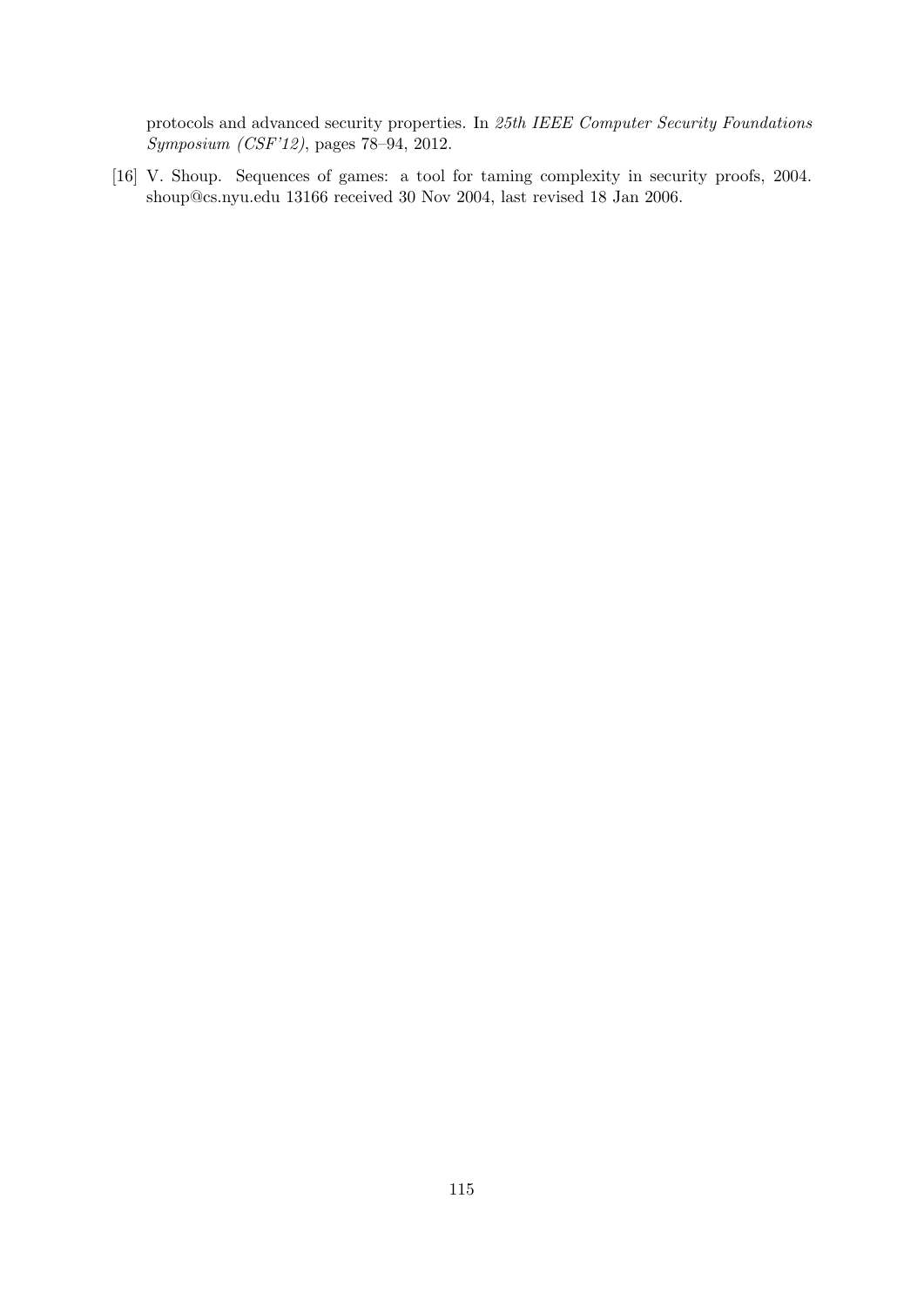protocols and advanced security properties. In *25th IEEE Computer Security Foundations Symposium (CSF'12)*, pages 78–94, 2012.

[16] V. Shoup. Sequences of games: a tool for taming complexity in security proofs, 2004. shoup@cs.nyu.edu 13166 received 30 Nov 2004, last revised 18 Jan 2006.